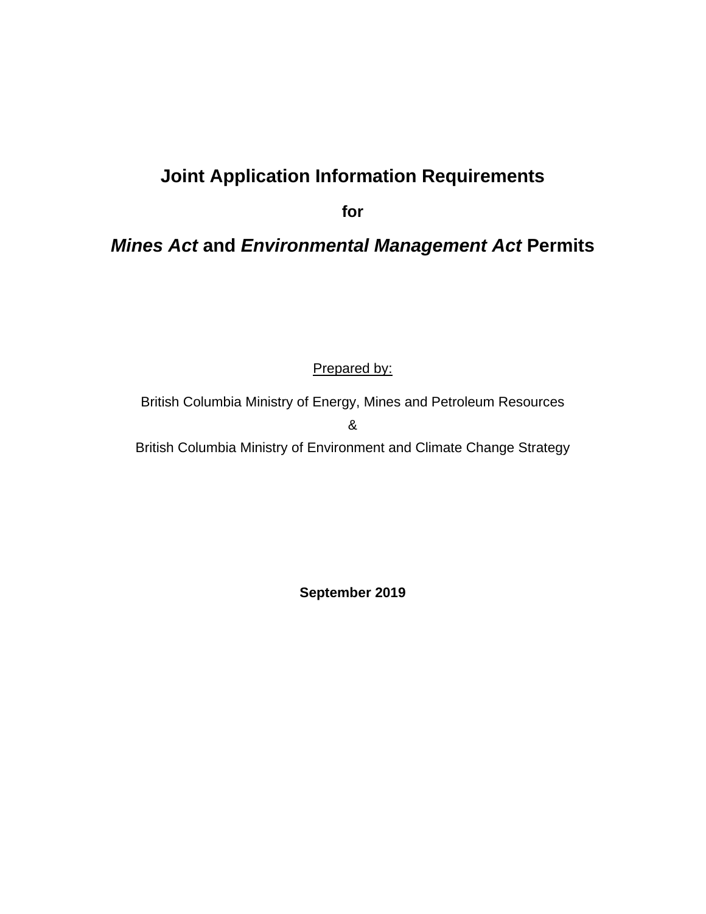# Joint Application Information Requirements

**for**

## ***Mines Act* and *Environmental Management Act* Permits**

Prepared by:

British Columbia Ministry of Energy, Mines and Petroleum Resources

&

British Columbia Ministry of Environment and Climate Change Strategy

**September 2019**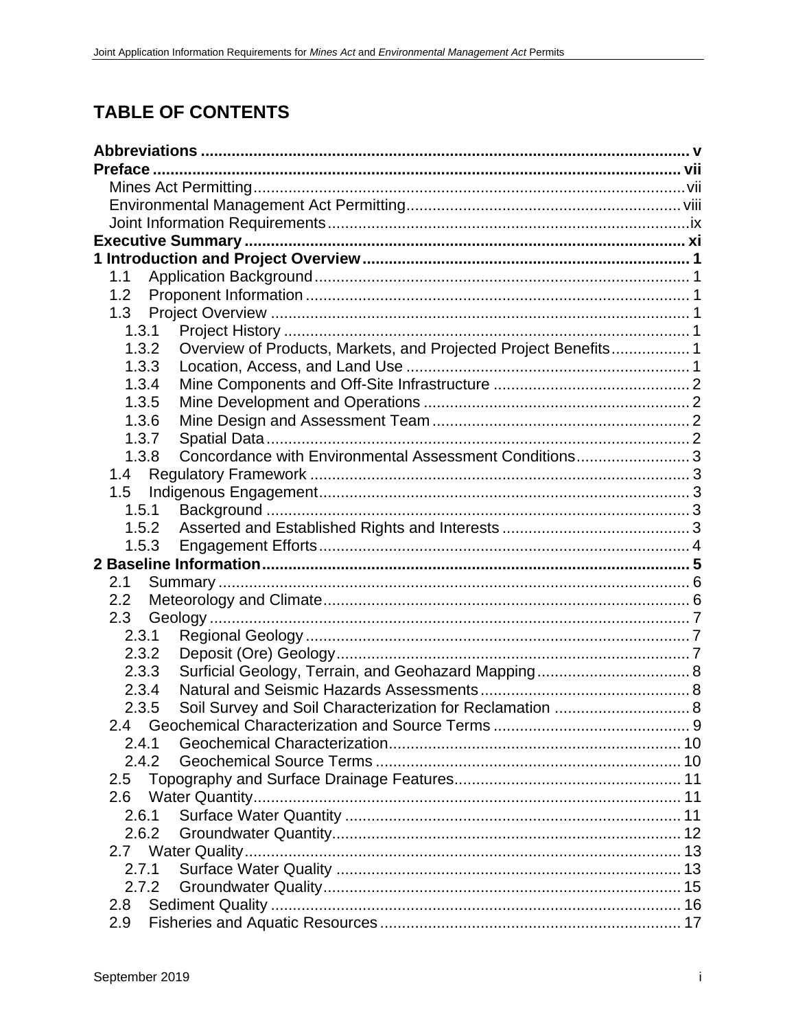# TABLE OF CONTENTS

**Abbreviations** ..... **v**

**Preface** ..... **vii**

- Mines Act Permitting ..... vii
- Environmental Management Act Permitting ..... viii
- Joint Information Requirements ..... ix

**Executive Summary** ..... **xi**

**1 Introduction and Project Overview** ..... **1**

- 1.1 Application Background ..... 1
- 1.2 Proponent Information ..... 1
- 1.3 Project Overview ..... 1
  - 1.3.1 Project History ..... 1
  - 1.3.2 Overview of Products, Markets, and Projected Project Benefits ..... 1
  - 1.3.3 Location, Access, and Land Use ..... 1
  - 1.3.4 Mine Components and Off-Site Infrastructure ..... 2
  - 1.3.5 Mine Development and Operations ..... 2
  - 1.3.6 Mine Design and Assessment Team ..... 2
  - 1.3.7 Spatial Data ..... 2
  - 1.3.8 Concordance with Environmental Assessment Conditions ..... 3
- 1.4 Regulatory Framework ..... 3
- 1.5 Indigenous Engagement ..... 3
  - 1.5.1 Background ..... 3
  - 1.5.2 Asserted and Established Rights and Interests ..... 3
  - 1.5.3 Engagement Efforts ..... 4

**2 Baseline Information** ..... **5**

- 2.1 Summary ..... 6
- 2.2 Meteorology and Climate ..... 6
- 2.3 Geology ..... 7
  - 2.3.1 Regional Geology ..... 7
  - 2.3.2 Deposit (Ore) Geology ..... 7
  - 2.3.3 Surficial Geology, Terrain, and Geohazard Mapping ..... 8
  - 2.3.4 Natural and Seismic Hazards Assessments ..... 8
  - 2.3.5 Soil Survey and Soil Characterization for Reclamation ..... 8
- 2.4 Geochemical Characterization and Source Terms ..... 9
  - 2.4.1 Geochemical Characterization ..... 10
  - 2.4.2 Geochemical Source Terms ..... 10
- 2.5 Topography and Surface Drainage Features ..... 11
- 2.6 Water Quantity ..... 11
  - 2.6.1 Surface Water Quantity ..... 11
  - 2.6.2 Groundwater Quantity ..... 12
- 2.7 Water Quality ..... 13
  - 2.7.1 Surface Water Quality ..... 13
  - 2.7.2 Groundwater Quality ..... 15
- 2.8 Sediment Quality ..... 16
- 2.9 Fisheries and Aquatic Resources ..... 17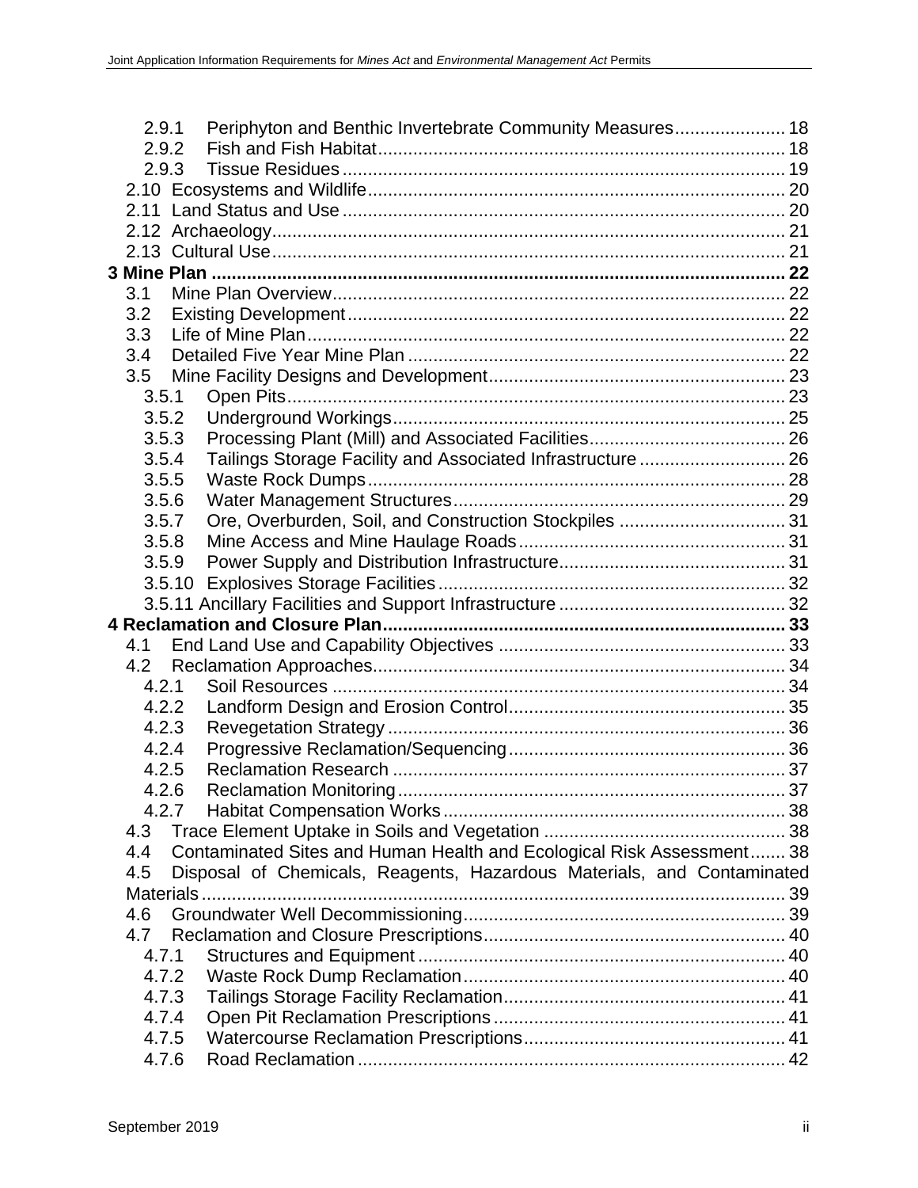2.9.1 Periphyton and Benthic Invertebrate Community Measures ..................... 18
2.9.2 Fish and Fish Habitat ............................................................................... 18
2.9.3 Tissue Residues ...................................................................................... 19
2.10 Ecosystems and Wildlife ................................................................................. 20
2.11 Land Status and Use ...................................................................................... 20
2.12 Archaeology .................................................................................................... 21
2.13 Cultural Use .................................................................................................... 21

**3 Mine Plan ................................................................................................................ 22**

3.1 Mine Plan Overview ......................................................................................... 22
3.2 Existing Development ...................................................................................... 22
3.3 Life of Mine Plan .............................................................................................. 22
3.4 Detailed Five Year Mine Plan .......................................................................... 22
3.5 Mine Facility Designs and Development .......................................................... 23
3.5.1 Open Pits ................................................................................................. 23
3.5.2 Underground Workings ............................................................................ 25
3.5.3 Processing Plant (Mill) and Associated Facilities ...................................... 26
3.5.4 Tailings Storage Facility and Associated Infrastructure ............................ 26
3.5.5 Waste Rock Dumps ................................................................................. 28
3.5.6 Water Management Structures ................................................................ 29
3.5.7 Ore, Overburden, Soil, and Construction Stockpiles ................................ 31
3.5.8 Mine Access and Mine Haulage Roads ................................................... 31
3.5.9 Power Supply and Distribution Infrastructure ............................................ 31
3.5.10 Explosives Storage Facilities ................................................................... 32
3.5.11 Ancillary Facilities and Support Infrastructure ............................................ 32

**4 Reclamation and Closure Plan .............................................................................. 33**

4.1 End Land Use and Capability Objectives ........................................................ 33
4.2 Reclamation Approaches ................................................................................ 34
4.2.1 Soil Resources ........................................................................................ 34
4.2.2 Landform Design and Erosion Control ...................................................... 35
4.2.3 Revegetation Strategy ............................................................................. 36
4.2.4 Progressive Reclamation/Sequencing ...................................................... 36
4.2.5 Reclamation Research ............................................................................ 37
4.2.6 Reclamation Monitoring ........................................................................... 37
4.2.7 Habitat Compensation Works .................................................................. 38
4.3 Trace Element Uptake in Soils and Vegetation ............................................... 38
4.4 Contaminated Sites and Human Health and Ecological Risk Assessment ....... 38
4.5 Disposal of Chemicals, Reagents, Hazardous Materials, and Contaminated Materials .................................................................................................................. 39
4.6 Groundwater Well Decommissioning ............................................................... 39
4.7 Reclamation and Closure Prescriptions ........................................................... 40
4.7.1 Structures and Equipment ........................................................................ 40
4.7.2 Waste Rock Dump Reclamation ............................................................... 40
4.7.3 Tailings Storage Facility Reclamation ....................................................... 41
4.7.4 Open Pit Reclamation Prescriptions ......................................................... 41
4.7.5 Watercourse Reclamation Prescriptions ................................................... 41
4.7.6 Road Reclamation ................................................................................... 42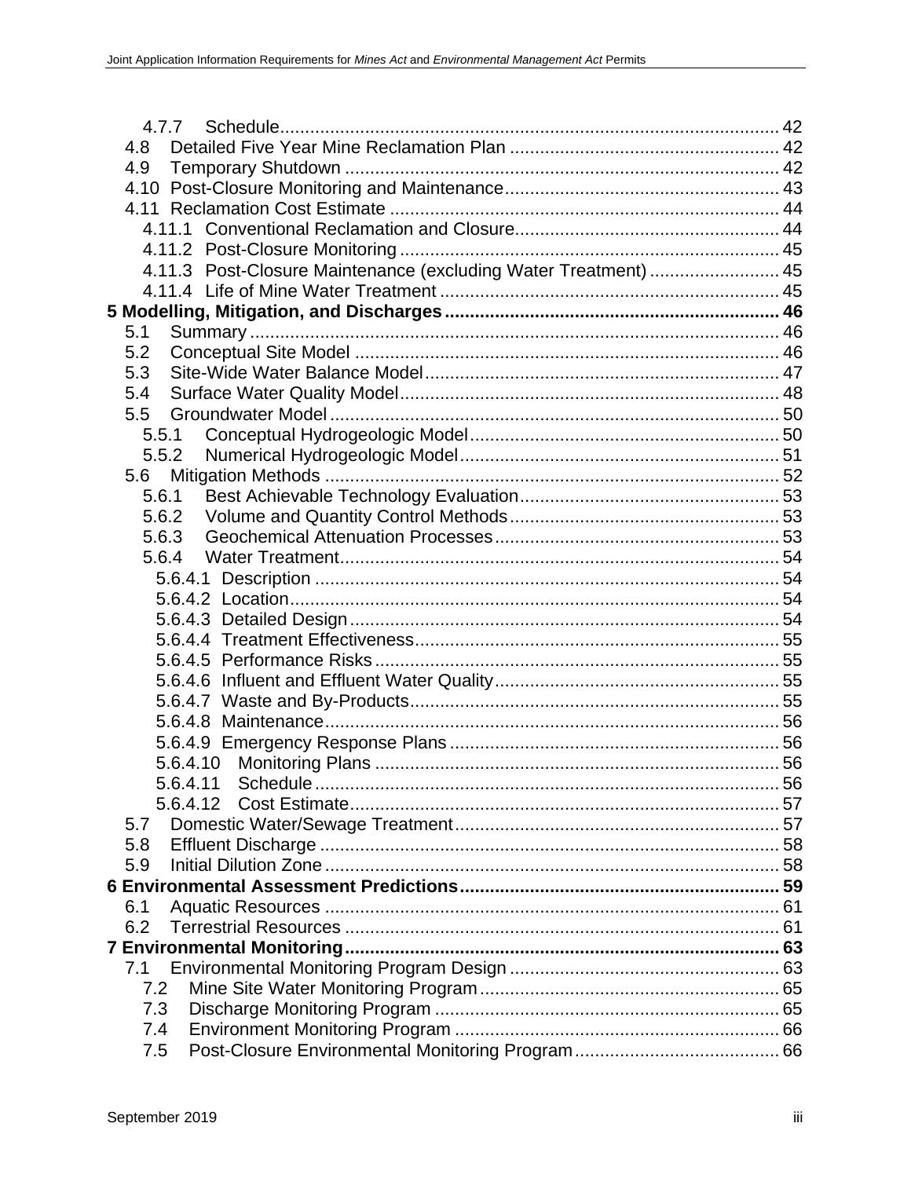4.7.7 Schedule ... 42

4.8 Detailed Five Year Mine Reclamation Plan ... 42

4.9 Temporary Shutdown ... 42

4.10 Post-Closure Monitoring and Maintenance ... 43

4.11 Reclamation Cost Estimate ... 44

4.11.1 Conventional Reclamation and Closure ... 44

4.11.2 Post-Closure Monitoring ... 45

4.11.3 Post-Closure Maintenance (excluding Water Treatment) ... 45

4.11.4 Life of Mine Water Treatment ... 45

**5 Modelling, Mitigation, and Discharges ... 46**

5.1 Summary ... 46

5.2 Conceptual Site Model ... 46

5.3 Site-Wide Water Balance Model ... 47

5.4 Surface Water Quality Model ... 48

5.5 Groundwater Model ... 50

5.5.1 Conceptual Hydrogeologic Model ... 50

5.5.2 Numerical Hydrogeologic Model ... 51

5.6 Mitigation Methods ... 52

5.6.1 Best Achievable Technology Evaluation ... 53

5.6.2 Volume and Quantity Control Methods ... 53

5.6.3 Geochemical Attenuation Processes ... 53

5.6.4 Water Treatment ... 54

5.6.4.1 Description ... 54

5.6.4.2 Location ... 54

5.6.4.3 Detailed Design ... 54

5.6.4.4 Treatment Effectiveness ... 55

5.6.4.5 Performance Risks ... 55

5.6.4.6 Influent and Effluent Water Quality ... 55

5.6.4.7 Waste and By-Products ... 55

5.6.4.8 Maintenance ... 56

5.6.4.9 Emergency Response Plans ... 56

5.6.4.10 Monitoring Plans ... 56

5.6.4.11 Schedule ... 56

5.6.4.12 Cost Estimate ... 57

5.7 Domestic Water/Sewage Treatment ... 57

5.8 Effluent Discharge ... 58

5.9 Initial Dilution Zone ... 58

**6 Environmental Assessment Predictions ... 59**

6.1 Aquatic Resources ... 61

6.2 Terrestrial Resources ... 61

**7 Environmental Monitoring ... 63**

7.1 Environmental Monitoring Program Design ... 63

7.2 Mine Site Water Monitoring Program ... 65

7.3 Discharge Monitoring Program ... 65

7.4 Environment Monitoring Program ... 66

7.5 Post-Closure Environmental Monitoring Program ... 66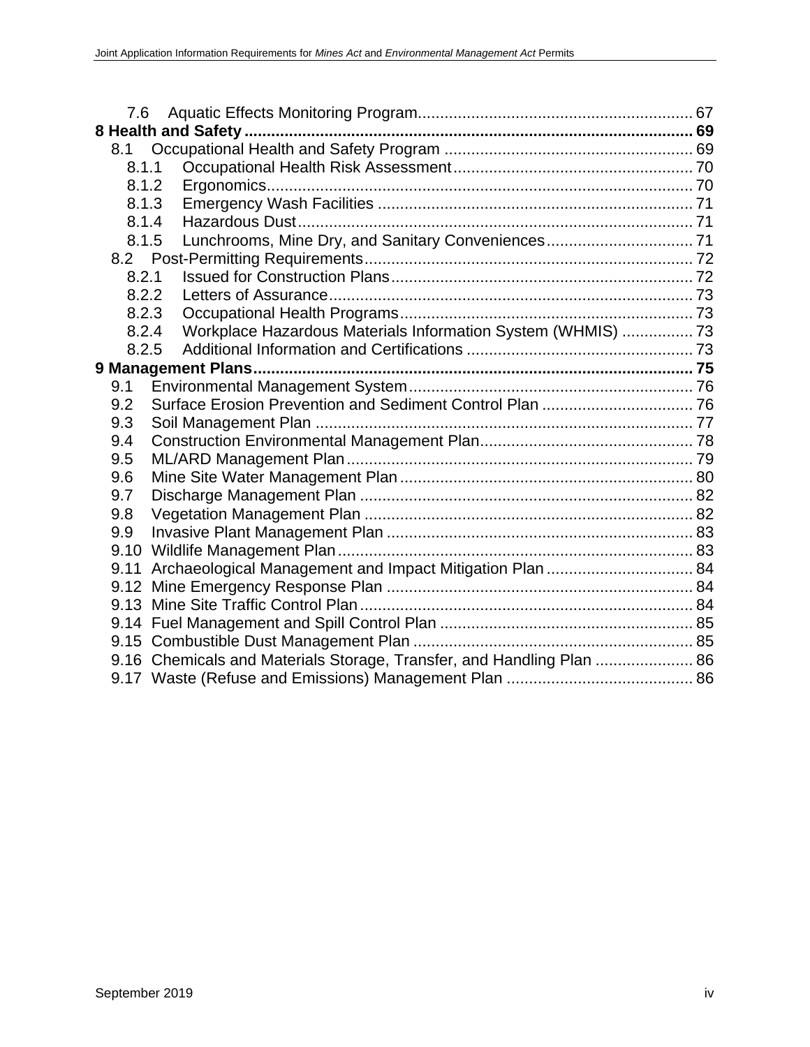7.6 Aquatic Effects Monitoring Program............................................................. 67

**8 Health and Safety ..................................................................................................... 69**

8.1 Occupational Health and Safety Program ........................................................ 69

8.1.1 Occupational Health Risk Assessment..................................................... 70

8.1.2 Ergonomics............................................................................................... 70

8.1.3 Emergency Wash Facilities ...................................................................... 71

8.1.4 Hazardous Dust......................................................................................... 71

8.1.5 Lunchrooms, Mine Dry, and Sanitary Conveniences................................. 71

8.2 Post-Permitting Requirements......................................................................... 72

8.2.1 Issued for Construction Plans.................................................................... 72

8.2.2 Letters of Assurance.................................................................................. 73

8.2.3 Occupational Health Programs.................................................................. 73

8.2.4 Workplace Hazardous Materials Information System (WHMIS) ................ 73

8.2.5 Additional Information and Certifications ................................................... 73

**9 Management Plans................................................................................................... 75**

9.1 Environmental Management System................................................................ 76

9.2 Surface Erosion Prevention and Sediment Control Plan .................................. 76

9.3 Soil Management Plan ..................................................................................... 77

9.4 Construction Environmental Management Plan................................................ 78

9.5 ML/ARD Management Plan.............................................................................. 79

9.6 Mine Site Water Management Plan .................................................................. 80

9.7 Discharge Management Plan ........................................................................... 82

9.8 Vegetation Management Plan .......................................................................... 82

9.9 Invasive Plant Management Plan ..................................................................... 83

9.10 Wildlife Management Plan................................................................................ 83

9.11 Archaeological Management and Impact Mitigation Plan................................. 84

9.12 Mine Emergency Response Plan ..................................................................... 84

9.13 Mine Site Traffic Control Plan........................................................................... 84

9.14 Fuel Management and Spill Control Plan ......................................................... 85

9.15 Combustible Dust Management Plan ............................................................... 85

9.16 Chemicals and Materials Storage, Transfer, and Handling Plan ...................... 86

9.17 Waste (Refuse and Emissions) Management Plan .......................................... 86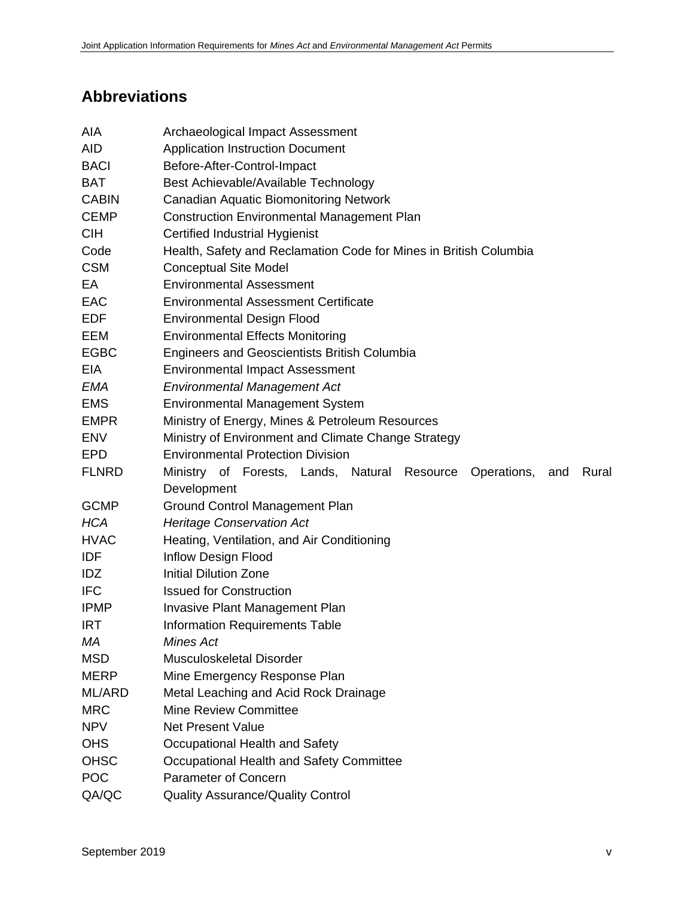## Abbreviations

| | |
|---|---|
| AIA | Archaeological Impact Assessment |
| AID | Application Instruction Document |
| BACI | Before-After-Control-Impact |
| BAT | Best Achievable/Available Technology |
| CABIN | Canadian Aquatic Biomonitoring Network |
| CEMP | Construction Environmental Management Plan |
| CIH | Certified Industrial Hygienist |
| Code | Health, Safety and Reclamation Code for Mines in British Columbia |
| CSM | Conceptual Site Model |
| EA | Environmental Assessment |
| EAC | Environmental Assessment Certificate |
| EDF | Environmental Design Flood |
| EEM | Environmental Effects Monitoring |
| EGBC | Engineers and Geoscientists British Columbia |
| EIA | Environmental Impact Assessment |
| *EMA* | *Environmental Management Act* |
| EMS | Environmental Management System |
| EMPR | Ministry of Energy, Mines & Petroleum Resources |
| ENV | Ministry of Environment and Climate Change Strategy |
| EPD | Environmental Protection Division |
| FLNRD | Ministry of Forests, Lands, Natural Resource Operations, and Rural Development |
| GCMP | Ground Control Management Plan |
| *HCA* | *Heritage Conservation Act* |
| HVAC | Heating, Ventilation, and Air Conditioning |
| IDF | Inflow Design Flood |
| IDZ | Initial Dilution Zone |
| IFC | Issued for Construction |
| IPMP | Invasive Plant Management Plan |
| IRT | Information Requirements Table |
| *MA* | *Mines Act* |
| MSD | Musculoskeletal Disorder |
| MERP | Mine Emergency Response Plan |
| ML/ARD | Metal Leaching and Acid Rock Drainage |
| MRC | Mine Review Committee |
| NPV | Net Present Value |
| OHS | Occupational Health and Safety |
| OHSC | Occupational Health and Safety Committee |
| POC | Parameter of Concern |
| QA/QC | Quality Assurance/Quality Control |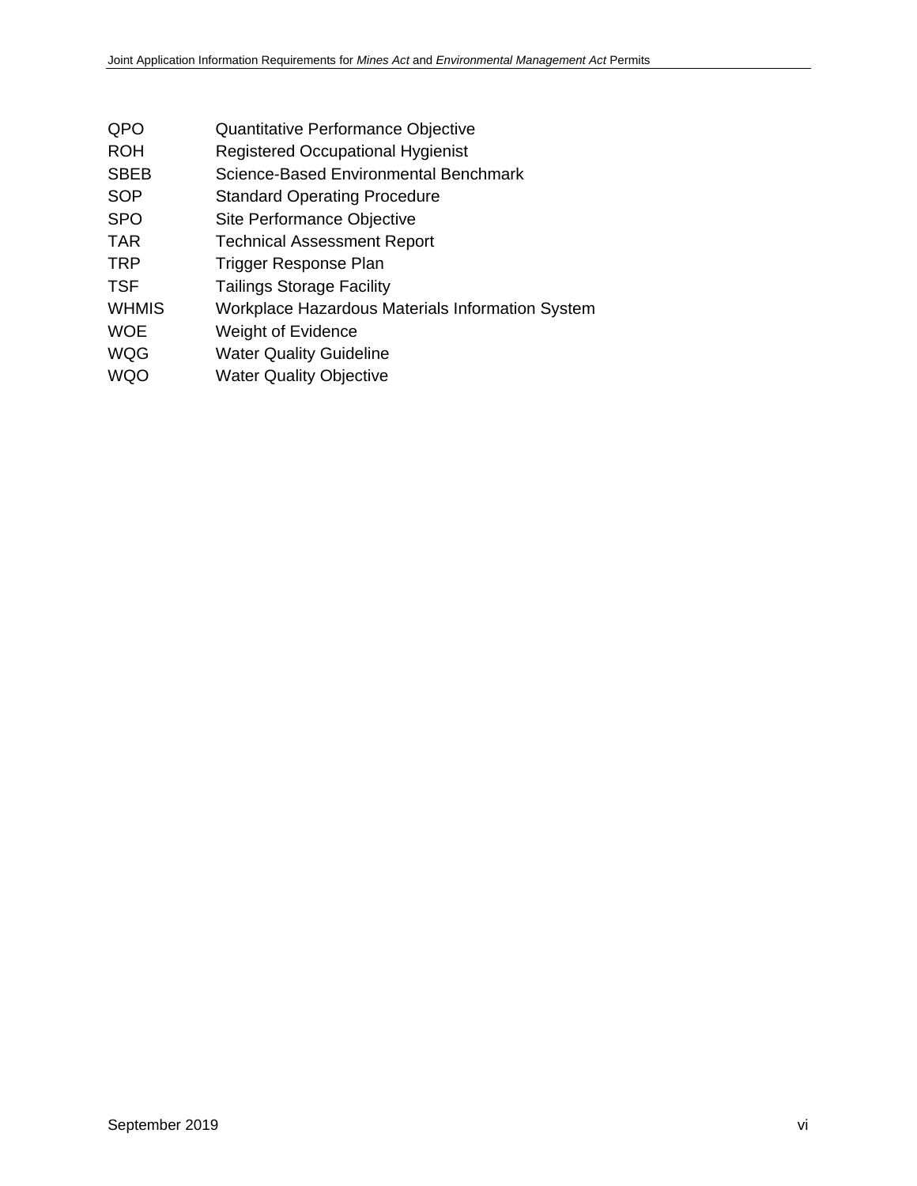| | |
|---|---|
| QPO | Quantitative Performance Objective |
| ROH | Registered Occupational Hygienist |
| SBEB | Science-Based Environmental Benchmark |
| SOP | Standard Operating Procedure |
| SPO | Site Performance Objective |
| TAR | Technical Assessment Report |
| TRP | Trigger Response Plan |
| TSF | Tailings Storage Facility |
| WHMIS | Workplace Hazardous Materials Information System |
| WOE | Weight of Evidence |
| WQG | Water Quality Guideline |
| WQO | Water Quality Objective |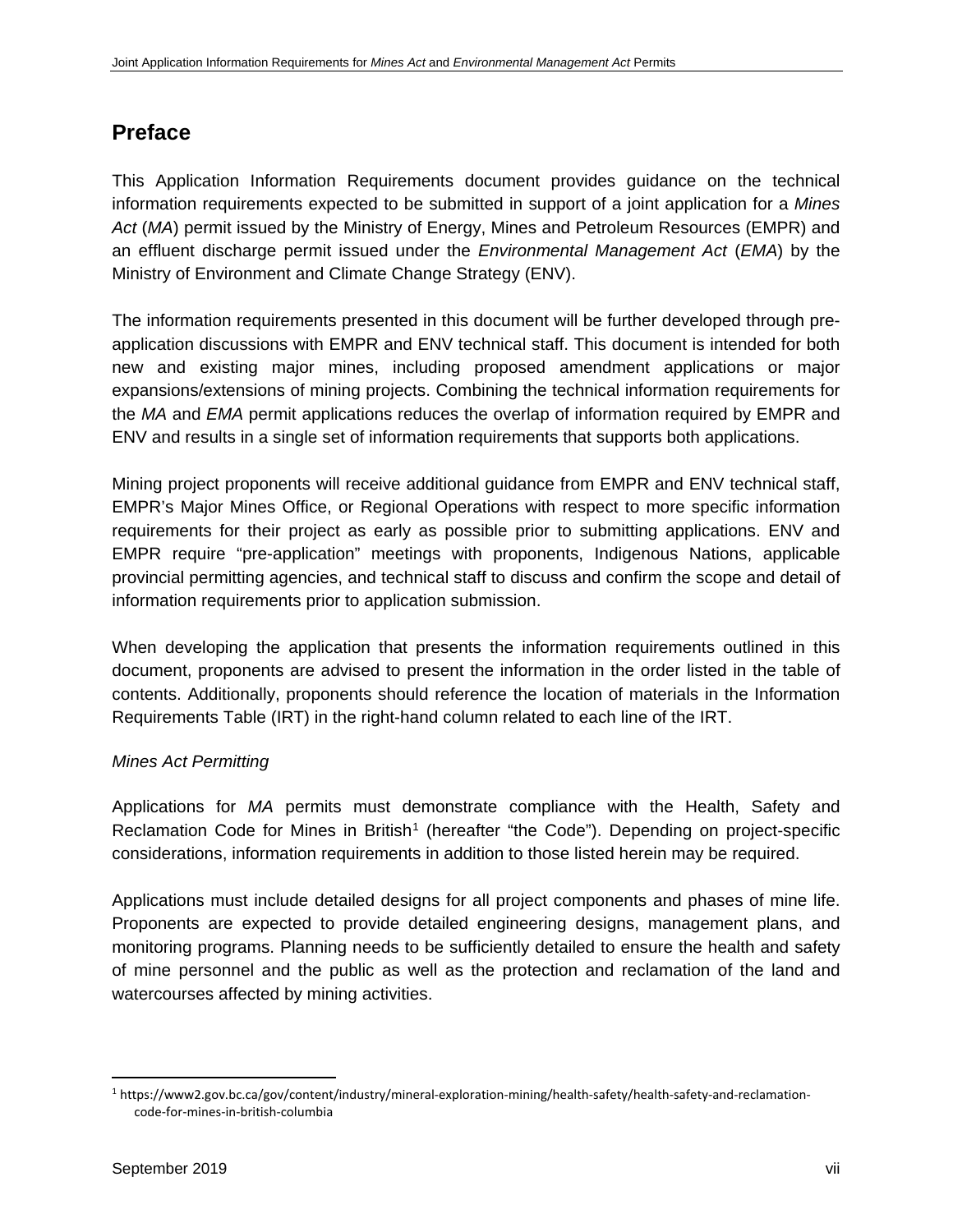## Preface

This Application Information Requirements document provides guidance on the technical information requirements expected to be submitted in support of a joint application for a *Mines Act* (*MA*) permit issued by the Ministry of Energy, Mines and Petroleum Resources (EMPR) and an effluent discharge permit issued under the *Environmental Management Act* (*EMA*) by the Ministry of Environment and Climate Change Strategy (ENV).

The information requirements presented in this document will be further developed through pre-application discussions with EMPR and ENV technical staff. This document is intended for both new and existing major mines, including proposed amendment applications or major expansions/extensions of mining projects. Combining the technical information requirements for the *MA* and *EMA* permit applications reduces the overlap of information required by EMPR and ENV and results in a single set of information requirements that supports both applications.

Mining project proponents will receive additional guidance from EMPR and ENV technical staff, EMPR's Major Mines Office, or Regional Operations with respect to more specific information requirements for their project as early as possible prior to submitting applications. ENV and EMPR require "pre-application" meetings with proponents, Indigenous Nations, applicable provincial permitting agencies, and technical staff to discuss and confirm the scope and detail of information requirements prior to application submission.

When developing the application that presents the information requirements outlined in this document, proponents are advised to present the information in the order listed in the table of contents. Additionally, proponents should reference the location of materials in the Information Requirements Table (IRT) in the right-hand column related to each line of the IRT.

*Mines Act Permitting*

Applications for *MA* permits must demonstrate compliance with the Health, Safety and Reclamation Code for Mines in British[1] (hereafter "the Code"). Depending on project-specific considerations, information requirements in addition to those listed herein may be required.

Applications must include detailed designs for all project components and phases of mine life. Proponents are expected to provide detailed engineering designs, management plans, and monitoring programs. Planning needs to be sufficiently detailed to ensure the health and safety of mine personnel and the public as well as the protection and reclamation of the land and watercourses affected by mining activities.

[1] https://www2.gov.bc.ca/gov/content/industry/mineral-exploration-mining/health-safety/health-safety-and-reclamation-code-for-mines-in-british-columbia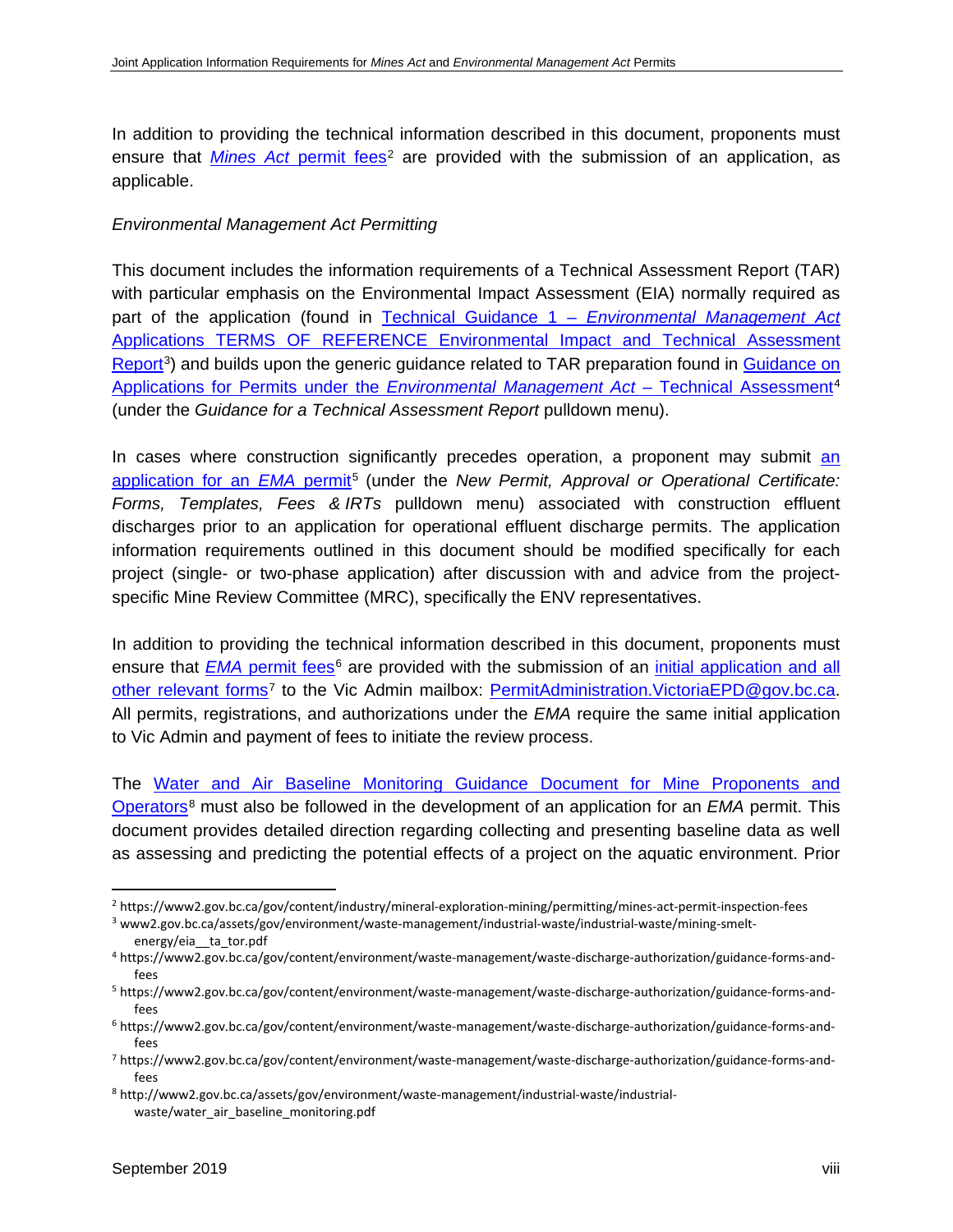In addition to providing the technical information described in this document, proponents must ensure that [*Mines Act* permit fees][2] are provided with the submission of an application, as applicable.

*Environmental Management Act Permitting*

This document includes the information requirements of a Technical Assessment Report (TAR) with particular emphasis on the Environmental Impact Assessment (EIA) normally required as part of the application (found in [Technical Guidance 1 – *Environmental Management Act* Applications TERMS OF REFERENCE Environmental Impact and Technical Assessment Report][3]) and builds upon the generic guidance related to TAR preparation found in [Guidance on Applications for Permits under the *Environmental Management Act* – Technical Assessment][4] (under the *Guidance for a Technical Assessment Report* pulldown menu).

In cases where construction significantly precedes operation, a proponent may submit [an application for an *EMA* permit][5] (under the *New Permit, Approval or Operational Certificate: Forms, Templates, Fees & IRTs* pulldown menu) associated with construction effluent discharges prior to an application for operational effluent discharge permits. The application information requirements outlined in this document should be modified specifically for each project (single- or two-phase application) after discussion with and advice from the project-specific Mine Review Committee (MRC), specifically the ENV representatives.

In addition to providing the technical information described in this document, proponents must ensure that [*EMA* permit fees][6] are provided with the submission of an [initial application and all other relevant forms][7] to the Vic Admin mailbox: PermitAdministration.VictoriaEPD@gov.bc.ca. All permits, registrations, and authorizations under the *EMA* require the same initial application to Vic Admin and payment of fees to initiate the review process.

The [Water and Air Baseline Monitoring Guidance Document for Mine Proponents and Operators][8] must also be followed in the development of an application for an *EMA* permit. This document provides detailed direction regarding collecting and presenting baseline data as well as assessing and predicting the potential effects of a project on the aquatic environment. Prior

---

[2] https://www2.gov.bc.ca/gov/content/industry/mineral-exploration-mining/permitting/mines-act-permit-inspection-fees

[3] www2.gov.bc.ca/assets/gov/environment/waste-management/industrial-waste/industrial-waste/mining-smelt-energy/eia__ta_tor.pdf

[4] https://www2.gov.bc.ca/gov/content/environment/waste-management/waste-discharge-authorization/guidance-forms-and-fees

[5] https://www2.gov.bc.ca/gov/content/environment/waste-management/waste-discharge-authorization/guidance-forms-and-fees

[6] https://www2.gov.bc.ca/gov/content/environment/waste-management/waste-discharge-authorization/guidance-forms-and-fees

[7] https://www2.gov.bc.ca/gov/content/environment/waste-management/waste-discharge-authorization/guidance-forms-and-fees

[8] http://www2.gov.bc.ca/assets/gov/environment/waste-management/industrial-waste/industrial-waste/water_air_baseline_monitoring.pdf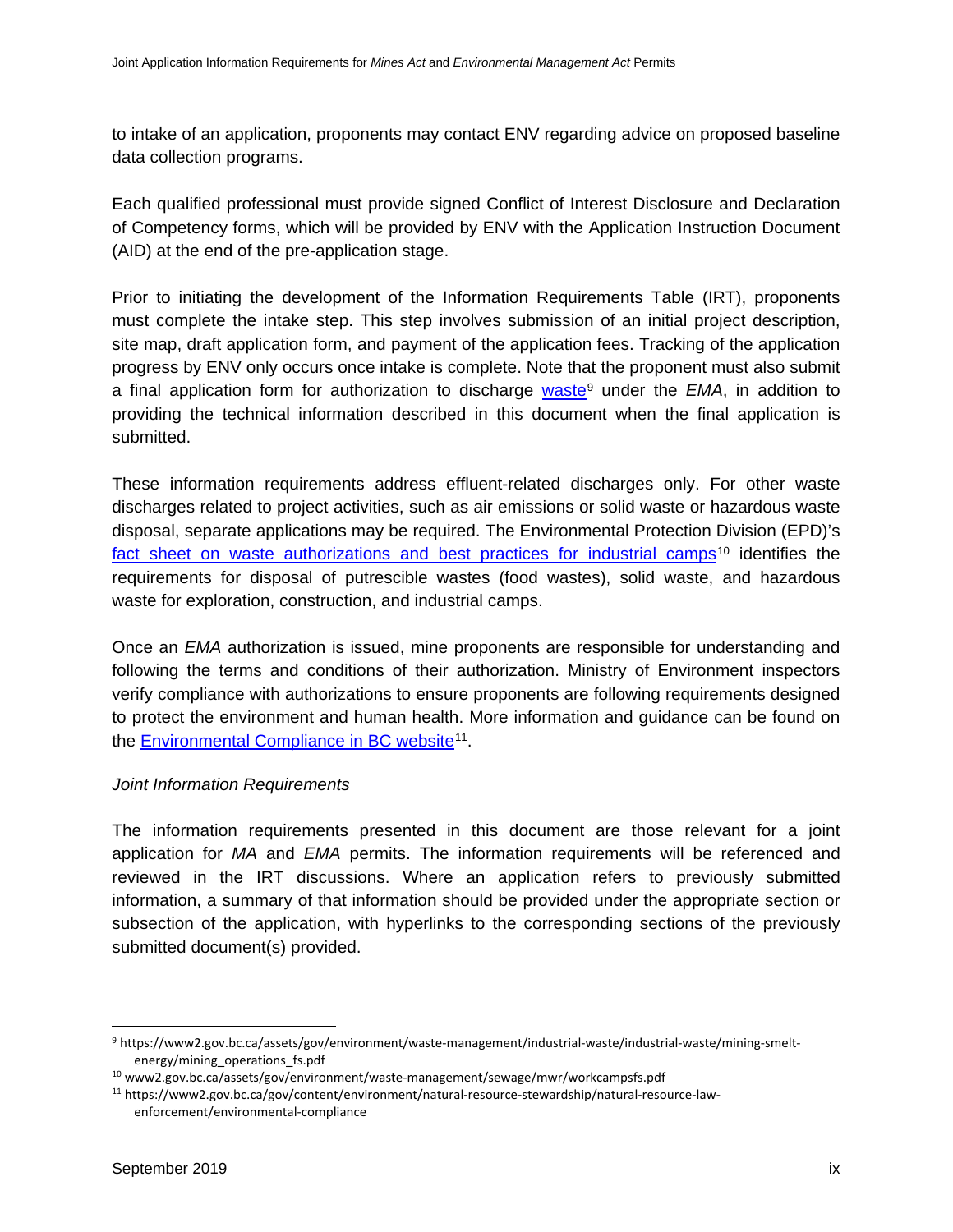to intake of an application, proponents may contact ENV regarding advice on proposed baseline data collection programs.

Each qualified professional must provide signed Conflict of Interest Disclosure and Declaration of Competency forms, which will be provided by ENV with the Application Instruction Document (AID) at the end of the pre-application stage.

Prior to initiating the development of the Information Requirements Table (IRT), proponents must complete the intake step. This step involves submission of an initial project description, site map, draft application form, and payment of the application fees. Tracking of the application progress by ENV only occurs once intake is complete. Note that the proponent must also submit a final application form for authorization to discharge waste[9] under the *EMA*, in addition to providing the technical information described in this document when the final application is submitted.

These information requirements address effluent-related discharges only. For other waste discharges related to project activities, such as air emissions or solid waste or hazardous waste disposal, separate applications may be required. The Environmental Protection Division (EPD)'s fact sheet on waste authorizations and best practices for industrial camps[10] identifies the requirements for disposal of putrescible wastes (food wastes), solid waste, and hazardous waste for exploration, construction, and industrial camps.

Once an *EMA* authorization is issued, mine proponents are responsible for understanding and following the terms and conditions of their authorization. Ministry of Environment inspectors verify compliance with authorizations to ensure proponents are following requirements designed to protect the environment and human health. More information and guidance can be found on the Environmental Compliance in BC website[11].

*Joint Information Requirements*

The information requirements presented in this document are those relevant for a joint application for *MA* and *EMA* permits. The information requirements will be referenced and reviewed in the IRT discussions. Where an application refers to previously submitted information, a summary of that information should be provided under the appropriate section or subsection of the application, with hyperlinks to the corresponding sections of the previously submitted document(s) provided.

---

[9] https://www2.gov.bc.ca/assets/gov/environment/waste-management/industrial-waste/industrial-waste/mining-smelt-energy/mining_operations_fs.pdf

[10] www2.gov.bc.ca/assets/gov/environment/waste-management/sewage/mwr/workcampsfs.pdf

[11] https://www2.gov.bc.ca/gov/content/environment/natural-resource-stewardship/natural-resource-law-enforcement/environmental-compliance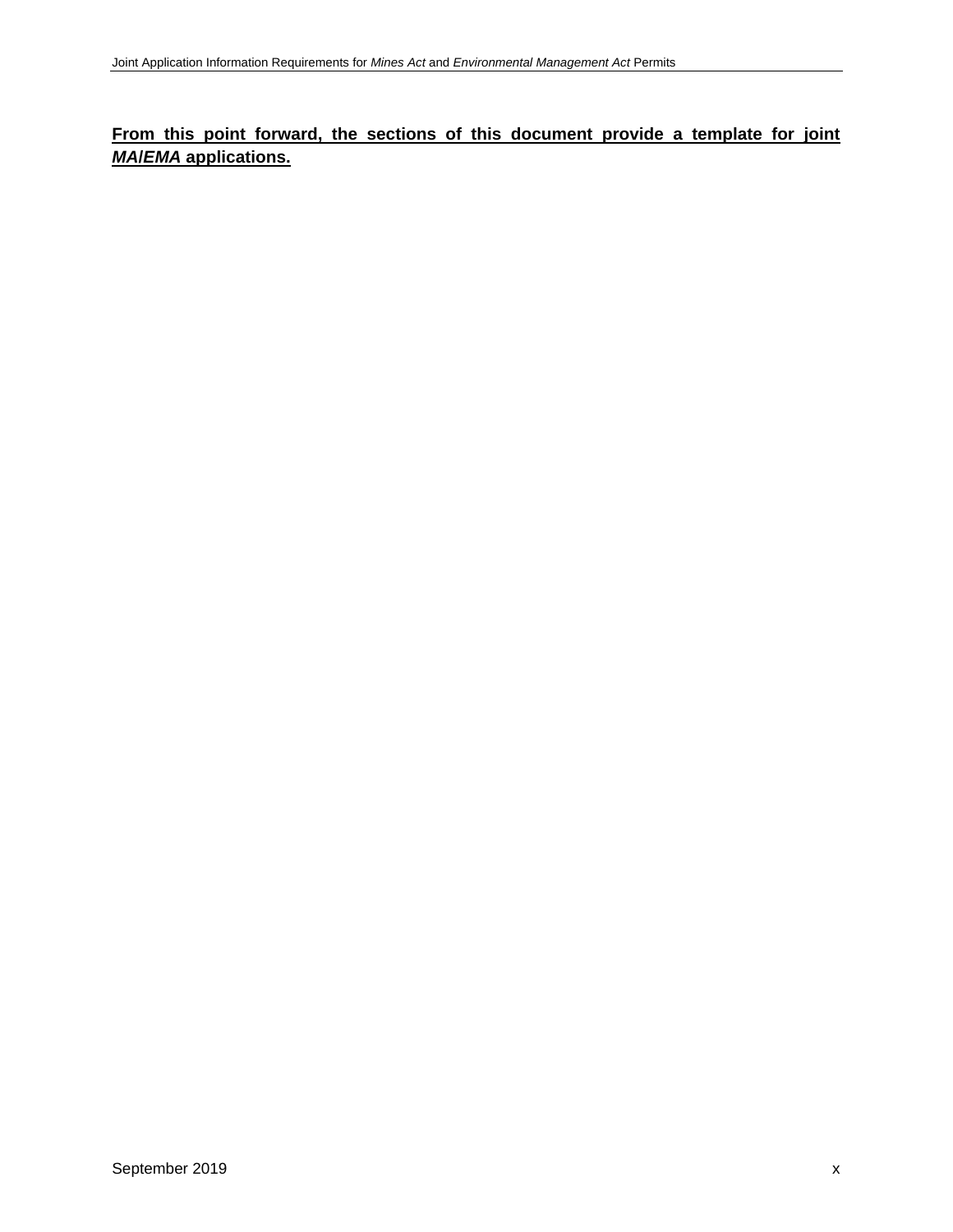**From this point forward, the sections of this document provide a template for joint *MA*/*EMA* applications.**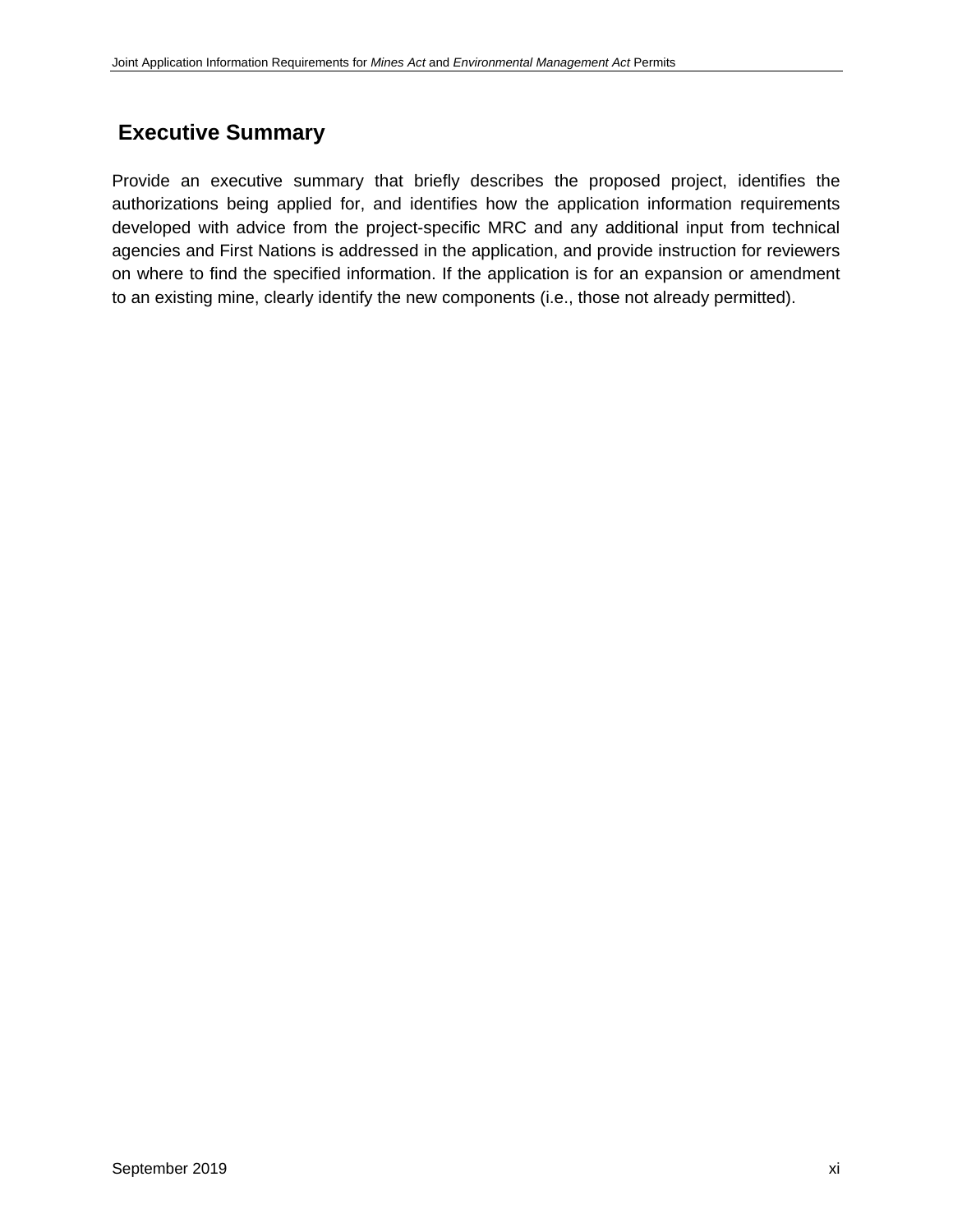# Executive Summary

Provide an executive summary that briefly describes the proposed project, identifies the authorizations being applied for, and identifies how the application information requirements developed with advice from the project-specific MRC and any additional input from technical agencies and First Nations is addressed in the application, and provide instruction for reviewers on where to find the specified information. If the application is for an expansion or amendment to an existing mine, clearly identify the new components (i.e., those not already permitted).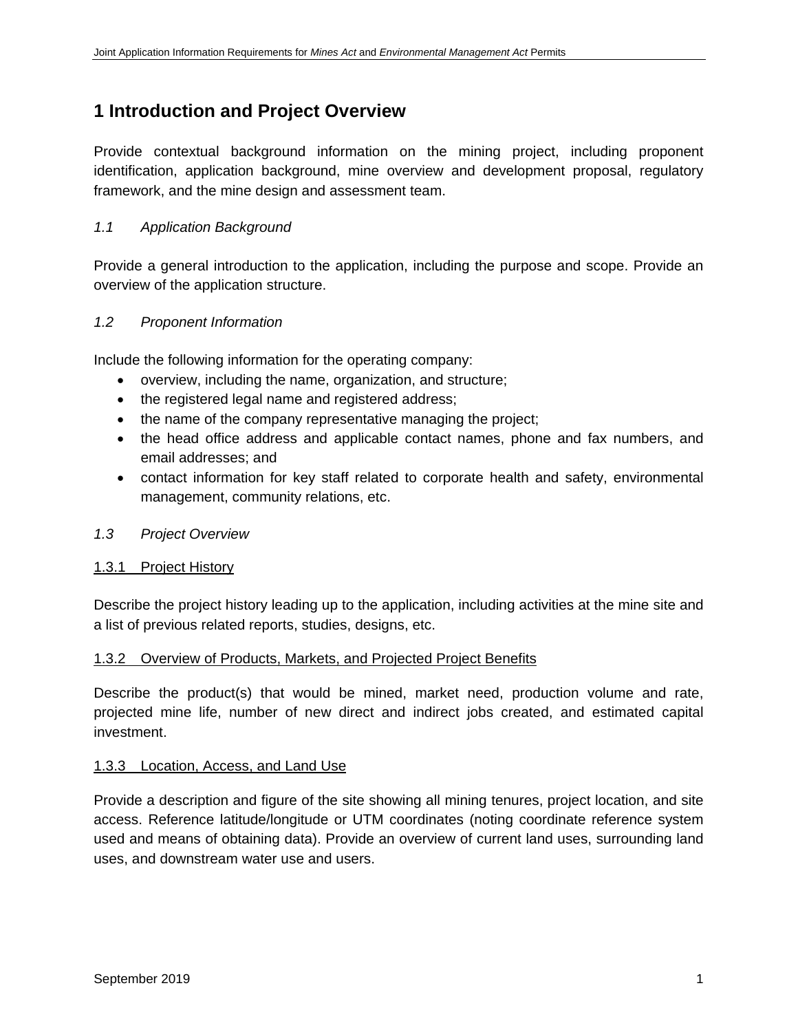# 1 Introduction and Project Overview

Provide contextual background information on the mining project, including proponent identification, application background, mine overview and development proposal, regulatory framework, and the mine design and assessment team.

## *1.1 Application Background*

Provide a general introduction to the application, including the purpose and scope. Provide an overview of the application structure.

## *1.2 Proponent Information*

Include the following information for the operating company:

- overview, including the name, organization, and structure;
- the registered legal name and registered address;
- the name of the company representative managing the project;
- the head office address and applicable contact names, phone and fax numbers, and email addresses; and
- contact information for key staff related to corporate health and safety, environmental management, community relations, etc.

## *1.3 Project Overview*

### 1.3.1 Project History

Describe the project history leading up to the application, including activities at the mine site and a list of previous related reports, studies, designs, etc.

### 1.3.2 Overview of Products, Markets, and Projected Project Benefits

Describe the product(s) that would be mined, market need, production volume and rate, projected mine life, number of new direct and indirect jobs created, and estimated capital investment.

### 1.3.3 Location, Access, and Land Use

Provide a description and figure of the site showing all mining tenures, project location, and site access. Reference latitude/longitude or UTM coordinates (noting coordinate reference system used and means of obtaining data). Provide an overview of current land uses, surrounding land uses, and downstream water use and users.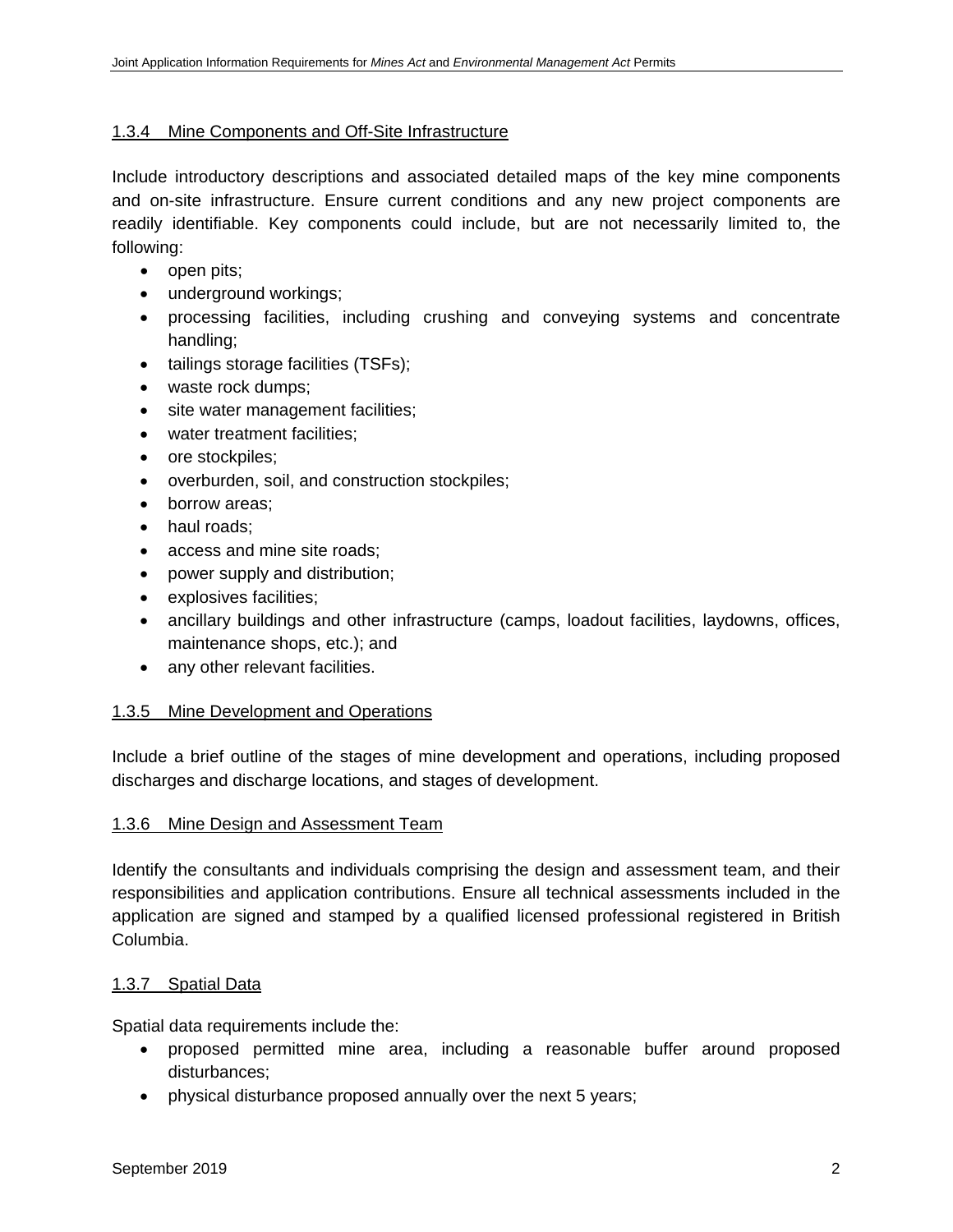#### 1.3.4 Mine Components and Off-Site Infrastructure

Include introductory descriptions and associated detailed maps of the key mine components and on-site infrastructure. Ensure current conditions and any new project components are readily identifiable. Key components could include, but are not necessarily limited to, the following:

- open pits;
- underground workings;
- processing facilities, including crushing and conveying systems and concentrate handling;
- tailings storage facilities (TSFs);
- waste rock dumps;
- site water management facilities;
- water treatment facilities;
- ore stockpiles;
- overburden, soil, and construction stockpiles;
- borrow areas;
- haul roads;
- access and mine site roads;
- power supply and distribution;
- explosives facilities;
- ancillary buildings and other infrastructure (camps, loadout facilities, laydowns, offices, maintenance shops, etc.); and
- any other relevant facilities.

#### 1.3.5 Mine Development and Operations

Include a brief outline of the stages of mine development and operations, including proposed discharges and discharge locations, and stages of development.

#### 1.3.6 Mine Design and Assessment Team

Identify the consultants and individuals comprising the design and assessment team, and their responsibilities and application contributions. Ensure all technical assessments included in the application are signed and stamped by a qualified licensed professional registered in British Columbia.

#### 1.3.7 Spatial Data

Spatial data requirements include the:

- proposed permitted mine area, including a reasonable buffer around proposed disturbances;
- physical disturbance proposed annually over the next 5 years;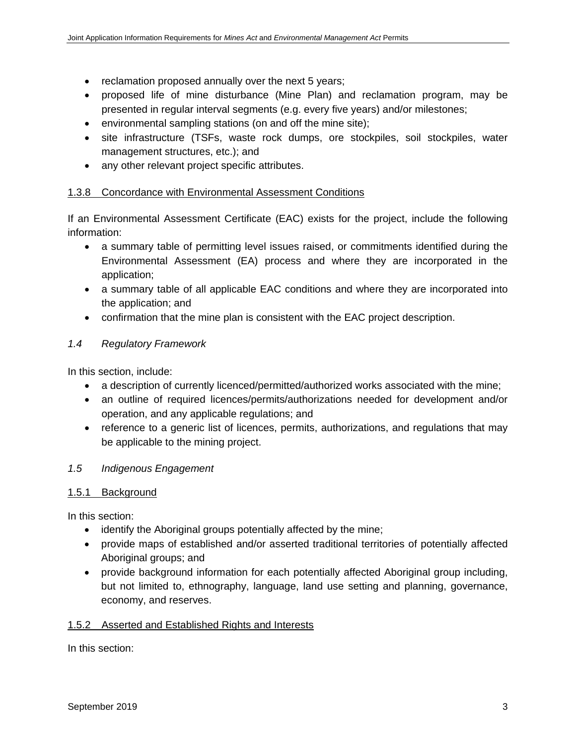- reclamation proposed annually over the next 5 years;
- proposed life of mine disturbance (Mine Plan) and reclamation program, may be presented in regular interval segments (e.g. every five years) and/or milestones;
- environmental sampling stations (on and off the mine site);
- site infrastructure (TSFs, waste rock dumps, ore stockpiles, soil stockpiles, water management structures, etc.); and
- any other relevant project specific attributes.

#### 1.3.8 Concordance with Environmental Assessment Conditions

If an Environmental Assessment Certificate (EAC) exists for the project, include the following information:

- a summary table of permitting level issues raised, or commitments identified during the Environmental Assessment (EA) process and where they are incorporated in the application;
- a summary table of all applicable EAC conditions and where they are incorporated into the application; and
- confirmation that the mine plan is consistent with the EAC project description.

### *1.4 Regulatory Framework*

In this section, include:

- a description of currently licenced/permitted/authorized works associated with the mine;
- an outline of required licences/permits/authorizations needed for development and/or operation, and any applicable regulations; and
- reference to a generic list of licences, permits, authorizations, and regulations that may be applicable to the mining project.

### *1.5 Indigenous Engagement*

#### 1.5.1 Background

In this section:

- identify the Aboriginal groups potentially affected by the mine;
- provide maps of established and/or asserted traditional territories of potentially affected Aboriginal groups; and
- provide background information for each potentially affected Aboriginal group including, but not limited to, ethnography, language, land use setting and planning, governance, economy, and reserves.

#### 1.5.2 Asserted and Established Rights and Interests

In this section: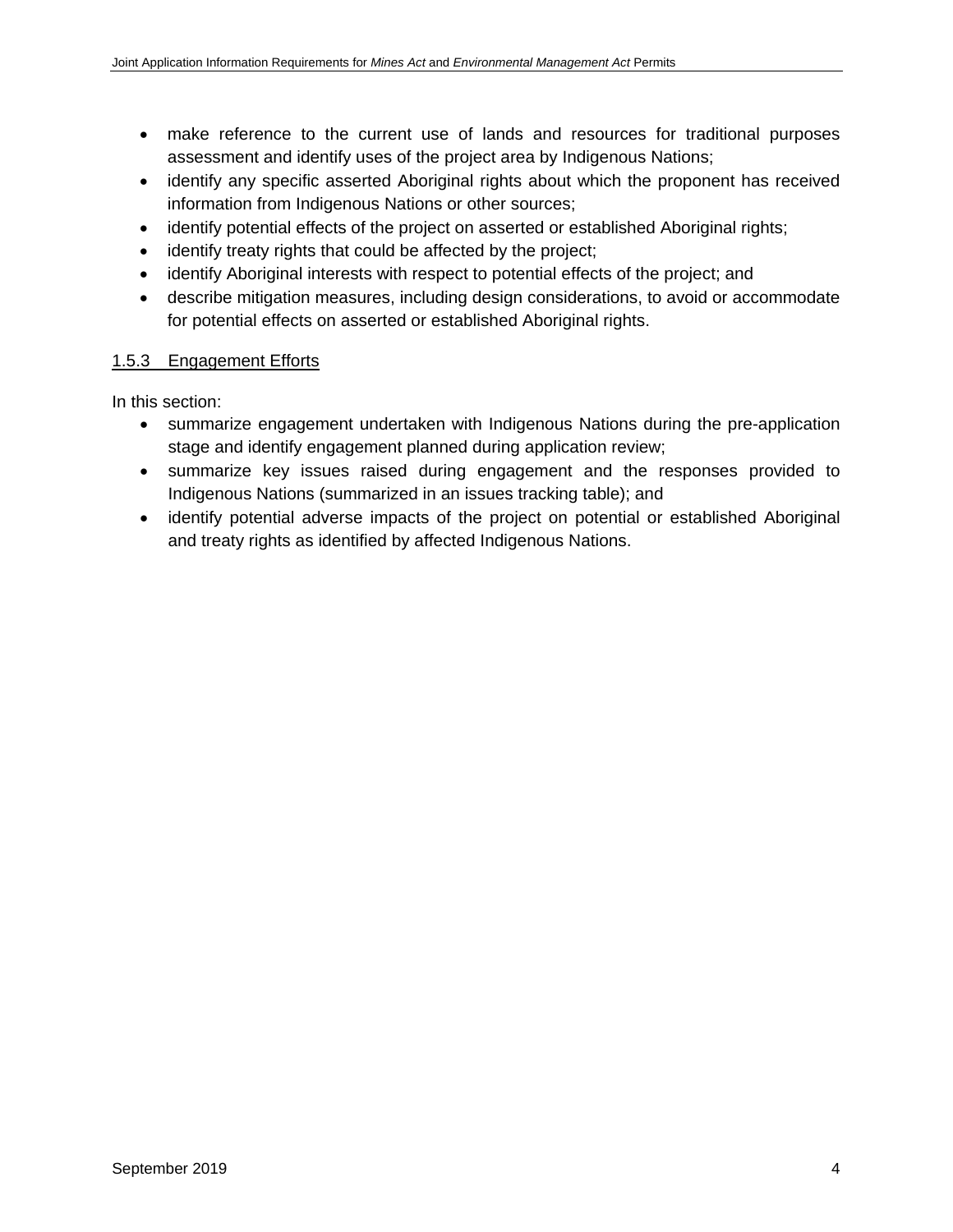- make reference to the current use of lands and resources for traditional purposes assessment and identify uses of the project area by Indigenous Nations;
- identify any specific asserted Aboriginal rights about which the proponent has received information from Indigenous Nations or other sources;
- identify potential effects of the project on asserted or established Aboriginal rights;
- identify treaty rights that could be affected by the project;
- identify Aboriginal interests with respect to potential effects of the project; and
- describe mitigation measures, including design considerations, to avoid or accommodate for potential effects on asserted or established Aboriginal rights.

### 1.5.3 Engagement Efforts

In this section:

- summarize engagement undertaken with Indigenous Nations during the pre-application stage and identify engagement planned during application review;
- summarize key issues raised during engagement and the responses provided to Indigenous Nations (summarized in an issues tracking table); and
- identify potential adverse impacts of the project on potential or established Aboriginal and treaty rights as identified by affected Indigenous Nations.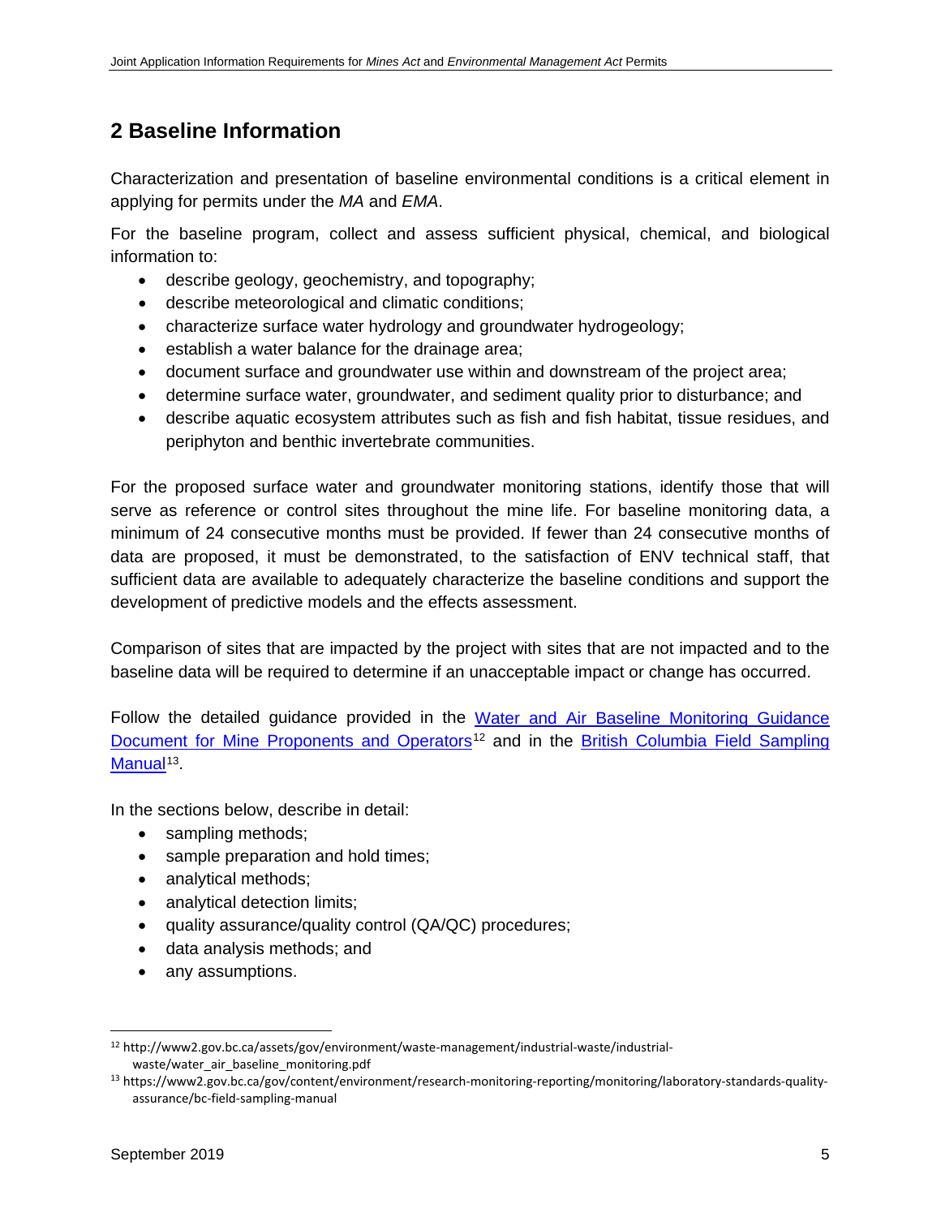## 2 Baseline Information

Characterization and presentation of baseline environmental conditions is a critical element in applying for permits under the *MA* and *EMA*.

For the baseline program, collect and assess sufficient physical, chemical, and biological information to:

- describe geology, geochemistry, and topography;
- describe meteorological and climatic conditions;
- characterize surface water hydrology and groundwater hydrogeology;
- establish a water balance for the drainage area;
- document surface and groundwater use within and downstream of the project area;
- determine surface water, groundwater, and sediment quality prior to disturbance; and
- describe aquatic ecosystem attributes such as fish and fish habitat, tissue residues, and periphyton and benthic invertebrate communities.

For the proposed surface water and groundwater monitoring stations, identify those that will serve as reference or control sites throughout the mine life. For baseline monitoring data, a minimum of 24 consecutive months must be provided. If fewer than 24 consecutive months of data are proposed, it must be demonstrated, to the satisfaction of ENV technical staff, that sufficient data are available to adequately characterize the baseline conditions and support the development of predictive models and the effects assessment.

Comparison of sites that are impacted by the project with sites that are not impacted and to the baseline data will be required to determine if an unacceptable impact or change has occurred.

Follow the detailed guidance provided in the Water and Air Baseline Monitoring Guidance Document for Mine Proponents and Operators[12] and in the British Columbia Field Sampling Manual[13].

In the sections below, describe in detail:

- sampling methods;
- sample preparation and hold times;
- analytical methods;
- analytical detection limits;
- quality assurance/quality control (QA/QC) procedures;
- data analysis methods; and
- any assumptions.

[12] http://www2.gov.bc.ca/assets/gov/environment/waste-management/industrial-waste/industrial-waste/water_air_baseline_monitoring.pdf

[13] https://www2.gov.bc.ca/gov/content/environment/research-monitoring-reporting/monitoring/laboratory-standards-quality-assurance/bc-field-sampling-manual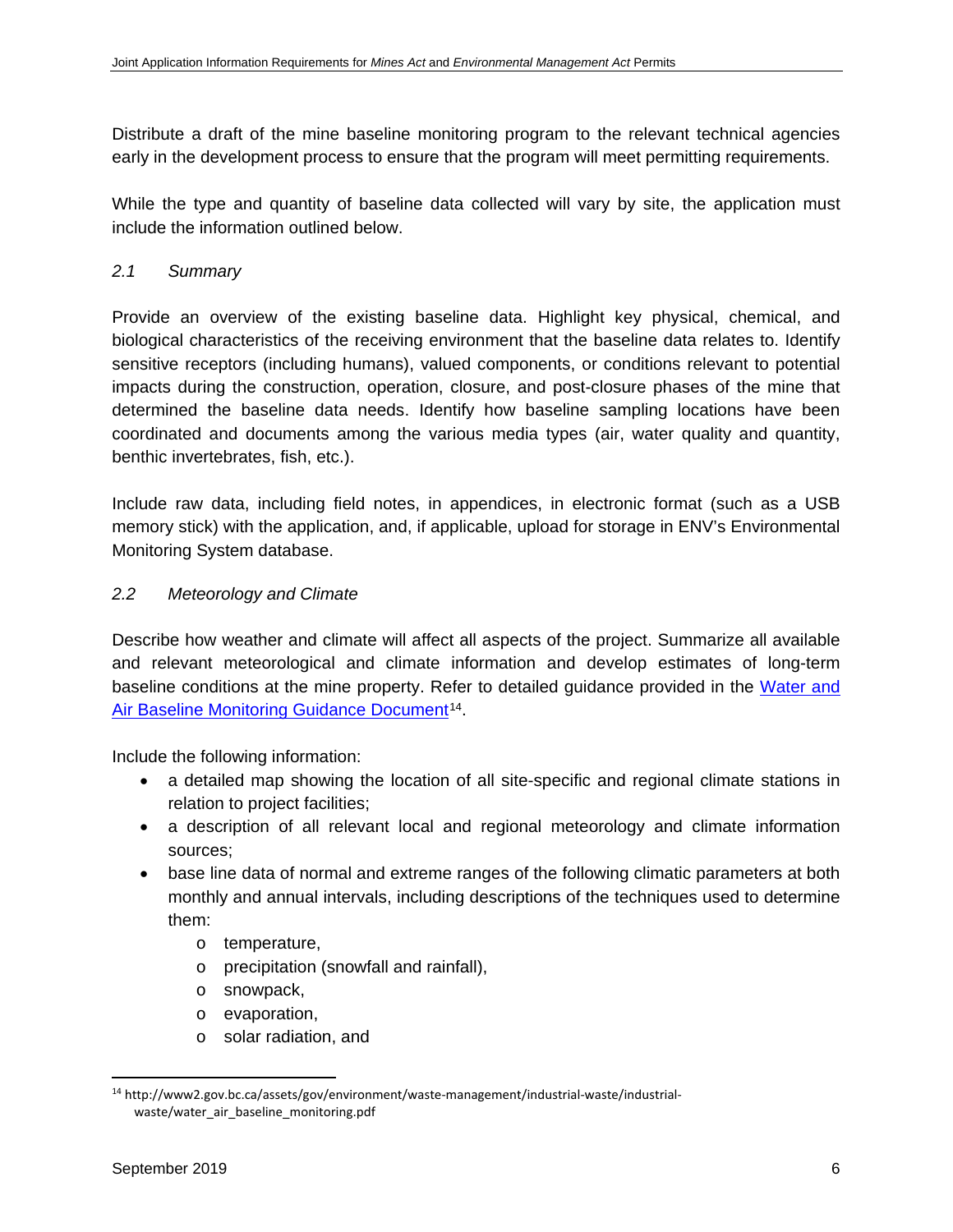Distribute a draft of the mine baseline monitoring program to the relevant technical agencies early in the development process to ensure that the program will meet permitting requirements.

While the type and quantity of baseline data collected will vary by site, the application must include the information outlined below.

### *2.1 Summary*

Provide an overview of the existing baseline data. Highlight key physical, chemical, and biological characteristics of the receiving environment that the baseline data relates to. Identify sensitive receptors (including humans), valued components, or conditions relevant to potential impacts during the construction, operation, closure, and post-closure phases of the mine that determined the baseline data needs. Identify how baseline sampling locations have been coordinated and documents among the various media types (air, water quality and quantity, benthic invertebrates, fish, etc.).

Include raw data, including field notes, in appendices, in electronic format (such as a USB memory stick) with the application, and, if applicable, upload for storage in ENV's Environmental Monitoring System database.

### *2.2 Meteorology and Climate*

Describe how weather and climate will affect all aspects of the project. Summarize all available and relevant meteorological and climate information and develop estimates of long-term baseline conditions at the mine property. Refer to detailed guidance provided in the [Water and Air Baseline Monitoring Guidance Document][14].

Include the following information:

- a detailed map showing the location of all site-specific and regional climate stations in relation to project facilities;
- a description of all relevant local and regional meteorology and climate information sources;
- base line data of normal and extreme ranges of the following climatic parameters at both monthly and annual intervals, including descriptions of the techniques used to determine them:
  - temperature,
  - precipitation (snowfall and rainfall),
  - snowpack,
  - evaporation,
  - solar radiation, and

[14] http://www2.gov.bc.ca/assets/gov/environment/waste-management/industrial-waste/industrial-waste/water_air_baseline_monitoring.pdf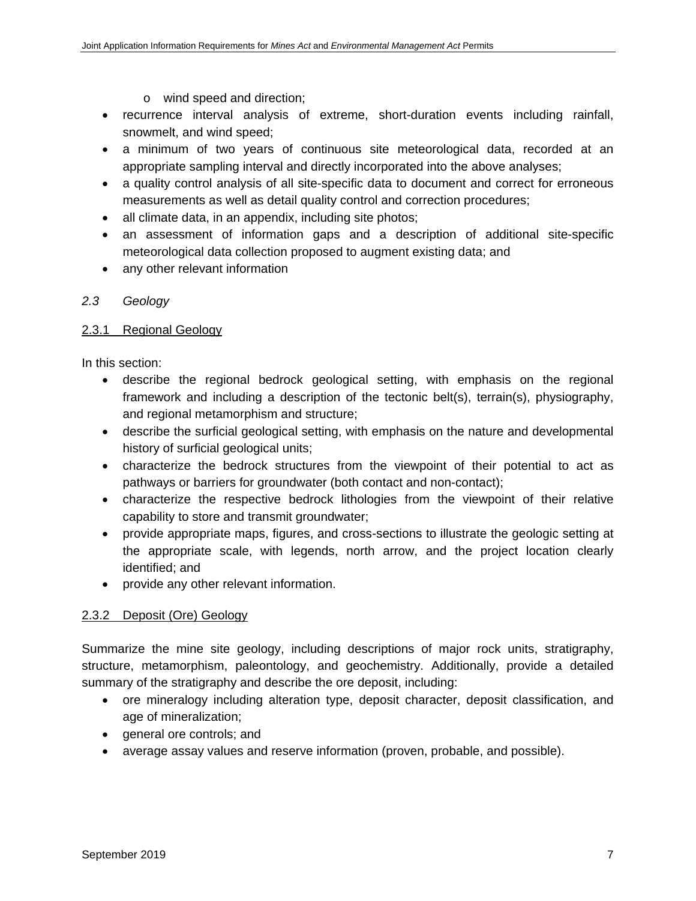- wind speed and direction;
- recurrence interval analysis of extreme, short-duration events including rainfall, snowmelt, and wind speed;
- a minimum of two years of continuous site meteorological data, recorded at an appropriate sampling interval and directly incorporated into the above analyses;
- a quality control analysis of all site-specific data to document and correct for erroneous measurements as well as detail quality control and correction procedures;
- all climate data, in an appendix, including site photos;
- an assessment of information gaps and a description of additional site-specific meteorological data collection proposed to augment existing data; and
- any other relevant information

## *2.3 Geology*

### 2.3.1 Regional Geology

In this section:

- describe the regional bedrock geological setting, with emphasis on the regional framework and including a description of the tectonic belt(s), terrain(s), physiography, and regional metamorphism and structure;
- describe the surficial geological setting, with emphasis on the nature and developmental history of surficial geological units;
- characterize the bedrock structures from the viewpoint of their potential to act as pathways or barriers for groundwater (both contact and non-contact);
- characterize the respective bedrock lithologies from the viewpoint of their relative capability to store and transmit groundwater;
- provide appropriate maps, figures, and cross-sections to illustrate the geologic setting at the appropriate scale, with legends, north arrow, and the project location clearly identified; and
- provide any other relevant information.

### 2.3.2 Deposit (Ore) Geology

Summarize the mine site geology, including descriptions of major rock units, stratigraphy, structure, metamorphism, paleontology, and geochemistry. Additionally, provide a detailed summary of the stratigraphy and describe the ore deposit, including:

- ore mineralogy including alteration type, deposit character, deposit classification, and age of mineralization;
- general ore controls; and
- average assay values and reserve information (proven, probable, and possible).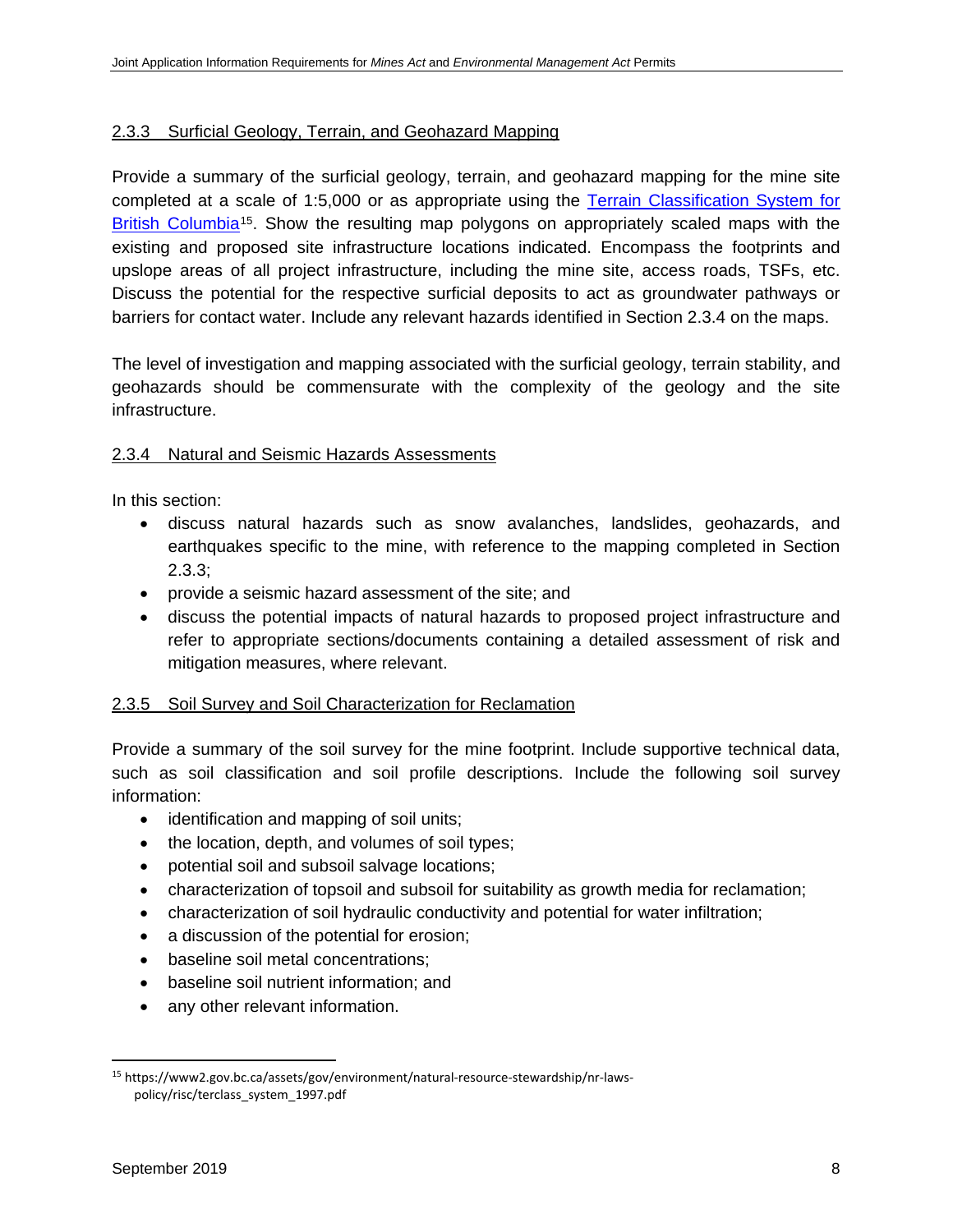### 2.3.3 Surficial Geology, Terrain, and Geohazard Mapping

Provide a summary of the surficial geology, terrain, and geohazard mapping for the mine site completed at a scale of 1:5,000 or as appropriate using the Terrain Classification System for British Columbia[15]. Show the resulting map polygons on appropriately scaled maps with the existing and proposed site infrastructure locations indicated. Encompass the footprints and upslope areas of all project infrastructure, including the mine site, access roads, TSFs, etc. Discuss the potential for the respective surficial deposits to act as groundwater pathways or barriers for contact water. Include any relevant hazards identified in Section 2.3.4 on the maps.

The level of investigation and mapping associated with the surficial geology, terrain stability, and geohazards should be commensurate with the complexity of the geology and the site infrastructure.

### 2.3.4 Natural and Seismic Hazards Assessments

In this section:

- discuss natural hazards such as snow avalanches, landslides, geohazards, and earthquakes specific to the mine, with reference to the mapping completed in Section 2.3.3;
- provide a seismic hazard assessment of the site; and
- discuss the potential impacts of natural hazards to proposed project infrastructure and refer to appropriate sections/documents containing a detailed assessment of risk and mitigation measures, where relevant.

### 2.3.5 Soil Survey and Soil Characterization for Reclamation

Provide a summary of the soil survey for the mine footprint. Include supportive technical data, such as soil classification and soil profile descriptions. Include the following soil survey information:

- identification and mapping of soil units;
- the location, depth, and volumes of soil types;
- potential soil and subsoil salvage locations;
- characterization of topsoil and subsoil for suitability as growth media for reclamation;
- characterization of soil hydraulic conductivity and potential for water infiltration;
- a discussion of the potential for erosion;
- baseline soil metal concentrations;
- baseline soil nutrient information; and
- any other relevant information.

---

[15] https://www2.gov.bc.ca/assets/gov/environment/natural-resource-stewardship/nr-laws-policy/risc/terclass_system_1997.pdf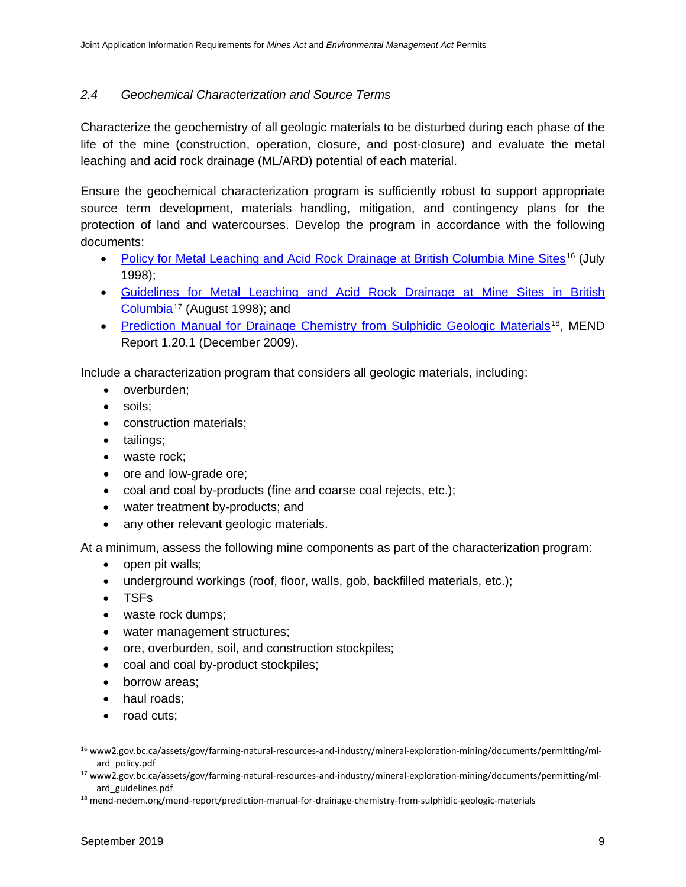### *2.4 Geochemical Characterization and Source Terms*

Characterize the geochemistry of all geologic materials to be disturbed during each phase of the life of the mine (construction, operation, closure, and post-closure) and evaluate the metal leaching and acid rock drainage (ML/ARD) potential of each material.

Ensure the geochemical characterization program is sufficiently robust to support appropriate source term development, materials handling, mitigation, and contingency plans for the protection of land and watercourses. Develop the program in accordance with the following documents:

- Policy for Metal Leaching and Acid Rock Drainage at British Columbia Mine Sites[16] (July 1998);
- Guidelines for Metal Leaching and Acid Rock Drainage at Mine Sites in British Columbia[17] (August 1998); and
- Prediction Manual for Drainage Chemistry from Sulphidic Geologic Materials[18], MEND Report 1.20.1 (December 2009).

Include a characterization program that considers all geologic materials, including:

- overburden;
- soils;
- construction materials;
- tailings;
- waste rock;
- ore and low-grade ore;
- coal and coal by-products (fine and coarse coal rejects, etc.);
- water treatment by-products; and
- any other relevant geologic materials.

At a minimum, assess the following mine components as part of the characterization program:

- open pit walls;
- underground workings (roof, floor, walls, gob, backfilled materials, etc.);
- TSFs
- waste rock dumps;
- water management structures;
- ore, overburden, soil, and construction stockpiles;
- coal and coal by-product stockpiles;
- borrow areas;
- haul roads;
- road cuts;

---

[16] www2.gov.bc.ca/assets/gov/farming-natural-resources-and-industry/mineral-exploration-mining/documents/permitting/ml-ard_policy.pdf

[17] www2.gov.bc.ca/assets/gov/farming-natural-resources-and-industry/mineral-exploration-mining/documents/permitting/ml-ard_guidelines.pdf

[18] mend-nedem.org/mend-report/prediction-manual-for-drainage-chemistry-from-sulphidic-geologic-materials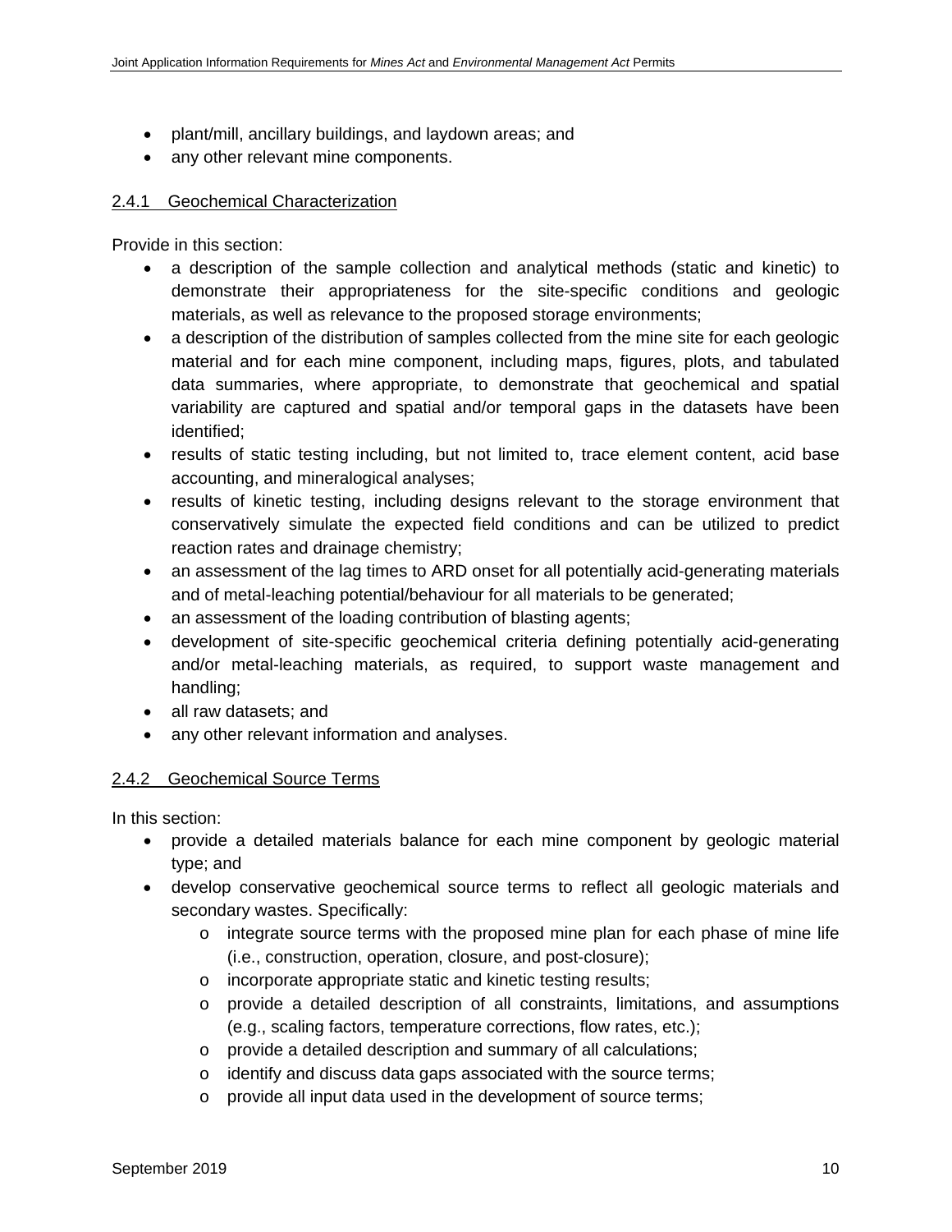- plant/mill, ancillary buildings, and laydown areas; and
- any other relevant mine components.

### 2.4.1 Geochemical Characterization

Provide in this section:

- a description of the sample collection and analytical methods (static and kinetic) to demonstrate their appropriateness for the site-specific conditions and geologic materials, as well as relevance to the proposed storage environments;
- a description of the distribution of samples collected from the mine site for each geologic material and for each mine component, including maps, figures, plots, and tabulated data summaries, where appropriate, to demonstrate that geochemical and spatial variability are captured and spatial and/or temporal gaps in the datasets have been identified;
- results of static testing including, but not limited to, trace element content, acid base accounting, and mineralogical analyses;
- results of kinetic testing, including designs relevant to the storage environment that conservatively simulate the expected field conditions and can be utilized to predict reaction rates and drainage chemistry;
- an assessment of the lag times to ARD onset for all potentially acid-generating materials and of metal-leaching potential/behaviour for all materials to be generated;
- an assessment of the loading contribution of blasting agents;
- development of site-specific geochemical criteria defining potentially acid-generating and/or metal-leaching materials, as required, to support waste management and handling;
- all raw datasets; and
- any other relevant information and analyses.

### 2.4.2 Geochemical Source Terms

In this section:

- provide a detailed materials balance for each mine component by geologic material type; and
- develop conservative geochemical source terms to reflect all geologic materials and secondary wastes. Specifically:
  - integrate source terms with the proposed mine plan for each phase of mine life (i.e., construction, operation, closure, and post-closure);
  - incorporate appropriate static and kinetic testing results;
  - provide a detailed description of all constraints, limitations, and assumptions (e.g., scaling factors, temperature corrections, flow rates, etc.);
  - provide a detailed description and summary of all calculations;
  - identify and discuss data gaps associated with the source terms;
  - provide all input data used in the development of source terms;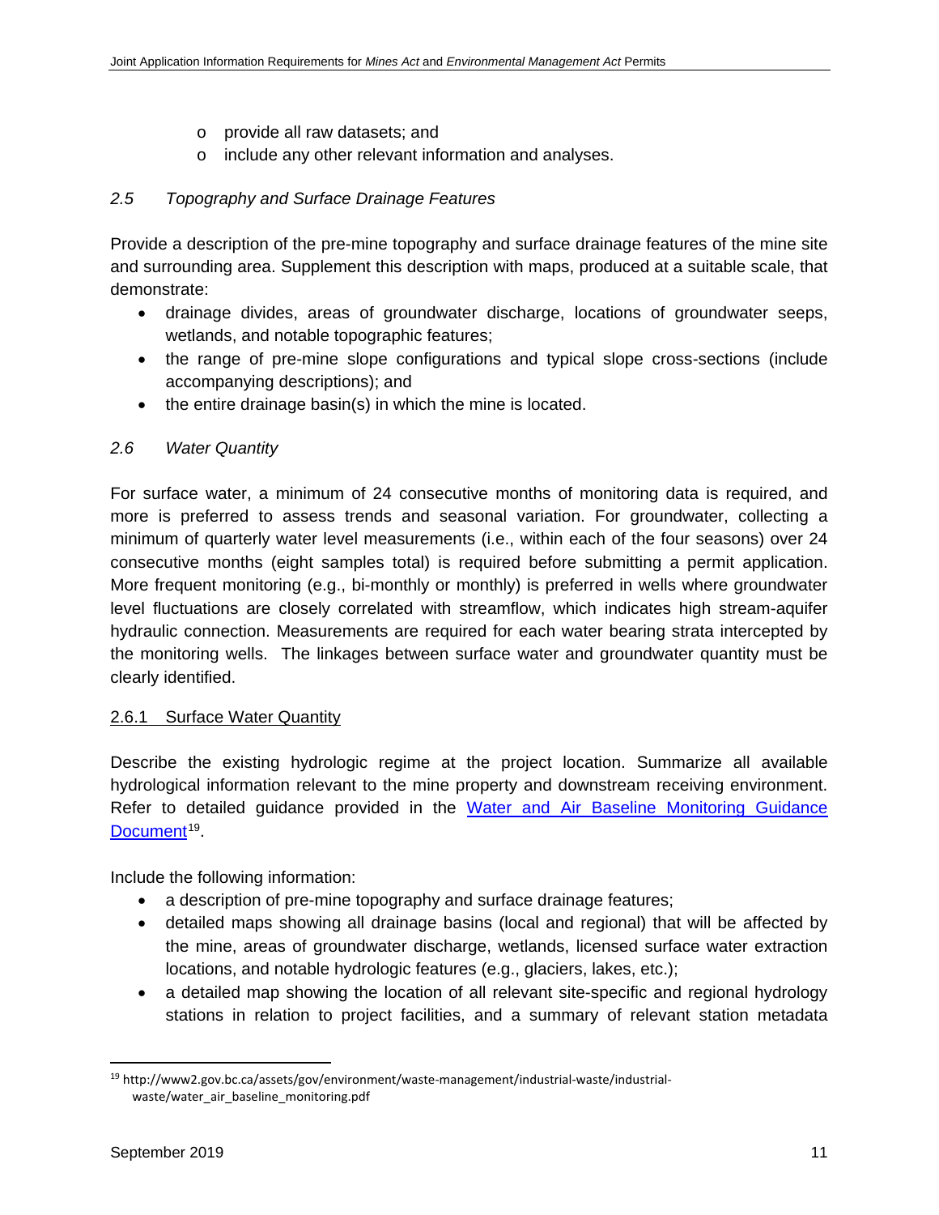- provide all raw datasets; and
   - include any other relevant information and analyses.

### *2.5 Topography and Surface Drainage Features*

Provide a description of the pre-mine topography and surface drainage features of the mine site and surrounding area. Supplement this description with maps, produced at a suitable scale, that demonstrate:

- drainage divides, areas of groundwater discharge, locations of groundwater seeps, wetlands, and notable topographic features;
- the range of pre-mine slope configurations and typical slope cross-sections (include accompanying descriptions); and
- the entire drainage basin(s) in which the mine is located.

### *2.6 Water Quantity*

For surface water, a minimum of 24 consecutive months of monitoring data is required, and more is preferred to assess trends and seasonal variation. For groundwater, collecting a minimum of quarterly water level measurements (i.e., within each of the four seasons) over 24 consecutive months (eight samples total) is required before submitting a permit application. More frequent monitoring (e.g., bi-monthly or monthly) is preferred in wells where groundwater level fluctuations are closely correlated with streamflow, which indicates high stream-aquifer hydraulic connection. Measurements are required for each water bearing strata intercepted by the monitoring wells. The linkages between surface water and groundwater quantity must be clearly identified.

#### 2.6.1 Surface Water Quantity

Describe the existing hydrologic regime at the project location. Summarize all available hydrological information relevant to the mine property and downstream receiving environment. Refer to detailed guidance provided in the [Water and Air Baseline Monitoring Guidance Document](http://www2.gov.bc.ca/assets/gov/environment/waste-management/industrial-waste/industrial-waste/water_air_baseline_monitoring.pdf)[19].

Include the following information:

- a description of pre-mine topography and surface drainage features;
- detailed maps showing all drainage basins (local and regional) that will be affected by the mine, areas of groundwater discharge, wetlands, licensed surface water extraction locations, and notable hydrologic features (e.g., glaciers, lakes, etc.);
- a detailed map showing the location of all relevant site-specific and regional hydrology stations in relation to project facilities, and a summary of relevant station metadata

---

[19] http://www2.gov.bc.ca/assets/gov/environment/waste-management/industrial-waste/industrial-waste/water_air_baseline_monitoring.pdf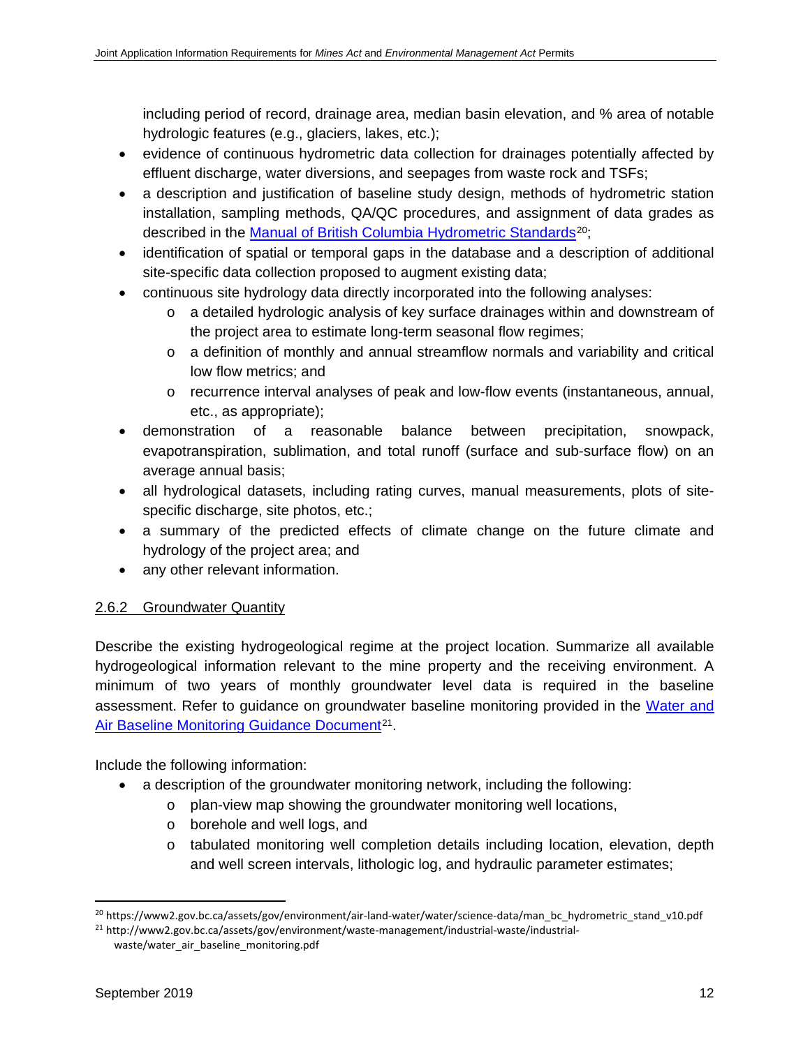including period of record, drainage area, median basin elevation, and % area of notable hydrologic features (e.g., glaciers, lakes, etc.);

- evidence of continuous hydrometric data collection for drainages potentially affected by effluent discharge, water diversions, and seepages from waste rock and TSFs;
- a description and justification of baseline study design, methods of hydrometric station installation, sampling methods, QA/QC procedures, and assignment of data grades as described in the [Manual of British Columbia Hydrometric Standards](https://www2.gov.bc.ca/assets/gov/environment/air-land-water/water/science-data/man_bc_hydrometric_stand_v10.pdf)[20];
- identification of spatial or temporal gaps in the database and a description of additional site-specific data collection proposed to augment existing data;
- continuous site hydrology data directly incorporated into the following analyses:
  - a detailed hydrologic analysis of key surface drainages within and downstream of the project area to estimate long-term seasonal flow regimes;
  - a definition of monthly and annual streamflow normals and variability and critical low flow metrics; and
  - recurrence interval analyses of peak and low-flow events (instantaneous, annual, etc., as appropriate);
- demonstration of a reasonable balance between precipitation, snowpack, evapotranspiration, sublimation, and total runoff (surface and sub-surface flow) on an average annual basis;
- all hydrological datasets, including rating curves, manual measurements, plots of site-specific discharge, site photos, etc.;
- a summary of the predicted effects of climate change on the future climate and hydrology of the project area; and
- any other relevant information.

### 2.6.2 Groundwater Quantity

Describe the existing hydrogeological regime at the project location. Summarize all available hydrogeological information relevant to the mine property and the receiving environment. A minimum of two years of monthly groundwater level data is required in the baseline assessment. Refer to guidance on groundwater baseline monitoring provided in the [Water and Air Baseline Monitoring Guidance Document](http://www2.gov.bc.ca/assets/gov/environment/waste-management/industrial-waste/industrial-waste/water_air_baseline_monitoring.pdf)[21].

Include the following information:

- a description of the groundwater monitoring network, including the following:
  - plan-view map showing the groundwater monitoring well locations,
  - borehole and well logs, and
  - tabulated monitoring well completion details including location, elevation, depth and well screen intervals, lithologic log, and hydraulic parameter estimates;

---

[20] https://www2.gov.bc.ca/assets/gov/environment/air-land-water/water/science-data/man_bc_hydrometric_stand_v10.pdf

[21] http://www2.gov.bc.ca/assets/gov/environment/waste-management/industrial-waste/industrial-waste/water_air_baseline_monitoring.pdf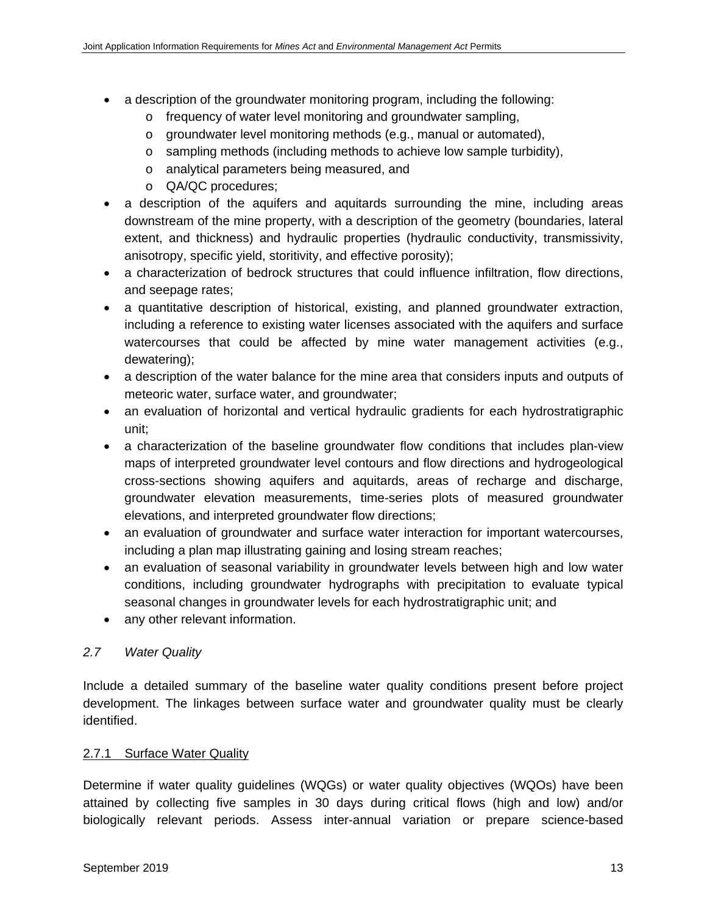- a description of the groundwater monitoring program, including the following:
  - frequency of water level monitoring and groundwater sampling,
  - groundwater level monitoring methods (e.g., manual or automated),
  - sampling methods (including methods to achieve low sample turbidity),
  - analytical parameters being measured, and
  - QA/QC procedures;
- a description of the aquifers and aquitards surrounding the mine, including areas downstream of the mine property, with a description of the geometry (boundaries, lateral extent, and thickness) and hydraulic properties (hydraulic conductivity, transmissivity, anisotropy, specific yield, storitivity, and effective porosity);
- a characterization of bedrock structures that could influence infiltration, flow directions, and seepage rates;
- a quantitative description of historical, existing, and planned groundwater extraction, including a reference to existing water licenses associated with the aquifers and surface watercourses that could be affected by mine water management activities (e.g., dewatering);
- a description of the water balance for the mine area that considers inputs and outputs of meteoric water, surface water, and groundwater;
- an evaluation of horizontal and vertical hydraulic gradients for each hydrostratigraphic unit;
- a characterization of the baseline groundwater flow conditions that includes plan-view maps of interpreted groundwater level contours and flow directions and hydrogeological cross-sections showing aquifers and aquitards, areas of recharge and discharge, groundwater elevation measurements, time-series plots of measured groundwater elevations, and interpreted groundwater flow directions;
- an evaluation of groundwater and surface water interaction for important watercourses, including a plan map illustrating gaining and losing stream reaches;
- an evaluation of seasonal variability in groundwater levels between high and low water conditions, including groundwater hydrographs with precipitation to evaluate typical seasonal changes in groundwater levels for each hydrostratigraphic unit; and
- any other relevant information.

## *2.7 Water Quality*

Include a detailed summary of the baseline water quality conditions present before project development. The linkages between surface water and groundwater quality must be clearly identified.

### 2.7.1 Surface Water Quality

Determine if water quality guidelines (WQGs) or water quality objectives (WQOs) have been attained by collecting five samples in 30 days during critical flows (high and low) and/or biologically relevant periods. Assess inter-annual variation or prepare science-based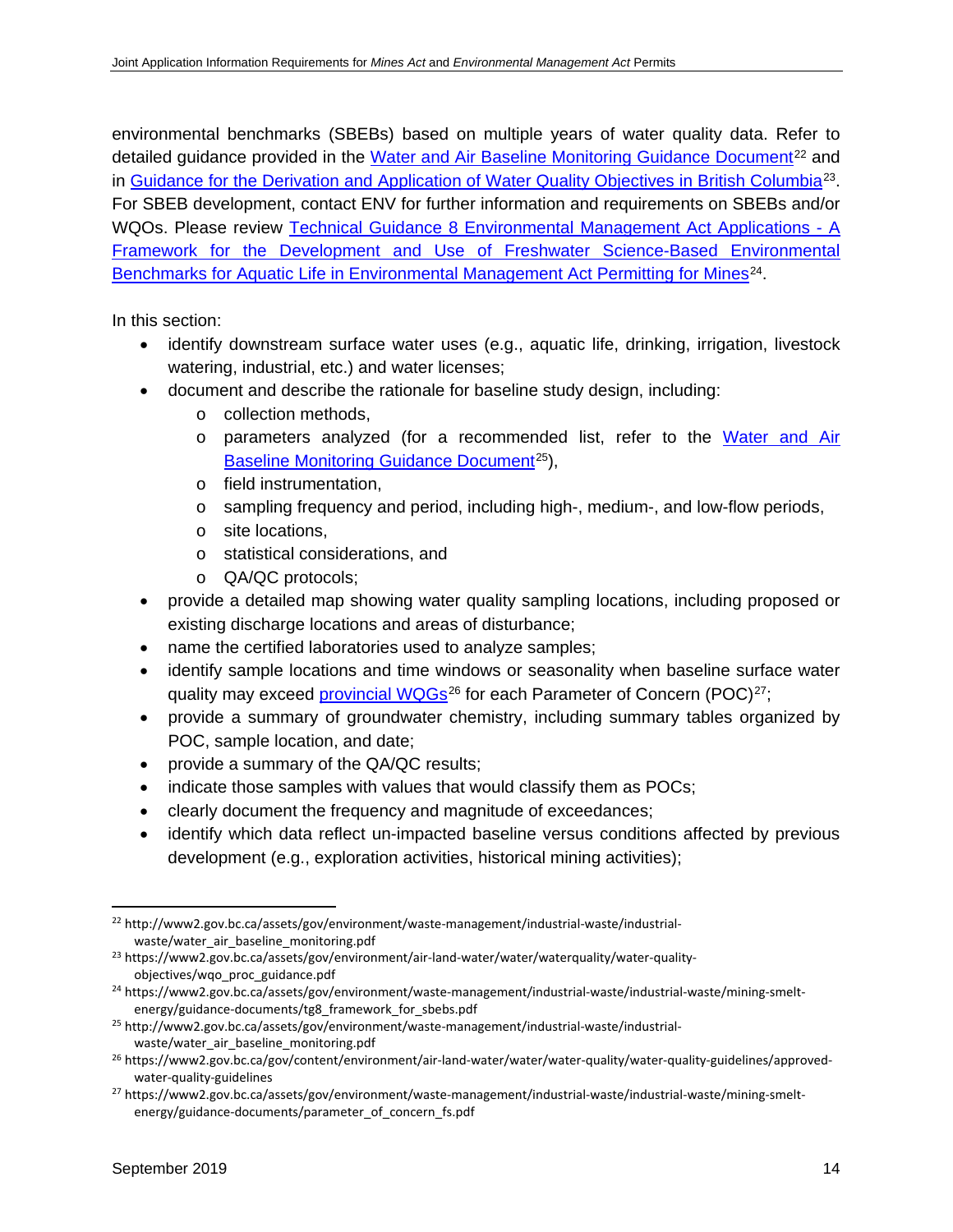environmental benchmarks (SBEBs) based on multiple years of water quality data. Refer to detailed guidance provided in the [Water and Air Baseline Monitoring Guidance Document](http://www2.gov.bc.ca/assets/gov/environment/waste-management/industrial-waste/industrial-waste/water_air_baseline_monitoring.pdf)[22] and in [Guidance for the Derivation and Application of Water Quality Objectives in British Columbia](https://www2.gov.bc.ca/assets/gov/environment/air-land-water/water/waterquality/water-quality-objectives/wqo_proc_guidance.pdf)[23]. For SBEB development, contact ENV for further information and requirements on SBEBs and/or WQOs. Please review [Technical Guidance 8 Environmental Management Act Applications - A Framework for the Development and Use of Freshwater Science-Based Environmental Benchmarks for Aquatic Life in Environmental Management Act Permitting for Mines](https://www2.gov.bc.ca/assets/gov/environment/waste-management/industrial-waste/industrial-waste/mining-smelt-energy/guidance-documents/tg8_framework_for_sbebs.pdf)[24].

In this section:

- identify downstream surface water uses (e.g., aquatic life, drinking, irrigation, livestock watering, industrial, etc.) and water licenses;
- document and describe the rationale for baseline study design, including:
  - collection methods,
  - parameters analyzed (for a recommended list, refer to the [Water and Air Baseline Monitoring Guidance Document](http://www2.gov.bc.ca/assets/gov/environment/waste-management/industrial-waste/industrial-waste/water_air_baseline_monitoring.pdf)[25]),
  - field instrumentation,
  - sampling frequency and period, including high-, medium-, and low-flow periods,
  - site locations,
  - statistical considerations, and
  - QA/QC protocols;
- provide a detailed map showing water quality sampling locations, including proposed or existing discharge locations and areas of disturbance;
- name the certified laboratories used to analyze samples;
- identify sample locations and time windows or seasonality when baseline surface water quality may exceed [provincial WQGs](https://www2.gov.bc.ca/gov/content/environment/air-land-water/water/water-quality/water-quality-guidelines/approved-water-quality-guidelines)[26] for each Parameter of Concern (POC)[27];
- provide a summary of groundwater chemistry, including summary tables organized by POC, sample location, and date;
- provide a summary of the QA/QC results;
- indicate those samples with values that would classify them as POCs;
- clearly document the frequency and magnitude of exceedances;
- identify which data reflect un-impacted baseline versus conditions affected by previous development (e.g., exploration activities, historical mining activities);

---

[22] http://www2.gov.bc.ca/assets/gov/environment/waste-management/industrial-waste/industrial-waste/water_air_baseline_monitoring.pdf

[23] https://www2.gov.bc.ca/assets/gov/environment/air-land-water/water/waterquality/water-quality-objectives/wqo_proc_guidance.pdf

[24] https://www2.gov.bc.ca/assets/gov/environment/waste-management/industrial-waste/industrial-waste/mining-smelt-energy/guidance-documents/tg8_framework_for_sbebs.pdf

[25] http://www2.gov.bc.ca/assets/gov/environment/waste-management/industrial-waste/industrial-waste/water_air_baseline_monitoring.pdf

[26] https://www2.gov.bc.ca/gov/content/environment/air-land-water/water/water-quality/water-quality-guidelines/approved-water-quality-guidelines

[27] https://www2.gov.bc.ca/assets/gov/environment/waste-management/industrial-waste/industrial-waste/mining-smelt-energy/guidance-documents/parameter_of_concern_fs.pdf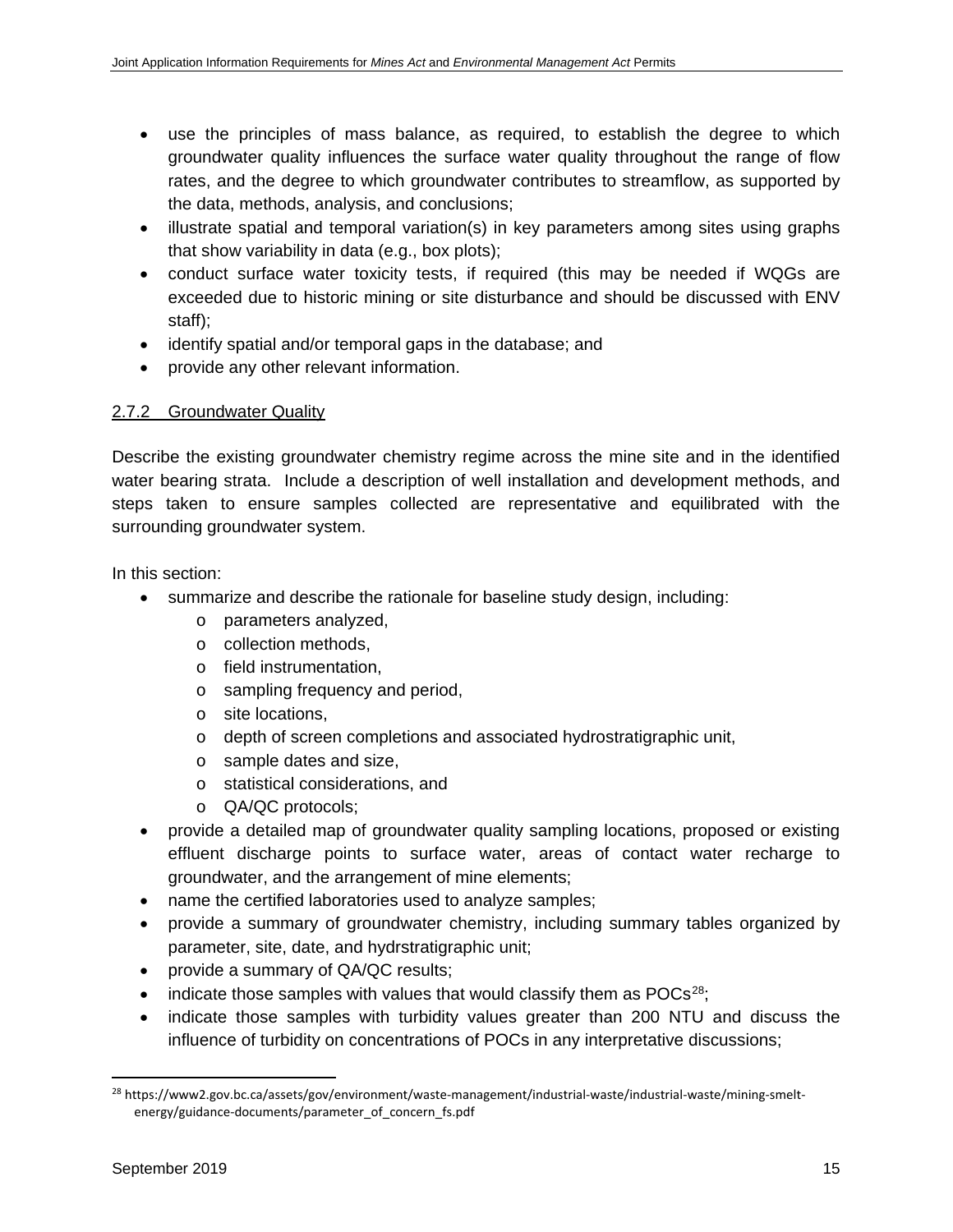- use the principles of mass balance, as required, to establish the degree to which groundwater quality influences the surface water quality throughout the range of flow rates, and the degree to which groundwater contributes to streamflow, as supported by the data, methods, analysis, and conclusions;
- illustrate spatial and temporal variation(s) in key parameters among sites using graphs that show variability in data (e.g., box plots);
- conduct surface water toxicity tests, if required (this may be needed if WQGs are exceeded due to historic mining or site disturbance and should be discussed with ENV staff);
- identify spatial and/or temporal gaps in the database; and
- provide any other relevant information.

### 2.7.2 Groundwater Quality

Describe the existing groundwater chemistry regime across the mine site and in the identified water bearing strata. Include a description of well installation and development methods, and steps taken to ensure samples collected are representative and equilibrated with the surrounding groundwater system.

In this section:

- summarize and describe the rationale for baseline study design, including:
  - parameters analyzed,
  - collection methods,
  - field instrumentation,
  - sampling frequency and period,
  - site locations,
  - depth of screen completions and associated hydrostratigraphic unit,
  - sample dates and size,
  - statistical considerations, and
  - QA/QC protocols;
- provide a detailed map of groundwater quality sampling locations, proposed or existing effluent discharge points to surface water, areas of contact water recharge to groundwater, and the arrangement of mine elements;
- name the certified laboratories used to analyze samples;
- provide a summary of groundwater chemistry, including summary tables organized by parameter, site, date, and hydrstratigraphic unit;
- provide a summary of QA/QC results;
- indicate those samples with values that would classify them as POCs[28];
- indicate those samples with turbidity values greater than 200 NTU and discuss the influence of turbidity on concentrations of POCs in any interpretative discussions;

[28] https://www2.gov.bc.ca/assets/gov/environment/waste-management/industrial-waste/industrial-waste/mining-smelt-energy/guidance-documents/parameter_of_concern_fs.pdf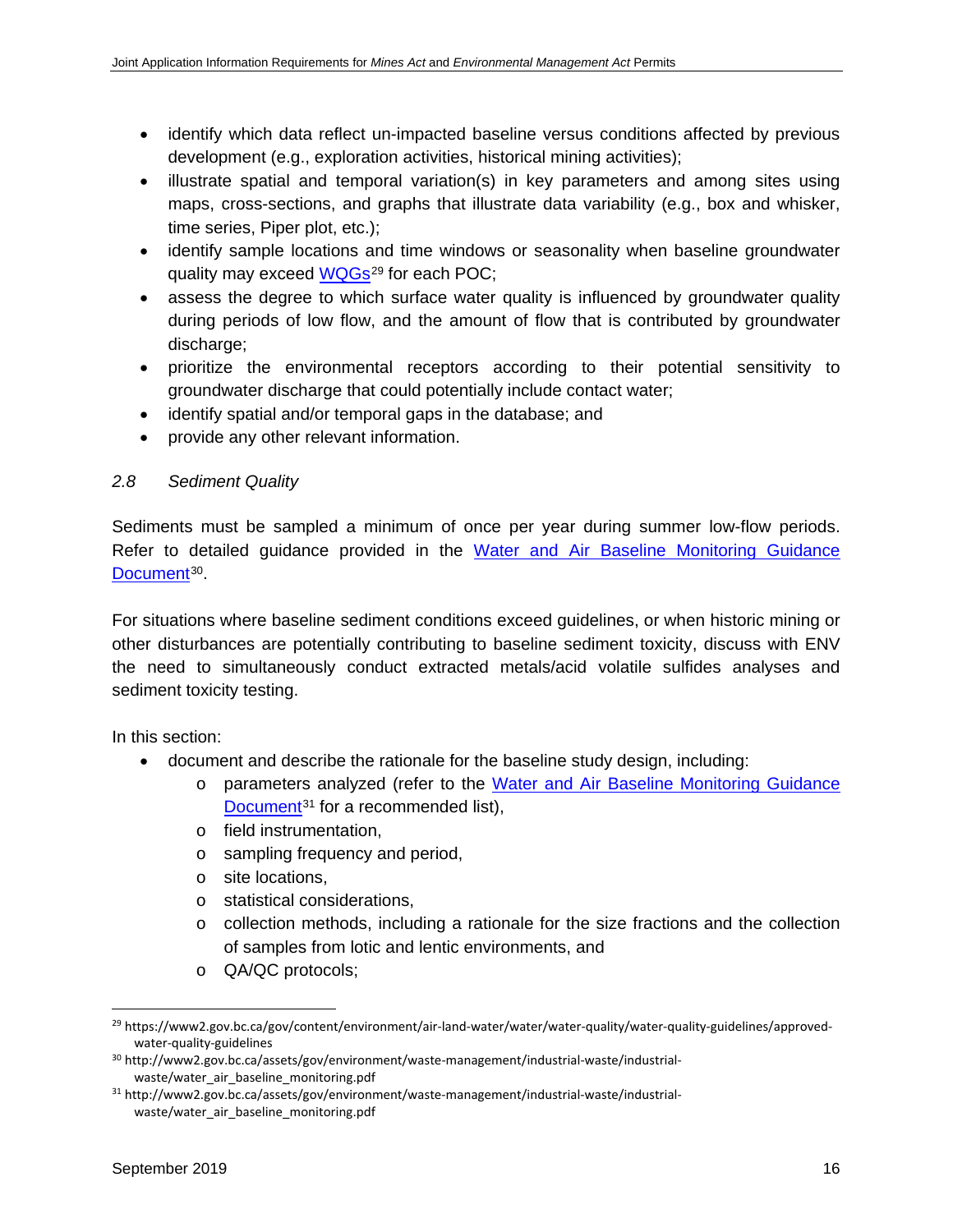- identify which data reflect un-impacted baseline versus conditions affected by previous development (e.g., exploration activities, historical mining activities);
- illustrate spatial and temporal variation(s) in key parameters and among sites using maps, cross-sections, and graphs that illustrate data variability (e.g., box and whisker, time series, Piper plot, etc.);
- identify sample locations and time windows or seasonality when baseline groundwater quality may exceed WQGs[29] for each POC;
- assess the degree to which surface water quality is influenced by groundwater quality during periods of low flow, and the amount of flow that is contributed by groundwater discharge;
- prioritize the environmental receptors according to their potential sensitivity to groundwater discharge that could potentially include contact water;
- identify spatial and/or temporal gaps in the database; and
- provide any other relevant information.

### *2.8 Sediment Quality*

Sediments must be sampled a minimum of once per year during summer low-flow periods. Refer to detailed guidance provided in the Water and Air Baseline Monitoring Guidance Document[30].

For situations where baseline sediment conditions exceed guidelines, or when historic mining or other disturbances are potentially contributing to baseline sediment toxicity, discuss with ENV the need to simultaneously conduct extracted metals/acid volatile sulfides analyses and sediment toxicity testing.

In this section:

- document and describe the rationale for the baseline study design, including:
    - parameters analyzed (refer to the Water and Air Baseline Monitoring Guidance Document[31] for a recommended list),
    - field instrumentation,
    - sampling frequency and period,
    - site locations,
    - statistical considerations,
    - collection methods, including a rationale for the size fractions and the collection of samples from lotic and lentic environments, and
    - QA/QC protocols;

---

[29] https://www2.gov.bc.ca/gov/content/environment/air-land-water/water/water-quality/water-quality-guidelines/approved-water-quality-guidelines

[30] http://www2.gov.bc.ca/assets/gov/environment/waste-management/industrial-waste/industrial-waste/water_air_baseline_monitoring.pdf

[31] http://www2.gov.bc.ca/assets/gov/environment/waste-management/industrial-waste/industrial-waste/water_air_baseline_monitoring.pdf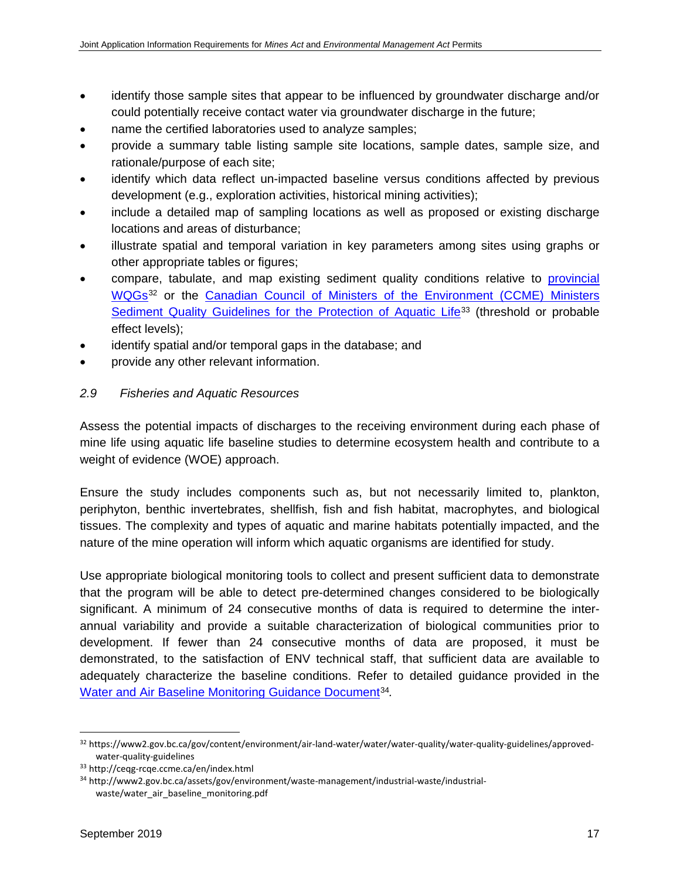- identify those sample sites that appear to be influenced by groundwater discharge and/or could potentially receive contact water via groundwater discharge in the future;
- name the certified laboratories used to analyze samples;
- provide a summary table listing sample site locations, sample dates, sample size, and rationale/purpose of each site;
- identify which data reflect un-impacted baseline versus conditions affected by previous development (e.g., exploration activities, historical mining activities);
- include a detailed map of sampling locations as well as proposed or existing discharge locations and areas of disturbance;
- illustrate spatial and temporal variation in key parameters among sites using graphs or other appropriate tables or figures;
- compare, tabulate, and map existing sediment quality conditions relative to provincial WQGs[32] or the Canadian Council of Ministers of the Environment (CCME) Ministers Sediment Quality Guidelines for the Protection of Aquatic Life[33] (threshold or probable effect levels);
- identify spatial and/or temporal gaps in the database; and
- provide any other relevant information.

### *2.9 Fisheries and Aquatic Resources*

Assess the potential impacts of discharges to the receiving environment during each phase of mine life using aquatic life baseline studies to determine ecosystem health and contribute to a weight of evidence (WOE) approach.

Ensure the study includes components such as, but not necessarily limited to, plankton, periphyton, benthic invertebrates, shellfish, fish and fish habitat, macrophytes, and biological tissues. The complexity and types of aquatic and marine habitats potentially impacted, and the nature of the mine operation will inform which aquatic organisms are identified for study.

Use appropriate biological monitoring tools to collect and present sufficient data to demonstrate that the program will be able to detect pre-determined changes considered to be biologically significant. A minimum of 24 consecutive months of data is required to determine the inter-annual variability and provide a suitable characterization of biological communities prior to development. If fewer than 24 consecutive months of data are proposed, it must be demonstrated, to the satisfaction of ENV technical staff, that sufficient data are available to adequately characterize the baseline conditions. Refer to detailed guidance provided in the Water and Air Baseline Monitoring Guidance Document[34].

---

[32] https://www2.gov.bc.ca/gov/content/environment/air-land-water/water/water-quality/water-quality-guidelines/approved-water-quality-guidelines

[33] http://ceqg-rcqe.ccme.ca/en/index.html

[34] http://www2.gov.bc.ca/assets/gov/environment/waste-management/industrial-waste/industrial-waste/water_air_baseline_monitoring.pdf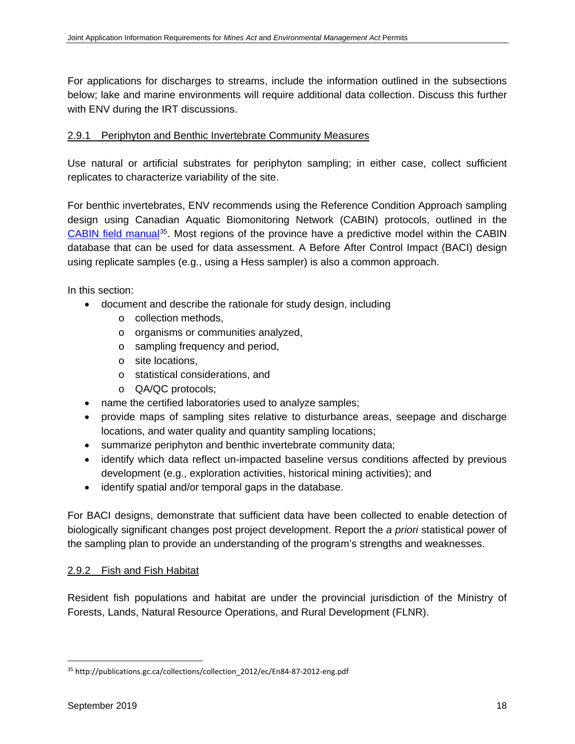For applications for discharges to streams, include the information outlined in the subsections below; lake and marine environments will require additional data collection. Discuss this further with ENV during the IRT discussions.

### 2.9.1 Periphyton and Benthic Invertebrate Community Measures

Use natural or artificial substrates for periphyton sampling; in either case, collect sufficient replicates to characterize variability of the site.

For benthic invertebrates, ENV recommends using the Reference Condition Approach sampling design using Canadian Aquatic Biomonitoring Network (CABIN) protocols, outlined in the CABIN field manual[35]. Most regions of the province have a predictive model within the CABIN database that can be used for data assessment. A Before After Control Impact (BACI) design using replicate samples (e.g., using a Hess sampler) is also a common approach.

In this section:

- document and describe the rationale for study design, including
  - collection methods,
  - organisms or communities analyzed,
  - sampling frequency and period,
  - site locations,
  - statistical considerations, and
  - QA/QC protocols;
- name the certified laboratories used to analyze samples;
- provide maps of sampling sites relative to disturbance areas, seepage and discharge locations, and water quality and quantity sampling locations;
- summarize periphyton and benthic invertebrate community data;
- identify which data reflect un-impacted baseline versus conditions affected by previous development (e.g., exploration activities, historical mining activities); and
- identify spatial and/or temporal gaps in the database.

For BACI designs, demonstrate that sufficient data have been collected to enable detection of biologically significant changes post project development. Report the *a priori* statistical power of the sampling plan to provide an understanding of the program's strengths and weaknesses.

### 2.9.2 Fish and Fish Habitat

Resident fish populations and habitat are under the provincial jurisdiction of the Ministry of Forests, Lands, Natural Resource Operations, and Rural Development (FLNR).

[35] http://publications.gc.ca/collections/collection_2012/ec/En84-87-2012-eng.pdf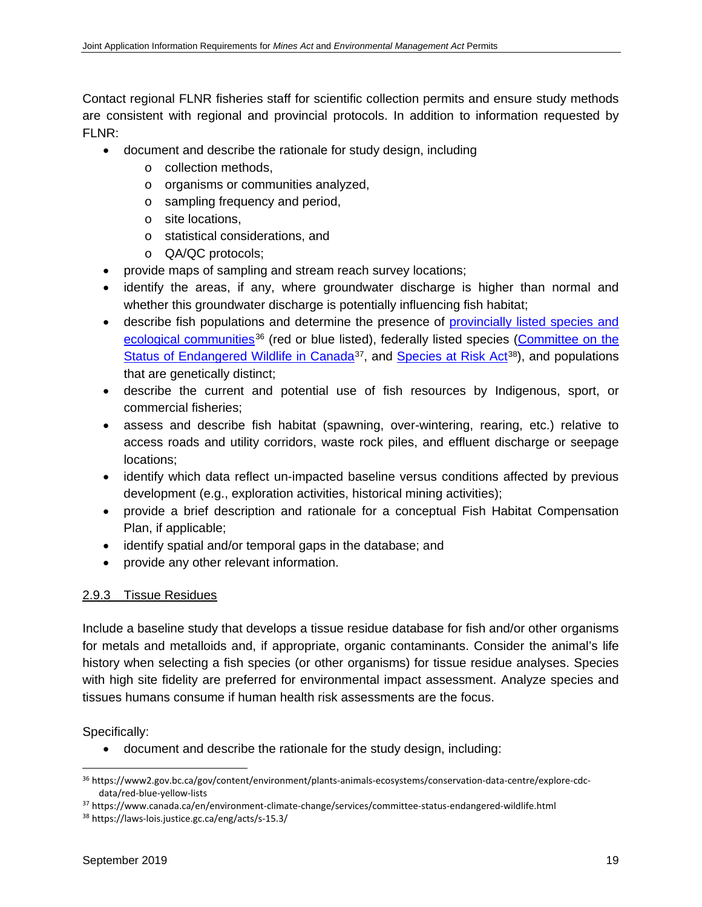Contact regional FLNR fisheries staff for scientific collection permits and ensure study methods are consistent with regional and provincial protocols. In addition to information requested by FLNR:

- document and describe the rationale for study design, including
  - collection methods,
  - organisms or communities analyzed,
  - sampling frequency and period,
  - site locations,
  - statistical considerations, and
  - QA/QC protocols;
- provide maps of sampling and stream reach survey locations;
- identify the areas, if any, where groundwater discharge is higher than normal and whether this groundwater discharge is potentially influencing fish habitat;
- describe fish populations and determine the presence of [provincially listed species and ecological communities](https://www2.gov.bc.ca/gov/content/environment/plants-animals-ecosystems/conservation-data-centre/explore-cdc-data/red-blue-yellow-lists)[36] (red or blue listed), federally listed species ([Committee on the Status of Endangered Wildlife in Canada](https://www.canada.ca/en/environment-climate-change/services/committee-status-endangered-wildlife.html)[37], and [Species at Risk Act](https://laws-lois.justice.gc.ca/eng/acts/s-15.3/)[38]), and populations that are genetically distinct;
- describe the current and potential use of fish resources by Indigenous, sport, or commercial fisheries;
- assess and describe fish habitat (spawning, over-wintering, rearing, etc.) relative to access roads and utility corridors, waste rock piles, and effluent discharge or seepage locations;
- identify which data reflect un-impacted baseline versus conditions affected by previous development (e.g., exploration activities, historical mining activities);
- provide a brief description and rationale for a conceptual Fish Habitat Compensation Plan, if applicable;
- identify spatial and/or temporal gaps in the database; and
- provide any other relevant information.

### 2.9.3 Tissue Residues

Include a baseline study that develops a tissue residue database for fish and/or other organisms for metals and metalloids and, if appropriate, organic contaminants. Consider the animal's life history when selecting a fish species (or other organisms) for tissue residue analyses. Species with high site fidelity are preferred for environmental impact assessment. Analyze species and tissues humans consume if human health risk assessments are the focus.

Specifically:

- document and describe the rationale for the study design, including:

---

[36] https://www2.gov.bc.ca/gov/content/environment/plants-animals-ecosystems/conservation-data-centre/explore-cdc-data/red-blue-yellow-lists

[37] https://www.canada.ca/en/environment-climate-change/services/committee-status-endangered-wildlife.html

[38] https://laws-lois.justice.gc.ca/eng/acts/s-15.3/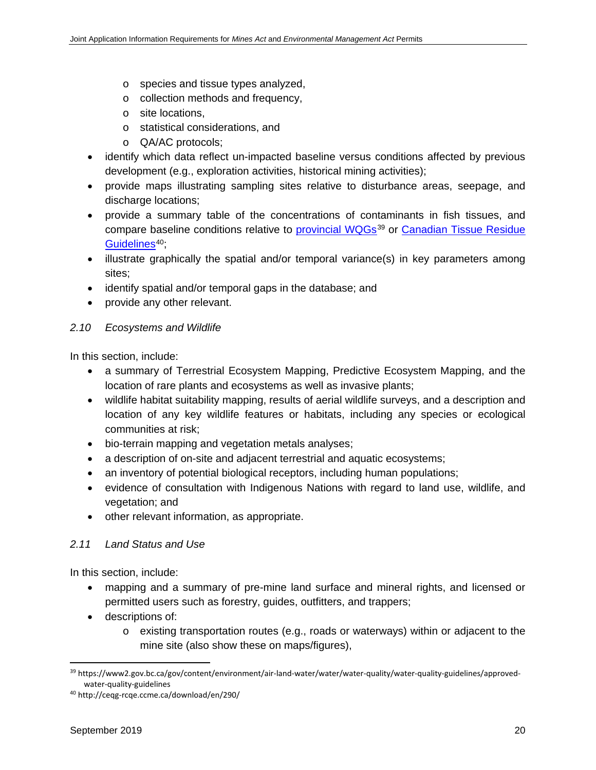- species and tissue types analyzed,
  - collection methods and frequency,
  - site locations,
  - statistical considerations, and
  - QA/AC protocols;
- identify which data reflect un-impacted baseline versus conditions affected by previous development (e.g., exploration activities, historical mining activities);
- provide maps illustrating sampling sites relative to disturbance areas, seepage, and discharge locations;
- provide a summary table of the concentrations of contaminants in fish tissues, and compare baseline conditions relative to provincial WQGs[39] or Canadian Tissue Residue Guidelines[40];
- illustrate graphically the spatial and/or temporal variance(s) in key parameters among sites;
- identify spatial and/or temporal gaps in the database; and
- provide any other relevant.

### *2.10 Ecosystems and Wildlife*

In this section, include:

- a summary of Terrestrial Ecosystem Mapping, Predictive Ecosystem Mapping, and the location of rare plants and ecosystems as well as invasive plants;
- wildlife habitat suitability mapping, results of aerial wildlife surveys, and a description and location of any key wildlife features or habitats, including any species or ecological communities at risk;
- bio-terrain mapping and vegetation metals analyses;
- a description of on-site and adjacent terrestrial and aquatic ecosystems;
- an inventory of potential biological receptors, including human populations;
- evidence of consultation with Indigenous Nations with regard to land use, wildlife, and vegetation; and
- other relevant information, as appropriate.

### *2.11 Land Status and Use*

In this section, include:

- mapping and a summary of pre-mine land surface and mineral rights, and licensed or permitted users such as forestry, guides, outfitters, and trappers;
- descriptions of:
  - existing transportation routes (e.g., roads or waterways) within or adjacent to the mine site (also show these on maps/figures),

---

[39] https://www2.gov.bc.ca/gov/content/environment/air-land-water/water/water-quality/water-quality-guidelines/approved-water-quality-guidelines

[40] http://ceqg-rcqe.ccme.ca/download/en/290/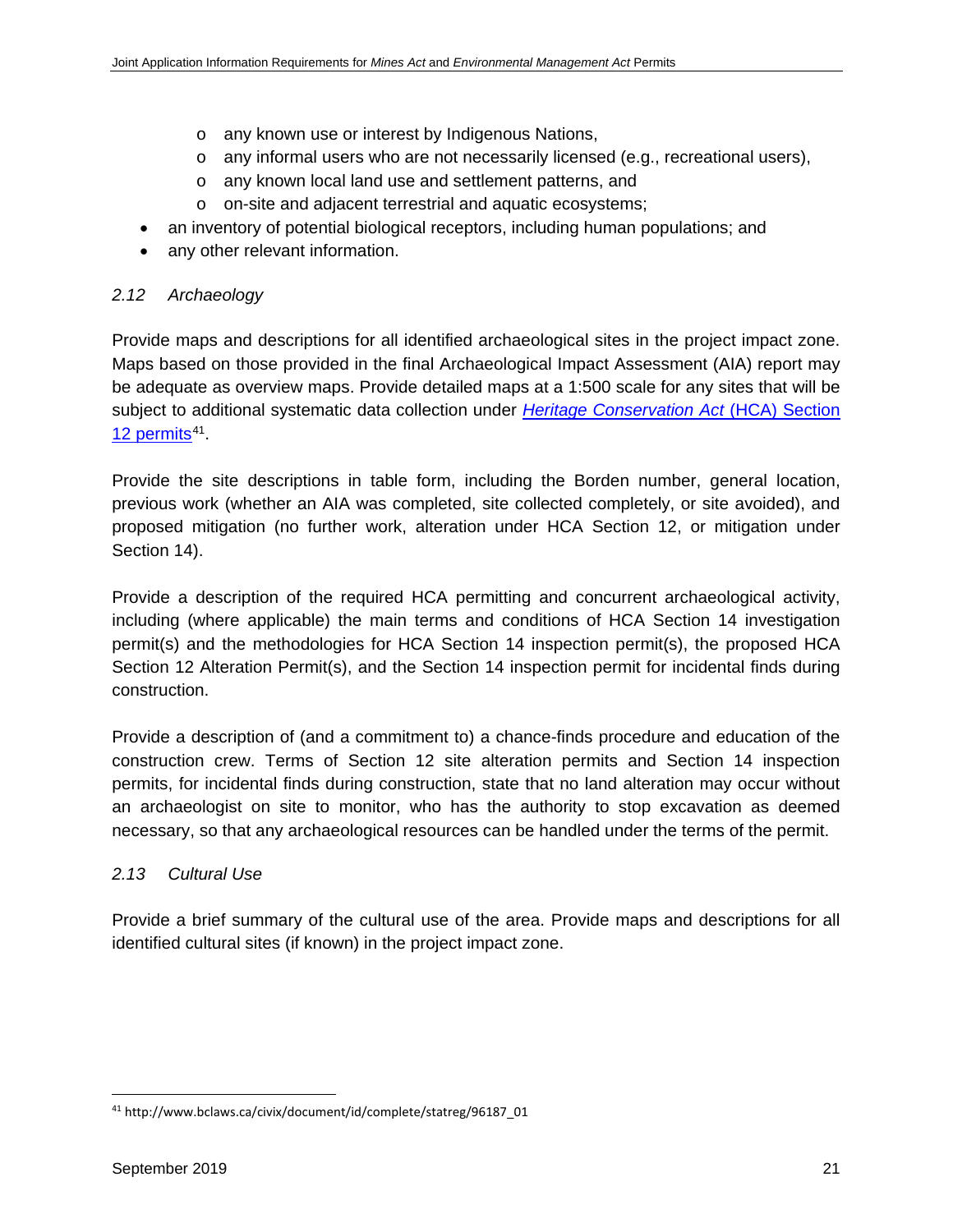- any known use or interest by Indigenous Nations,
  - any informal users who are not necessarily licensed (e.g., recreational users),
  - any known local land use and settlement patterns, and
  - on-site and adjacent terrestrial and aquatic ecosystems;
- an inventory of potential biological receptors, including human populations; and
- any other relevant information.

### *2.12 Archaeology*

Provide maps and descriptions for all identified archaeological sites in the project impact zone. Maps based on those provided in the final Archaeological Impact Assessment (AIA) report may be adequate as overview maps. Provide detailed maps at a 1:500 scale for any sites that will be subject to additional systematic data collection under [*Heritage Conservation Act* (HCA) Section 12 permits](http://www.bclaws.ca/civix/document/id/complete/statreg/96187_01)[41].

Provide the site descriptions in table form, including the Borden number, general location, previous work (whether an AIA was completed, site collected completely, or site avoided), and proposed mitigation (no further work, alteration under HCA Section 12, or mitigation under Section 14).

Provide a description of the required HCA permitting and concurrent archaeological activity, including (where applicable) the main terms and conditions of HCA Section 14 investigation permit(s) and the methodologies for HCA Section 14 inspection permit(s), the proposed HCA Section 12 Alteration Permit(s), and the Section 14 inspection permit for incidental finds during construction.

Provide a description of (and a commitment to) a chance-finds procedure and education of the construction crew. Terms of Section 12 site alteration permits and Section 14 inspection permits, for incidental finds during construction, state that no land alteration may occur without an archaeologist on site to monitor, who has the authority to stop excavation as deemed necessary, so that any archaeological resources can be handled under the terms of the permit.

### *2.13 Cultural Use*

Provide a brief summary of the cultural use of the area. Provide maps and descriptions for all identified cultural sites (if known) in the project impact zone.

---

[41] http://www.bclaws.ca/civix/document/id/complete/statreg/96187_01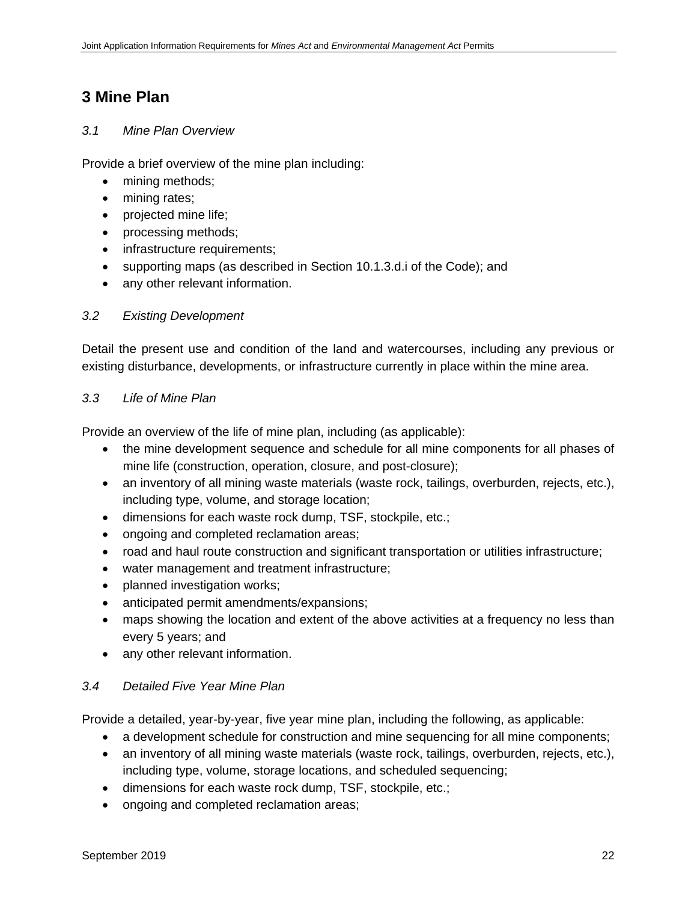# 3 Mine Plan

## *3.1 Mine Plan Overview*

Provide a brief overview of the mine plan including:

- mining methods;
- mining rates;
- projected mine life;
- processing methods;
- infrastructure requirements;
- supporting maps (as described in Section 10.1.3.d.i of the Code); and
- any other relevant information.

## *3.2 Existing Development*

Detail the present use and condition of the land and watercourses, including any previous or existing disturbance, developments, or infrastructure currently in place within the mine area.

## *3.3 Life of Mine Plan*

Provide an overview of the life of mine plan, including (as applicable):

- the mine development sequence and schedule for all mine components for all phases of mine life (construction, operation, closure, and post-closure);
- an inventory of all mining waste materials (waste rock, tailings, overburden, rejects, etc.), including type, volume, and storage location;
- dimensions for each waste rock dump, TSF, stockpile, etc.;
- ongoing and completed reclamation areas;
- road and haul route construction and significant transportation or utilities infrastructure;
- water management and treatment infrastructure;
- planned investigation works;
- anticipated permit amendments/expansions;
- maps showing the location and extent of the above activities at a frequency no less than every 5 years; and
- any other relevant information.

## *3.4 Detailed Five Year Mine Plan*

Provide a detailed, year-by-year, five year mine plan, including the following, as applicable:

- a development schedule for construction and mine sequencing for all mine components;
- an inventory of all mining waste materials (waste rock, tailings, overburden, rejects, etc.), including type, volume, storage locations, and scheduled sequencing;
- dimensions for each waste rock dump, TSF, stockpile, etc.;
- ongoing and completed reclamation areas;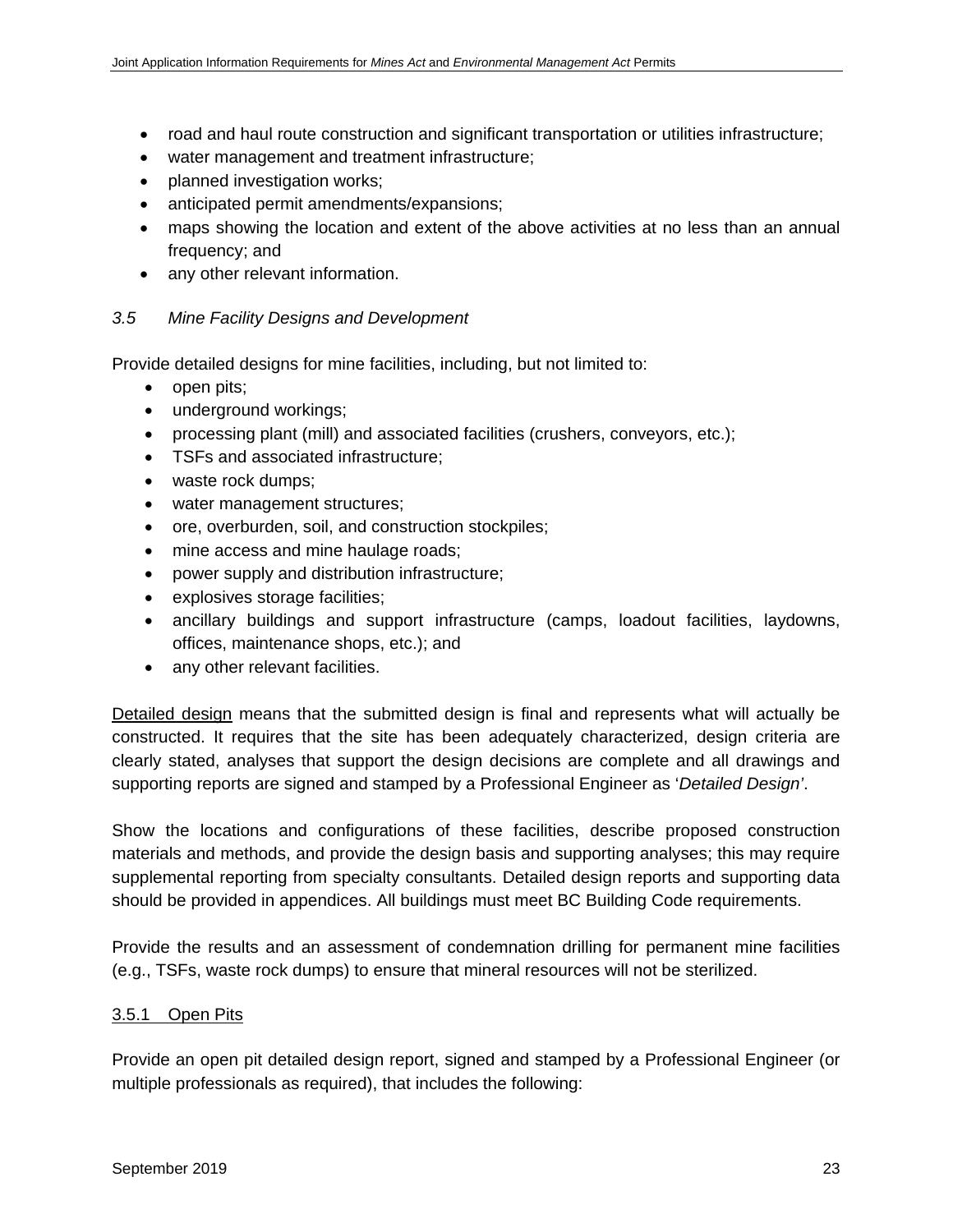- road and haul route construction and significant transportation or utilities infrastructure;
- water management and treatment infrastructure;
- planned investigation works;
- anticipated permit amendments/expansions;
- maps showing the location and extent of the above activities at no less than an annual frequency; and
- any other relevant information.

### *3.5 Mine Facility Designs and Development*

Provide detailed designs for mine facilities, including, but not limited to:

- open pits;
- underground workings;
- processing plant (mill) and associated facilities (crushers, conveyors, etc.);
- TSFs and associated infrastructure;
- waste rock dumps;
- water management structures;
- ore, overburden, soil, and construction stockpiles;
- mine access and mine haulage roads;
- power supply and distribution infrastructure;
- explosives storage facilities;
- ancillary buildings and support infrastructure (camps, loadout facilities, laydowns, offices, maintenance shops, etc.); and
- any other relevant facilities.

<u>Detailed design</u> means that the submitted design is final and represents what will actually be constructed. It requires that the site has been adequately characterized, design criteria are clearly stated, analyses that support the design decisions are complete and all drawings and supporting reports are signed and stamped by a Professional Engineer as '*Detailed Design'*.

Show the locations and configurations of these facilities, describe proposed construction materials and methods, and provide the design basis and supporting analyses; this may require supplemental reporting from specialty consultants. Detailed design reports and supporting data should be provided in appendices. All buildings must meet BC Building Code requirements.

Provide the results and an assessment of condemnation drilling for permanent mine facilities (e.g., TSFs, waste rock dumps) to ensure that mineral resources will not be sterilized.

#### <u>3.5.1 Open Pits</u>

Provide an open pit detailed design report, signed and stamped by a Professional Engineer (or multiple professionals as required), that includes the following: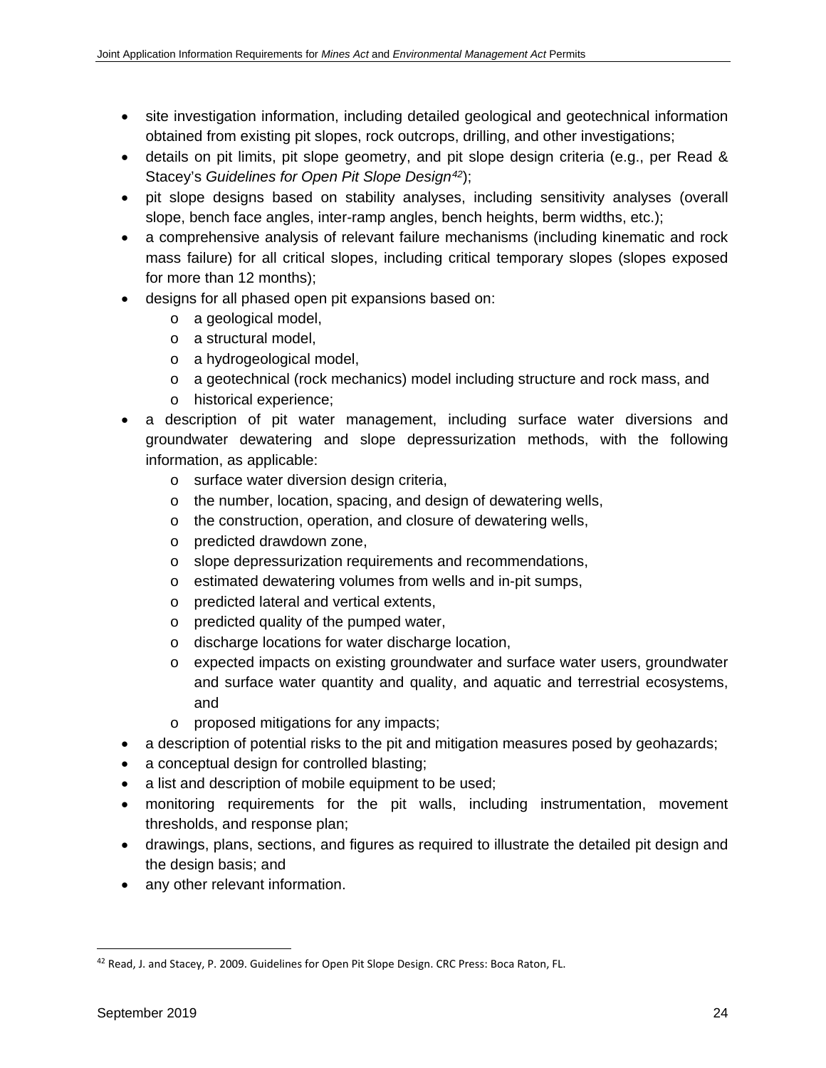- site investigation information, including detailed geological and geotechnical information obtained from existing pit slopes, rock outcrops, drilling, and other investigations;
- details on pit limits, pit slope geometry, and pit slope design criteria (e.g., per Read & Stacey's *Guidelines for Open Pit Slope Design*[42]);
- pit slope designs based on stability analyses, including sensitivity analyses (overall slope, bench face angles, inter-ramp angles, bench heights, berm widths, etc.);
- a comprehensive analysis of relevant failure mechanisms (including kinematic and rock mass failure) for all critical slopes, including critical temporary slopes (slopes exposed for more than 12 months);
- designs for all phased open pit expansions based on:
  - a geological model,
  - a structural model,
  - a hydrogeological model,
  - a geotechnical (rock mechanics) model including structure and rock mass, and
  - historical experience;
- a description of pit water management, including surface water diversions and groundwater dewatering and slope depressurization methods, with the following information, as applicable:
  - surface water diversion design criteria,
  - the number, location, spacing, and design of dewatering wells,
  - the construction, operation, and closure of dewatering wells,
  - predicted drawdown zone,
  - slope depressurization requirements and recommendations,
  - estimated dewatering volumes from wells and in-pit sumps,
  - predicted lateral and vertical extents,
  - predicted quality of the pumped water,
  - discharge locations for water discharge location,
  - expected impacts on existing groundwater and surface water users, groundwater and surface water quantity and quality, and aquatic and terrestrial ecosystems, and
  - proposed mitigations for any impacts;
- a description of potential risks to the pit and mitigation measures posed by geohazards;
- a conceptual design for controlled blasting;
- a list and description of mobile equipment to be used;
- monitoring requirements for the pit walls, including instrumentation, movement thresholds, and response plan;
- drawings, plans, sections, and figures as required to illustrate the detailed pit design and the design basis; and
- any other relevant information.

[42] Read, J. and Stacey, P. 2009. Guidelines for Open Pit Slope Design. CRC Press: Boca Raton, FL.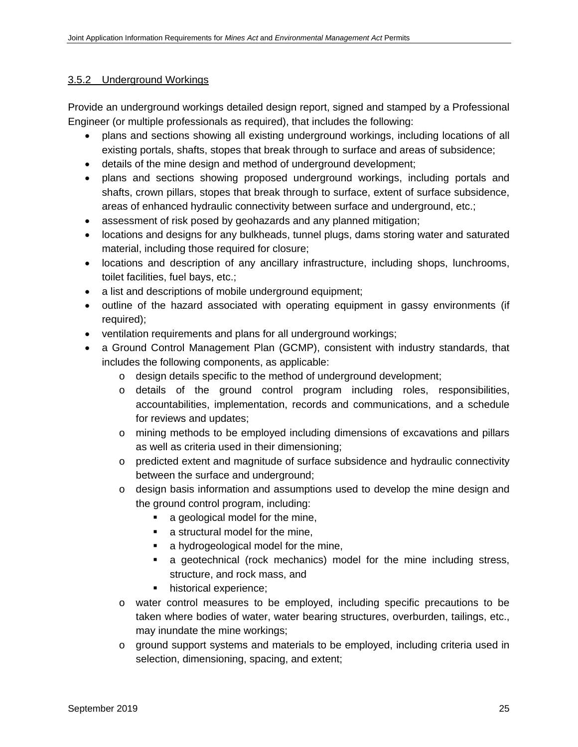### 3.5.2 Underground Workings

Provide an underground workings detailed design report, signed and stamped by a Professional Engineer (or multiple professionals as required), that includes the following:

- plans and sections showing all existing underground workings, including locations of all existing portals, shafts, stopes that break through to surface and areas of subsidence;
- details of the mine design and method of underground development;
- plans and sections showing proposed underground workings, including portals and shafts, crown pillars, stopes that break through to surface, extent of surface subsidence, areas of enhanced hydraulic connectivity between surface and underground, etc.;
- assessment of risk posed by geohazards and any planned mitigation;
- locations and designs for any bulkheads, tunnel plugs, dams storing water and saturated material, including those required for closure;
- locations and description of any ancillary infrastructure, including shops, lunchrooms, toilet facilities, fuel bays, etc.;
- a list and descriptions of mobile underground equipment;
- outline of the hazard associated with operating equipment in gassy environments (if required);
- ventilation requirements and plans for all underground workings;
- a Ground Control Management Plan (GCMP), consistent with industry standards, that includes the following components, as applicable:
  - design details specific to the method of underground development;
  - details of the ground control program including roles, responsibilities, accountabilities, implementation, records and communications, and a schedule for reviews and updates;
  - mining methods to be employed including dimensions of excavations and pillars as well as criteria used in their dimensioning;
  - predicted extent and magnitude of surface subsidence and hydraulic connectivity between the surface and underground;
  - design basis information and assumptions used to develop the mine design and the ground control program, including:
    - a geological model for the mine,
    - a structural model for the mine,
    - a hydrogeological model for the mine,
    - a geotechnical (rock mechanics) model for the mine including stress, structure, and rock mass, and
    - historical experience;
  - water control measures to be employed, including specific precautions to be taken where bodies of water, water bearing structures, overburden, tailings, etc., may inundate the mine workings;
  - ground support systems and materials to be employed, including criteria used in selection, dimensioning, spacing, and extent;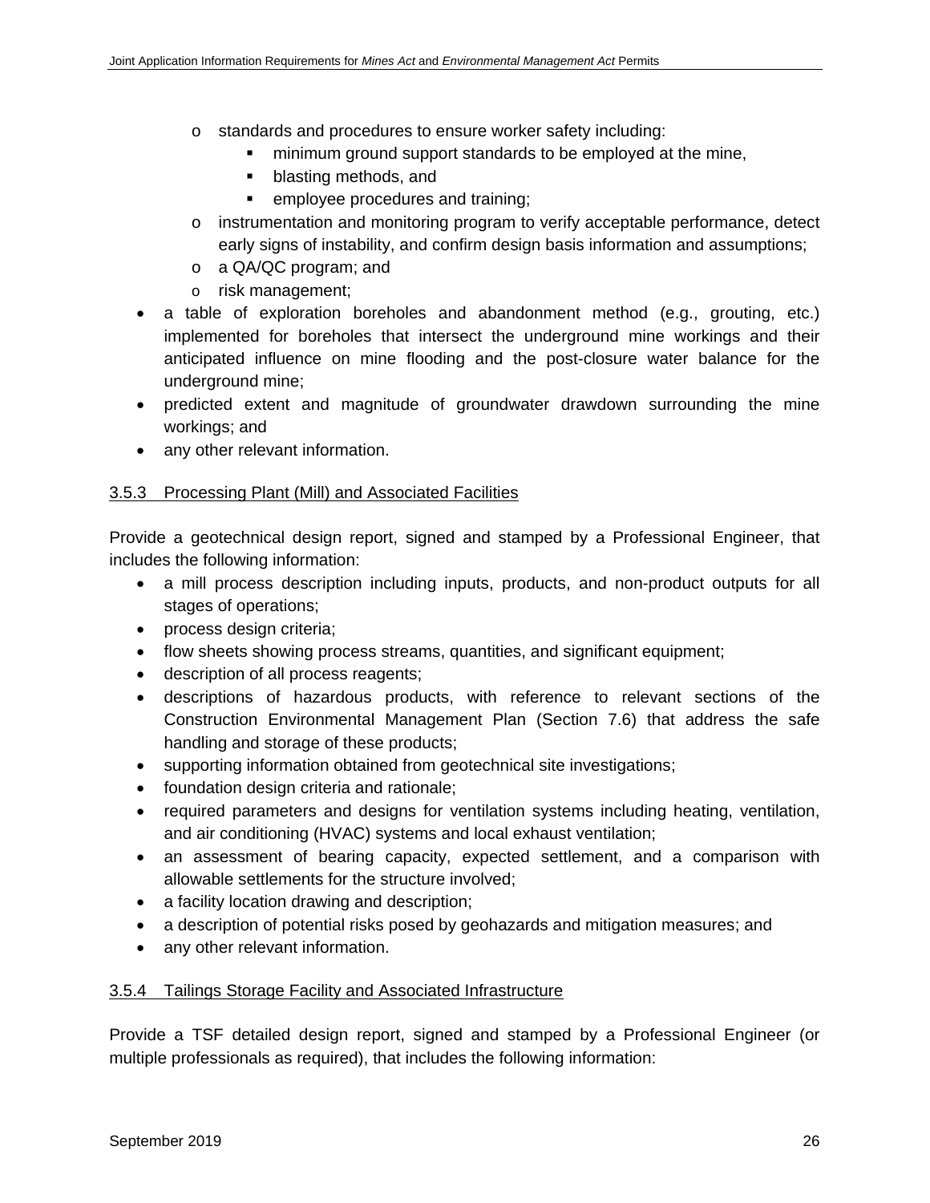- standards and procedures to ensure worker safety including:
    - minimum ground support standards to be employed at the mine,
    - blasting methods, and
    - employee procedures and training;
  - instrumentation and monitoring program to verify acceptable performance, detect early signs of instability, and confirm design basis information and assumptions;
  - a QA/QC program; and
  - risk management;
- a table of exploration boreholes and abandonment method (e.g., grouting, etc.) implemented for boreholes that intersect the underground mine workings and their anticipated influence on mine flooding and the post-closure water balance for the underground mine;
- predicted extent and magnitude of groundwater drawdown surrounding the mine workings; and
- any other relevant information.

### 3.5.3 Processing Plant (Mill) and Associated Facilities

Provide a geotechnical design report, signed and stamped by a Professional Engineer, that includes the following information:

- a mill process description including inputs, products, and non-product outputs for all stages of operations;
- process design criteria;
- flow sheets showing process streams, quantities, and significant equipment;
- description of all process reagents;
- descriptions of hazardous products, with reference to relevant sections of the Construction Environmental Management Plan (Section 7.6) that address the safe handling and storage of these products;
- supporting information obtained from geotechnical site investigations;
- foundation design criteria and rationale;
- required parameters and designs for ventilation systems including heating, ventilation, and air conditioning (HVAC) systems and local exhaust ventilation;
- an assessment of bearing capacity, expected settlement, and a comparison with allowable settlements for the structure involved;
- a facility location drawing and description;
- a description of potential risks posed by geohazards and mitigation measures; and
- any other relevant information.

### 3.5.4 Tailings Storage Facility and Associated Infrastructure

Provide a TSF detailed design report, signed and stamped by a Professional Engineer (or multiple professionals as required), that includes the following information: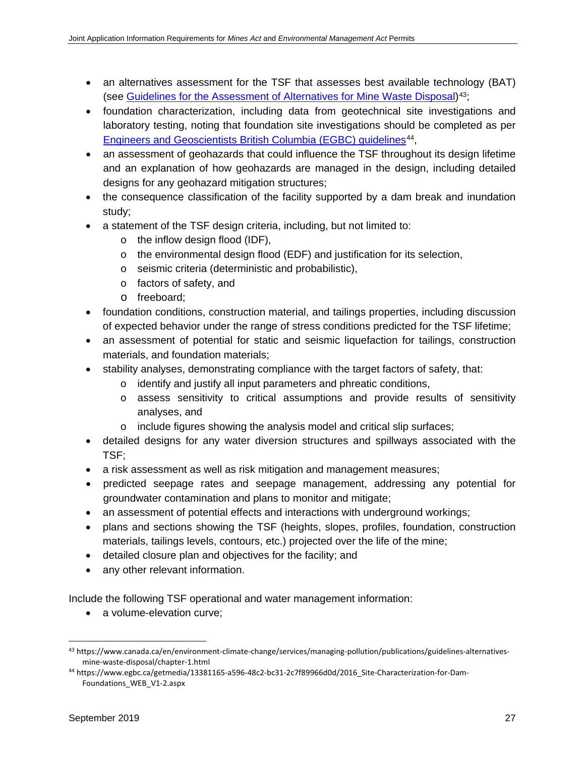- an alternatives assessment for the TSF that assesses best available technology (BAT) (see [Guidelines for the Assessment of Alternatives for Mine Waste Disposal](https://www.canada.ca/en/environment-climate-change/services/managing-pollution/publications/guidelines-alternatives-mine-waste-disposal/chapter-1.html))[43];
- foundation characterization, including data from geotechnical site investigations and laboratory testing, noting that foundation site investigations should be completed as per [Engineers and Geoscientists British Columbia (EGBC) guidelines](https://www.egbc.ca/getmedia/13381165-a596-48c2-bc31-2c7f89966d0d/2016_Site-Characterization-for-Dam-Foundations_WEB_V1-2.aspx)[44],
- an assessment of geohazards that could influence the TSF throughout its design lifetime and an explanation of how geohazards are managed in the design, including detailed designs for any geohazard mitigation structures;
- the consequence classification of the facility supported by a dam break and inundation study;
- a statement of the TSF design criteria, including, but not limited to:
  - the inflow design flood (IDF),
  - the environmental design flood (EDF) and justification for its selection,
  - seismic criteria (deterministic and probabilistic),
  - factors of safety, and
  - freeboard;
- foundation conditions, construction material, and tailings properties, including discussion of expected behavior under the range of stress conditions predicted for the TSF lifetime;
- an assessment of potential for static and seismic liquefaction for tailings, construction materials, and foundation materials;
- stability analyses, demonstrating compliance with the target factors of safety, that:
  - identify and justify all input parameters and phreatic conditions,
  - assess sensitivity to critical assumptions and provide results of sensitivity analyses, and
  - include figures showing the analysis model and critical slip surfaces;
- detailed designs for any water diversion structures and spillways associated with the TSF;
- a risk assessment as well as risk mitigation and management measures;
- predicted seepage rates and seepage management, addressing any potential for groundwater contamination and plans to monitor and mitigate;
- an assessment of potential effects and interactions with underground workings;
- plans and sections showing the TSF (heights, slopes, profiles, foundation, construction materials, tailings levels, contours, etc.) projected over the life of the mine;
- detailed closure plan and objectives for the facility; and
- any other relevant information.

Include the following TSF operational and water management information:

- a volume-elevation curve;

[43] https://www.canada.ca/en/environment-climate-change/services/managing-pollution/publications/guidelines-alternatives-mine-waste-disposal/chapter-1.html

[44] https://www.egbc.ca/getmedia/13381165-a596-48c2-bc31-2c7f89966d0d/2016_Site-Characterization-for-Dam-Foundations_WEB_V1-2.aspx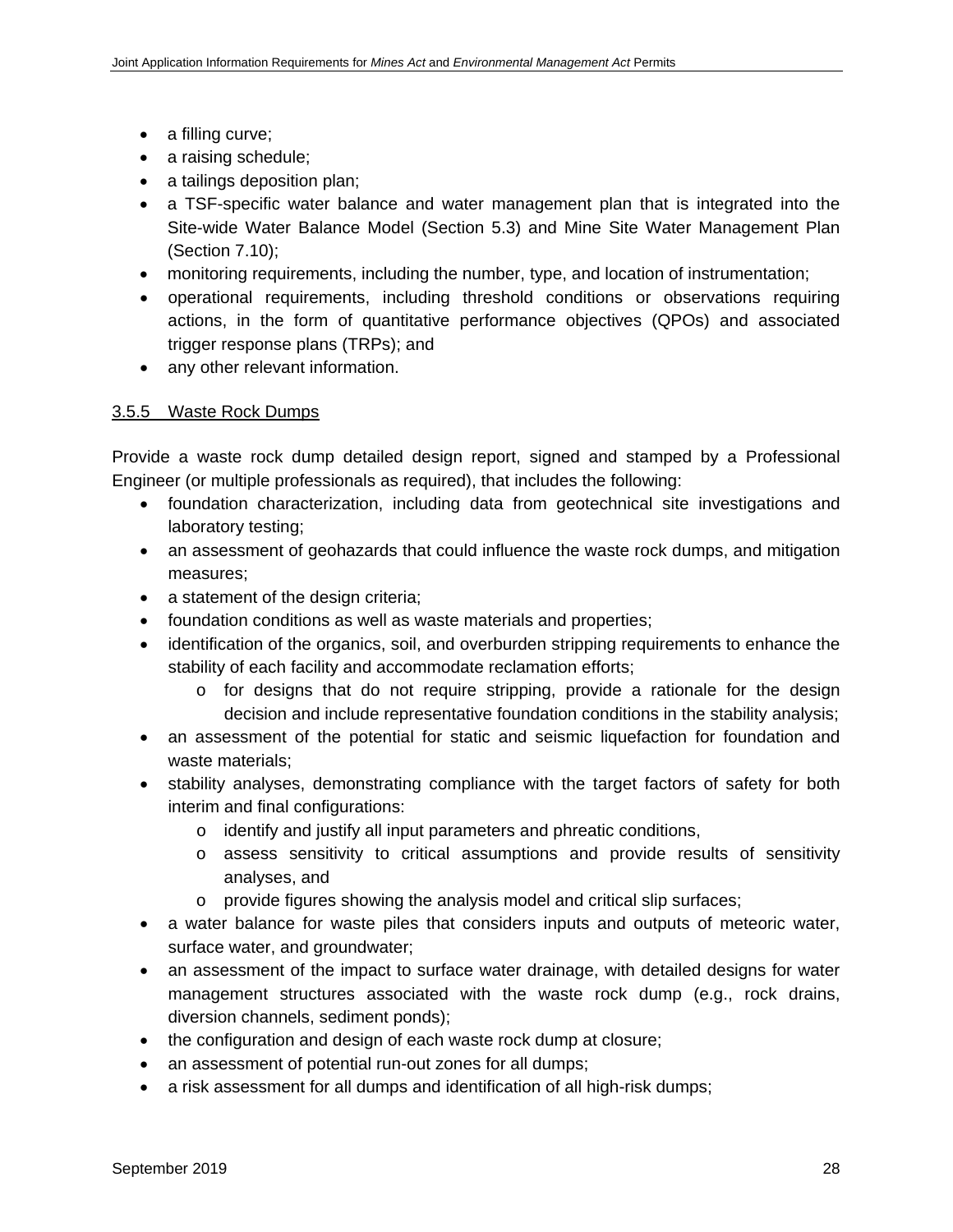- a filling curve;
- a raising schedule;
- a tailings deposition plan;
- a TSF-specific water balance and water management plan that is integrated into the Site-wide Water Balance Model (Section 5.3) and Mine Site Water Management Plan (Section 7.10);
- monitoring requirements, including the number, type, and location of instrumentation;
- operational requirements, including threshold conditions or observations requiring actions, in the form of quantitative performance objectives (QPOs) and associated trigger response plans (TRPs); and
- any other relevant information.

#### 3.5.5 Waste Rock Dumps

Provide a waste rock dump detailed design report, signed and stamped by a Professional Engineer (or multiple professionals as required), that includes the following:

- foundation characterization, including data from geotechnical site investigations and laboratory testing;
- an assessment of geohazards that could influence the waste rock dumps, and mitigation measures;
- a statement of the design criteria;
- foundation conditions as well as waste materials and properties;
- identification of the organics, soil, and overburden stripping requirements to enhance the stability of each facility and accommodate reclamation efforts;
    - for designs that do not require stripping, provide a rationale for the design decision and include representative foundation conditions in the stability analysis;
- an assessment of the potential for static and seismic liquefaction for foundation and waste materials;
- stability analyses, demonstrating compliance with the target factors of safety for both interim and final configurations:
    - identify and justify all input parameters and phreatic conditions,
    - assess sensitivity to critical assumptions and provide results of sensitivity analyses, and
    - provide figures showing the analysis model and critical slip surfaces;
- a water balance for waste piles that considers inputs and outputs of meteoric water, surface water, and groundwater;
- an assessment of the impact to surface water drainage, with detailed designs for water management structures associated with the waste rock dump (e.g., rock drains, diversion channels, sediment ponds);
- the configuration and design of each waste rock dump at closure;
- an assessment of potential run-out zones for all dumps;
- a risk assessment for all dumps and identification of all high-risk dumps;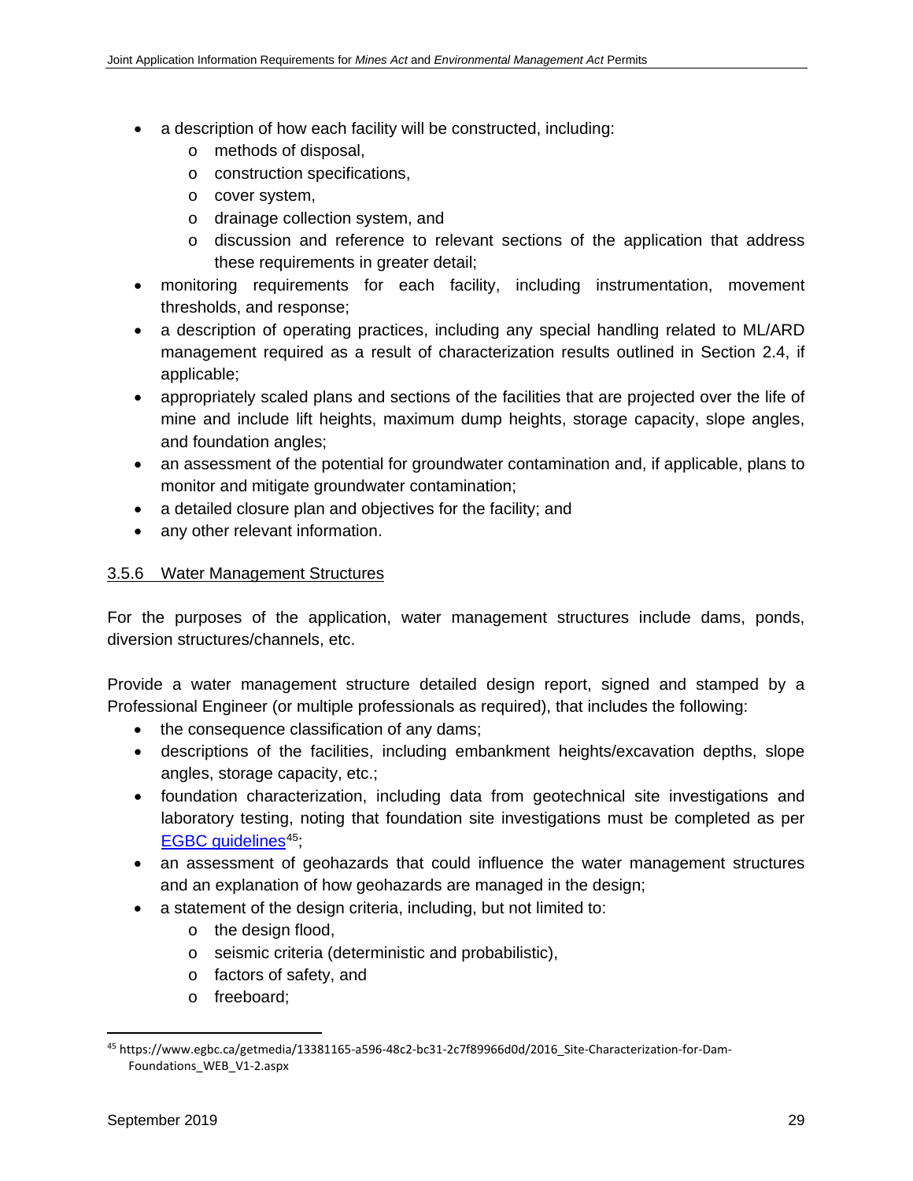- a description of how each facility will be constructed, including:
  - methods of disposal,
  - construction specifications,
  - cover system,
  - drainage collection system, and
  - discussion and reference to relevant sections of the application that address these requirements in greater detail;
- monitoring requirements for each facility, including instrumentation, movement thresholds, and response;
- a description of operating practices, including any special handling related to ML/ARD management required as a result of characterization results outlined in Section 2.4, if applicable;
- appropriately scaled plans and sections of the facilities that are projected over the life of mine and include lift heights, maximum dump heights, storage capacity, slope angles, and foundation angles;
- an assessment of the potential for groundwater contamination and, if applicable, plans to monitor and mitigate groundwater contamination;
- a detailed closure plan and objectives for the facility; and
- any other relevant information.

### 3.5.6 Water Management Structures

For the purposes of the application, water management structures include dams, ponds, diversion structures/channels, etc.

Provide a water management structure detailed design report, signed and stamped by a Professional Engineer (or multiple professionals as required), that includes the following:

- the consequence classification of any dams;
- descriptions of the facilities, including embankment heights/excavation depths, slope angles, storage capacity, etc.;
- foundation characterization, including data from geotechnical site investigations and laboratory testing, noting that foundation site investigations must be completed as per EGBC guidelines[45];
- an assessment of geohazards that could influence the water management structures and an explanation of how geohazards are managed in the design;
- a statement of the design criteria, including, but not limited to:
  - the design flood,
  - seismic criteria (deterministic and probabilistic),
  - factors of safety, and
  - freeboard;

[45] https://www.egbc.ca/getmedia/13381165-a596-48c2-bc31-2c7f89966d0d/2016_Site-Characterization-for-Dam-Foundations_WEB_V1-2.aspx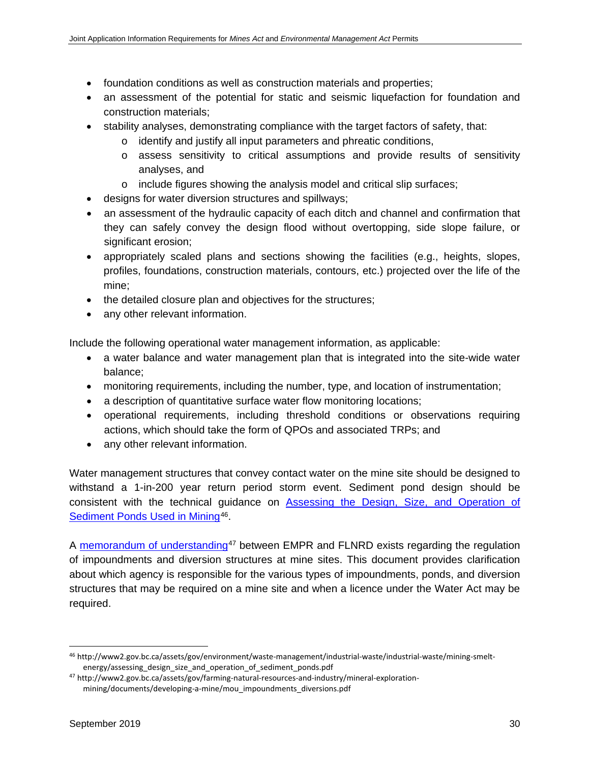- foundation conditions as well as construction materials and properties;
- an assessment of the potential for static and seismic liquefaction for foundation and construction materials;
- stability analyses, demonstrating compliance with the target factors of safety, that:
  - identify and justify all input parameters and phreatic conditions,
  - assess sensitivity to critical assumptions and provide results of sensitivity analyses, and
  - include figures showing the analysis model and critical slip surfaces;
- designs for water diversion structures and spillways;
- an assessment of the hydraulic capacity of each ditch and channel and confirmation that they can safely convey the design flood without overtopping, side slope failure, or significant erosion;
- appropriately scaled plans and sections showing the facilities (e.g., heights, slopes, profiles, foundations, construction materials, contours, etc.) projected over the life of the mine;
- the detailed closure plan and objectives for the structures;
- any other relevant information.

Include the following operational water management information, as applicable:

- a water balance and water management plan that is integrated into the site-wide water balance;
- monitoring requirements, including the number, type, and location of instrumentation;
- a description of quantitative surface water flow monitoring locations;
- operational requirements, including threshold conditions or observations requiring actions, which should take the form of QPOs and associated TRPs; and
- any other relevant information.

Water management structures that convey contact water on the mine site should be designed to withstand a 1-in-200 year return period storm event. Sediment pond design should be consistent with the technical guidance on [Assessing the Design, Size, and Operation of Sediment Ponds Used in Mining](http://www2.gov.bc.ca/assets/gov/environment/waste-management/industrial-waste/industrial-waste/mining-smelt-energy/assessing_design_size_and_operation_of_sediment_ponds.pdf)[46].

A [memorandum of understanding](http://www2.gov.bc.ca/assets/gov/farming-natural-resources-and-industry/mineral-exploration-mining/documents/developing-a-mine/mou_impoundments_diversions.pdf)[47] between EMPR and FLNRD exists regarding the regulation of impoundments and diversion structures at mine sites. This document provides clarification about which agency is responsible for the various types of impoundments, ponds, and diversion structures that may be required on a mine site and when a licence under the Water Act may be required.

---

[46] http://www2.gov.bc.ca/assets/gov/environment/waste-management/industrial-waste/industrial-waste/mining-smelt-energy/assessing_design_size_and_operation_of_sediment_ponds.pdf

[47] http://www2.gov.bc.ca/assets/gov/farming-natural-resources-and-industry/mineral-exploration-mining/documents/developing-a-mine/mou_impoundments_diversions.pdf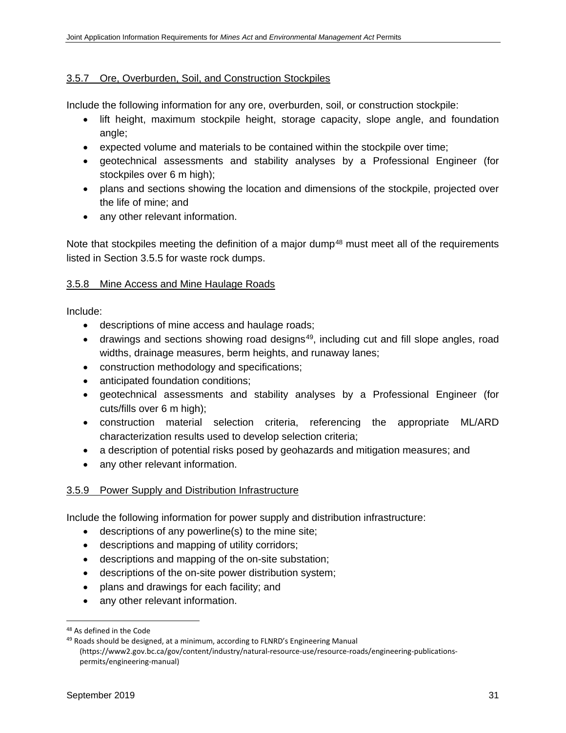### 3.5.7 Ore, Overburden, Soil, and Construction Stockpiles

Include the following information for any ore, overburden, soil, or construction stockpile:

- lift height, maximum stockpile height, storage capacity, slope angle, and foundation angle;
- expected volume and materials to be contained within the stockpile over time;
- geotechnical assessments and stability analyses by a Professional Engineer (for stockpiles over 6 m high);
- plans and sections showing the location and dimensions of the stockpile, projected over the life of mine; and
- any other relevant information.

Note that stockpiles meeting the definition of a major dump[48] must meet all of the requirements listed in Section 3.5.5 for waste rock dumps.

### 3.5.8 Mine Access and Mine Haulage Roads

Include:

- descriptions of mine access and haulage roads;
- drawings and sections showing road designs[49], including cut and fill slope angles, road widths, drainage measures, berm heights, and runaway lanes;
- construction methodology and specifications;
- anticipated foundation conditions;
- geotechnical assessments and stability analyses by a Professional Engineer (for cuts/fills over 6 m high);
- construction material selection criteria, referencing the appropriate ML/ARD characterization results used to develop selection criteria;
- a description of potential risks posed by geohazards and mitigation measures; and
- any other relevant information.

### 3.5.9 Power Supply and Distribution Infrastructure

Include the following information for power supply and distribution infrastructure:

- descriptions of any powerline(s) to the mine site;
- descriptions and mapping of utility corridors;
- descriptions and mapping of the on-site substation;
- descriptions of the on-site power distribution system;
- plans and drawings for each facility; and
- any other relevant information.

---

[48] As defined in the Code

[49] Roads should be designed, at a minimum, according to FLNRD's Engineering Manual (https://www2.gov.bc.ca/gov/content/industry/natural-resource-use/resource-roads/engineering-publications-permits/engineering-manual)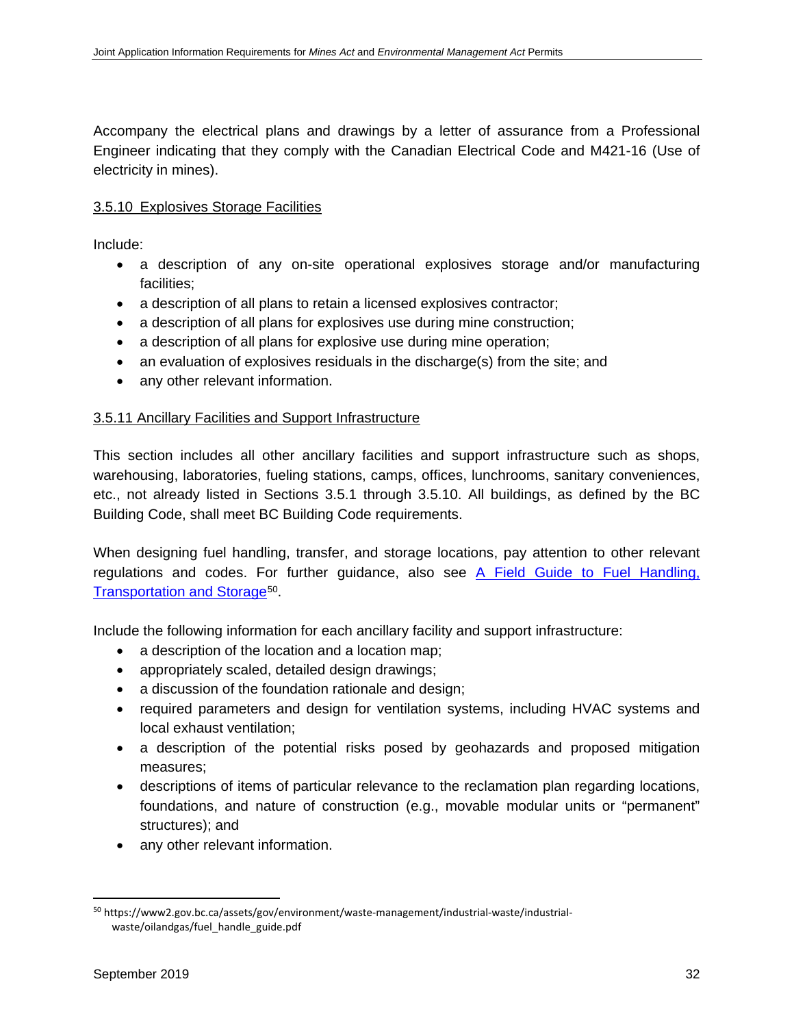Accompany the electrical plans and drawings by a letter of assurance from a Professional Engineer indicating that they comply with the Canadian Electrical Code and M421-16 (Use of electricity in mines).

### 3.5.10 Explosives Storage Facilities

Include:

- a description of any on-site operational explosives storage and/or manufacturing facilities;
- a description of all plans to retain a licensed explosives contractor;
- a description of all plans for explosives use during mine construction;
- a description of all plans for explosive use during mine operation;
- an evaluation of explosives residuals in the discharge(s) from the site; and
- any other relevant information.

### 3.5.11 Ancillary Facilities and Support Infrastructure

This section includes all other ancillary facilities and support infrastructure such as shops, warehousing, laboratories, fueling stations, camps, offices, lunchrooms, sanitary conveniences, etc., not already listed in Sections 3.5.1 through 3.5.10. All buildings, as defined by the BC Building Code, shall meet BC Building Code requirements.

When designing fuel handling, transfer, and storage locations, pay attention to other relevant regulations and codes. For further guidance, also see A Field Guide to Fuel Handling, Transportation and Storage[50].

Include the following information for each ancillary facility and support infrastructure:

- a description of the location and a location map;
- appropriately scaled, detailed design drawings;
- a discussion of the foundation rationale and design;
- required parameters and design for ventilation systems, including HVAC systems and local exhaust ventilation;
- a description of the potential risks posed by geohazards and proposed mitigation measures;
- descriptions of items of particular relevance to the reclamation plan regarding locations, foundations, and nature of construction (e.g., movable modular units or "permanent" structures); and
- any other relevant information.

[50] https://www2.gov.bc.ca/assets/gov/environment/waste-management/industrial-waste/industrial-waste/oilandgas/fuel_handle_guide.pdf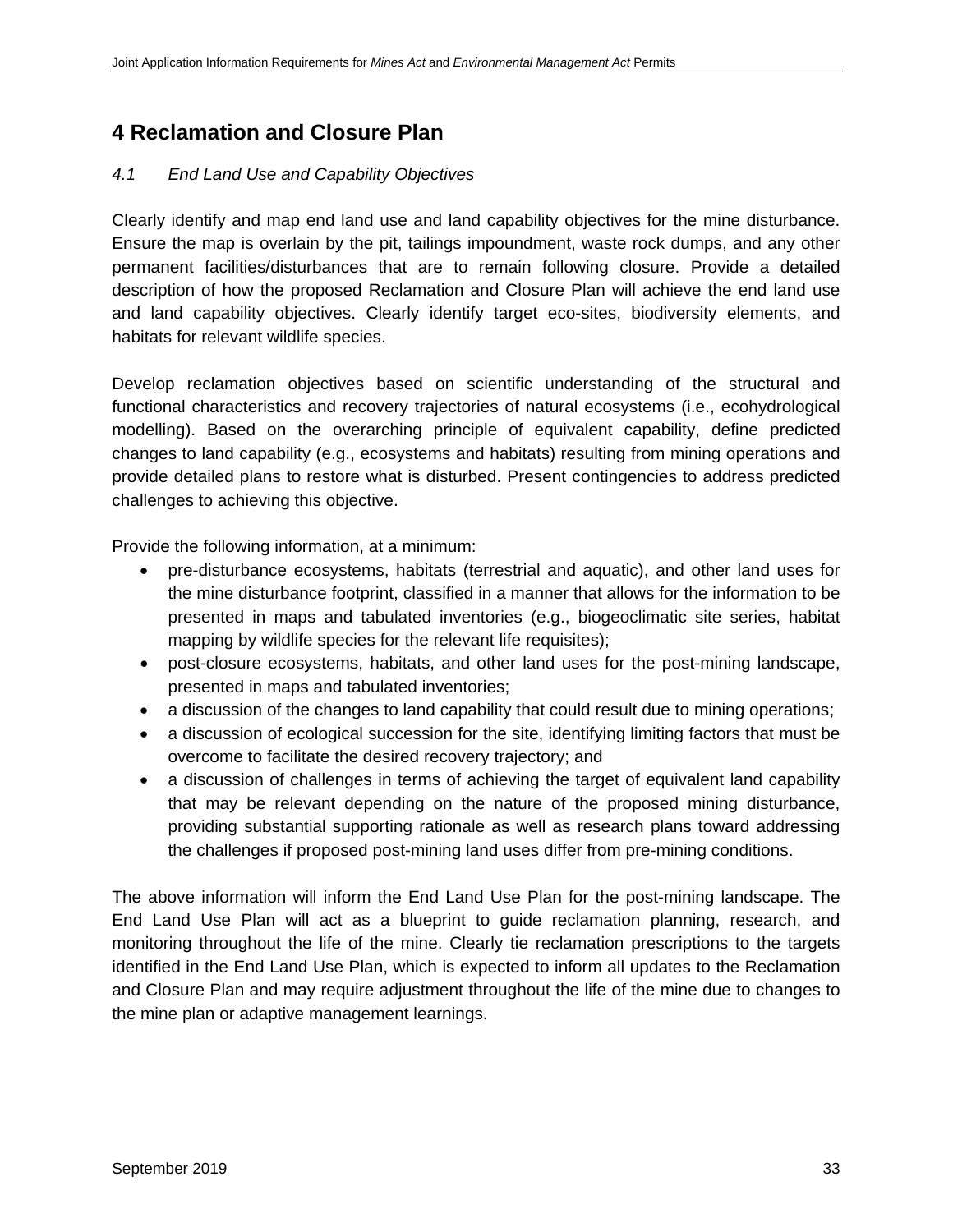# 4 Reclamation and Closure Plan

### *4.1 End Land Use and Capability Objectives*

Clearly identify and map end land use and land capability objectives for the mine disturbance. Ensure the map is overlain by the pit, tailings impoundment, waste rock dumps, and any other permanent facilities/disturbances that are to remain following closure. Provide a detailed description of how the proposed Reclamation and Closure Plan will achieve the end land use and land capability objectives. Clearly identify target eco-sites, biodiversity elements, and habitats for relevant wildlife species.

Develop reclamation objectives based on scientific understanding of the structural and functional characteristics and recovery trajectories of natural ecosystems (i.e., ecohydrological modelling). Based on the overarching principle of equivalent capability, define predicted changes to land capability (e.g., ecosystems and habitats) resulting from mining operations and provide detailed plans to restore what is disturbed. Present contingencies to address predicted challenges to achieving this objective.

Provide the following information, at a minimum:

- pre-disturbance ecosystems, habitats (terrestrial and aquatic), and other land uses for the mine disturbance footprint, classified in a manner that allows for the information to be presented in maps and tabulated inventories (e.g., biogeoclimatic site series, habitat mapping by wildlife species for the relevant life requisites);
- post-closure ecosystems, habitats, and other land uses for the post-mining landscape, presented in maps and tabulated inventories;
- a discussion of the changes to land capability that could result due to mining operations;
- a discussion of ecological succession for the site, identifying limiting factors that must be overcome to facilitate the desired recovery trajectory; and
- a discussion of challenges in terms of achieving the target of equivalent land capability that may be relevant depending on the nature of the proposed mining disturbance, providing substantial supporting rationale as well as research plans toward addressing the challenges if proposed post-mining land uses differ from pre-mining conditions.

The above information will inform the End Land Use Plan for the post-mining landscape. The End Land Use Plan will act as a blueprint to guide reclamation planning, research, and monitoring throughout the life of the mine. Clearly tie reclamation prescriptions to the targets identified in the End Land Use Plan, which is expected to inform all updates to the Reclamation and Closure Plan and may require adjustment throughout the life of the mine due to changes to the mine plan or adaptive management learnings.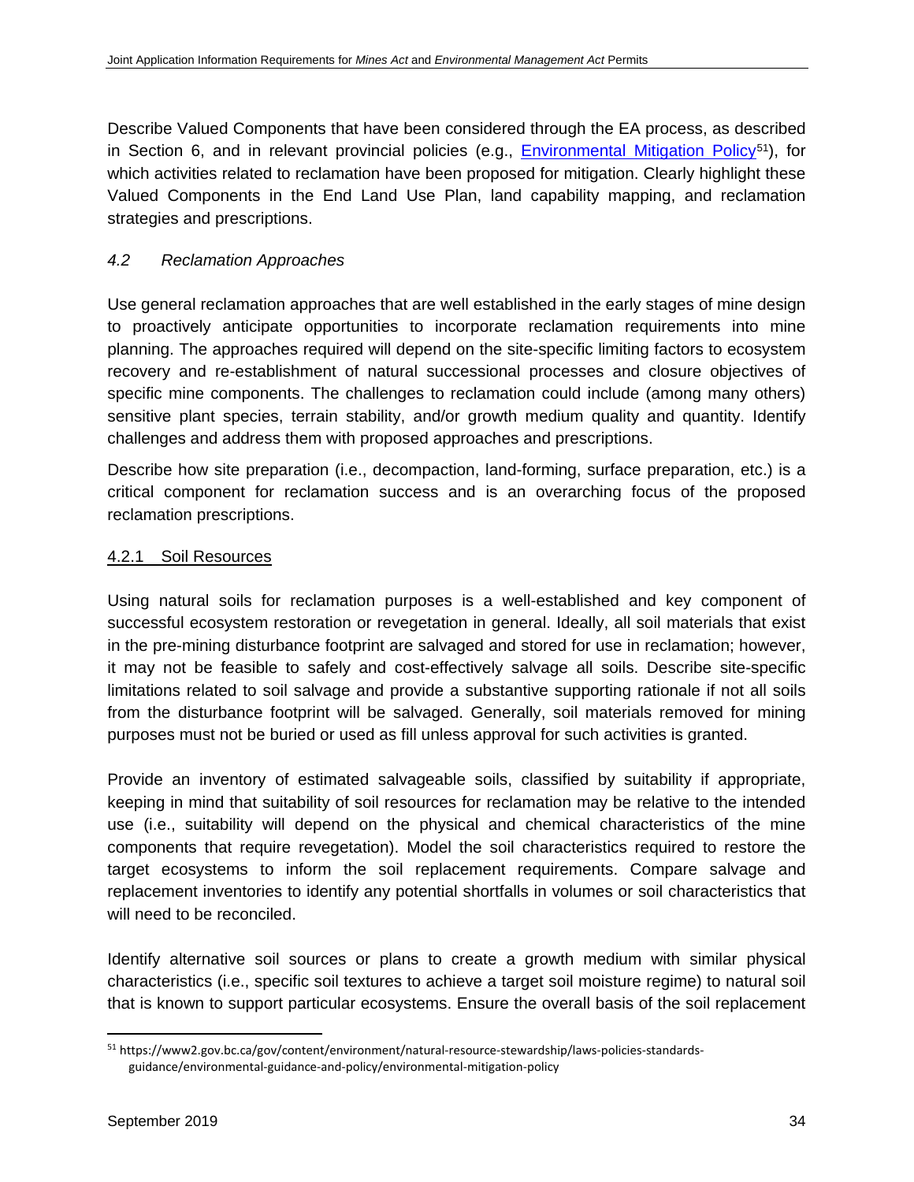Describe Valued Components that have been considered through the EA process, as described in Section 6, and in relevant provincial policies (e.g., [Environmental Mitigation Policy](https://www2.gov.bc.ca/gov/content/environment/natural-resource-stewardship/laws-policies-standards-guidance/environmental-guidance-and-policy/environmental-mitigation-policy)[51]), for which activities related to reclamation have been proposed for mitigation. Clearly highlight these Valued Components in the End Land Use Plan, land capability mapping, and reclamation strategies and prescriptions.

### *4.2 Reclamation Approaches*

Use general reclamation approaches that are well established in the early stages of mine design to proactively anticipate opportunities to incorporate reclamation requirements into mine planning. The approaches required will depend on the site-specific limiting factors to ecosystem recovery and re-establishment of natural successional processes and closure objectives of specific mine components. The challenges to reclamation could include (among many others) sensitive plant species, terrain stability, and/or growth medium quality and quantity. Identify challenges and address them with proposed approaches and prescriptions.

Describe how site preparation (i.e., decompaction, land-forming, surface preparation, etc.) is a critical component for reclamation success and is an overarching focus of the proposed reclamation prescriptions.

#### 4.2.1 Soil Resources

Using natural soils for reclamation purposes is a well-established and key component of successful ecosystem restoration or revegetation in general. Ideally, all soil materials that exist in the pre-mining disturbance footprint are salvaged and stored for use in reclamation; however, it may not be feasible to safely and cost-effectively salvage all soils. Describe site-specific limitations related to soil salvage and provide a substantive supporting rationale if not all soils from the disturbance footprint will be salvaged. Generally, soil materials removed for mining purposes must not be buried or used as fill unless approval for such activities is granted.

Provide an inventory of estimated salvageable soils, classified by suitability if appropriate, keeping in mind that suitability of soil resources for reclamation may be relative to the intended use (i.e., suitability will depend on the physical and chemical characteristics of the mine components that require revegetation). Model the soil characteristics required to restore the target ecosystems to inform the soil replacement requirements. Compare salvage and replacement inventories to identify any potential shortfalls in volumes or soil characteristics that will need to be reconciled.

Identify alternative soil sources or plans to create a growth medium with similar physical characteristics (i.e., specific soil textures to achieve a target soil moisture regime) to natural soil that is known to support particular ecosystems. Ensure the overall basis of the soil replacement

---

[51] https://www2.gov.bc.ca/gov/content/environment/natural-resource-stewardship/laws-policies-standards-guidance/environmental-guidance-and-policy/environmental-mitigation-policy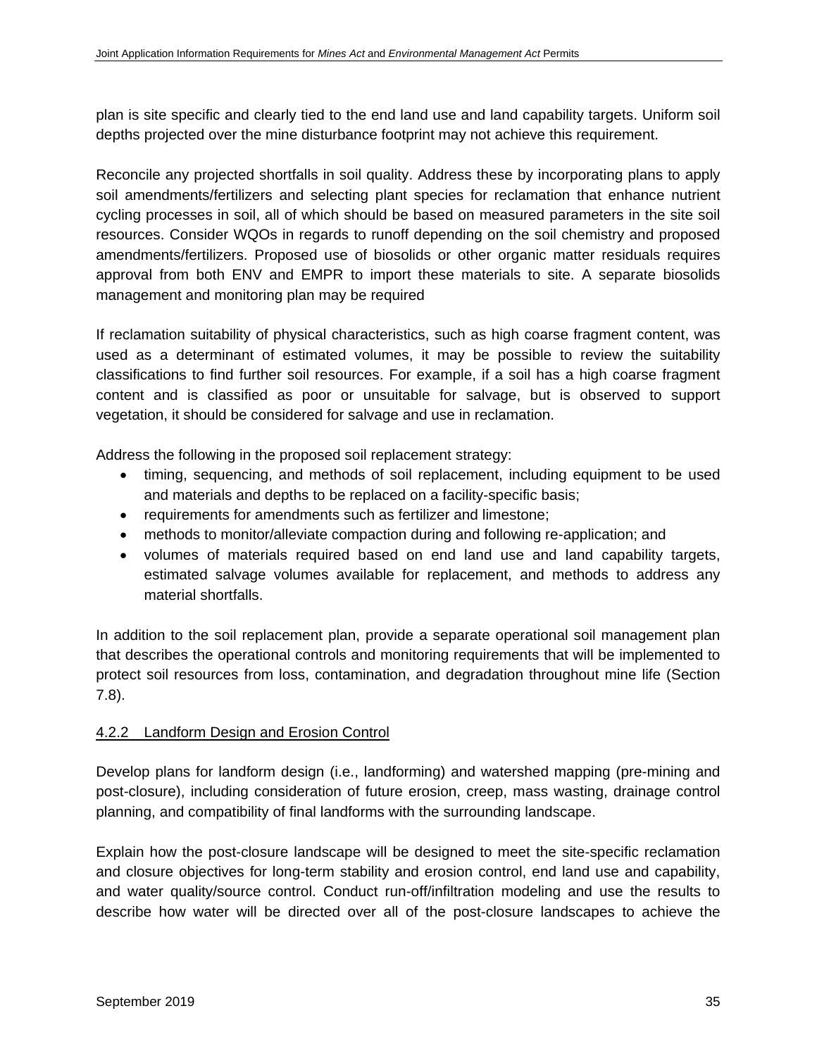plan is site specific and clearly tied to the end land use and land capability targets. Uniform soil depths projected over the mine disturbance footprint may not achieve this requirement.

Reconcile any projected shortfalls in soil quality. Address these by incorporating plans to apply soil amendments/fertilizers and selecting plant species for reclamation that enhance nutrient cycling processes in soil, all of which should be based on measured parameters in the site soil resources. Consider WQOs in regards to runoff depending on the soil chemistry and proposed amendments/fertilizers. Proposed use of biosolids or other organic matter residuals requires approval from both ENV and EMPR to import these materials to site. A separate biosolids management and monitoring plan may be required

If reclamation suitability of physical characteristics, such as high coarse fragment content, was used as a determinant of estimated volumes, it may be possible to review the suitability classifications to find further soil resources. For example, if a soil has a high coarse fragment content and is classified as poor or unsuitable for salvage, but is observed to support vegetation, it should be considered for salvage and use in reclamation.

Address the following in the proposed soil replacement strategy:

- timing, sequencing, and methods of soil replacement, including equipment to be used and materials and depths to be replaced on a facility-specific basis;
- requirements for amendments such as fertilizer and limestone;
- methods to monitor/alleviate compaction during and following re-application; and
- volumes of materials required based on end land use and land capability targets, estimated salvage volumes available for replacement, and methods to address any material shortfalls.

In addition to the soil replacement plan, provide a separate operational soil management plan that describes the operational controls and monitoring requirements that will be implemented to protect soil resources from loss, contamination, and degradation throughout mine life (Section 7.8).

#### 4.2.2 Landform Design and Erosion Control

Develop plans for landform design (i.e., landforming) and watershed mapping (pre-mining and post-closure), including consideration of future erosion, creep, mass wasting, drainage control planning, and compatibility of final landforms with the surrounding landscape.

Explain how the post-closure landscape will be designed to meet the site-specific reclamation and closure objectives for long-term stability and erosion control, end land use and capability, and water quality/source control. Conduct run-off/infiltration modeling and use the results to describe how water will be directed over all of the post-closure landscapes to achieve the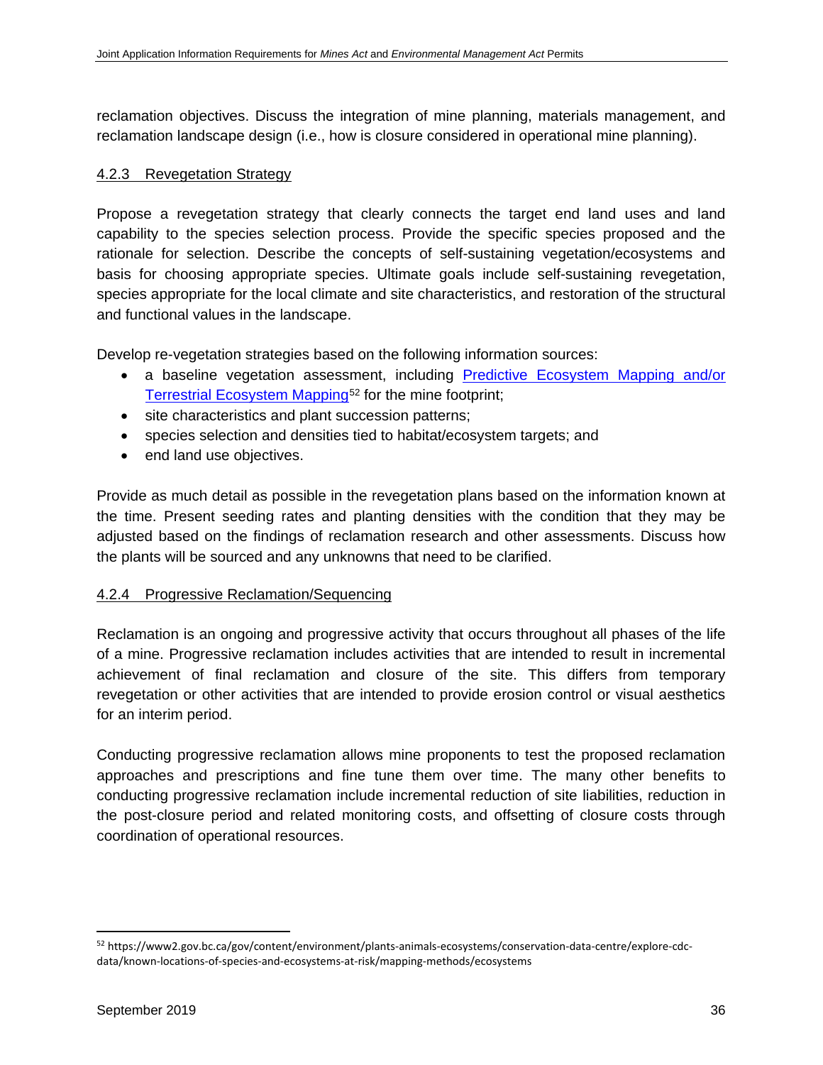reclamation objectives. Discuss the integration of mine planning, materials management, and reclamation landscape design (i.e., how is closure considered in operational mine planning).

### 4.2.3 Revegetation Strategy

Propose a revegetation strategy that clearly connects the target end land uses and land capability to the species selection process. Provide the specific species proposed and the rationale for selection. Describe the concepts of self-sustaining vegetation/ecosystems and basis for choosing appropriate species. Ultimate goals include self-sustaining revegetation, species appropriate for the local climate and site characteristics, and restoration of the structural and functional values in the landscape.

Develop re-vegetation strategies based on the following information sources:

- a baseline vegetation assessment, including [Predictive Ecosystem Mapping and/or Terrestrial Ecosystem Mapping](https://www2.gov.bc.ca/gov/content/environment/plants-animals-ecosystems/conservation-data-centre/explore-cdc-data/known-locations-of-species-and-ecosystems-at-risk/mapping-methods/ecosystems)[52] for the mine footprint;
- site characteristics and plant succession patterns;
- species selection and densities tied to habitat/ecosystem targets; and
- end land use objectives.

Provide as much detail as possible in the revegetation plans based on the information known at the time. Present seeding rates and planting densities with the condition that they may be adjusted based on the findings of reclamation research and other assessments. Discuss how the plants will be sourced and any unknowns that need to be clarified.

### 4.2.4 Progressive Reclamation/Sequencing

Reclamation is an ongoing and progressive activity that occurs throughout all phases of the life of a mine. Progressive reclamation includes activities that are intended to result in incremental achievement of final reclamation and closure of the site. This differs from temporary revegetation or other activities that are intended to provide erosion control or visual aesthetics for an interim period.

Conducting progressive reclamation allows mine proponents to test the proposed reclamation approaches and prescriptions and fine tune them over time. The many other benefits to conducting progressive reclamation include incremental reduction of site liabilities, reduction in the post-closure period and related monitoring costs, and offsetting of closure costs through coordination of operational resources.

---

[52] https://www2.gov.bc.ca/gov/content/environment/plants-animals-ecosystems/conservation-data-centre/explore-cdc-data/known-locations-of-species-and-ecosystems-at-risk/mapping-methods/ecosystems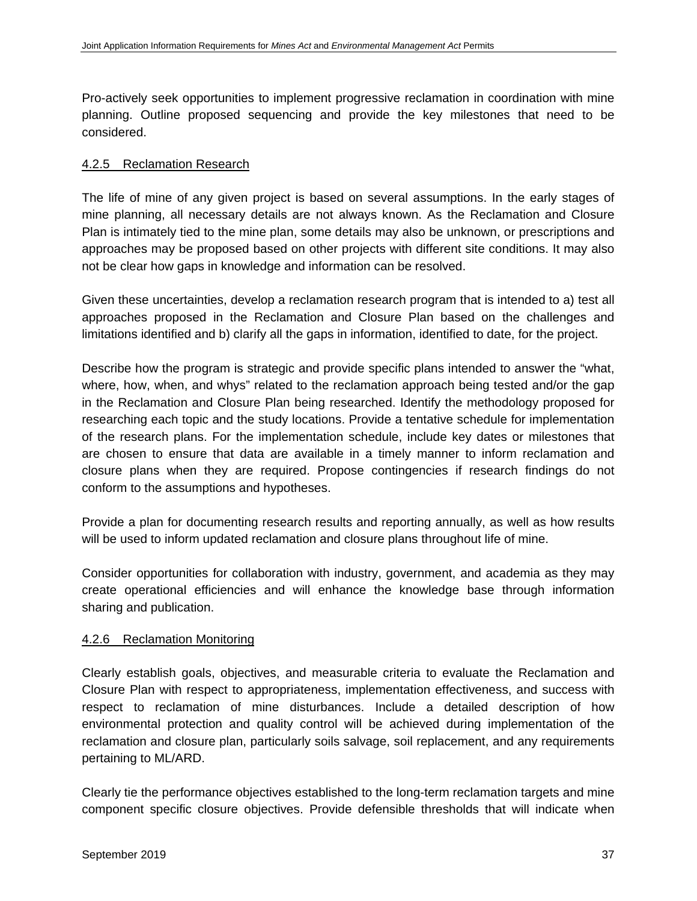Pro-actively seek opportunities to implement progressive reclamation in coordination with mine planning. Outline proposed sequencing and provide the key milestones that need to be considered.

#### 4.2.5 Reclamation Research

The life of mine of any given project is based on several assumptions. In the early stages of mine planning, all necessary details are not always known. As the Reclamation and Closure Plan is intimately tied to the mine plan, some details may also be unknown, or prescriptions and approaches may be proposed based on other projects with different site conditions. It may also not be clear how gaps in knowledge and information can be resolved.

Given these uncertainties, develop a reclamation research program that is intended to a) test all approaches proposed in the Reclamation and Closure Plan based on the challenges and limitations identified and b) clarify all the gaps in information, identified to date, for the project.

Describe how the program is strategic and provide specific plans intended to answer the "what, where, how, when, and whys" related to the reclamation approach being tested and/or the gap in the Reclamation and Closure Plan being researched. Identify the methodology proposed for researching each topic and the study locations. Provide a tentative schedule for implementation of the research plans. For the implementation schedule, include key dates or milestones that are chosen to ensure that data are available in a timely manner to inform reclamation and closure plans when they are required. Propose contingencies if research findings do not conform to the assumptions and hypotheses.

Provide a plan for documenting research results and reporting annually, as well as how results will be used to inform updated reclamation and closure plans throughout life of mine.

Consider opportunities for collaboration with industry, government, and academia as they may create operational efficiencies and will enhance the knowledge base through information sharing and publication.

#### 4.2.6 Reclamation Monitoring

Clearly establish goals, objectives, and measurable criteria to evaluate the Reclamation and Closure Plan with respect to appropriateness, implementation effectiveness, and success with respect to reclamation of mine disturbances. Include a detailed description of how environmental protection and quality control will be achieved during implementation of the reclamation and closure plan, particularly soils salvage, soil replacement, and any requirements pertaining to ML/ARD.

Clearly tie the performance objectives established to the long-term reclamation targets and mine component specific closure objectives. Provide defensible thresholds that will indicate when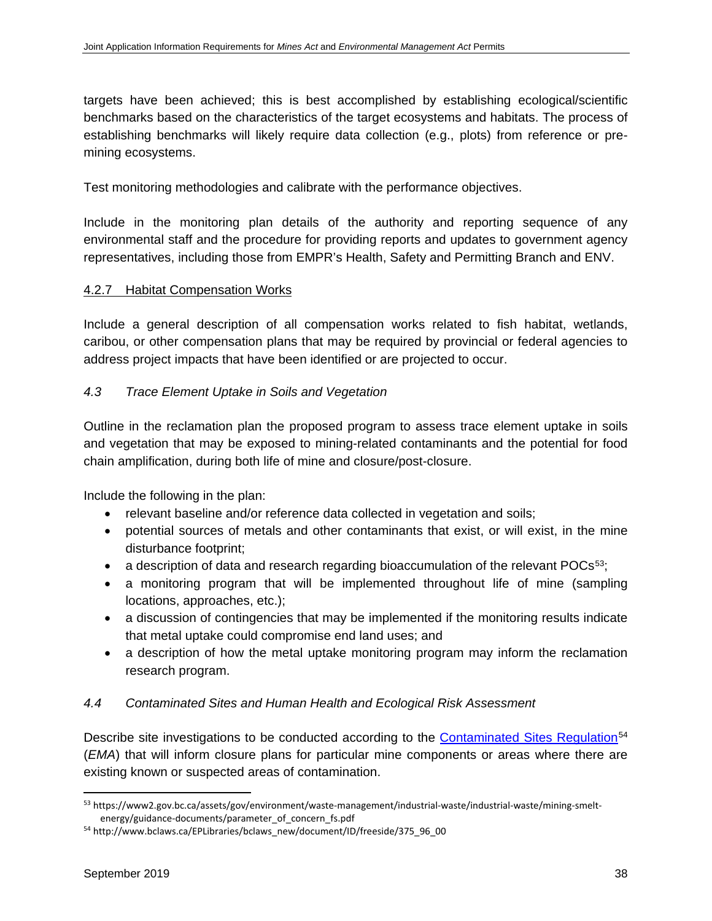targets have been achieved; this is best accomplished by establishing ecological/scientific benchmarks based on the characteristics of the target ecosystems and habitats. The process of establishing benchmarks will likely require data collection (e.g., plots) from reference or pre-mining ecosystems.

Test monitoring methodologies and calibrate with the performance objectives.

Include in the monitoring plan details of the authority and reporting sequence of any environmental staff and the procedure for providing reports and updates to government agency representatives, including those from EMPR's Health, Safety and Permitting Branch and ENV.

#### 4.2.7 Habitat Compensation Works

Include a general description of all compensation works related to fish habitat, wetlands, caribou, or other compensation plans that may be required by provincial or federal agencies to address project impacts that have been identified or are projected to occur.

### *4.3 Trace Element Uptake in Soils and Vegetation*

Outline in the reclamation plan the proposed program to assess trace element uptake in soils and vegetation that may be exposed to mining-related contaminants and the potential for food chain amplification, during both life of mine and closure/post-closure.

Include the following in the plan:

- relevant baseline and/or reference data collected in vegetation and soils;
- potential sources of metals and other contaminants that exist, or will exist, in the mine disturbance footprint;
- a description of data and research regarding bioaccumulation of the relevant POCs[53];
- a monitoring program that will be implemented throughout life of mine (sampling locations, approaches, etc.);
- a discussion of contingencies that may be implemented if the monitoring results indicate that metal uptake could compromise end land uses; and
- a description of how the metal uptake monitoring program may inform the reclamation research program.

### *4.4 Contaminated Sites and Human Health and Ecological Risk Assessment*

Describe site investigations to be conducted according to the Contaminated Sites Regulation[54] (*EMA*) that will inform closure plans for particular mine components or areas where there are existing known or suspected areas of contamination.

---

[53] https://www2.gov.bc.ca/assets/gov/environment/waste-management/industrial-waste/industrial-waste/mining-smelt-energy/guidance-documents/parameter_of_concern_fs.pdf

[54] http://www.bclaws.ca/EPLibraries/bclaws_new/document/ID/freeside/375_96_00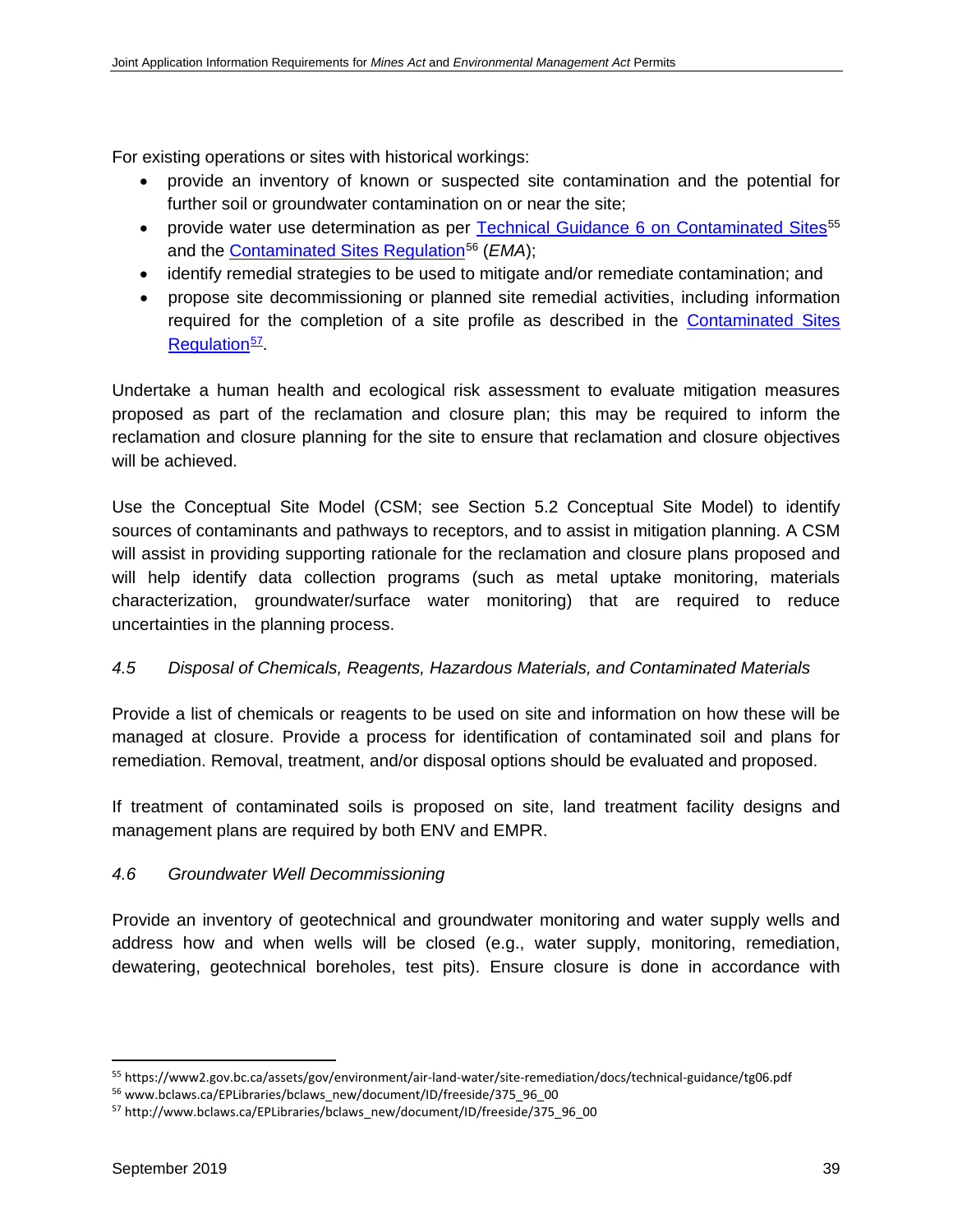For existing operations or sites with historical workings:

- provide an inventory of known or suspected site contamination and the potential for further soil or groundwater contamination on or near the site;
- provide water use determination as per [Technical Guidance 6 on Contaminated Sites][55] and the [Contaminated Sites Regulation][56] (*EMA*);
- identify remedial strategies to be used to mitigate and/or remediate contamination; and
- propose site decommissioning or planned site remedial activities, including information required for the completion of a site profile as described in the [Contaminated Sites Regulation][57].

Undertake a human health and ecological risk assessment to evaluate mitigation measures proposed as part of the reclamation and closure plan; this may be required to inform the reclamation and closure planning for the site to ensure that reclamation and closure objectives will be achieved.

Use the Conceptual Site Model (CSM; see Section 5.2 Conceptual Site Model) to identify sources of contaminants and pathways to receptors, and to assist in mitigation planning. A CSM will assist in providing supporting rationale for the reclamation and closure plans proposed and will help identify data collection programs (such as metal uptake monitoring, materials characterization, groundwater/surface water monitoring) that are required to reduce uncertainties in the planning process.

### *4.5 Disposal of Chemicals, Reagents, Hazardous Materials, and Contaminated Materials*

Provide a list of chemicals or reagents to be used on site and information on how these will be managed at closure. Provide a process for identification of contaminated soil and plans for remediation. Removal, treatment, and/or disposal options should be evaluated and proposed.

If treatment of contaminated soils is proposed on site, land treatment facility designs and management plans are required by both ENV and EMPR.

### *4.6 Groundwater Well Decommissioning*

Provide an inventory of geotechnical and groundwater monitoring and water supply wells and address how and when wells will be closed (e.g., water supply, monitoring, remediation, dewatering, geotechnical boreholes, test pits). Ensure closure is done in accordance with

---

[55] https://www2.gov.bc.ca/assets/gov/environment/air-land-water/site-remediation/docs/technical-guidance/tg06.pdf

[56] www.bclaws.ca/EPLibraries/bclaws_new/document/ID/freeside/375_96_00

[57] http://www.bclaws.ca/EPLibraries/bclaws_new/document/ID/freeside/375_96_00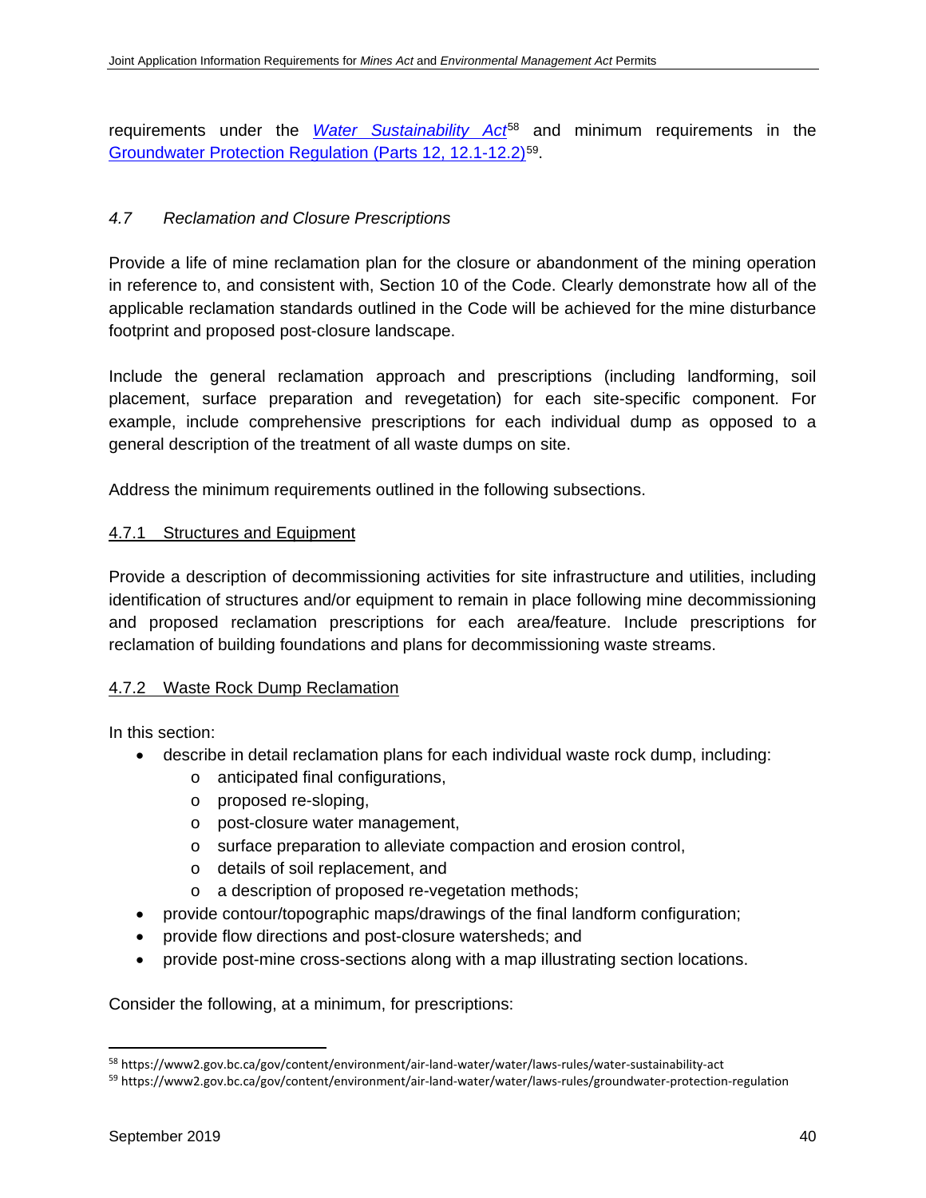requirements under the *Water Sustainability Act*[58] and minimum requirements in the Groundwater Protection Regulation (Parts 12, 12.1-12.2)[59].

### *4.7 Reclamation and Closure Prescriptions*

Provide a life of mine reclamation plan for the closure or abandonment of the mining operation in reference to, and consistent with, Section 10 of the Code. Clearly demonstrate how all of the applicable reclamation standards outlined in the Code will be achieved for the mine disturbance footprint and proposed post-closure landscape.

Include the general reclamation approach and prescriptions (including landforming, soil placement, surface preparation and revegetation) for each site-specific component. For example, include comprehensive prescriptions for each individual dump as opposed to a general description of the treatment of all waste dumps on site.

Address the minimum requirements outlined in the following subsections.

#### 4.7.1 Structures and Equipment

Provide a description of decommissioning activities for site infrastructure and utilities, including identification of structures and/or equipment to remain in place following mine decommissioning and proposed reclamation prescriptions for each area/feature. Include prescriptions for reclamation of building foundations and plans for decommissioning waste streams.

#### 4.7.2 Waste Rock Dump Reclamation

In this section:

- describe in detail reclamation plans for each individual waste rock dump, including:
  - anticipated final configurations,
  - proposed re-sloping,
  - post-closure water management,
  - surface preparation to alleviate compaction and erosion control,
  - details of soil replacement, and
  - a description of proposed re-vegetation methods;
- provide contour/topographic maps/drawings of the final landform configuration;
- provide flow directions and post-closure watersheds; and
- provide post-mine cross-sections along with a map illustrating section locations.

Consider the following, at a minimum, for prescriptions:

---

[58] https://www2.gov.bc.ca/gov/content/environment/air-land-water/water/laws-rules/water-sustainability-act

[59] https://www2.gov.bc.ca/gov/content/environment/air-land-water/water/laws-rules/groundwater-protection-regulation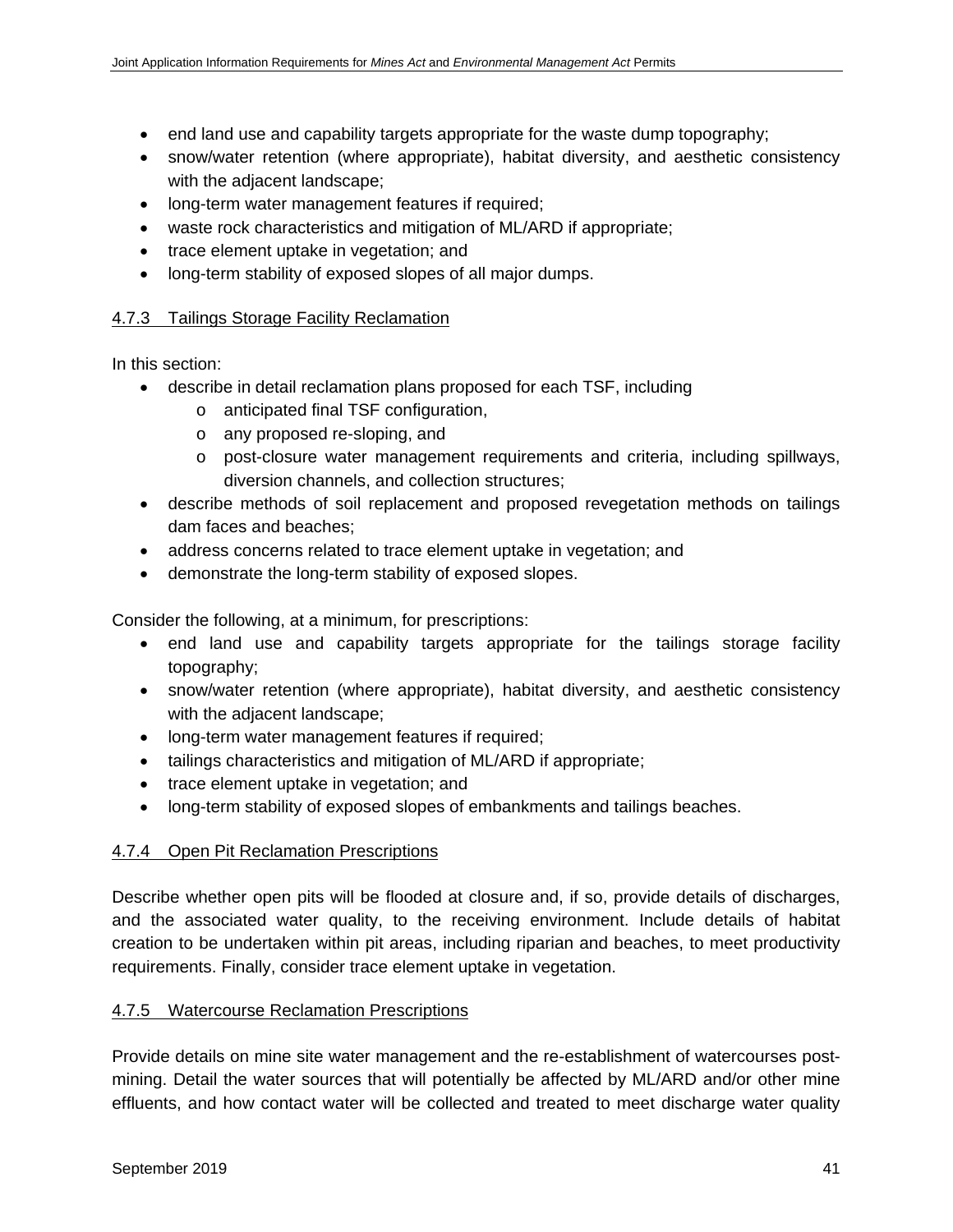- end land use and capability targets appropriate for the waste dump topography;
- snow/water retention (where appropriate), habitat diversity, and aesthetic consistency with the adjacent landscape;
- long-term water management features if required;
- waste rock characteristics and mitigation of ML/ARD if appropriate;
- trace element uptake in vegetation; and
- long-term stability of exposed slopes of all major dumps.

#### 4.7.3 Tailings Storage Facility Reclamation

In this section:

- describe in detail reclamation plans proposed for each TSF, including
    - anticipated final TSF configuration,
    - any proposed re-sloping, and
    - post-closure water management requirements and criteria, including spillways, diversion channels, and collection structures;
- describe methods of soil replacement and proposed revegetation methods on tailings dam faces and beaches;
- address concerns related to trace element uptake in vegetation; and
- demonstrate the long-term stability of exposed slopes.

Consider the following, at a minimum, for prescriptions:

- end land use and capability targets appropriate for the tailings storage facility topography;
- snow/water retention (where appropriate), habitat diversity, and aesthetic consistency with the adjacent landscape;
- long-term water management features if required;
- tailings characteristics and mitigation of ML/ARD if appropriate;
- trace element uptake in vegetation; and
- long-term stability of exposed slopes of embankments and tailings beaches.

#### 4.7.4 Open Pit Reclamation Prescriptions

Describe whether open pits will be flooded at closure and, if so, provide details of discharges, and the associated water quality, to the receiving environment. Include details of habitat creation to be undertaken within pit areas, including riparian and beaches, to meet productivity requirements. Finally, consider trace element uptake in vegetation.

#### 4.7.5 Watercourse Reclamation Prescriptions

Provide details on mine site water management and the re-establishment of watercourses post-mining. Detail the water sources that will potentially be affected by ML/ARD and/or other mine effluents, and how contact water will be collected and treated to meet discharge water quality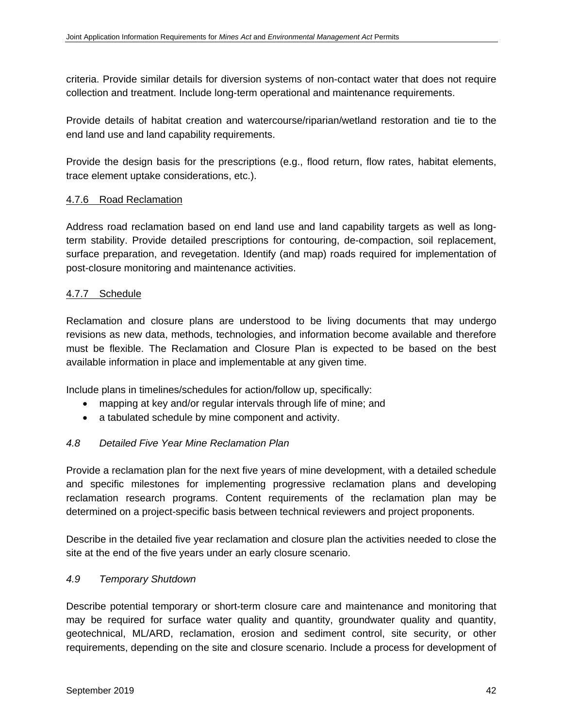criteria. Provide similar details for diversion systems of non-contact water that does not require collection and treatment. Include long-term operational and maintenance requirements.

Provide details of habitat creation and watercourse/riparian/wetland restoration and tie to the end land use and land capability requirements.

Provide the design basis for the prescriptions (e.g., flood return, flow rates, habitat elements, trace element uptake considerations, etc.).

#### 4.7.6 Road Reclamation

Address road reclamation based on end land use and land capability targets as well as long-term stability. Provide detailed prescriptions for contouring, de-compaction, soil replacement, surface preparation, and revegetation. Identify (and map) roads required for implementation of post-closure monitoring and maintenance activities.

#### 4.7.7 Schedule

Reclamation and closure plans are understood to be living documents that may undergo revisions as new data, methods, technologies, and information become available and therefore must be flexible. The Reclamation and Closure Plan is expected to be based on the best available information in place and implementable at any given time.

Include plans in timelines/schedules for action/follow up, specifically:

- mapping at key and/or regular intervals through life of mine; and
- a tabulated schedule by mine component and activity.

### *4.8 Detailed Five Year Mine Reclamation Plan*

Provide a reclamation plan for the next five years of mine development, with a detailed schedule and specific milestones for implementing progressive reclamation plans and developing reclamation research programs. Content requirements of the reclamation plan may be determined on a project-specific basis between technical reviewers and project proponents.

Describe in the detailed five year reclamation and closure plan the activities needed to close the site at the end of the five years under an early closure scenario.

### *4.9 Temporary Shutdown*

Describe potential temporary or short-term closure care and maintenance and monitoring that may be required for surface water quality and quantity, groundwater quality and quantity, geotechnical, ML/ARD, reclamation, erosion and sediment control, site security, or other requirements, depending on the site and closure scenario. Include a process for development of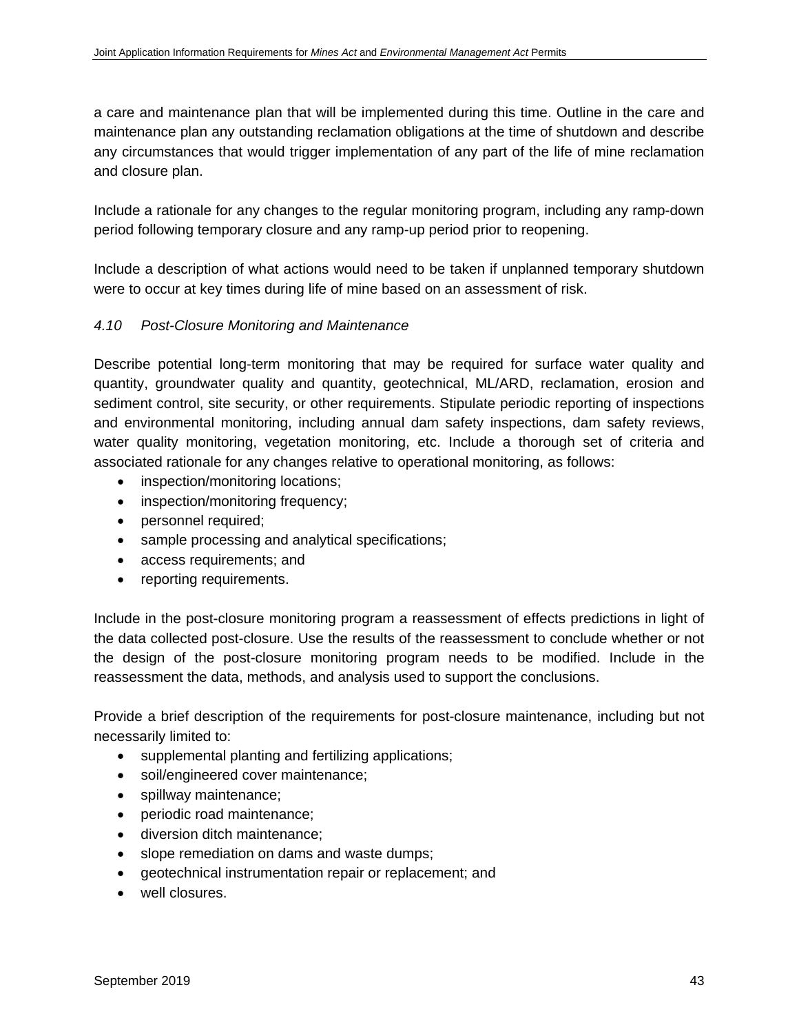a care and maintenance plan that will be implemented during this time. Outline in the care and maintenance plan any outstanding reclamation obligations at the time of shutdown and describe any circumstances that would trigger implementation of any part of the life of mine reclamation and closure plan.

Include a rationale for any changes to the regular monitoring program, including any ramp-down period following temporary closure and any ramp-up period prior to reopening.

Include a description of what actions would need to be taken if unplanned temporary shutdown were to occur at key times during life of mine based on an assessment of risk.

### *4.10 Post-Closure Monitoring and Maintenance*

Describe potential long-term monitoring that may be required for surface water quality and quantity, groundwater quality and quantity, geotechnical, ML/ARD, reclamation, erosion and sediment control, site security, or other requirements. Stipulate periodic reporting of inspections and environmental monitoring, including annual dam safety inspections, dam safety reviews, water quality monitoring, vegetation monitoring, etc. Include a thorough set of criteria and associated rationale for any changes relative to operational monitoring, as follows:

- inspection/monitoring locations;
- inspection/monitoring frequency;
- personnel required;
- sample processing and analytical specifications;
- access requirements; and
- reporting requirements.

Include in the post-closure monitoring program a reassessment of effects predictions in light of the data collected post-closure. Use the results of the reassessment to conclude whether or not the design of the post-closure monitoring program needs to be modified. Include in the reassessment the data, methods, and analysis used to support the conclusions.

Provide a brief description of the requirements for post-closure maintenance, including but not necessarily limited to:

- supplemental planting and fertilizing applications;
- soil/engineered cover maintenance;
- spillway maintenance;
- periodic road maintenance;
- diversion ditch maintenance;
- slope remediation on dams and waste dumps;
- geotechnical instrumentation repair or replacement; and
- well closures.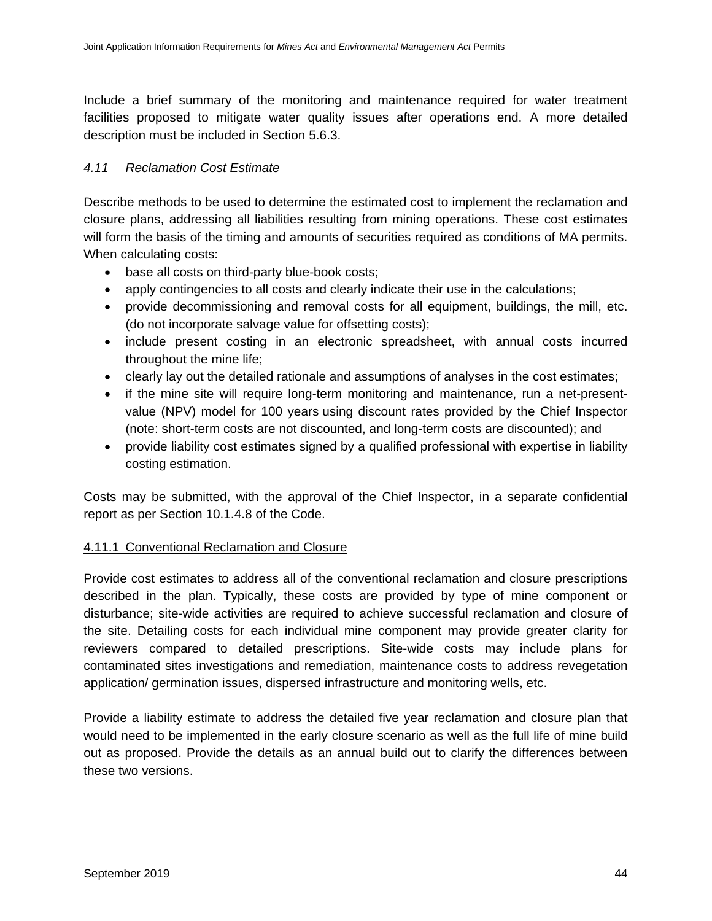Include a brief summary of the monitoring and maintenance required for water treatment facilities proposed to mitigate water quality issues after operations end. A more detailed description must be included in Section 5.6.3.

### *4.11 Reclamation Cost Estimate*

Describe methods to be used to determine the estimated cost to implement the reclamation and closure plans, addressing all liabilities resulting from mining operations. These cost estimates will form the basis of the timing and amounts of securities required as conditions of MA permits. When calculating costs:

- base all costs on third-party blue-book costs;
- apply contingencies to all costs and clearly indicate their use in the calculations;
- provide decommissioning and removal costs for all equipment, buildings, the mill, etc. (do not incorporate salvage value for offsetting costs);
- include present costing in an electronic spreadsheet, with annual costs incurred throughout the mine life;
- clearly lay out the detailed rationale and assumptions of analyses in the cost estimates;
- if the mine site will require long-term monitoring and maintenance, run a net-present-value (NPV) model for 100 years using discount rates provided by the Chief Inspector (note: short-term costs are not discounted, and long-term costs are discounted); and
- provide liability cost estimates signed by a qualified professional with expertise in liability costing estimation.

Costs may be submitted, with the approval of the Chief Inspector, in a separate confidential report as per Section 10.1.4.8 of the Code.

#### 4.11.1 Conventional Reclamation and Closure

Provide cost estimates to address all of the conventional reclamation and closure prescriptions described in the plan. Typically, these costs are provided by type of mine component or disturbance; site-wide activities are required to achieve successful reclamation and closure of the site. Detailing costs for each individual mine component may provide greater clarity for reviewers compared to detailed prescriptions. Site-wide costs may include plans for contaminated sites investigations and remediation, maintenance costs to address revegetation application/ germination issues, dispersed infrastructure and monitoring wells, etc.

Provide a liability estimate to address the detailed five year reclamation and closure plan that would need to be implemented in the early closure scenario as well as the full life of mine build out as proposed. Provide the details as an annual build out to clarify the differences between these two versions.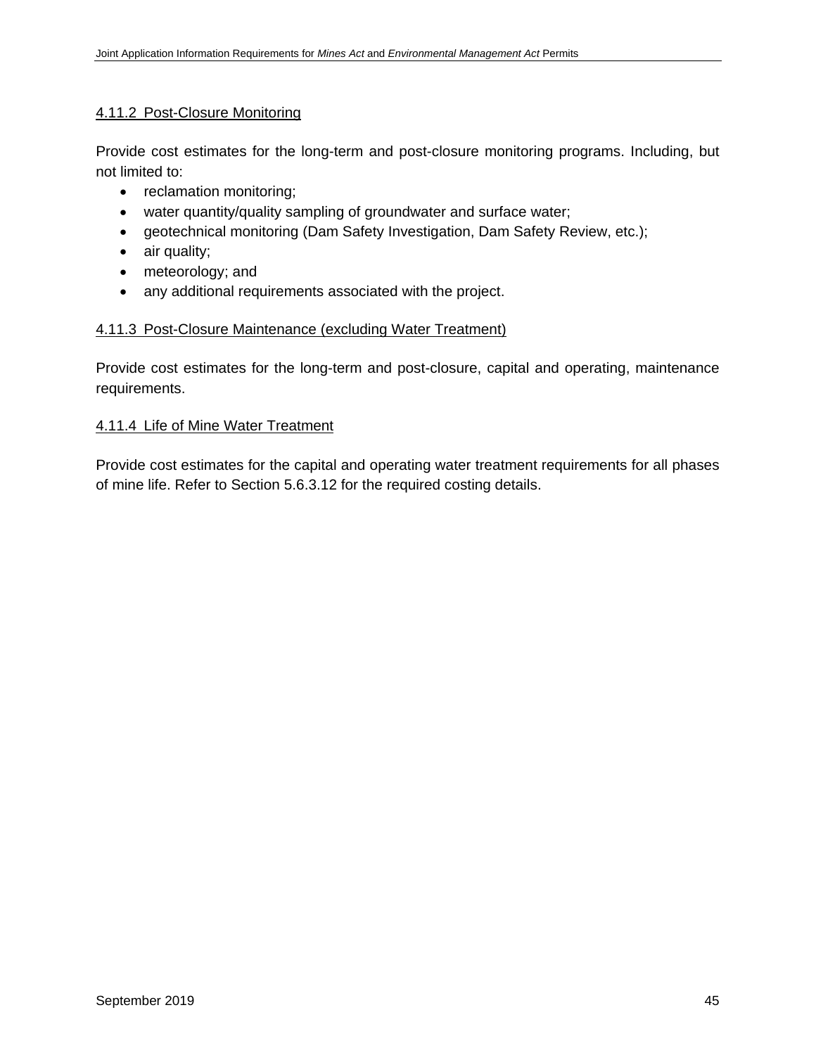#### 4.11.2 Post-Closure Monitoring

Provide cost estimates for the long-term and post-closure monitoring programs. Including, but not limited to:

- reclamation monitoring;
- water quantity/quality sampling of groundwater and surface water;
- geotechnical monitoring (Dam Safety Investigation, Dam Safety Review, etc.);
- air quality;
- meteorology; and
- any additional requirements associated with the project.

#### 4.11.3 Post-Closure Maintenance (excluding Water Treatment)

Provide cost estimates for the long-term and post-closure, capital and operating, maintenance requirements.

#### 4.11.4 Life of Mine Water Treatment

Provide cost estimates for the capital and operating water treatment requirements for all phases of mine life. Refer to Section 5.6.3.12 for the required costing details.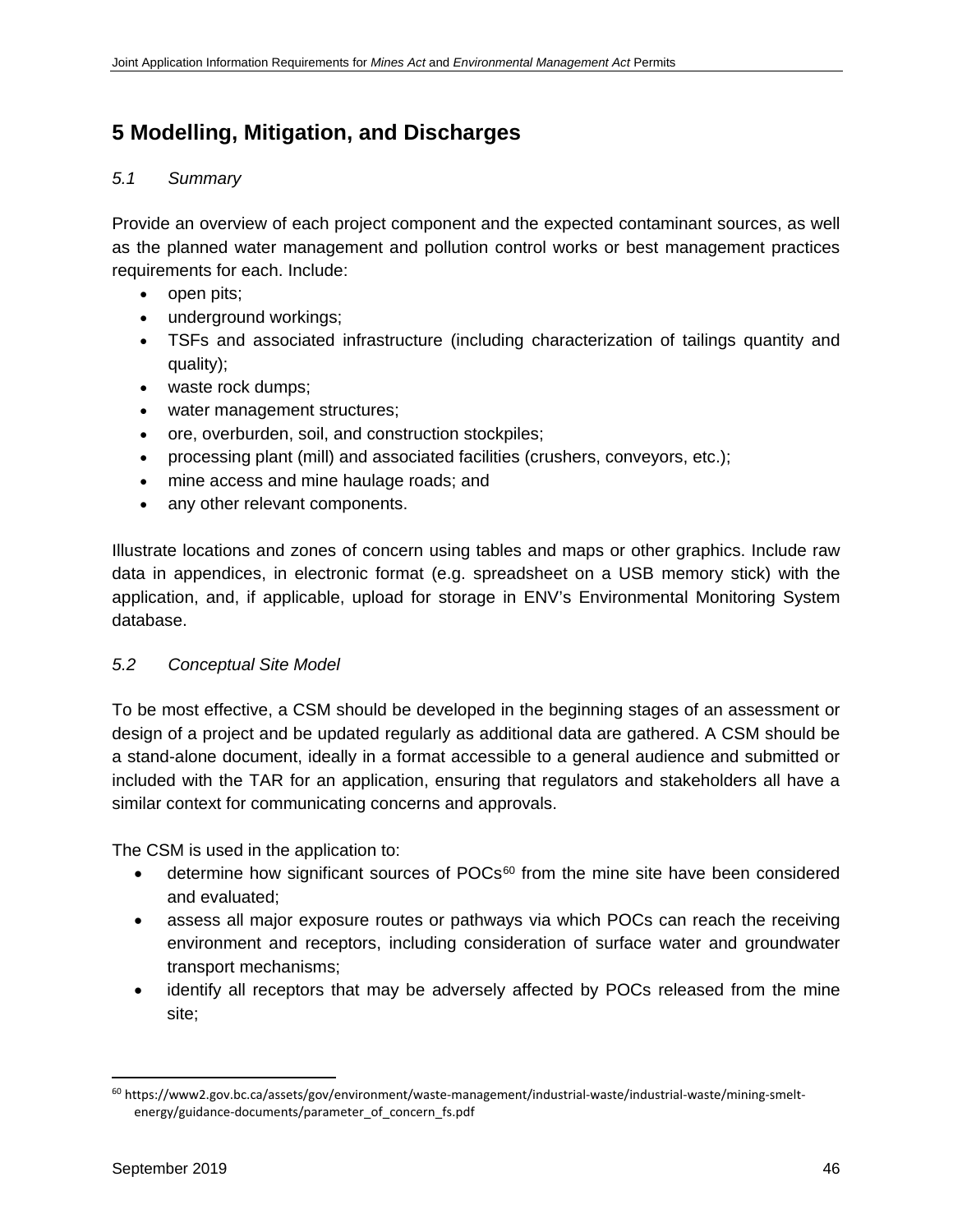# 5 Modelling, Mitigation, and Discharges

## *5.1 Summary*

Provide an overview of each project component and the expected contaminant sources, as well as the planned water management and pollution control works or best management practices requirements for each. Include:

- open pits;
- underground workings;
- TSFs and associated infrastructure (including characterization of tailings quantity and quality);
- waste rock dumps;
- water management structures;
- ore, overburden, soil, and construction stockpiles;
- processing plant (mill) and associated facilities (crushers, conveyors, etc.);
- mine access and mine haulage roads; and
- any other relevant components.

Illustrate locations and zones of concern using tables and maps or other graphics. Include raw data in appendices, in electronic format (e.g. spreadsheet on a USB memory stick) with the application, and, if applicable, upload for storage in ENV's Environmental Monitoring System database.

## *5.2 Conceptual Site Model*

To be most effective, a CSM should be developed in the beginning stages of an assessment or design of a project and be updated regularly as additional data are gathered. A CSM should be a stand-alone document, ideally in a format accessible to a general audience and submitted or included with the TAR for an application, ensuring that regulators and stakeholders all have a similar context for communicating concerns and approvals.

The CSM is used in the application to:

- determine how significant sources of POCs[60] from the mine site have been considered and evaluated;
- assess all major exposure routes or pathways via which POCs can reach the receiving environment and receptors, including consideration of surface water and groundwater transport mechanisms;
- identify all receptors that may be adversely affected by POCs released from the mine site;

[60] https://www2.gov.bc.ca/assets/gov/environment/waste-management/industrial-waste/industrial-waste/mining-smelt-energy/guidance-documents/parameter_of_concern_fs.pdf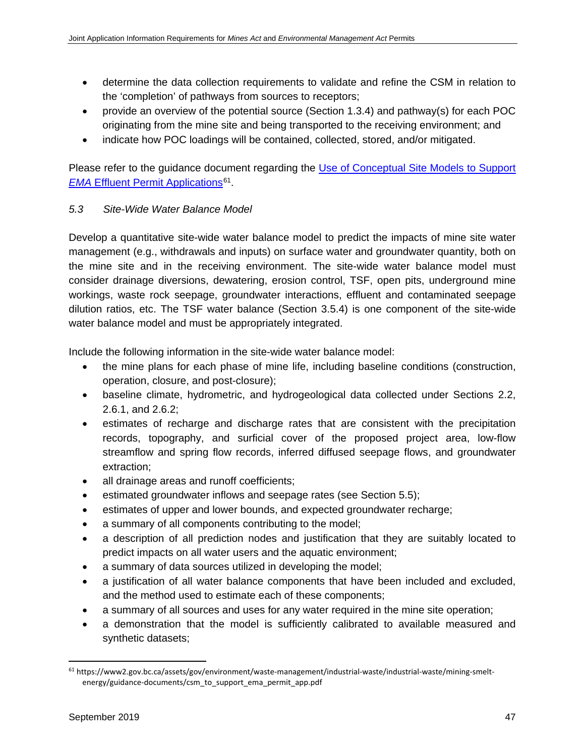- determine the data collection requirements to validate and refine the CSM in relation to the 'completion' of pathways from sources to receptors;
- provide an overview of the potential source (Section 1.3.4) and pathway(s) for each POC originating from the mine site and being transported to the receiving environment; and
- indicate how POC loadings will be contained, collected, stored, and/or mitigated.

Please refer to the guidance document regarding the [Use of Conceptual Site Models to Support *EMA* Effluent Permit Applications](https://www2.gov.bc.ca/assets/gov/environment/waste-management/industrial-waste/industrial-waste/mining-smelt-energy/guidance-documents/csm_to_support_ema_permit_app.pdf)[61].

### *5.3 Site-Wide Water Balance Model*

Develop a quantitative site-wide water balance model to predict the impacts of mine site water management (e.g., withdrawals and inputs) on surface water and groundwater quantity, both on the mine site and in the receiving environment. The site-wide water balance model must consider drainage diversions, dewatering, erosion control, TSF, open pits, underground mine workings, waste rock seepage, groundwater interactions, effluent and contaminated seepage dilution ratios, etc. The TSF water balance (Section 3.5.4) is one component of the site-wide water balance model and must be appropriately integrated.

Include the following information in the site-wide water balance model:

- the mine plans for each phase of mine life, including baseline conditions (construction, operation, closure, and post-closure);
- baseline climate, hydrometric, and hydrogeological data collected under Sections 2.2, 2.6.1, and 2.6.2;
- estimates of recharge and discharge rates that are consistent with the precipitation records, topography, and surficial cover of the proposed project area, low-flow streamflow and spring flow records, inferred diffused seepage flows, and groundwater extraction;
- all drainage areas and runoff coefficients;
- estimated groundwater inflows and seepage rates (see Section 5.5);
- estimates of upper and lower bounds, and expected groundwater recharge;
- a summary of all components contributing to the model;
- a description of all prediction nodes and justification that they are suitably located to predict impacts on all water users and the aquatic environment;
- a summary of data sources utilized in developing the model;
- a justification of all water balance components that have been included and excluded, and the method used to estimate each of these components;
- a summary of all sources and uses for any water required in the mine site operation;
- a demonstration that the model is sufficiently calibrated to available measured and synthetic datasets;

[61] https://www2.gov.bc.ca/assets/gov/environment/waste-management/industrial-waste/industrial-waste/mining-smelt-energy/guidance-documents/csm_to_support_ema_permit_app.pdf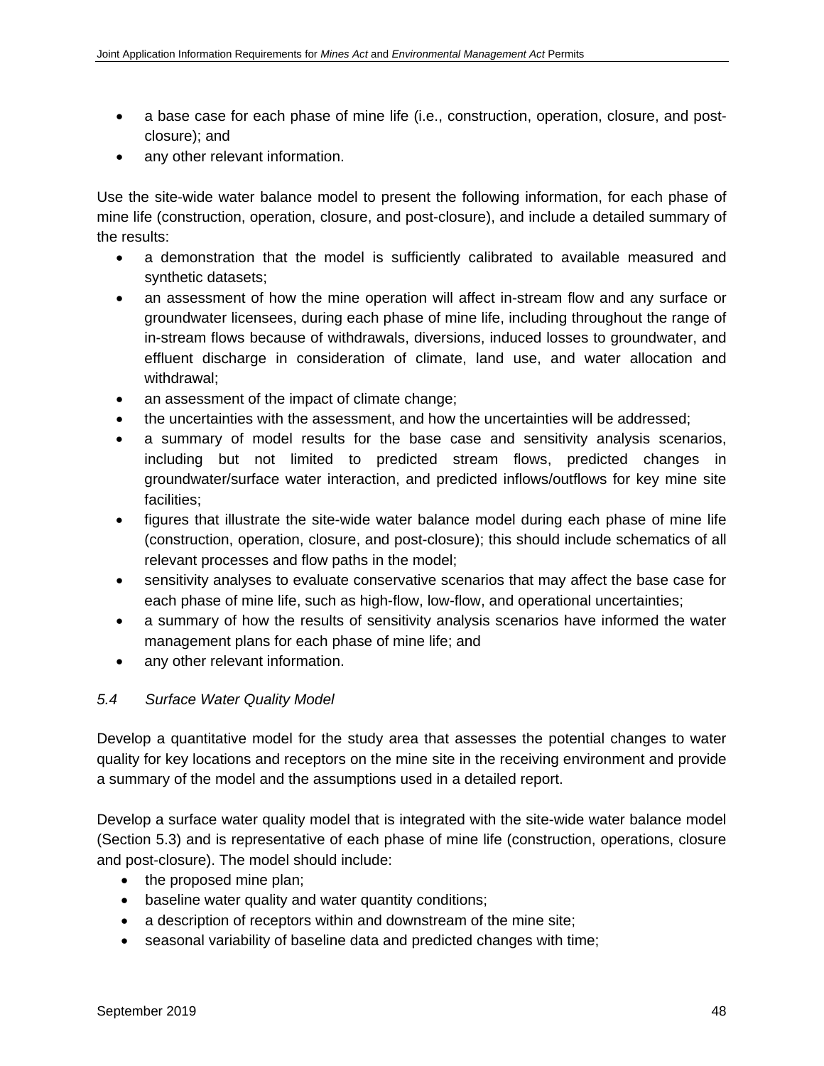- a base case for each phase of mine life (i.e., construction, operation, closure, and post-closure); and
- any other relevant information.

Use the site-wide water balance model to present the following information, for each phase of mine life (construction, operation, closure, and post-closure), and include a detailed summary of the results:

- a demonstration that the model is sufficiently calibrated to available measured and synthetic datasets;
- an assessment of how the mine operation will affect in-stream flow and any surface or groundwater licensees, during each phase of mine life, including throughout the range of in-stream flows because of withdrawals, diversions, induced losses to groundwater, and effluent discharge in consideration of climate, land use, and water allocation and withdrawal;
- an assessment of the impact of climate change;
- the uncertainties with the assessment, and how the uncertainties will be addressed;
- a summary of model results for the base case and sensitivity analysis scenarios, including but not limited to predicted stream flows, predicted changes in groundwater/surface water interaction, and predicted inflows/outflows for key mine site facilities;
- figures that illustrate the site-wide water balance model during each phase of mine life (construction, operation, closure, and post-closure); this should include schematics of all relevant processes and flow paths in the model;
- sensitivity analyses to evaluate conservative scenarios that may affect the base case for each phase of mine life, such as high-flow, low-flow, and operational uncertainties;
- a summary of how the results of sensitivity analysis scenarios have informed the water management plans for each phase of mine life; and
- any other relevant information.

### *5.4 Surface Water Quality Model*

Develop a quantitative model for the study area that assesses the potential changes to water quality for key locations and receptors on the mine site in the receiving environment and provide a summary of the model and the assumptions used in a detailed report.

Develop a surface water quality model that is integrated with the site-wide water balance model (Section 5.3) and is representative of each phase of mine life (construction, operations, closure and post-closure). The model should include:

- the proposed mine plan;
- baseline water quality and water quantity conditions;
- a description of receptors within and downstream of the mine site;
- seasonal variability of baseline data and predicted changes with time;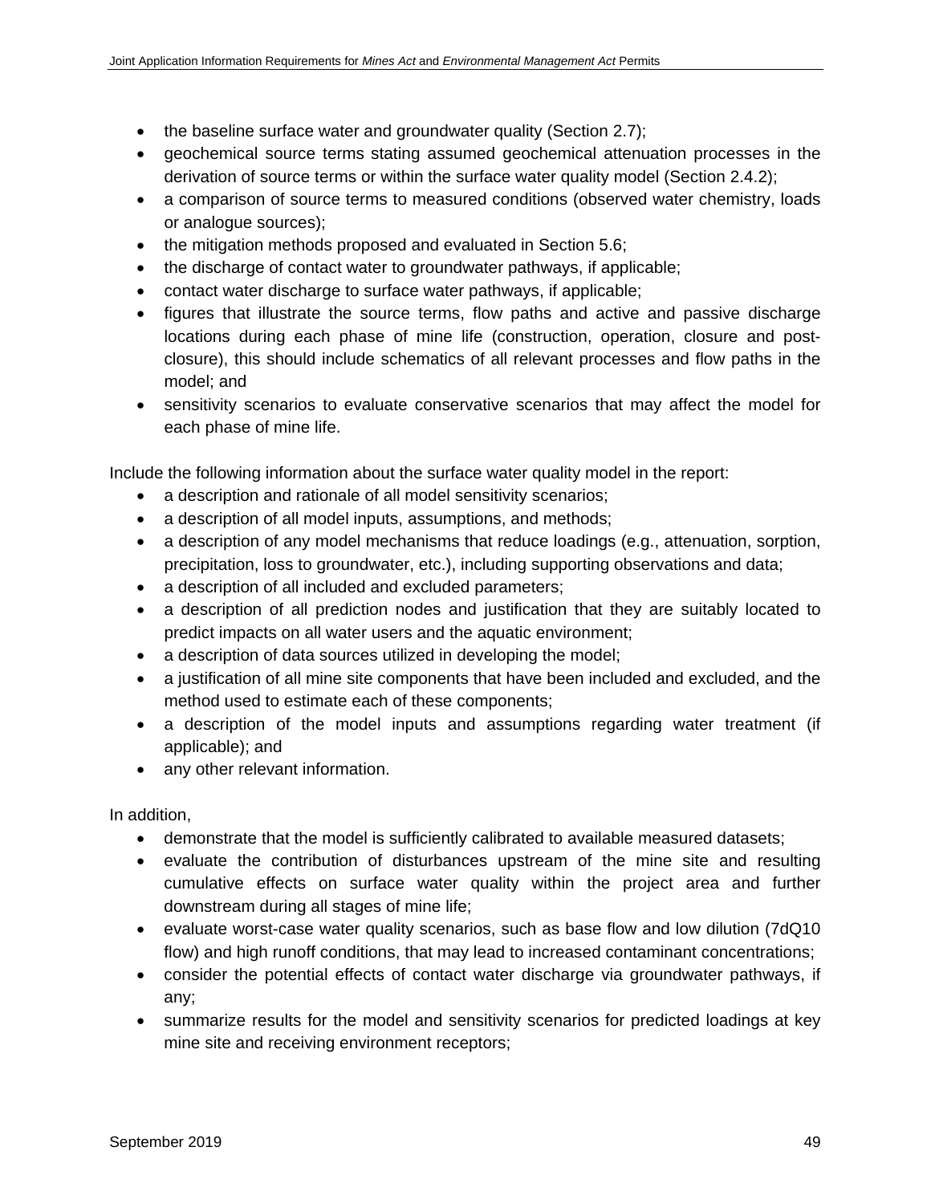- the baseline surface water and groundwater quality (Section 2.7);
- geochemical source terms stating assumed geochemical attenuation processes in the derivation of source terms or within the surface water quality model (Section 2.4.2);
- a comparison of source terms to measured conditions (observed water chemistry, loads or analogue sources);
- the mitigation methods proposed and evaluated in Section 5.6;
- the discharge of contact water to groundwater pathways, if applicable;
- contact water discharge to surface water pathways, if applicable;
- figures that illustrate the source terms, flow paths and active and passive discharge locations during each phase of mine life (construction, operation, closure and post-closure), this should include schematics of all relevant processes and flow paths in the model; and
- sensitivity scenarios to evaluate conservative scenarios that may affect the model for each phase of mine life.

Include the following information about the surface water quality model in the report:

- a description and rationale of all model sensitivity scenarios;
- a description of all model inputs, assumptions, and methods;
- a description of any model mechanisms that reduce loadings (e.g., attenuation, sorption, precipitation, loss to groundwater, etc.), including supporting observations and data;
- a description of all included and excluded parameters;
- a description of all prediction nodes and justification that they are suitably located to predict impacts on all water users and the aquatic environment;
- a description of data sources utilized in developing the model;
- a justification of all mine site components that have been included and excluded, and the method used to estimate each of these components;
- a description of the model inputs and assumptions regarding water treatment (if applicable); and
- any other relevant information.

In addition,

- demonstrate that the model is sufficiently calibrated to available measured datasets;
- evaluate the contribution of disturbances upstream of the mine site and resulting cumulative effects on surface water quality within the project area and further downstream during all stages of mine life;
- evaluate worst-case water quality scenarios, such as base flow and low dilution (7dQ10 flow) and high runoff conditions, that may lead to increased contaminant concentrations;
- consider the potential effects of contact water discharge via groundwater pathways, if any;
- summarize results for the model and sensitivity scenarios for predicted loadings at key mine site and receiving environment receptors;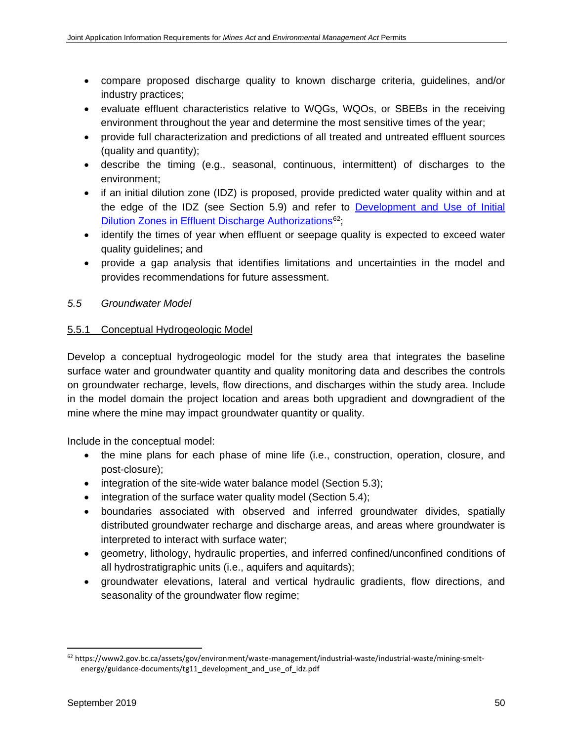- compare proposed discharge quality to known discharge criteria, guidelines, and/or industry practices;
- evaluate effluent characteristics relative to WQGs, WQOs, or SBEBs in the receiving environment throughout the year and determine the most sensitive times of the year;
- provide full characterization and predictions of all treated and untreated effluent sources (quality and quantity);
- describe the timing (e.g., seasonal, continuous, intermittent) of discharges to the environment;
- if an initial dilution zone (IDZ) is proposed, provide predicted water quality within and at the edge of the IDZ (see Section 5.9) and refer to [Development and Use of Initial Dilution Zones in Effluent Discharge Authorizations](https://www2.gov.bc.ca/assets/gov/environment/waste-management/industrial-waste/industrial-waste/mining-smelt-energy/guidance-documents/tg11_development_and_use_of_idz.pdf)[62];
- identify the times of year when effluent or seepage quality is expected to exceed water quality guidelines; and
- provide a gap analysis that identifies limitations and uncertainties in the model and provides recommendations for future assessment.

### *5.5 Groundwater Model*

#### 5.5.1 Conceptual Hydrogeologic Model

Develop a conceptual hydrogeologic model for the study area that integrates the baseline surface water and groundwater quantity and quality monitoring data and describes the controls on groundwater recharge, levels, flow directions, and discharges within the study area. Include in the model domain the project location and areas both upgradient and downgradient of the mine where the mine may impact groundwater quantity or quality.

Include in the conceptual model:

- the mine plans for each phase of mine life (i.e., construction, operation, closure, and post-closure);
- integration of the site-wide water balance model (Section 5.3);
- integration of the surface water quality model (Section 5.4);
- boundaries associated with observed and inferred groundwater divides, spatially distributed groundwater recharge and discharge areas, and areas where groundwater is interpreted to interact with surface water;
- geometry, lithology, hydraulic properties, and inferred confined/unconfined conditions of all hydrostratigraphic units (i.e., aquifers and aquitards);
- groundwater elevations, lateral and vertical hydraulic gradients, flow directions, and seasonality of the groundwater flow regime;

---

[62] https://www2.gov.bc.ca/assets/gov/environment/waste-management/industrial-waste/industrial-waste/mining-smelt-energy/guidance-documents/tg11_development_and_use_of_idz.pdf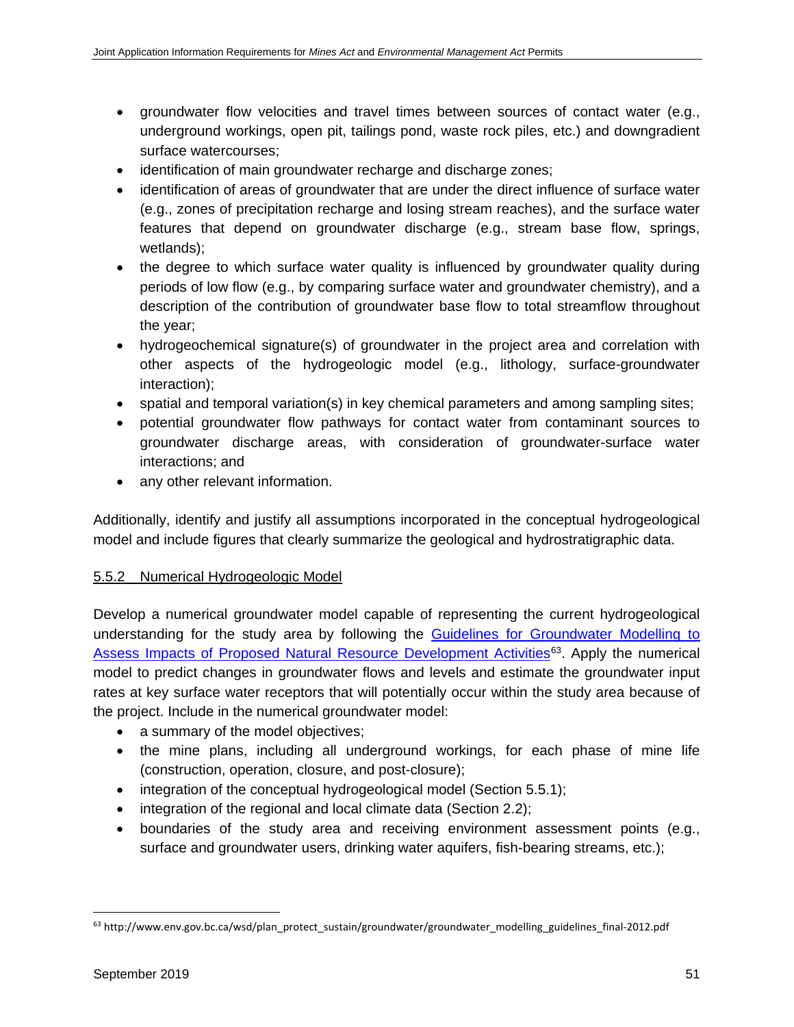- groundwater flow velocities and travel times between sources of contact water (e.g., underground workings, open pit, tailings pond, waste rock piles, etc.) and downgradient surface watercourses;
- identification of main groundwater recharge and discharge zones;
- identification of areas of groundwater that are under the direct influence of surface water (e.g., zones of precipitation recharge and losing stream reaches), and the surface water features that depend on groundwater discharge (e.g., stream base flow, springs, wetlands);
- the degree to which surface water quality is influenced by groundwater quality during periods of low flow (e.g., by comparing surface water and groundwater chemistry), and a description of the contribution of groundwater base flow to total streamflow throughout the year;
- hydrogeochemical signature(s) of groundwater in the project area and correlation with other aspects of the hydrogeologic model (e.g., lithology, surface-groundwater interaction);
- spatial and temporal variation(s) in key chemical parameters and among sampling sites;
- potential groundwater flow pathways for contact water from contaminant sources to groundwater discharge areas, with consideration of groundwater-surface water interactions; and
- any other relevant information.

Additionally, identify and justify all assumptions incorporated in the conceptual hydrogeological model and include figures that clearly summarize the geological and hydrostratigraphic data.

#### 5.5.2 Numerical Hydrogeologic Model

Develop a numerical groundwater model capable of representing the current hydrogeological understanding for the study area by following the Guidelines for Groundwater Modelling to Assess Impacts of Proposed Natural Resource Development Activities[63]. Apply the numerical model to predict changes in groundwater flows and levels and estimate the groundwater input rates at key surface water receptors that will potentially occur within the study area because of the project. Include in the numerical groundwater model:

- a summary of the model objectives;
- the mine plans, including all underground workings, for each phase of mine life (construction, operation, closure, and post-closure);
- integration of the conceptual hydrogeological model (Section 5.5.1);
- integration of the regional and local climate data (Section 2.2);
- boundaries of the study area and receiving environment assessment points (e.g., surface and groundwater users, drinking water aquifers, fish-bearing streams, etc.);

[63] http://www.env.gov.bc.ca/wsd/plan_protect_sustain/groundwater/groundwater_modelling_guidelines_final-2012.pdf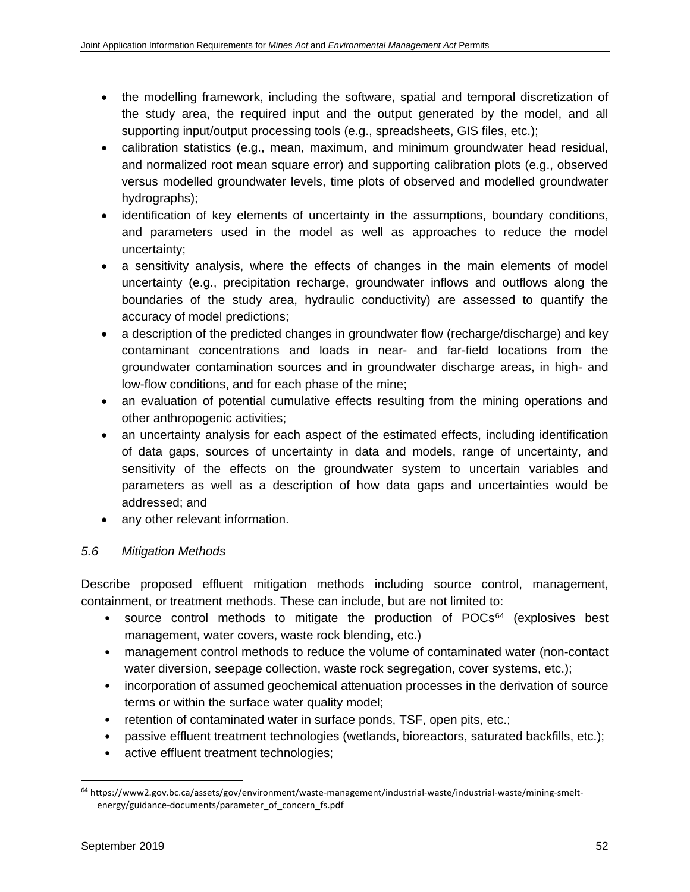- the modelling framework, including the software, spatial and temporal discretization of the study area, the required input and the output generated by the model, and all supporting input/output processing tools (e.g., spreadsheets, GIS files, etc.);
- calibration statistics (e.g., mean, maximum, and minimum groundwater head residual, and normalized root mean square error) and supporting calibration plots (e.g., observed versus modelled groundwater levels, time plots of observed and modelled groundwater hydrographs);
- identification of key elements of uncertainty in the assumptions, boundary conditions, and parameters used in the model as well as approaches to reduce the model uncertainty;
- a sensitivity analysis, where the effects of changes in the main elements of model uncertainty (e.g., precipitation recharge, groundwater inflows and outflows along the boundaries of the study area, hydraulic conductivity) are assessed to quantify the accuracy of model predictions;
- a description of the predicted changes in groundwater flow (recharge/discharge) and key contaminant concentrations and loads in near- and far-field locations from the groundwater contamination sources and in groundwater discharge areas, in high- and low-flow conditions, and for each phase of the mine;
- an evaluation of potential cumulative effects resulting from the mining operations and other anthropogenic activities;
- an uncertainty analysis for each aspect of the estimated effects, including identification of data gaps, sources of uncertainty in data and models, range of uncertainty, and sensitivity of the effects on the groundwater system to uncertain variables and parameters as well as a description of how data gaps and uncertainties would be addressed; and
- any other relevant information.

### *5.6 Mitigation Methods*

Describe proposed effluent mitigation methods including source control, management, containment, or treatment methods. These can include, but are not limited to:

- source control methods to mitigate the production of POCs[64] (explosives best management, water covers, waste rock blending, etc.)
- management control methods to reduce the volume of contaminated water (non-contact water diversion, seepage collection, waste rock segregation, cover systems, etc.);
- incorporation of assumed geochemical attenuation processes in the derivation of source terms or within the surface water quality model;
- retention of contaminated water in surface ponds, TSF, open pits, etc.;
- passive effluent treatment technologies (wetlands, bioreactors, saturated backfills, etc.);
- active effluent treatment technologies;

[64] https://www2.gov.bc.ca/assets/gov/environment/waste-management/industrial-waste/industrial-waste/mining-smelt-energy/guidance-documents/parameter_of_concern_fs.pdf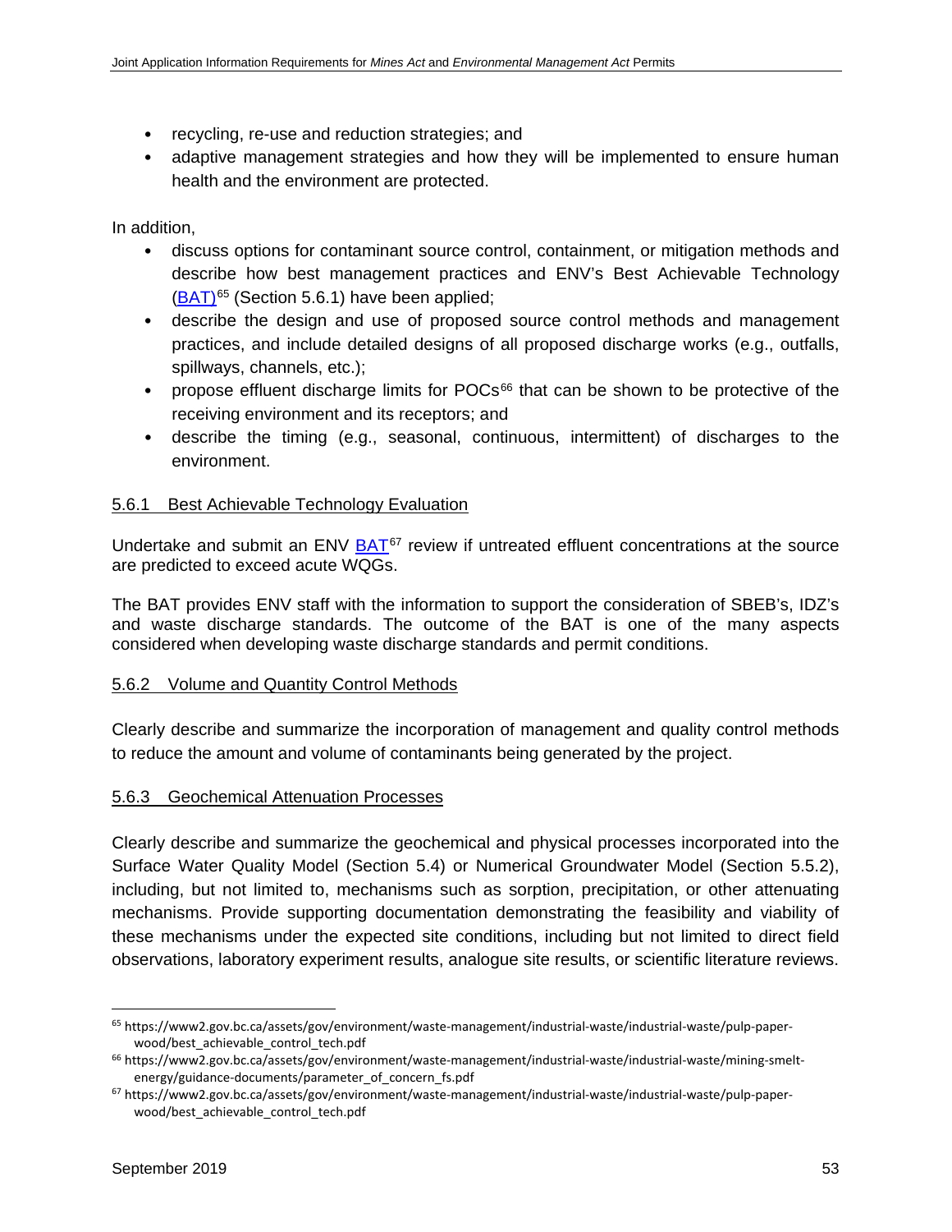- recycling, re-use and reduction strategies; and
- adaptive management strategies and how they will be implemented to ensure human health and the environment are protected.

In addition,

- discuss options for contaminant source control, containment, or mitigation methods and describe how best management practices and ENV's Best Achievable Technology (BAT)[65] (Section 5.6.1) have been applied;
- describe the design and use of proposed source control methods and management practices, and include detailed designs of all proposed discharge works (e.g., outfalls, spillways, channels, etc.);
- propose effluent discharge limits for POCs[66] that can be shown to be protective of the receiving environment and its receptors; and
- describe the timing (e.g., seasonal, continuous, intermittent) of discharges to the environment.

### 5.6.1 Best Achievable Technology Evaluation

Undertake and submit an ENV BAT[67] review if untreated effluent concentrations at the source are predicted to exceed acute WQGs.

The BAT provides ENV staff with the information to support the consideration of SBEB's, IDZ's and waste discharge standards. The outcome of the BAT is one of the many aspects considered when developing waste discharge standards and permit conditions.

### 5.6.2 Volume and Quantity Control Methods

Clearly describe and summarize the incorporation of management and quality control methods to reduce the amount and volume of contaminants being generated by the project.

### 5.6.3 Geochemical Attenuation Processes

Clearly describe and summarize the geochemical and physical processes incorporated into the Surface Water Quality Model (Section 5.4) or Numerical Groundwater Model (Section 5.5.2), including, but not limited to, mechanisms such as sorption, precipitation, or other attenuating mechanisms. Provide supporting documentation demonstrating the feasibility and viability of these mechanisms under the expected site conditions, including but not limited to direct field observations, laboratory experiment results, analogue site results, or scientific literature reviews.

---

[65] https://www2.gov.bc.ca/assets/gov/environment/waste-management/industrial-waste/industrial-waste/pulp-paper-wood/best_achievable_control_tech.pdf

[66] https://www2.gov.bc.ca/assets/gov/environment/waste-management/industrial-waste/industrial-waste/mining-smelt-energy/guidance-documents/parameter_of_concern_fs.pdf

[67] https://www2.gov.bc.ca/assets/gov/environment/waste-management/industrial-waste/industrial-waste/pulp-paper-wood/best_achievable_control_tech.pdf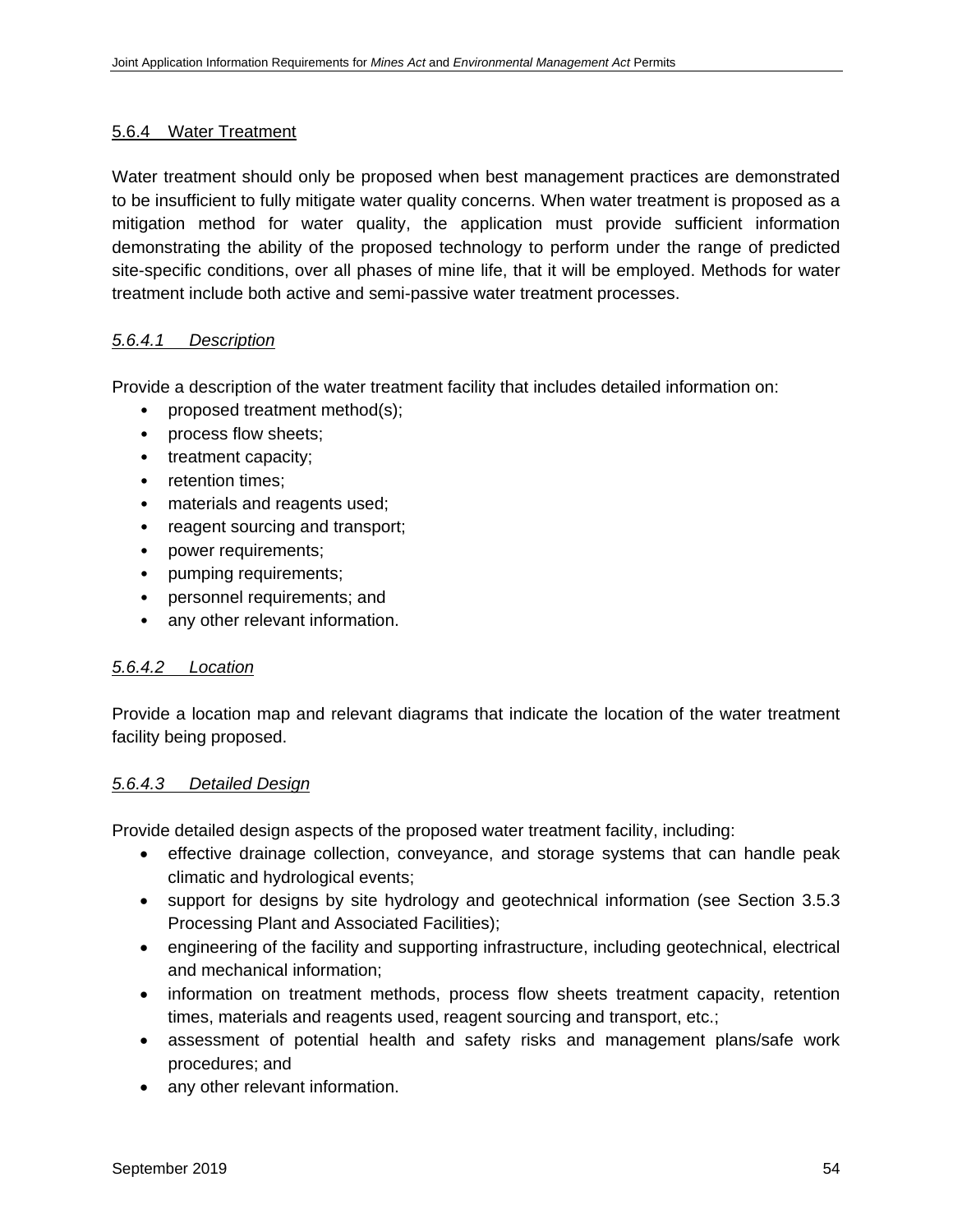### 5.6.4 Water Treatment

Water treatment should only be proposed when best management practices are demonstrated to be insufficient to fully mitigate water quality concerns. When water treatment is proposed as a mitigation method for water quality, the application must provide sufficient information demonstrating the ability of the proposed technology to perform under the range of predicted site-specific conditions, over all phases of mine life, that it will be employed. Methods for water treatment include both active and semi-passive water treatment processes.

#### *5.6.4.1 Description*

Provide a description of the water treatment facility that includes detailed information on:

- proposed treatment method(s);
- process flow sheets;
- treatment capacity;
- retention times;
- materials and reagents used;
- reagent sourcing and transport;
- power requirements;
- pumping requirements;
- personnel requirements; and
- any other relevant information.

#### *5.6.4.2 Location*

Provide a location map and relevant diagrams that indicate the location of the water treatment facility being proposed.

#### *5.6.4.3 Detailed Design*

Provide detailed design aspects of the proposed water treatment facility, including:

- effective drainage collection, conveyance, and storage systems that can handle peak climatic and hydrological events;
- support for designs by site hydrology and geotechnical information (see Section 3.5.3 Processing Plant and Associated Facilities);
- engineering of the facility and supporting infrastructure, including geotechnical, electrical and mechanical information;
- information on treatment methods, process flow sheets treatment capacity, retention times, materials and reagents used, reagent sourcing and transport, etc.;
- assessment of potential health and safety risks and management plans/safe work procedures; and
- any other relevant information.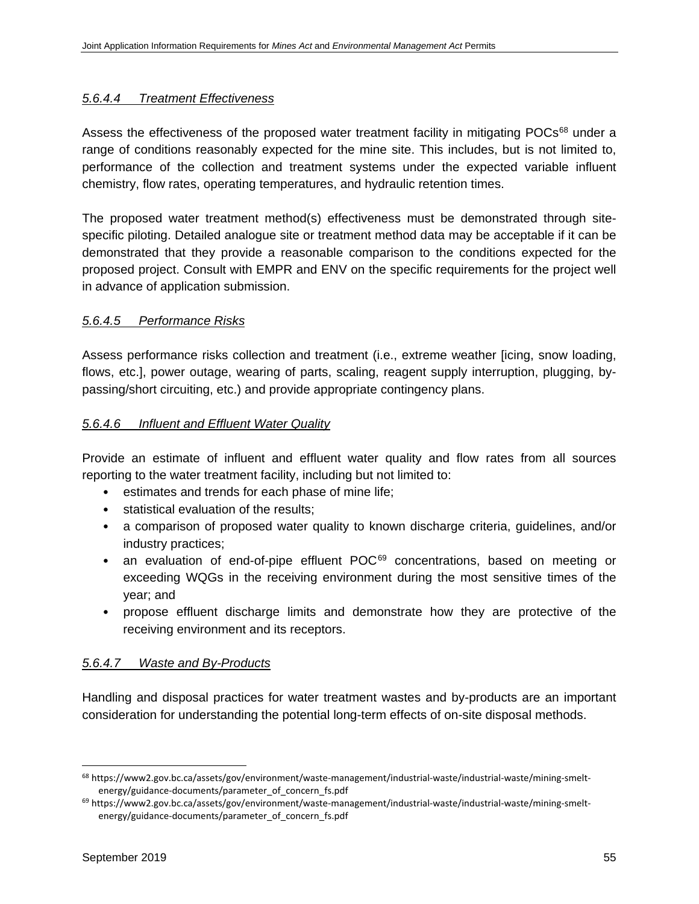#### *5.6.4.4 Treatment Effectiveness*

Assess the effectiveness of the proposed water treatment facility in mitigating POCs[68] under a range of conditions reasonably expected for the mine site. This includes, but is not limited to, performance of the collection and treatment systems under the expected variable influent chemistry, flow rates, operating temperatures, and hydraulic retention times.

The proposed water treatment method(s) effectiveness must be demonstrated through site-specific piloting. Detailed analogue site or treatment method data may be acceptable if it can be demonstrated that they provide a reasonable comparison to the conditions expected for the proposed project. Consult with EMPR and ENV on the specific requirements for the project well in advance of application submission.

#### *5.6.4.5 Performance Risks*

Assess performance risks collection and treatment (i.e., extreme weather [icing, snow loading, flows, etc.], power outage, wearing of parts, scaling, reagent supply interruption, plugging, by-passing/short circuiting, etc.) and provide appropriate contingency plans.

#### *5.6.4.6 Influent and Effluent Water Quality*

Provide an estimate of influent and effluent water quality and flow rates from all sources reporting to the water treatment facility, including but not limited to:

- estimates and trends for each phase of mine life;
- statistical evaluation of the results;
- a comparison of proposed water quality to known discharge criteria, guidelines, and/or industry practices;
- an evaluation of end-of-pipe effluent POC[69] concentrations, based on meeting or exceeding WQGs in the receiving environment during the most sensitive times of the year; and
- propose effluent discharge limits and demonstrate how they are protective of the receiving environment and its receptors.

#### *5.6.4.7 Waste and By-Products*

Handling and disposal practices for water treatment wastes and by-products are an important consideration for understanding the potential long-term effects of on-site disposal methods.

---

[68] https://www2.gov.bc.ca/assets/gov/environment/waste-management/industrial-waste/industrial-waste/mining-smelt-energy/guidance-documents/parameter_of_concern_fs.pdf

[69] https://www2.gov.bc.ca/assets/gov/environment/waste-management/industrial-waste/industrial-waste/mining-smelt-energy/guidance-documents/parameter_of_concern_fs.pdf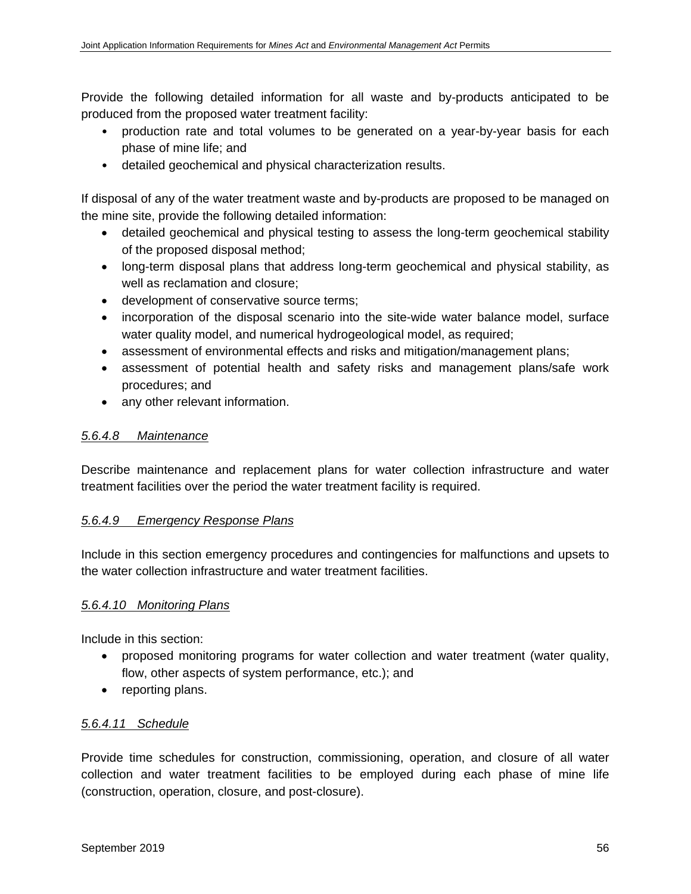Provide the following detailed information for all waste and by-products anticipated to be produced from the proposed water treatment facility:

- production rate and total volumes to be generated on a year-by-year basis for each phase of mine life; and
- detailed geochemical and physical characterization results.

If disposal of any of the water treatment waste and by-products are proposed to be managed on the mine site, provide the following detailed information:

- detailed geochemical and physical testing to assess the long-term geochemical stability of the proposed disposal method;
- long-term disposal plans that address long-term geochemical and physical stability, as well as reclamation and closure;
- development of conservative source terms;
- incorporation of the disposal scenario into the site-wide water balance model, surface water quality model, and numerical hydrogeological model, as required;
- assessment of environmental effects and risks and mitigation/management plans;
- assessment of potential health and safety risks and management plans/safe work procedures; and
- any other relevant information.

#### *5.6.4.8 Maintenance*

Describe maintenance and replacement plans for water collection infrastructure and water treatment facilities over the period the water treatment facility is required.

#### *5.6.4.9 Emergency Response Plans*

Include in this section emergency procedures and contingencies for malfunctions and upsets to the water collection infrastructure and water treatment facilities.

#### *5.6.4.10 Monitoring Plans*

Include in this section:

- proposed monitoring programs for water collection and water treatment (water quality, flow, other aspects of system performance, etc.); and
- reporting plans.

#### *5.6.4.11 Schedule*

Provide time schedules for construction, commissioning, operation, and closure of all water collection and water treatment facilities to be employed during each phase of mine life (construction, operation, closure, and post-closure).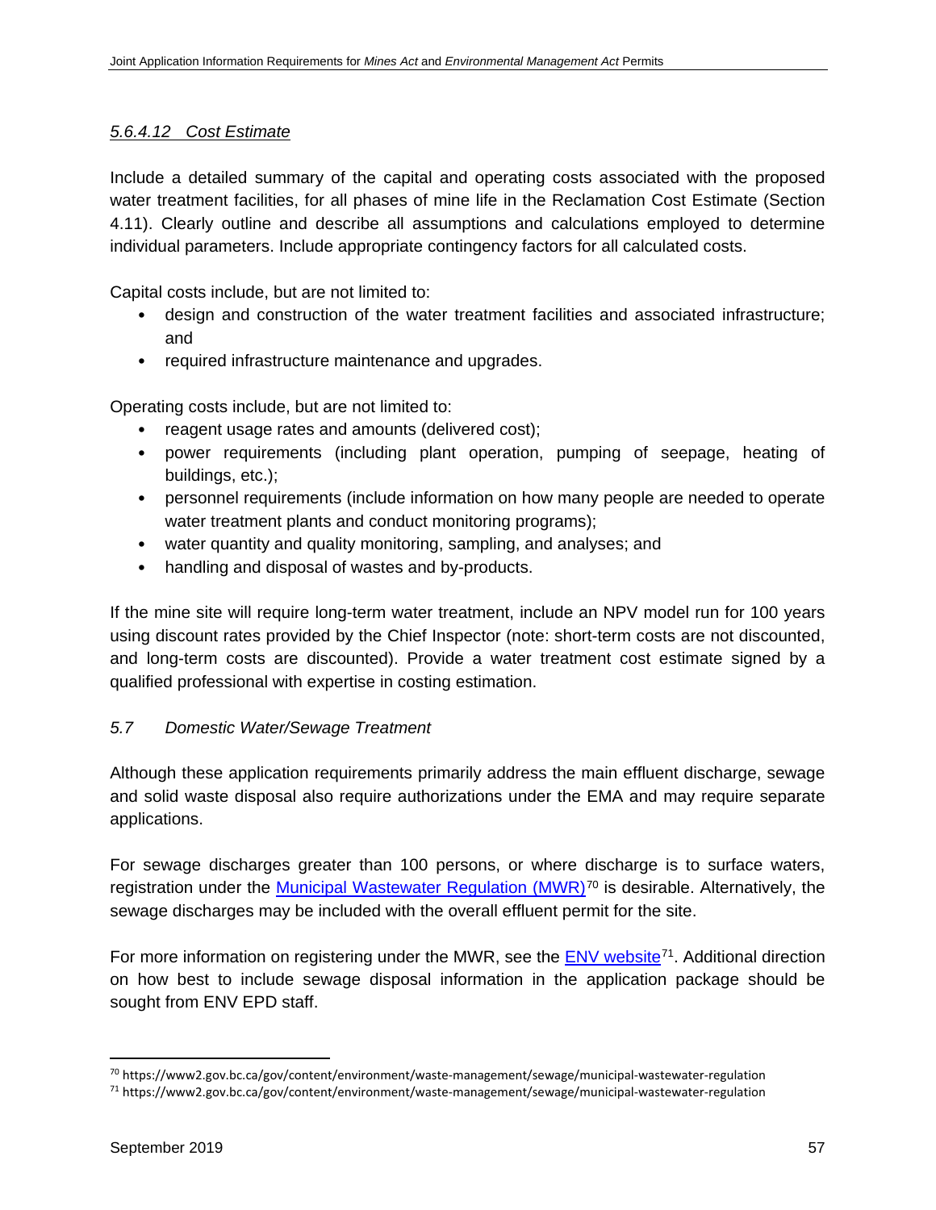#### *5.6.4.12 Cost Estimate*

Include a detailed summary of the capital and operating costs associated with the proposed water treatment facilities, for all phases of mine life in the Reclamation Cost Estimate (Section 4.11). Clearly outline and describe all assumptions and calculations employed to determine individual parameters. Include appropriate contingency factors for all calculated costs.

Capital costs include, but are not limited to:

- design and construction of the water treatment facilities and associated infrastructure; and
- required infrastructure maintenance and upgrades.

Operating costs include, but are not limited to:

- reagent usage rates and amounts (delivered cost);
- power requirements (including plant operation, pumping of seepage, heating of buildings, etc.);
- personnel requirements (include information on how many people are needed to operate water treatment plants and conduct monitoring programs);
- water quantity and quality monitoring, sampling, and analyses; and
- handling and disposal of wastes and by-products.

If the mine site will require long-term water treatment, include an NPV model run for 100 years using discount rates provided by the Chief Inspector (note: short-term costs are not discounted, and long-term costs are discounted). Provide a water treatment cost estimate signed by a qualified professional with expertise in costing estimation.

### *5.7 Domestic Water/Sewage Treatment*

Although these application requirements primarily address the main effluent discharge, sewage and solid waste disposal also require authorizations under the EMA and may require separate applications.

For sewage discharges greater than 100 persons, or where discharge is to surface waters, registration under the Municipal Wastewater Regulation (MWR)[70] is desirable. Alternatively, the sewage discharges may be included with the overall effluent permit for the site.

For more information on registering under the MWR, see the ENV website[71]. Additional direction on how best to include sewage disposal information in the application package should be sought from ENV EPD staff.

---

[70] https://www2.gov.bc.ca/gov/content/environment/waste-management/sewage/municipal-wastewater-regulation

[71] https://www2.gov.bc.ca/gov/content/environment/waste-management/sewage/municipal-wastewater-regulation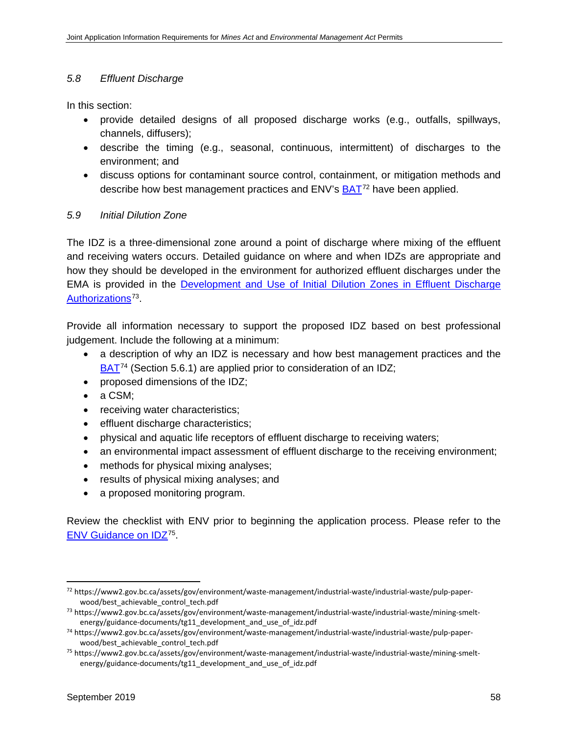### *5.8 Effluent Discharge*

In this section:

- provide detailed designs of all proposed discharge works (e.g., outfalls, spillways, channels, diffusers);
- describe the timing (e.g., seasonal, continuous, intermittent) of discharges to the environment; and
- discuss options for contaminant source control, containment, or mitigation methods and describe how best management practices and ENV's [BAT](https://www2.gov.bc.ca/assets/gov/environment/waste-management/industrial-waste/industrial-waste/pulp-paper-wood/best_achievable_control_tech.pdf)[72] have been applied.

### *5.9 Initial Dilution Zone*

The IDZ is a three-dimensional zone around a point of discharge where mixing of the effluent and receiving waters occurs. Detailed guidance on where and when IDZs are appropriate and how they should be developed in the environment for authorized effluent discharges under the EMA is provided in the [Development and Use of Initial Dilution Zones in Effluent Discharge Authorizations](https://www2.gov.bc.ca/assets/gov/environment/waste-management/industrial-waste/industrial-waste/mining-smelt-energy/guidance-documents/tg11_development_and_use_of_idz.pdf)[73].

Provide all information necessary to support the proposed IDZ based on best professional judgement. Include the following at a minimum:

- a description of why an IDZ is necessary and how best management practices and the [BAT](https://www2.gov.bc.ca/assets/gov/environment/waste-management/industrial-waste/industrial-waste/pulp-paper-wood/best_achievable_control_tech.pdf)[74] (Section 5.6.1) are applied prior to consideration of an IDZ;
- proposed dimensions of the IDZ;
- a CSM;
- receiving water characteristics;
- effluent discharge characteristics;
- physical and aquatic life receptors of effluent discharge to receiving waters;
- an environmental impact assessment of effluent discharge to the receiving environment;
- methods for physical mixing analyses;
- results of physical mixing analyses; and
- a proposed monitoring program.

Review the checklist with ENV prior to beginning the application process. Please refer to the [ENV Guidance on IDZ](https://www2.gov.bc.ca/assets/gov/environment/waste-management/industrial-waste/industrial-waste/mining-smelt-energy/guidance-documents/tg11_development_and_use_of_idz.pdf)[75].

---

[72] https://www2.gov.bc.ca/assets/gov/environment/waste-management/industrial-waste/industrial-waste/pulp-paper-wood/best_achievable_control_tech.pdf

[73] https://www2.gov.bc.ca/assets/gov/environment/waste-management/industrial-waste/industrial-waste/mining-smelt-energy/guidance-documents/tg11_development_and_use_of_idz.pdf

[74] https://www2.gov.bc.ca/assets/gov/environment/waste-management/industrial-waste/industrial-waste/pulp-paper-wood/best_achievable_control_tech.pdf

[75] https://www2.gov.bc.ca/assets/gov/environment/waste-management/industrial-waste/industrial-waste/mining-smelt-energy/guidance-documents/tg11_development_and_use_of_idz.pdf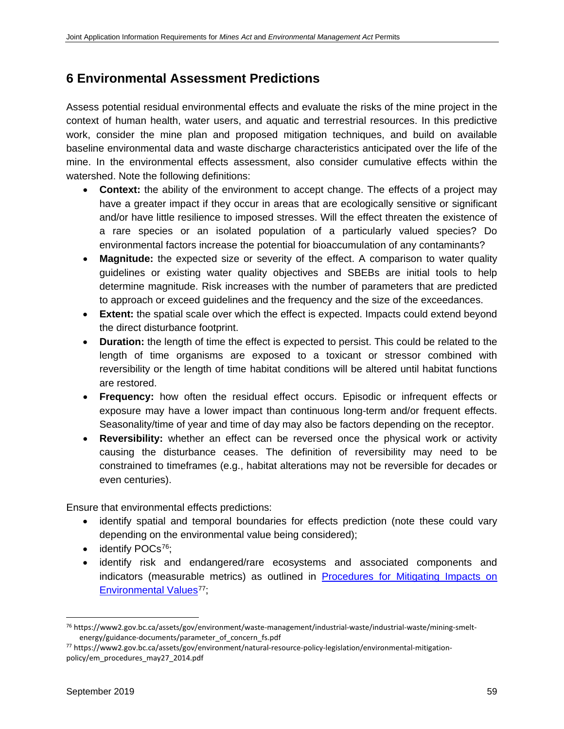# 6 Environmental Assessment Predictions

Assess potential residual environmental effects and evaluate the risks of the mine project in the context of human health, water users, and aquatic and terrestrial resources. In this predictive work, consider the mine plan and proposed mitigation techniques, and build on available baseline environmental data and waste discharge characteristics anticipated over the life of the mine. In the environmental effects assessment, also consider cumulative effects within the watershed. Note the following definitions:

- **Context:** the ability of the environment to accept change. The effects of a project may have a greater impact if they occur in areas that are ecologically sensitive or significant and/or have little resilience to imposed stresses. Will the effect threaten the existence of a rare species or an isolated population of a particularly valued species? Do environmental factors increase the potential for bioaccumulation of any contaminants?
- **Magnitude:** the expected size or severity of the effect. A comparison to water quality guidelines or existing water quality objectives and SBEBs are initial tools to help determine magnitude. Risk increases with the number of parameters that are predicted to approach or exceed guidelines and the frequency and the size of the exceedances.
- **Extent:** the spatial scale over which the effect is expected. Impacts could extend beyond the direct disturbance footprint.
- **Duration:** the length of time the effect is expected to persist. This could be related to the length of time organisms are exposed to a toxicant or stressor combined with reversibility or the length of time habitat conditions will be altered until habitat functions are restored.
- **Frequency:** how often the residual effect occurs. Episodic or infrequent effects or exposure may have a lower impact than continuous long-term and/or frequent effects. Seasonality/time of year and time of day may also be factors depending on the receptor.
- **Reversibility:** whether an effect can be reversed once the physical work or activity causing the disturbance ceases. The definition of reversibility may need to be constrained to timeframes (e.g., habitat alterations may not be reversible for decades or even centuries).

Ensure that environmental effects predictions:

- identify spatial and temporal boundaries for effects prediction (note these could vary depending on the environmental value being considered);
- identify POCs[76];
- identify risk and endangered/rare ecosystems and associated components and indicators (measurable metrics) as outlined in [Procedures for Mitigating Impacts on Environmental Values](https://www2.gov.bc.ca/assets/gov/environment/natural-resource-policy-legislation/environmental-mitigation-policy/em_procedures_may27_2014.pdf)[77];

---

[76] https://www2.gov.bc.ca/assets/gov/environment/waste-management/industrial-waste/industrial-waste/mining-smelt-energy/guidance-documents/parameter_of_concern_fs.pdf

[77] https://www2.gov.bc.ca/assets/gov/environment/natural-resource-policy-legislation/environmental-mitigation-policy/em_procedures_may27_2014.pdf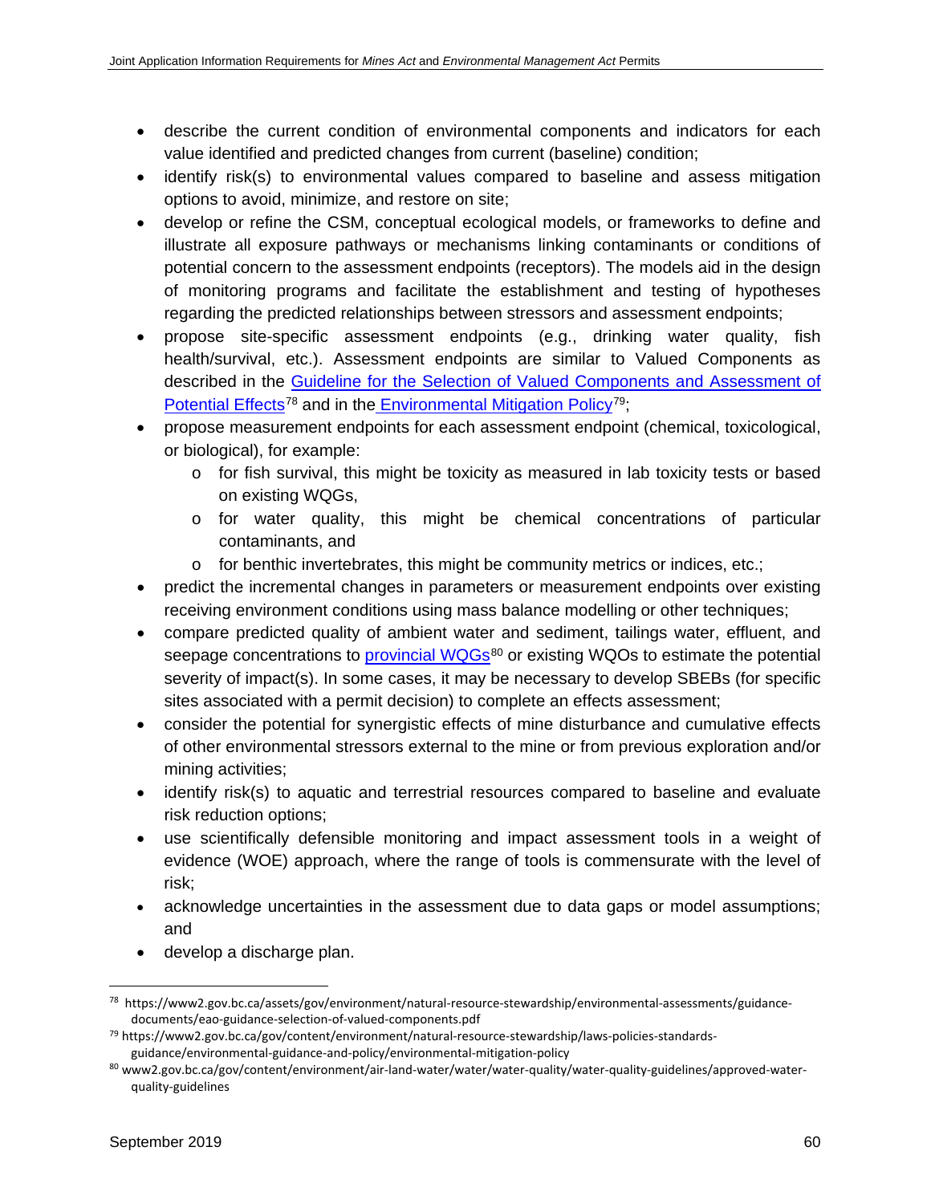- describe the current condition of environmental components and indicators for each value identified and predicted changes from current (baseline) condition;
- identify risk(s) to environmental values compared to baseline and assess mitigation options to avoid, minimize, and restore on site;
- develop or refine the CSM, conceptual ecological models, or frameworks to define and illustrate all exposure pathways or mechanisms linking contaminants or conditions of potential concern to the assessment endpoints (receptors). The models aid in the design of monitoring programs and facilitate the establishment and testing of hypotheses regarding the predicted relationships between stressors and assessment endpoints;
- propose site-specific assessment endpoints (e.g., drinking water quality, fish health/survival, etc.). Assessment endpoints are similar to Valued Components as described in the Guideline for the Selection of Valued Components and Assessment of Potential Effects[78] and in the Environmental Mitigation Policy[79];
- propose measurement endpoints for each assessment endpoint (chemical, toxicological, or biological), for example:
  - for fish survival, this might be toxicity as measured in lab toxicity tests or based on existing WQGs,
  - for water quality, this might be chemical concentrations of particular contaminants, and
  - for benthic invertebrates, this might be community metrics or indices, etc.;
- predict the incremental changes in parameters or measurement endpoints over existing receiving environment conditions using mass balance modelling or other techniques;
- compare predicted quality of ambient water and sediment, tailings water, effluent, and seepage concentrations to provincial WQGs[80] or existing WQOs to estimate the potential severity of impact(s). In some cases, it may be necessary to develop SBEBs (for specific sites associated with a permit decision) to complete an effects assessment;
- consider the potential for synergistic effects of mine disturbance and cumulative effects of other environmental stressors external to the mine or from previous exploration and/or mining activities;
- identify risk(s) to aquatic and terrestrial resources compared to baseline and evaluate risk reduction options;
- use scientifically defensible monitoring and impact assessment tools in a weight of evidence (WOE) approach, where the range of tools is commensurate with the level of risk;
- acknowledge uncertainties in the assessment due to data gaps or model assumptions; and
- develop a discharge plan.

---

[78] https://www2.gov.bc.ca/assets/gov/environment/natural-resource-stewardship/environmental-assessments/guidance-documents/eao-guidance-selection-of-valued-components.pdf

[79] https://www2.gov.bc.ca/gov/content/environment/natural-resource-stewardship/laws-policies-standards-guidance/environmental-guidance-and-policy/environmental-mitigation-policy

[80] www2.gov.bc.ca/gov/content/environment/air-land-water/water/water-quality/water-quality-guidelines/approved-water-quality-guidelines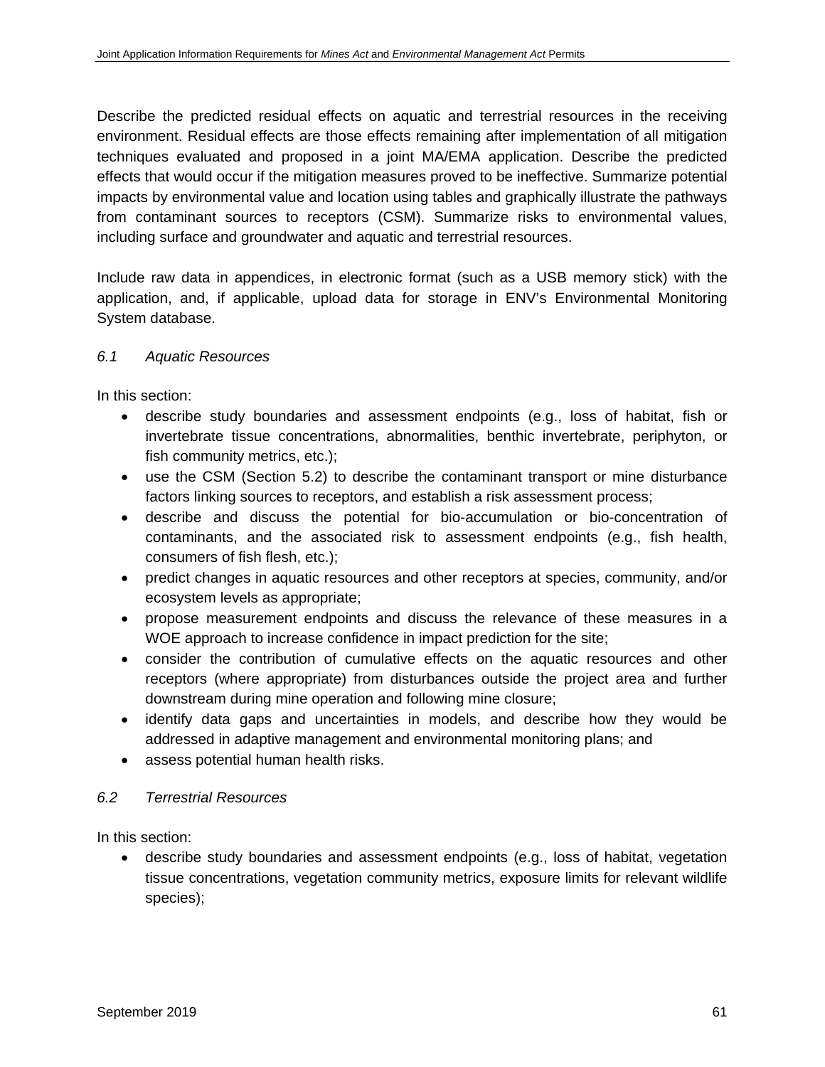Describe the predicted residual effects on aquatic and terrestrial resources in the receiving environment. Residual effects are those effects remaining after implementation of all mitigation techniques evaluated and proposed in a joint MA/EMA application. Describe the predicted effects that would occur if the mitigation measures proved to be ineffective. Summarize potential impacts by environmental value and location using tables and graphically illustrate the pathways from contaminant sources to receptors (CSM). Summarize risks to environmental values, including surface and groundwater and aquatic and terrestrial resources.

Include raw data in appendices, in electronic format (such as a USB memory stick) with the application, and, if applicable, upload data for storage in ENV's Environmental Monitoring System database.

### *6.1 Aquatic Resources*

In this section:

- describe study boundaries and assessment endpoints (e.g., loss of habitat, fish or invertebrate tissue concentrations, abnormalities, benthic invertebrate, periphyton, or fish community metrics, etc.);
- use the CSM (Section 5.2) to describe the contaminant transport or mine disturbance factors linking sources to receptors, and establish a risk assessment process;
- describe and discuss the potential for bio-accumulation or bio-concentration of contaminants, and the associated risk to assessment endpoints (e.g., fish health, consumers of fish flesh, etc.);
- predict changes in aquatic resources and other receptors at species, community, and/or ecosystem levels as appropriate;
- propose measurement endpoints and discuss the relevance of these measures in a WOE approach to increase confidence in impact prediction for the site;
- consider the contribution of cumulative effects on the aquatic resources and other receptors (where appropriate) from disturbances outside the project area and further downstream during mine operation and following mine closure;
- identify data gaps and uncertainties in models, and describe how they would be addressed in adaptive management and environmental monitoring plans; and
- assess potential human health risks.

### *6.2 Terrestrial Resources*

In this section:

- describe study boundaries and assessment endpoints (e.g., loss of habitat, vegetation tissue concentrations, vegetation community metrics, exposure limits for relevant wildlife species);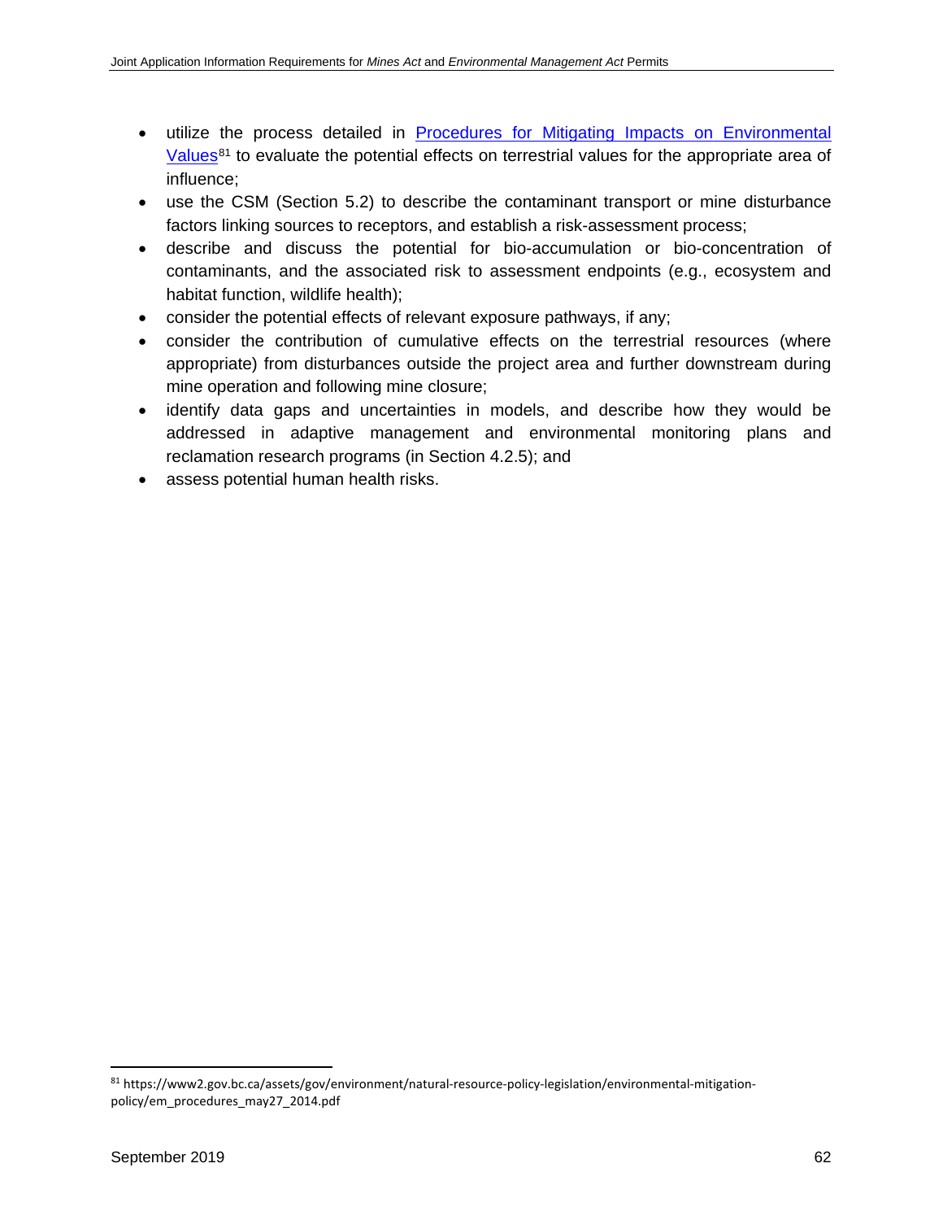- utilize the process detailed in [Procedures for Mitigating Impacts on Environmental Values](https://www2.gov.bc.ca/assets/gov/environment/natural-resource-policy-legislation/environmental-mitigation-policy/em_procedures_may27_2014.pdf)[81] to evaluate the potential effects on terrestrial values for the appropriate area of influence;
- use the CSM (Section 5.2) to describe the contaminant transport or mine disturbance factors linking sources to receptors, and establish a risk-assessment process;
- describe and discuss the potential for bio-accumulation or bio-concentration of contaminants, and the associated risk to assessment endpoints (e.g., ecosystem and habitat function, wildlife health);
- consider the potential effects of relevant exposure pathways, if any;
- consider the contribution of cumulative effects on the terrestrial resources (where appropriate) from disturbances outside the project area and further downstream during mine operation and following mine closure;
- identify data gaps and uncertainties in models, and describe how they would be addressed in adaptive management and environmental monitoring plans and reclamation research programs (in Section 4.2.5); and
- assess potential human health risks.

[81] https://www2.gov.bc.ca/assets/gov/environment/natural-resource-policy-legislation/environmental-mitigation-policy/em_procedures_may27_2014.pdf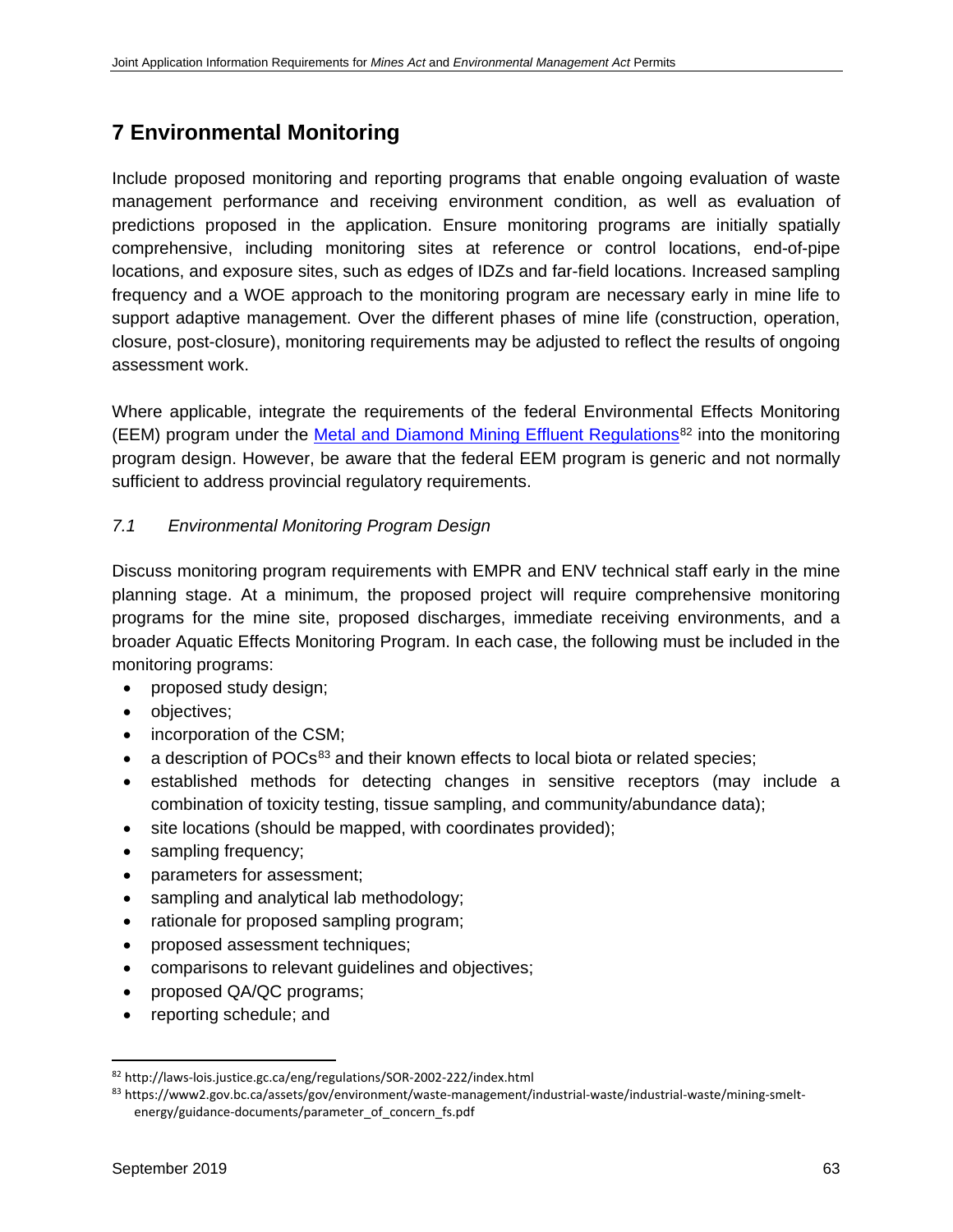# 7 Environmental Monitoring

Include proposed monitoring and reporting programs that enable ongoing evaluation of waste management performance and receiving environment condition, as well as evaluation of predictions proposed in the application. Ensure monitoring programs are initially spatially comprehensive, including monitoring sites at reference or control locations, end-of-pipe locations, and exposure sites, such as edges of IDZs and far-field locations. Increased sampling frequency and a WOE approach to the monitoring program are necessary early in mine life to support adaptive management. Over the different phases of mine life (construction, operation, closure, post-closure), monitoring requirements may be adjusted to reflect the results of ongoing assessment work.

Where applicable, integrate the requirements of the federal Environmental Effects Monitoring (EEM) program under the Metal and Diamond Mining Effluent Regulations[82] into the monitoring program design. However, be aware that the federal EEM program is generic and not normally sufficient to address provincial regulatory requirements.

## *7.1 Environmental Monitoring Program Design*

Discuss monitoring program requirements with EMPR and ENV technical staff early in the mine planning stage. At a minimum, the proposed project will require comprehensive monitoring programs for the mine site, proposed discharges, immediate receiving environments, and a broader Aquatic Effects Monitoring Program. In each case, the following must be included in the monitoring programs:

- proposed study design;
- objectives;
- incorporation of the CSM;
- a description of POCs[83] and their known effects to local biota or related species;
- established methods for detecting changes in sensitive receptors (may include a combination of toxicity testing, tissue sampling, and community/abundance data);
- site locations (should be mapped, with coordinates provided);
- sampling frequency;
- parameters for assessment;
- sampling and analytical lab methodology;
- rationale for proposed sampling program;
- proposed assessment techniques;
- comparisons to relevant guidelines and objectives;
- proposed QA/QC programs;
- reporting schedule; and

---

[82] http://laws-lois.justice.gc.ca/eng/regulations/SOR-2002-222/index.html

[83] https://www2.gov.bc.ca/assets/gov/environment/waste-management/industrial-waste/industrial-waste/mining-smelt-energy/guidance-documents/parameter_of_concern_fs.pdf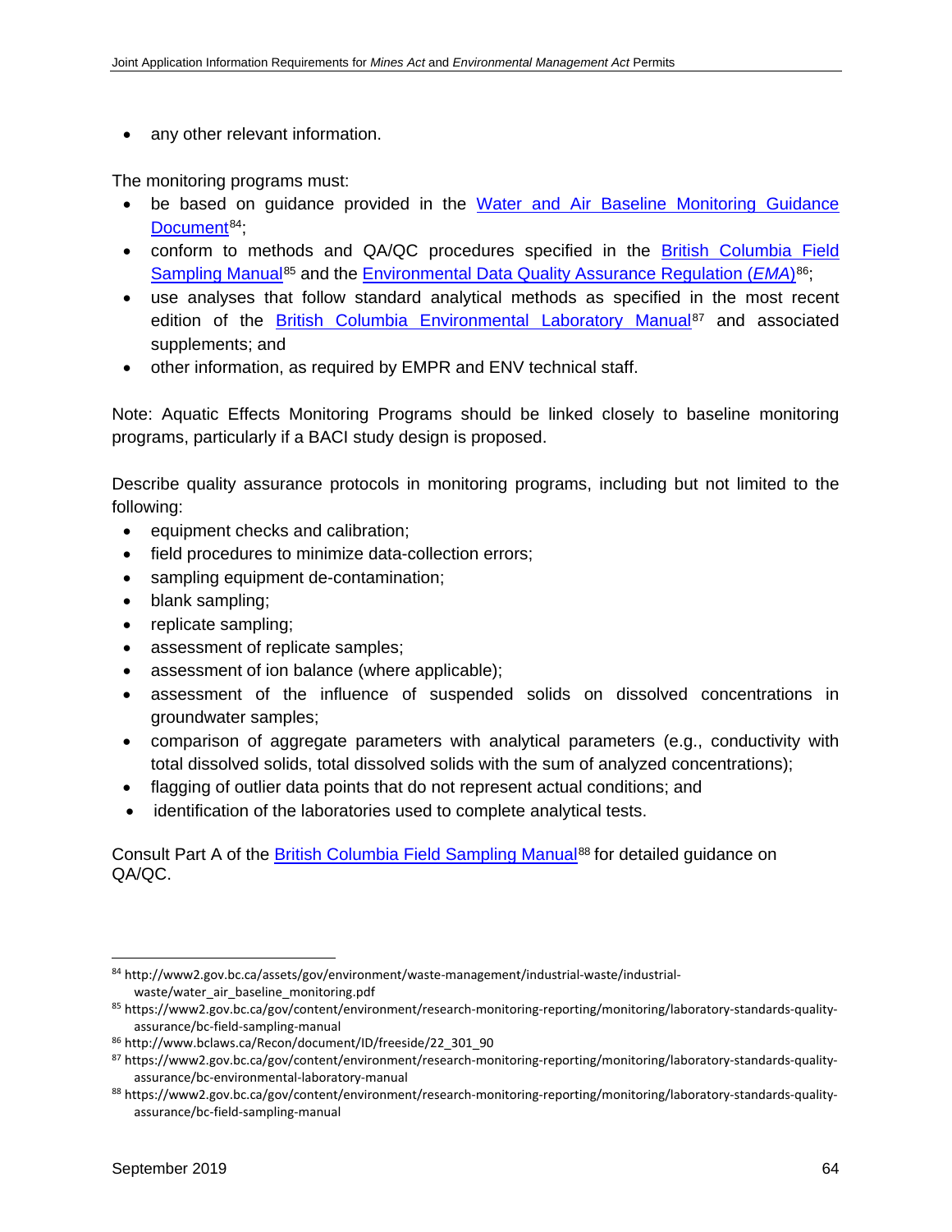- any other relevant information.

The monitoring programs must:

- be based on guidance provided in the Water and Air Baseline Monitoring Guidance Document[84];
- conform to methods and QA/QC procedures specified in the British Columbia Field Sampling Manual[85] and the Environmental Data Quality Assurance Regulation (*EMA*)[86];
- use analyses that follow standard analytical methods as specified in the most recent edition of the British Columbia Environmental Laboratory Manual[87] and associated supplements; and
- other information, as required by EMPR and ENV technical staff.

Note: Aquatic Effects Monitoring Programs should be linked closely to baseline monitoring programs, particularly if a BACI study design is proposed.

Describe quality assurance protocols in monitoring programs, including but not limited to the following:

- equipment checks and calibration;
- field procedures to minimize data-collection errors;
- sampling equipment de-contamination;
- blank sampling;
- replicate sampling;
- assessment of replicate samples;
- assessment of ion balance (where applicable);
- assessment of the influence of suspended solids on dissolved concentrations in groundwater samples;
- comparison of aggregate parameters with analytical parameters (e.g., conductivity with total dissolved solids, total dissolved solids with the sum of analyzed concentrations);
- flagging of outlier data points that do not represent actual conditions; and
- identification of the laboratories used to complete analytical tests.

Consult Part A of the British Columbia Field Sampling Manual[88] for detailed guidance on QA/QC.

---

[84] http://www2.gov.bc.ca/assets/gov/environment/waste-management/industrial-waste/industrial-waste/water_air_baseline_monitoring.pdf

[85] https://www2.gov.bc.ca/gov/content/environment/research-monitoring-reporting/monitoring/laboratory-standards-quality-assurance/bc-field-sampling-manual

[86] http://www.bclaws.ca/Recon/document/ID/freeside/22_301_90

[87] https://www2.gov.bc.ca/gov/content/environment/research-monitoring-reporting/monitoring/laboratory-standards-quality-assurance/bc-environmental-laboratory-manual

[88] https://www2.gov.bc.ca/gov/content/environment/research-monitoring-reporting/monitoring/laboratory-standards-quality-assurance/bc-field-sampling-manual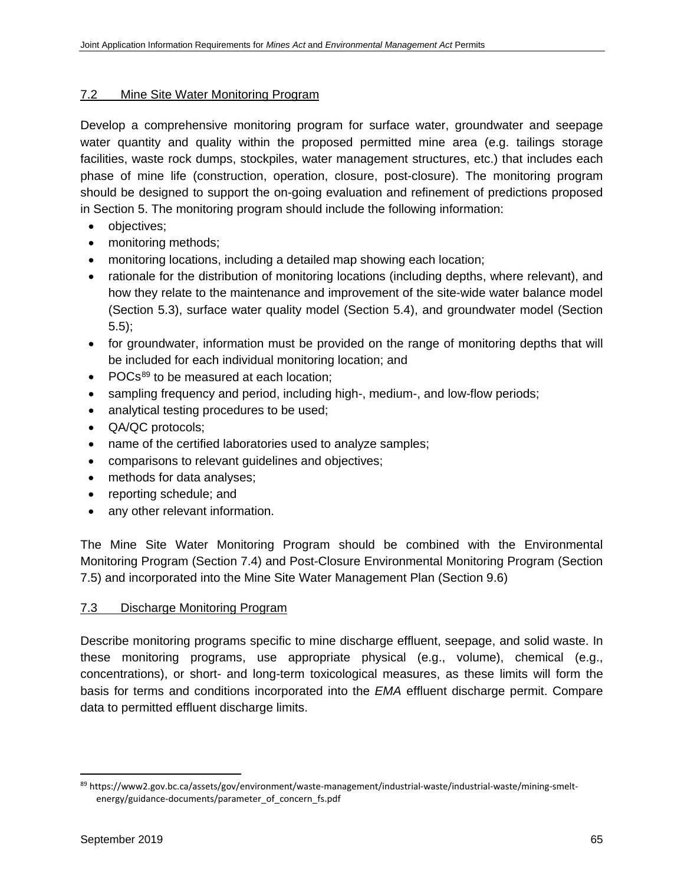## 7.2 Mine Site Water Monitoring Program

Develop a comprehensive monitoring program for surface water, groundwater and seepage water quantity and quality within the proposed permitted mine area (e.g. tailings storage facilities, waste rock dumps, stockpiles, water management structures, etc.) that includes each phase of mine life (construction, operation, closure, post-closure). The monitoring program should be designed to support the on-going evaluation and refinement of predictions proposed in Section 5. The monitoring program should include the following information:

- objectives;
- monitoring methods;
- monitoring locations, including a detailed map showing each location;
- rationale for the distribution of monitoring locations (including depths, where relevant), and how they relate to the maintenance and improvement of the site-wide water balance model (Section 5.3), surface water quality model (Section 5.4), and groundwater model (Section 5.5);
- for groundwater, information must be provided on the range of monitoring depths that will be included for each individual monitoring location; and
- POCs[89] to be measured at each location;
- sampling frequency and period, including high-, medium-, and low-flow periods;
- analytical testing procedures to be used;
- QA/QC protocols;
- name of the certified laboratories used to analyze samples;
- comparisons to relevant guidelines and objectives;
- methods for data analyses;
- reporting schedule; and
- any other relevant information.

The Mine Site Water Monitoring Program should be combined with the Environmental Monitoring Program (Section 7.4) and Post-Closure Environmental Monitoring Program (Section 7.5) and incorporated into the Mine Site Water Management Plan (Section 9.6)

## 7.3 Discharge Monitoring Program

Describe monitoring programs specific to mine discharge effluent, seepage, and solid waste. In these monitoring programs, use appropriate physical (e.g., volume), chemical (e.g., concentrations), or short- and long-term toxicological measures, as these limits will form the basis for terms and conditions incorporated into the *EMA* effluent discharge permit. Compare data to permitted effluent discharge limits.

---

[89] https://www2.gov.bc.ca/assets/gov/environment/waste-management/industrial-waste/industrial-waste/mining-smelt-energy/guidance-documents/parameter_of_concern_fs.pdf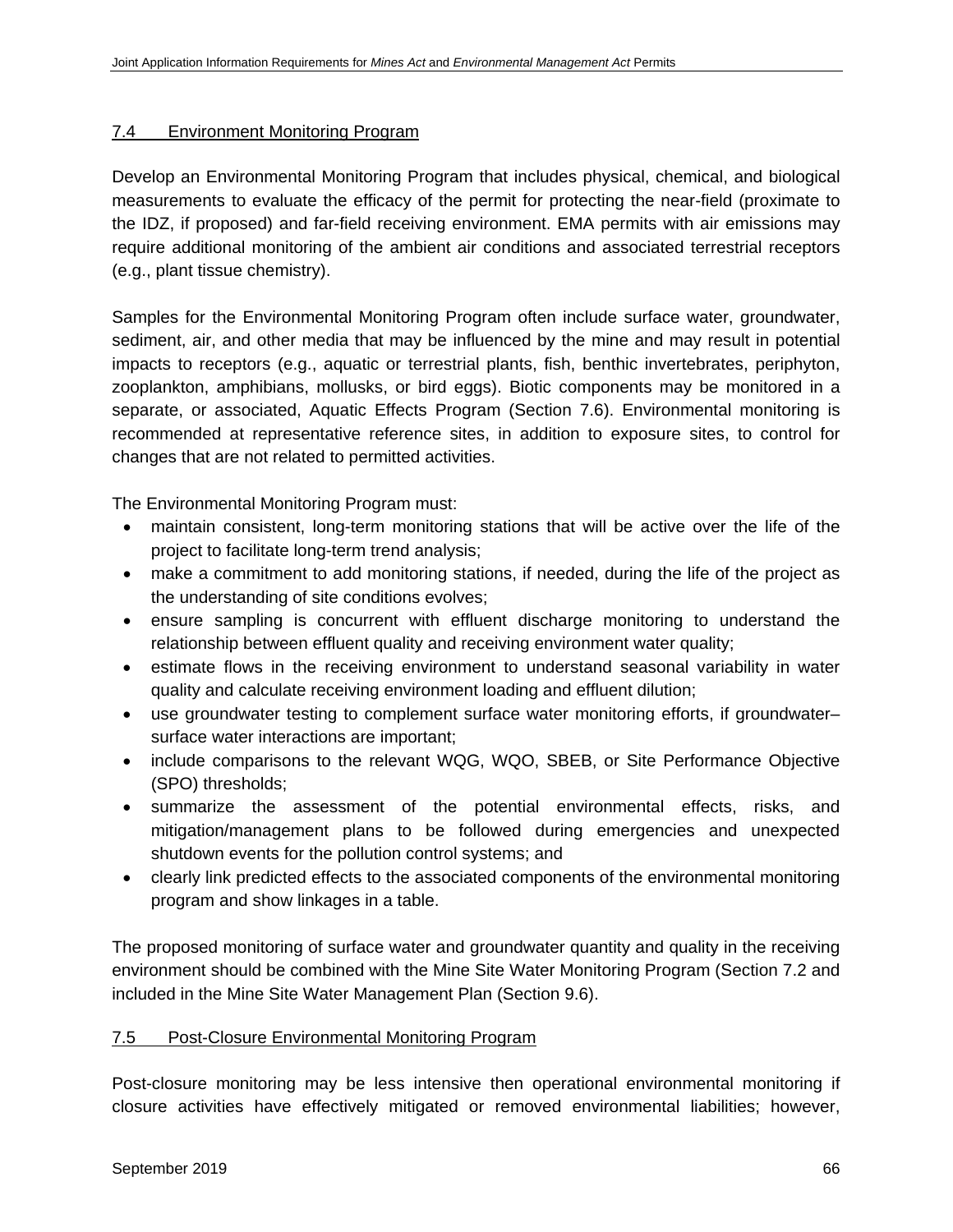## 7.4 Environment Monitoring Program

Develop an Environmental Monitoring Program that includes physical, chemical, and biological measurements to evaluate the efficacy of the permit for protecting the near-field (proximate to the IDZ, if proposed) and far-field receiving environment. EMA permits with air emissions may require additional monitoring of the ambient air conditions and associated terrestrial receptors (e.g., plant tissue chemistry).

Samples for the Environmental Monitoring Program often include surface water, groundwater, sediment, air, and other media that may be influenced by the mine and may result in potential impacts to receptors (e.g., aquatic or terrestrial plants, fish, benthic invertebrates, periphyton, zooplankton, amphibians, mollusks, or bird eggs). Biotic components may be monitored in a separate, or associated, Aquatic Effects Program (Section 7.6). Environmental monitoring is recommended at representative reference sites, in addition to exposure sites, to control for changes that are not related to permitted activities.

The Environmental Monitoring Program must:

- maintain consistent, long-term monitoring stations that will be active over the life of the project to facilitate long-term trend analysis;
- make a commitment to add monitoring stations, if needed, during the life of the project as the understanding of site conditions evolves;
- ensure sampling is concurrent with effluent discharge monitoring to understand the relationship between effluent quality and receiving environment water quality;
- estimate flows in the receiving environment to understand seasonal variability in water quality and calculate receiving environment loading and effluent dilution;
- use groundwater testing to complement surface water monitoring efforts, if groundwater–surface water interactions are important;
- include comparisons to the relevant WQG, WQO, SBEB, or Site Performance Objective (SPO) thresholds;
- summarize the assessment of the potential environmental effects, risks, and mitigation/management plans to be followed during emergencies and unexpected shutdown events for the pollution control systems; and
- clearly link predicted effects to the associated components of the environmental monitoring program and show linkages in a table.

The proposed monitoring of surface water and groundwater quantity and quality in the receiving environment should be combined with the Mine Site Water Monitoring Program (Section 7.2 and included in the Mine Site Water Management Plan (Section 9.6).

## 7.5 Post-Closure Environmental Monitoring Program

Post-closure monitoring may be less intensive then operational environmental monitoring if closure activities have effectively mitigated or removed environmental liabilities; however,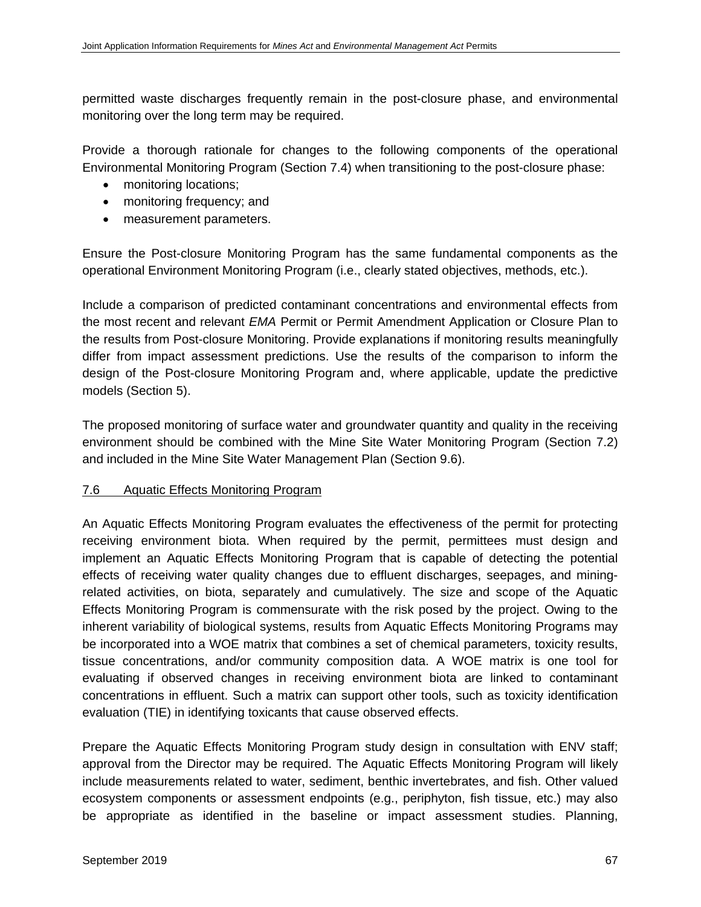permitted waste discharges frequently remain in the post-closure phase, and environmental monitoring over the long term may be required.

Provide a thorough rationale for changes to the following components of the operational Environmental Monitoring Program (Section 7.4) when transitioning to the post-closure phase:

- monitoring locations;
- monitoring frequency; and
- measurement parameters.

Ensure the Post-closure Monitoring Program has the same fundamental components as the operational Environment Monitoring Program (i.e., clearly stated objectives, methods, etc.).

Include a comparison of predicted contaminant concentrations and environmental effects from the most recent and relevant *EMA* Permit or Permit Amendment Application or Closure Plan to the results from Post-closure Monitoring. Provide explanations if monitoring results meaningfully differ from impact assessment predictions. Use the results of the comparison to inform the design of the Post-closure Monitoring Program and, where applicable, update the predictive models (Section 5).

The proposed monitoring of surface water and groundwater quantity and quality in the receiving environment should be combined with the Mine Site Water Monitoring Program (Section 7.2) and included in the Mine Site Water Management Plan (Section 9.6).

## 7.6 Aquatic Effects Monitoring Program

An Aquatic Effects Monitoring Program evaluates the effectiveness of the permit for protecting receiving environment biota. When required by the permit, permittees must design and implement an Aquatic Effects Monitoring Program that is capable of detecting the potential effects of receiving water quality changes due to effluent discharges, seepages, and mining-related activities, on biota, separately and cumulatively. The size and scope of the Aquatic Effects Monitoring Program is commensurate with the risk posed by the project. Owing to the inherent variability of biological systems, results from Aquatic Effects Monitoring Programs may be incorporated into a WOE matrix that combines a set of chemical parameters, toxicity results, tissue concentrations, and/or community composition data. A WOE matrix is one tool for evaluating if observed changes in receiving environment biota are linked to contaminant concentrations in effluent. Such a matrix can support other tools, such as toxicity identification evaluation (TIE) in identifying toxicants that cause observed effects.

Prepare the Aquatic Effects Monitoring Program study design in consultation with ENV staff; approval from the Director may be required. The Aquatic Effects Monitoring Program will likely include measurements related to water, sediment, benthic invertebrates, and fish. Other valued ecosystem components or assessment endpoints (e.g., periphyton, fish tissue, etc.) may also be appropriate as identified in the baseline or impact assessment studies. Planning,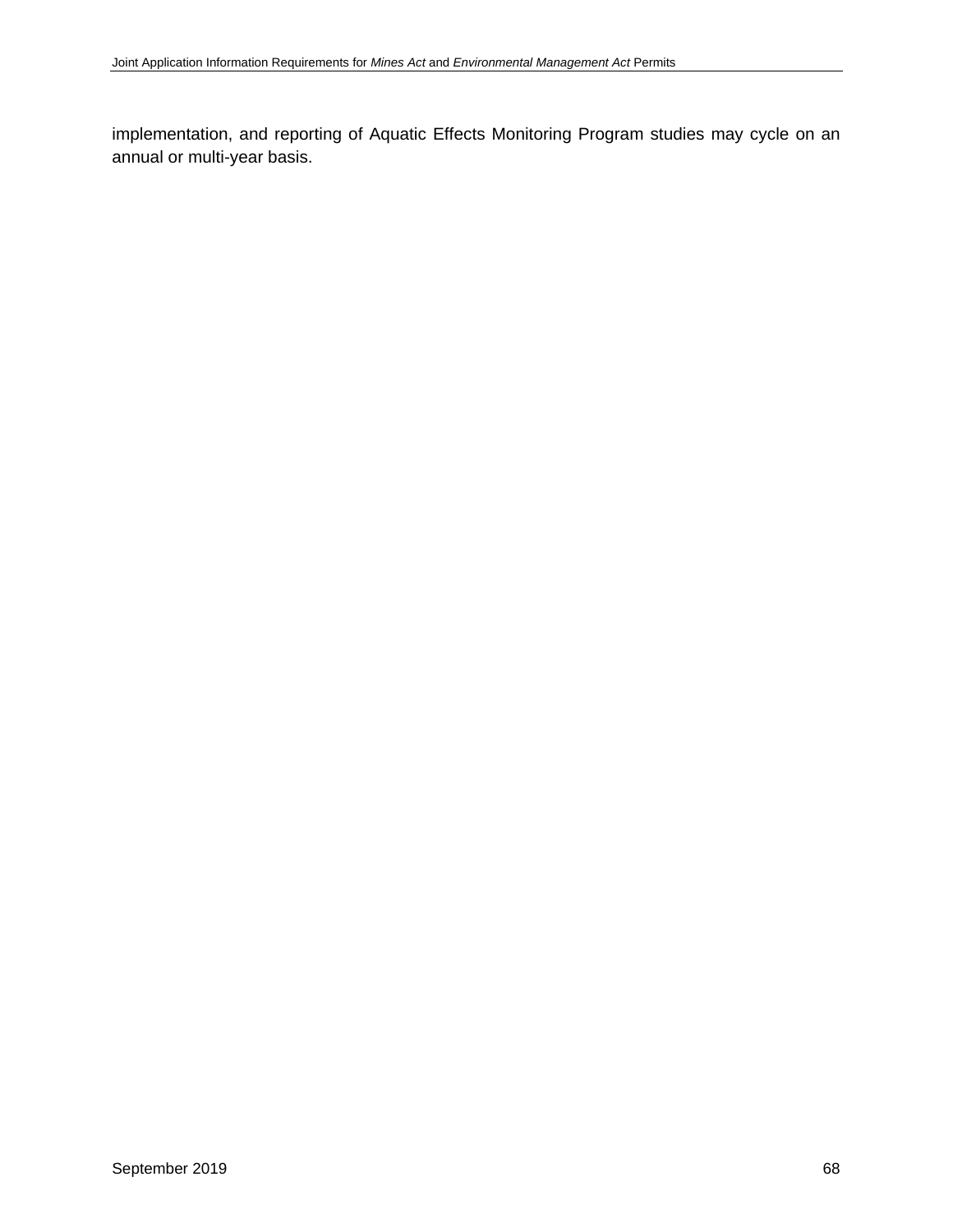implementation, and reporting of Aquatic Effects Monitoring Program studies may cycle on an annual or multi-year basis.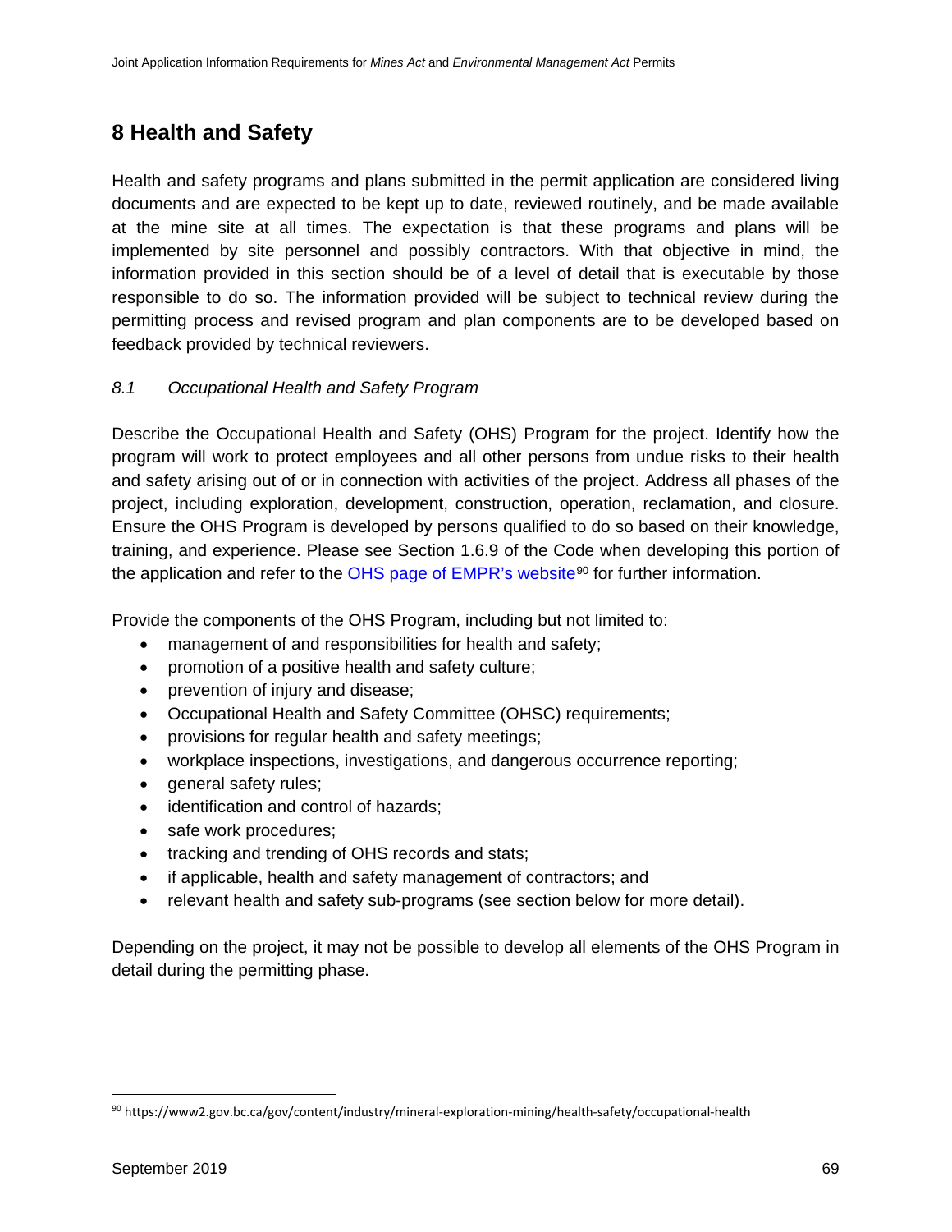# 8 Health and Safety

Health and safety programs and plans submitted in the permit application are considered living documents and are expected to be kept up to date, reviewed routinely, and be made available at the mine site at all times. The expectation is that these programs and plans will be implemented by site personnel and possibly contractors. With that objective in mind, the information provided in this section should be of a level of detail that is executable by those responsible to do so. The information provided will be subject to technical review during the permitting process and revised program and plan components are to be developed based on feedback provided by technical reviewers.

## *8.1 Occupational Health and Safety Program*

Describe the Occupational Health and Safety (OHS) Program for the project. Identify how the program will work to protect employees and all other persons from undue risks to their health and safety arising out of or in connection with activities of the project. Address all phases of the project, including exploration, development, construction, operation, reclamation, and closure. Ensure the OHS Program is developed by persons qualified to do so based on their knowledge, training, and experience. Please see Section 1.6.9 of the Code when developing this portion of the application and refer to the OHS page of EMPR's website[90] for further information.

Provide the components of the OHS Program, including but not limited to:

- management of and responsibilities for health and safety;
- promotion of a positive health and safety culture;
- prevention of injury and disease;
- Occupational Health and Safety Committee (OHSC) requirements;
- provisions for regular health and safety meetings;
- workplace inspections, investigations, and dangerous occurrence reporting;
- general safety rules;
- identification and control of hazards;
- safe work procedures;
- tracking and trending of OHS records and stats;
- if applicable, health and safety management of contractors; and
- relevant health and safety sub-programs (see section below for more detail).

Depending on the project, it may not be possible to develop all elements of the OHS Program in detail during the permitting phase.

[90] https://www2.gov.bc.ca/gov/content/industry/mineral-exploration-mining/health-safety/occupational-health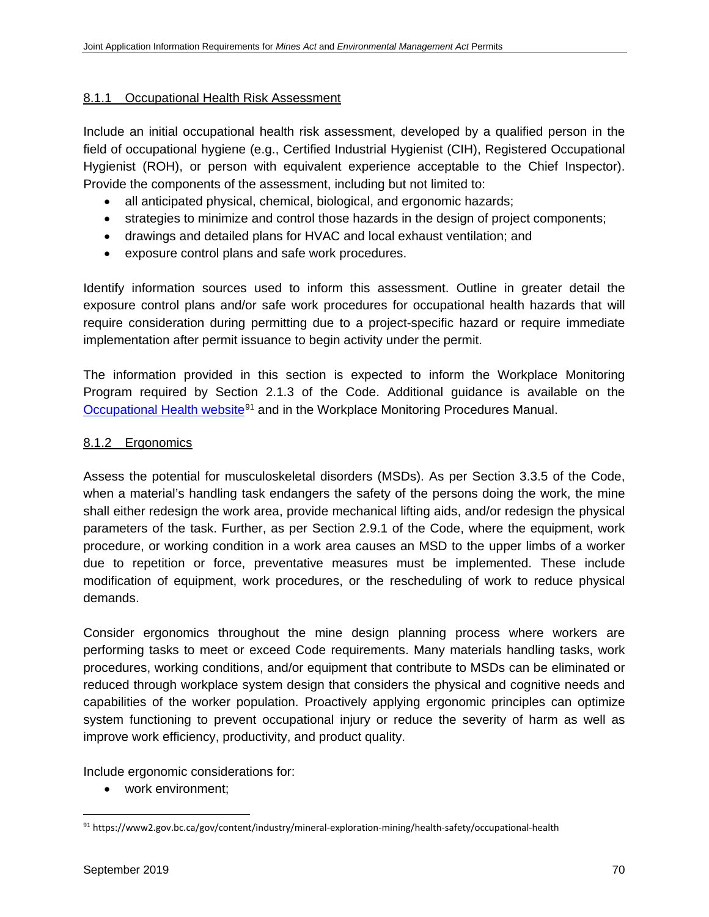#### 8.1.1 Occupational Health Risk Assessment

Include an initial occupational health risk assessment, developed by a qualified person in the field of occupational hygiene (e.g., Certified Industrial Hygienist (CIH), Registered Occupational Hygienist (ROH), or person with equivalent experience acceptable to the Chief Inspector). Provide the components of the assessment, including but not limited to:

- all anticipated physical, chemical, biological, and ergonomic hazards;
- strategies to minimize and control those hazards in the design of project components;
- drawings and detailed plans for HVAC and local exhaust ventilation; and
- exposure control plans and safe work procedures.

Identify information sources used to inform this assessment. Outline in greater detail the exposure control plans and/or safe work procedures for occupational health hazards that will require consideration during permitting due to a project-specific hazard or require immediate implementation after permit issuance to begin activity under the permit.

The information provided in this section is expected to inform the Workplace Monitoring Program required by Section 2.1.3 of the Code. Additional guidance is available on the Occupational Health website[91] and in the Workplace Monitoring Procedures Manual.

#### 8.1.2 Ergonomics

Assess the potential for musculoskeletal disorders (MSDs). As per Section 3.3.5 of the Code, when a material's handling task endangers the safety of the persons doing the work, the mine shall either redesign the work area, provide mechanical lifting aids, and/or redesign the physical parameters of the task. Further, as per Section 2.9.1 of the Code, where the equipment, work procedure, or working condition in a work area causes an MSD to the upper limbs of a worker due to repetition or force, preventative measures must be implemented. These include modification of equipment, work procedures, or the rescheduling of work to reduce physical demands.

Consider ergonomics throughout the mine design planning process where workers are performing tasks to meet or exceed Code requirements. Many materials handling tasks, work procedures, working conditions, and/or equipment that contribute to MSDs can be eliminated or reduced through workplace system design that considers the physical and cognitive needs and capabilities of the worker population. Proactively applying ergonomic principles can optimize system functioning to prevent occupational injury or reduce the severity of harm as well as improve work efficiency, productivity, and product quality.

Include ergonomic considerations for:

- work environment;

[91] https://www2.gov.bc.ca/gov/content/industry/mineral-exploration-mining/health-safety/occupational-health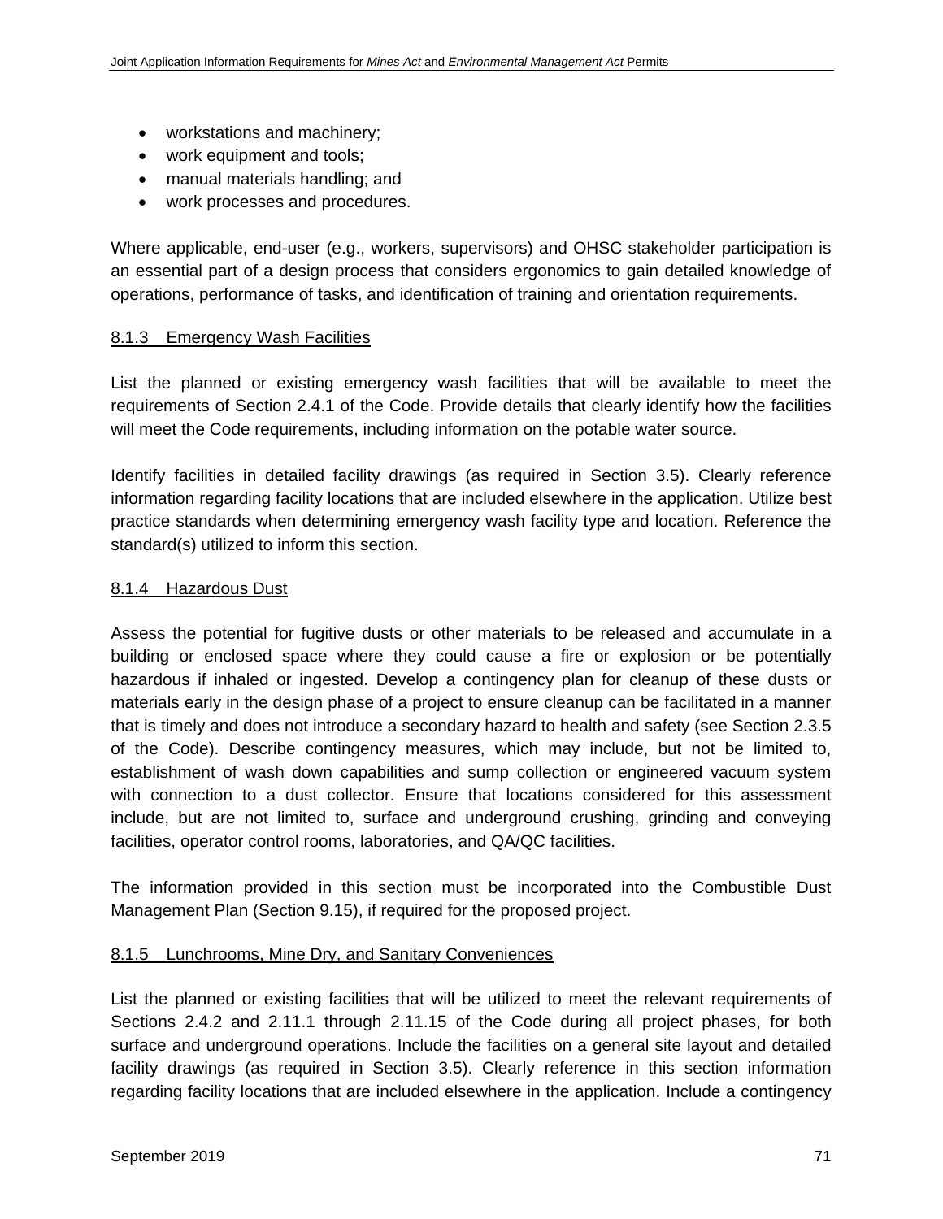- workstations and machinery;
- work equipment and tools;
- manual materials handling; and
- work processes and procedures.

Where applicable, end-user (e.g., workers, supervisors) and OHSC stakeholder participation is an essential part of a design process that considers ergonomics to gain detailed knowledge of operations, performance of tasks, and identification of training and orientation requirements.

#### 8.1.3 Emergency Wash Facilities

List the planned or existing emergency wash facilities that will be available to meet the requirements of Section 2.4.1 of the Code. Provide details that clearly identify how the facilities will meet the Code requirements, including information on the potable water source.

Identify facilities in detailed facility drawings (as required in Section 3.5). Clearly reference information regarding facility locations that are included elsewhere in the application. Utilize best practice standards when determining emergency wash facility type and location. Reference the standard(s) utilized to inform this section.

#### 8.1.4 Hazardous Dust

Assess the potential for fugitive dusts or other materials to be released and accumulate in a building or enclosed space where they could cause a fire or explosion or be potentially hazardous if inhaled or ingested. Develop a contingency plan for cleanup of these dusts or materials early in the design phase of a project to ensure cleanup can be facilitated in a manner that is timely and does not introduce a secondary hazard to health and safety (see Section 2.3.5 of the Code). Describe contingency measures, which may include, but not be limited to, establishment of wash down capabilities and sump collection or engineered vacuum system with connection to a dust collector. Ensure that locations considered for this assessment include, but are not limited to, surface and underground crushing, grinding and conveying facilities, operator control rooms, laboratories, and QA/QC facilities.

The information provided in this section must be incorporated into the Combustible Dust Management Plan (Section 9.15), if required for the proposed project.

#### 8.1.5 Lunchrooms, Mine Dry, and Sanitary Conveniences

List the planned or existing facilities that will be utilized to meet the relevant requirements of Sections 2.4.2 and 2.11.1 through 2.11.15 of the Code during all project phases, for both surface and underground operations. Include the facilities on a general site layout and detailed facility drawings (as required in Section 3.5). Clearly reference in this section information regarding facility locations that are included elsewhere in the application. Include a contingency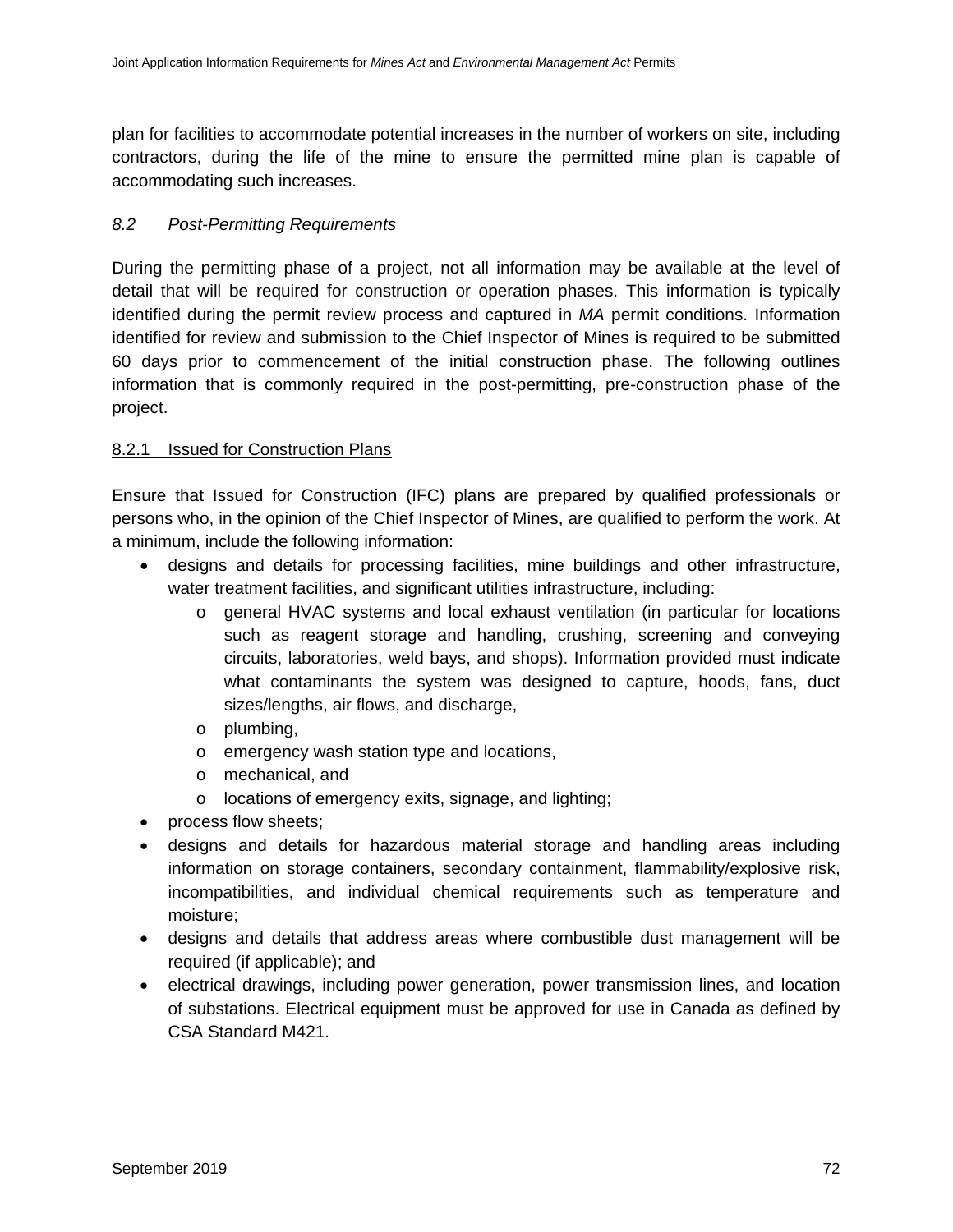plan for facilities to accommodate potential increases in the number of workers on site, including contractors, during the life of the mine to ensure the permitted mine plan is capable of accommodating such increases.

## *8.2 Post-Permitting Requirements*

During the permitting phase of a project, not all information may be available at the level of detail that will be required for construction or operation phases. This information is typically identified during the permit review process and captured in *MA* permit conditions. Information identified for review and submission to the Chief Inspector of Mines is required to be submitted 60 days prior to commencement of the initial construction phase. The following outlines information that is commonly required in the post-permitting, pre-construction phase of the project.

### 8.2.1 Issued for Construction Plans

Ensure that Issued for Construction (IFC) plans are prepared by qualified professionals or persons who, in the opinion of the Chief Inspector of Mines, are qualified to perform the work. At a minimum, include the following information:

- designs and details for processing facilities, mine buildings and other infrastructure, water treatment facilities, and significant utilities infrastructure, including:
  - general HVAC systems and local exhaust ventilation (in particular for locations such as reagent storage and handling, crushing, screening and conveying circuits, laboratories, weld bays, and shops). Information provided must indicate what contaminants the system was designed to capture, hoods, fans, duct sizes/lengths, air flows, and discharge,
  - plumbing,
  - emergency wash station type and locations,
  - mechanical, and
  - locations of emergency exits, signage, and lighting;
- process flow sheets;
- designs and details for hazardous material storage and handling areas including information on storage containers, secondary containment, flammability/explosive risk, incompatibilities, and individual chemical requirements such as temperature and moisture;
- designs and details that address areas where combustible dust management will be required (if applicable); and
- electrical drawings, including power generation, power transmission lines, and location of substations. Electrical equipment must be approved for use in Canada as defined by CSA Standard M421.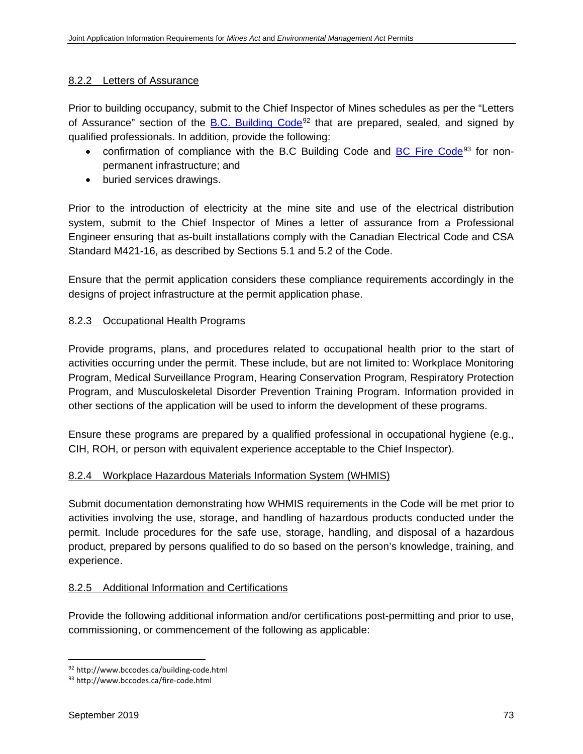### 8.2.2 Letters of Assurance

Prior to building occupancy, submit to the Chief Inspector of Mines schedules as per the "Letters of Assurance" section of the B.C. Building Code[92] that are prepared, sealed, and signed by qualified professionals. In addition, provide the following:

- confirmation of compliance with the B.C Building Code and BC Fire Code[93] for non-permanent infrastructure; and
- buried services drawings.

Prior to the introduction of electricity at the mine site and use of the electrical distribution system, submit to the Chief Inspector of Mines a letter of assurance from a Professional Engineer ensuring that as-built installations comply with the Canadian Electrical Code and CSA Standard M421-16, as described by Sections 5.1 and 5.2 of the Code.

Ensure that the permit application considers these compliance requirements accordingly in the designs of project infrastructure at the permit application phase.

### 8.2.3 Occupational Health Programs

Provide programs, plans, and procedures related to occupational health prior to the start of activities occurring under the permit. These include, but are not limited to: Workplace Monitoring Program, Medical Surveillance Program, Hearing Conservation Program, Respiratory Protection Program, and Musculoskeletal Disorder Prevention Training Program. Information provided in other sections of the application will be used to inform the development of these programs.

Ensure these programs are prepared by a qualified professional in occupational hygiene (e.g., CIH, ROH, or person with equivalent experience acceptable to the Chief Inspector).

### 8.2.4 Workplace Hazardous Materials Information System (WHMIS)

Submit documentation demonstrating how WHMIS requirements in the Code will be met prior to activities involving the use, storage, and handling of hazardous products conducted under the permit. Include procedures for the safe use, storage, handling, and disposal of a hazardous product, prepared by persons qualified to do so based on the person's knowledge, training, and experience.

### 8.2.5 Additional Information and Certifications

Provide the following additional information and/or certifications post-permitting and prior to use, commissioning, or commencement of the following as applicable:

---

[92] http://www.bccodes.ca/building-code.html

[93] http://www.bccodes.ca/fire-code.html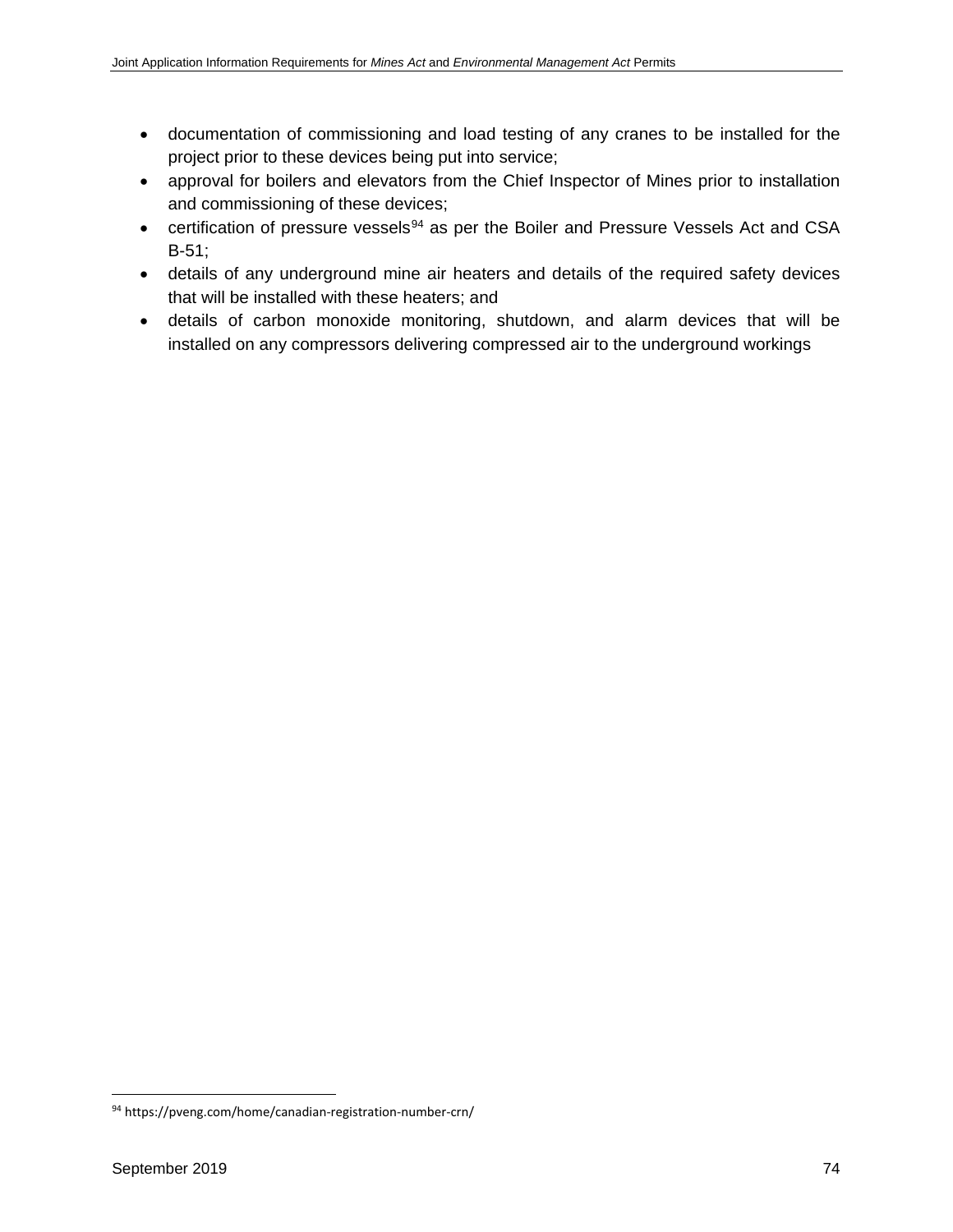- documentation of commissioning and load testing of any cranes to be installed for the project prior to these devices being put into service;
- approval for boilers and elevators from the Chief Inspector of Mines prior to installation and commissioning of these devices;
- certification of pressure vessels[94] as per the Boiler and Pressure Vessels Act and CSA B-51;
- details of any underground mine air heaters and details of the required safety devices that will be installed with these heaters; and
- details of carbon monoxide monitoring, shutdown, and alarm devices that will be installed on any compressors delivering compressed air to the underground workings

[94] https://pveng.com/home/canadian-registration-number-crn/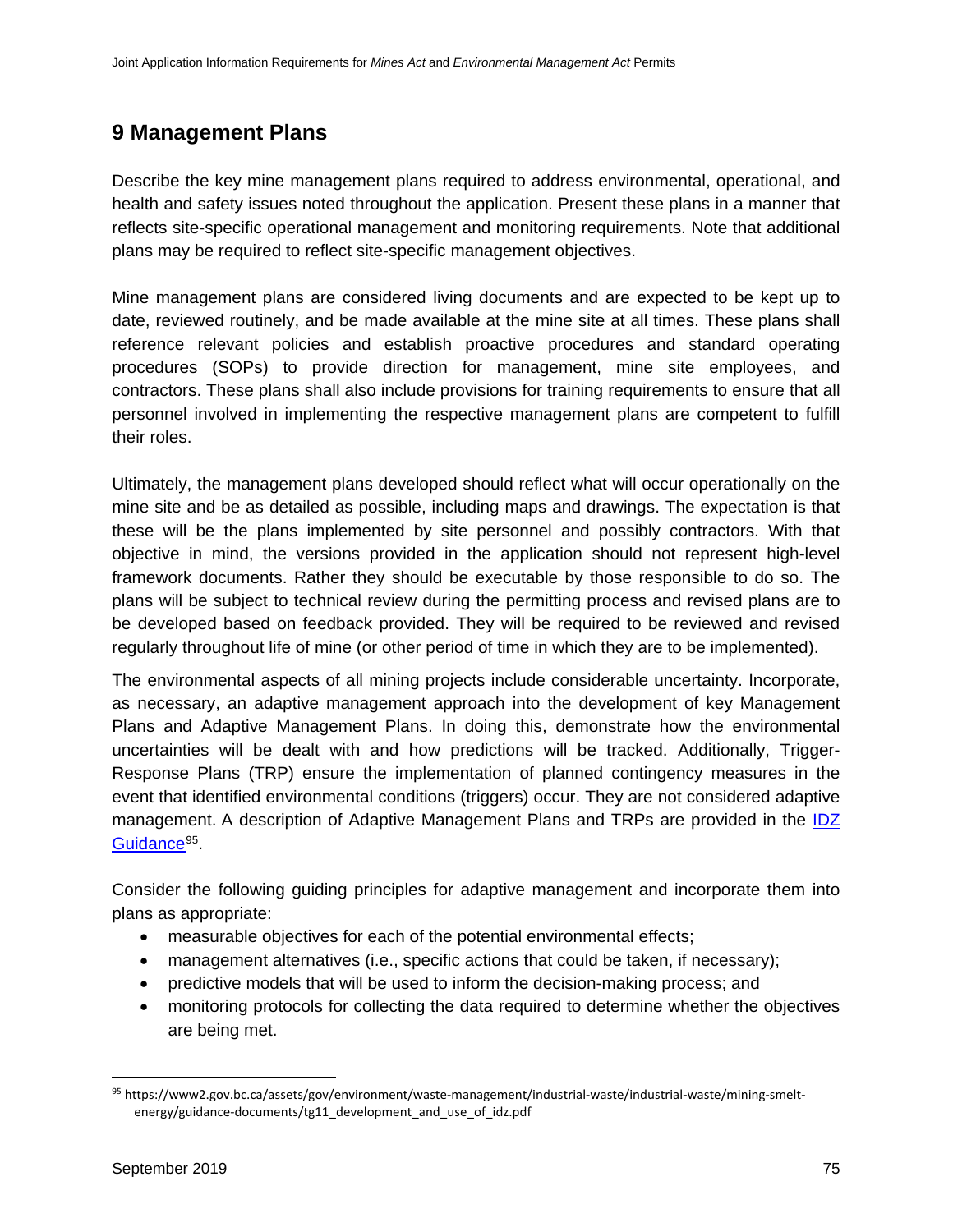# 9 Management Plans

Describe the key mine management plans required to address environmental, operational, and health and safety issues noted throughout the application. Present these plans in a manner that reflects site-specific operational management and monitoring requirements. Note that additional plans may be required to reflect site-specific management objectives.

Mine management plans are considered living documents and are expected to be kept up to date, reviewed routinely, and be made available at the mine site at all times. These plans shall reference relevant policies and establish proactive procedures and standard operating procedures (SOPs) to provide direction for management, mine site employees, and contractors. These plans shall also include provisions for training requirements to ensure that all personnel involved in implementing the respective management plans are competent to fulfill their roles.

Ultimately, the management plans developed should reflect what will occur operationally on the mine site and be as detailed as possible, including maps and drawings. The expectation is that these will be the plans implemented by site personnel and possibly contractors. With that objective in mind, the versions provided in the application should not represent high-level framework documents. Rather they should be executable by those responsible to do so. The plans will be subject to technical review during the permitting process and revised plans are to be developed based on feedback provided. They will be required to be reviewed and revised regularly throughout life of mine (or other period of time in which they are to be implemented).

The environmental aspects of all mining projects include considerable uncertainty. Incorporate, as necessary, an adaptive management approach into the development of key Management Plans and Adaptive Management Plans. In doing this, demonstrate how the environmental uncertainties will be dealt with and how predictions will be tracked. Additionally, Trigger-Response Plans (TRP) ensure the implementation of planned contingency measures in the event that identified environmental conditions (triggers) occur. They are not considered adaptive management. A description of Adaptive Management Plans and TRPs are provided in the IDZ Guidance[95].

Consider the following guiding principles for adaptive management and incorporate them into plans as appropriate:

- measurable objectives for each of the potential environmental effects;
- management alternatives (i.e., specific actions that could be taken, if necessary);
- predictive models that will be used to inform the decision-making process; and
- monitoring protocols for collecting the data required to determine whether the objectives are being met.

[95] https://www2.gov.bc.ca/assets/gov/environment/waste-management/industrial-waste/industrial-waste/mining-smelt-energy/guidance-documents/tg11_development_and_use_of_idz.pdf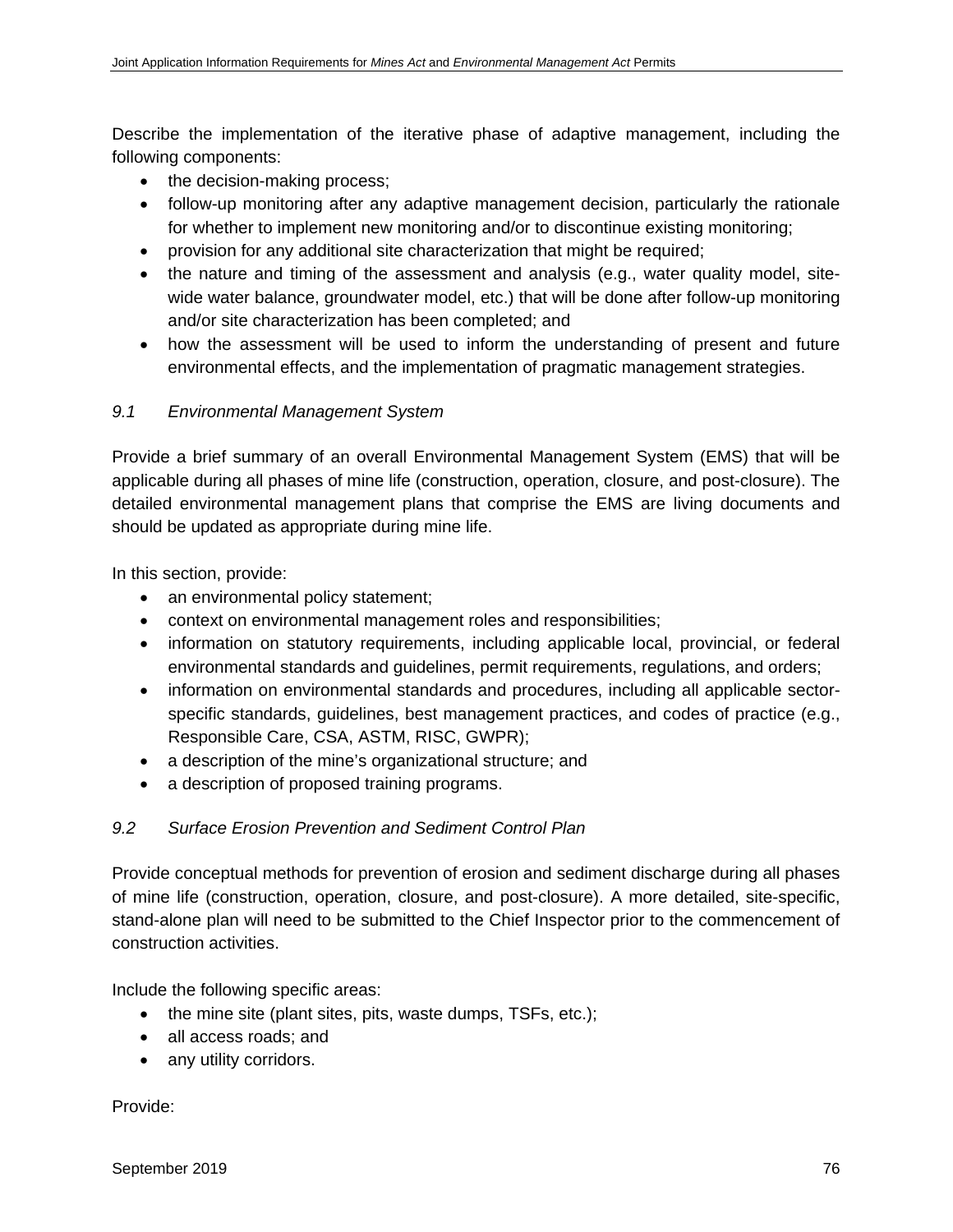Describe the implementation of the iterative phase of adaptive management, including the following components:

- the decision-making process;
- follow-up monitoring after any adaptive management decision, particularly the rationale for whether to implement new monitoring and/or to discontinue existing monitoring;
- provision for any additional site characterization that might be required;
- the nature and timing of the assessment and analysis (e.g., water quality model, site-wide water balance, groundwater model, etc.) that will be done after follow-up monitoring and/or site characterization has been completed; and
- how the assessment will be used to inform the understanding of present and future environmental effects, and the implementation of pragmatic management strategies.

### *9.1 Environmental Management System*

Provide a brief summary of an overall Environmental Management System (EMS) that will be applicable during all phases of mine life (construction, operation, closure, and post-closure). The detailed environmental management plans that comprise the EMS are living documents and should be updated as appropriate during mine life.

In this section, provide:

- an environmental policy statement;
- context on environmental management roles and responsibilities;
- information on statutory requirements, including applicable local, provincial, or federal environmental standards and guidelines, permit requirements, regulations, and orders;
- information on environmental standards and procedures, including all applicable sector-specific standards, guidelines, best management practices, and codes of practice (e.g., Responsible Care, CSA, ASTM, RISC, GWPR);
- a description of the mine's organizational structure; and
- a description of proposed training programs.

### *9.2 Surface Erosion Prevention and Sediment Control Plan*

Provide conceptual methods for prevention of erosion and sediment discharge during all phases of mine life (construction, operation, closure, and post-closure). A more detailed, site-specific, stand-alone plan will need to be submitted to the Chief Inspector prior to the commencement of construction activities.

Include the following specific areas:

- the mine site (plant sites, pits, waste dumps, TSFs, etc.);
- all access roads; and
- any utility corridors.

Provide: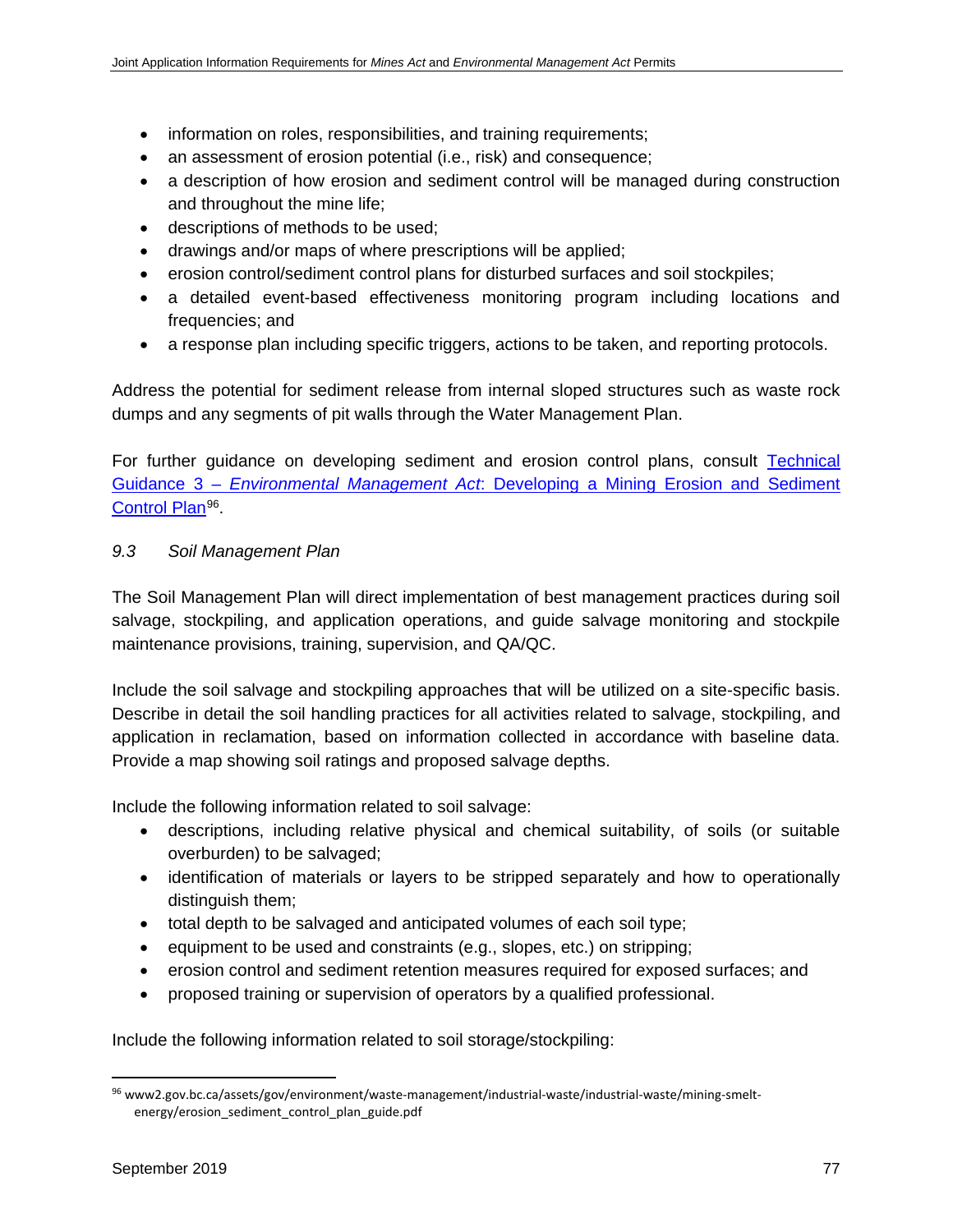- information on roles, responsibilities, and training requirements;
- an assessment of erosion potential (i.e., risk) and consequence;
- a description of how erosion and sediment control will be managed during construction and throughout the mine life;
- descriptions of methods to be used;
- drawings and/or maps of where prescriptions will be applied;
- erosion control/sediment control plans for disturbed surfaces and soil stockpiles;
- a detailed event-based effectiveness monitoring program including locations and frequencies; and
- a response plan including specific triggers, actions to be taken, and reporting protocols.

Address the potential for sediment release from internal sloped structures such as waste rock dumps and any segments of pit walls through the Water Management Plan.

For further guidance on developing sediment and erosion control plans, consult Technical Guidance 3 – *Environmental Management Act*: Developing a Mining Erosion and Sediment Control Plan[96].

### *9.3 Soil Management Plan*

The Soil Management Plan will direct implementation of best management practices during soil salvage, stockpiling, and application operations, and guide salvage monitoring and stockpile maintenance provisions, training, supervision, and QA/QC.

Include the soil salvage and stockpiling approaches that will be utilized on a site-specific basis. Describe in detail the soil handling practices for all activities related to salvage, stockpiling, and application in reclamation, based on information collected in accordance with baseline data. Provide a map showing soil ratings and proposed salvage depths.

Include the following information related to soil salvage:

- descriptions, including relative physical and chemical suitability, of soils (or suitable overburden) to be salvaged;
- identification of materials or layers to be stripped separately and how to operationally distinguish them;
- total depth to be salvaged and anticipated volumes of each soil type;
- equipment to be used and constraints (e.g., slopes, etc.) on stripping;
- erosion control and sediment retention measures required for exposed surfaces; and
- proposed training or supervision of operators by a qualified professional.

Include the following information related to soil storage/stockpiling:

[96] www2.gov.bc.ca/assets/gov/environment/waste-management/industrial-waste/industrial-waste/mining-smelt-energy/erosion_sediment_control_plan_guide.pdf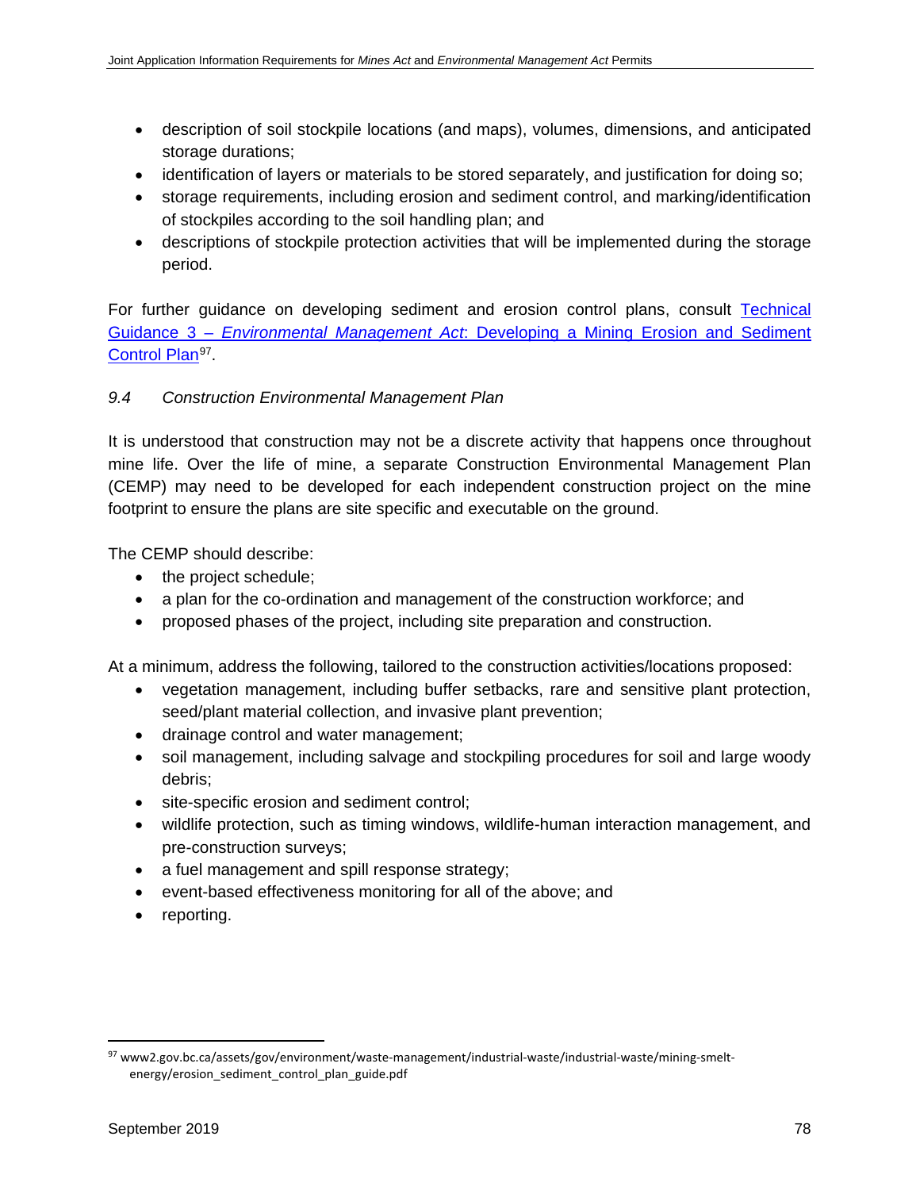- description of soil stockpile locations (and maps), volumes, dimensions, and anticipated storage durations;
- identification of layers or materials to be stored separately, and justification for doing so;
- storage requirements, including erosion and sediment control, and marking/identification of stockpiles according to the soil handling plan; and
- descriptions of stockpile protection activities that will be implemented during the storage period.

For further guidance on developing sediment and erosion control plans, consult [Technical Guidance 3 – *Environmental Management Act*: Developing a Mining Erosion and Sediment Control Plan][97].

### *9.4 Construction Environmental Management Plan*

It is understood that construction may not be a discrete activity that happens once throughout mine life. Over the life of mine, a separate Construction Environmental Management Plan (CEMP) may need to be developed for each independent construction project on the mine footprint to ensure the plans are site specific and executable on the ground.

The CEMP should describe:

- the project schedule;
- a plan for the co-ordination and management of the construction workforce; and
- proposed phases of the project, including site preparation and construction.

At a minimum, address the following, tailored to the construction activities/locations proposed:

- vegetation management, including buffer setbacks, rare and sensitive plant protection, seed/plant material collection, and invasive plant prevention;
- drainage control and water management;
- soil management, including salvage and stockpiling procedures for soil and large woody debris;
- site-specific erosion and sediment control;
- wildlife protection, such as timing windows, wildlife-human interaction management, and pre-construction surveys;
- a fuel management and spill response strategy;
- event-based effectiveness monitoring for all of the above; and
- reporting.

---

[97] www2.gov.bc.ca/assets/gov/environment/waste-management/industrial-waste/industrial-waste/mining-smelt-energy/erosion_sediment_control_plan_guide.pdf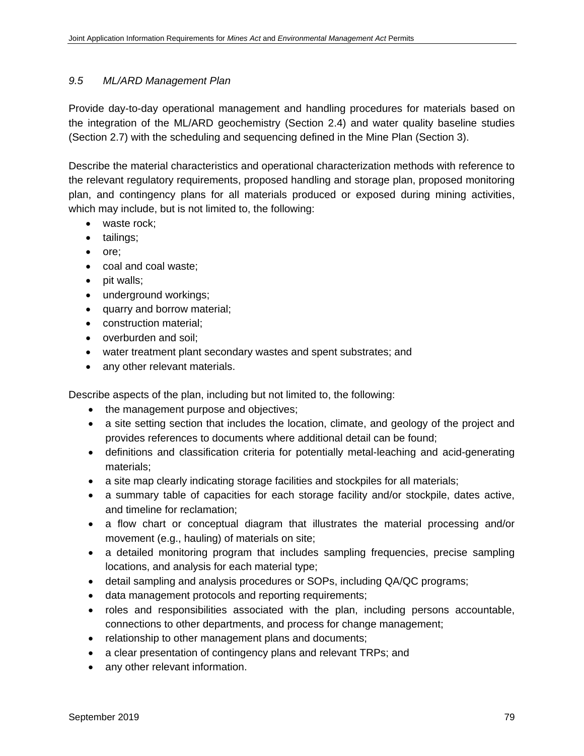### *9.5 ML/ARD Management Plan*

Provide day-to-day operational management and handling procedures for materials based on the integration of the ML/ARD geochemistry (Section 2.4) and water quality baseline studies (Section 2.7) with the scheduling and sequencing defined in the Mine Plan (Section 3).

Describe the material characteristics and operational characterization methods with reference to the relevant regulatory requirements, proposed handling and storage plan, proposed monitoring plan, and contingency plans for all materials produced or exposed during mining activities, which may include, but is not limited to, the following:

- waste rock;
- tailings;
- ore;
- coal and coal waste;
- pit walls;
- underground workings;
- quarry and borrow material;
- construction material;
- overburden and soil;
- water treatment plant secondary wastes and spent substrates; and
- any other relevant materials.

Describe aspects of the plan, including but not limited to, the following:

- the management purpose and objectives;
- a site setting section that includes the location, climate, and geology of the project and provides references to documents where additional detail can be found;
- definitions and classification criteria for potentially metal-leaching and acid-generating materials;
- a site map clearly indicating storage facilities and stockpiles for all materials;
- a summary table of capacities for each storage facility and/or stockpile, dates active, and timeline for reclamation;
- a flow chart or conceptual diagram that illustrates the material processing and/or movement (e.g., hauling) of materials on site;
- a detailed monitoring program that includes sampling frequencies, precise sampling locations, and analysis for each material type;
- detail sampling and analysis procedures or SOPs, including QA/QC programs;
- data management protocols and reporting requirements;
- roles and responsibilities associated with the plan, including persons accountable, connections to other departments, and process for change management;
- relationship to other management plans and documents;
- a clear presentation of contingency plans and relevant TRPs; and
- any other relevant information.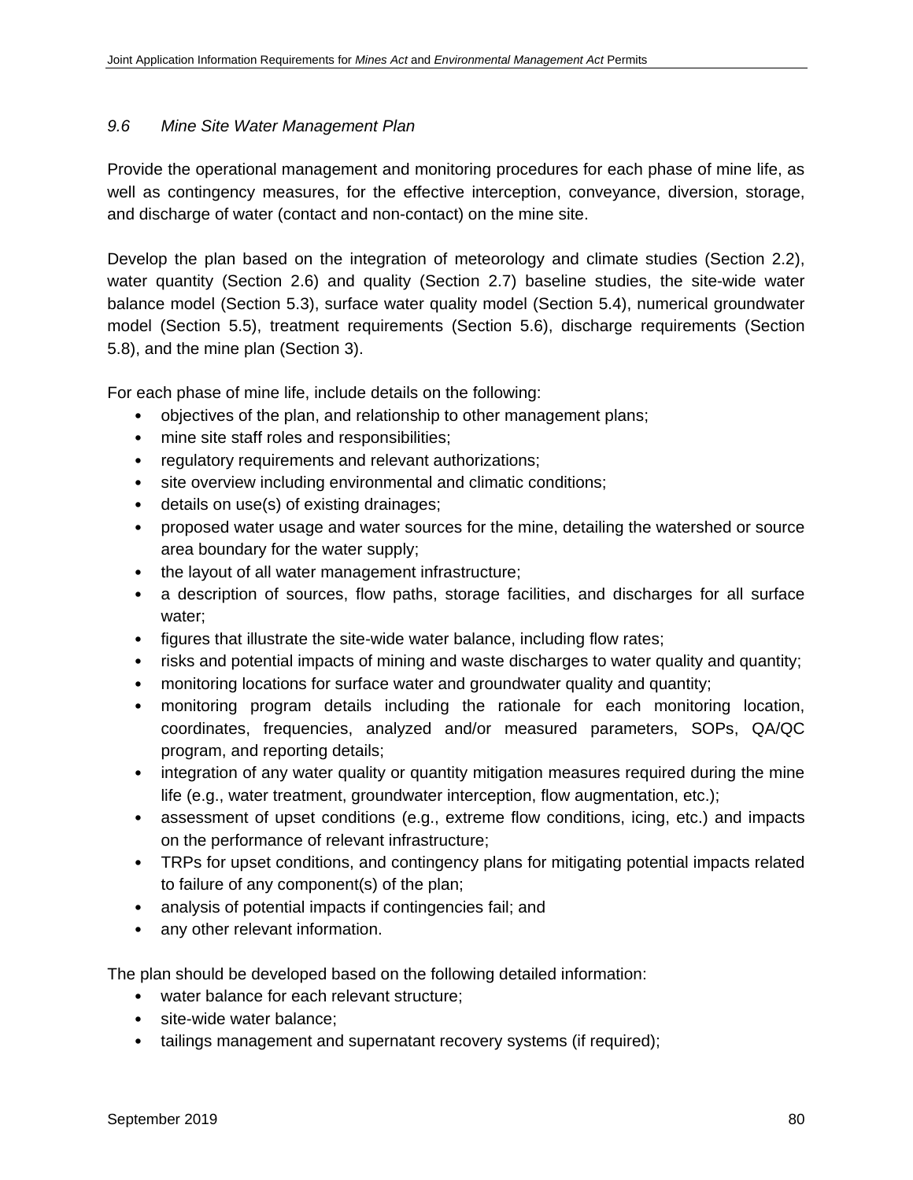### *9.6 Mine Site Water Management Plan*

Provide the operational management and monitoring procedures for each phase of mine life, as well as contingency measures, for the effective interception, conveyance, diversion, storage, and discharge of water (contact and non-contact) on the mine site.

Develop the plan based on the integration of meteorology and climate studies (Section 2.2), water quantity (Section 2.6) and quality (Section 2.7) baseline studies, the site-wide water balance model (Section 5.3), surface water quality model (Section 5.4), numerical groundwater model (Section 5.5), treatment requirements (Section 5.6), discharge requirements (Section 5.8), and the mine plan (Section 3).

For each phase of mine life, include details on the following:

- objectives of the plan, and relationship to other management plans;
- mine site staff roles and responsibilities;
- regulatory requirements and relevant authorizations;
- site overview including environmental and climatic conditions;
- details on use(s) of existing drainages;
- proposed water usage and water sources for the mine, detailing the watershed or source area boundary for the water supply;
- the layout of all water management infrastructure;
- a description of sources, flow paths, storage facilities, and discharges for all surface water;
- figures that illustrate the site-wide water balance, including flow rates;
- risks and potential impacts of mining and waste discharges to water quality and quantity;
- monitoring locations for surface water and groundwater quality and quantity;
- monitoring program details including the rationale for each monitoring location, coordinates, frequencies, analyzed and/or measured parameters, SOPs, QA/QC program, and reporting details;
- integration of any water quality or quantity mitigation measures required during the mine life (e.g., water treatment, groundwater interception, flow augmentation, etc.);
- assessment of upset conditions (e.g., extreme flow conditions, icing, etc.) and impacts on the performance of relevant infrastructure;
- TRPs for upset conditions, and contingency plans for mitigating potential impacts related to failure of any component(s) of the plan;
- analysis of potential impacts if contingencies fail; and
- any other relevant information.

The plan should be developed based on the following detailed information:

- water balance for each relevant structure;
- site-wide water balance;
- tailings management and supernatant recovery systems (if required);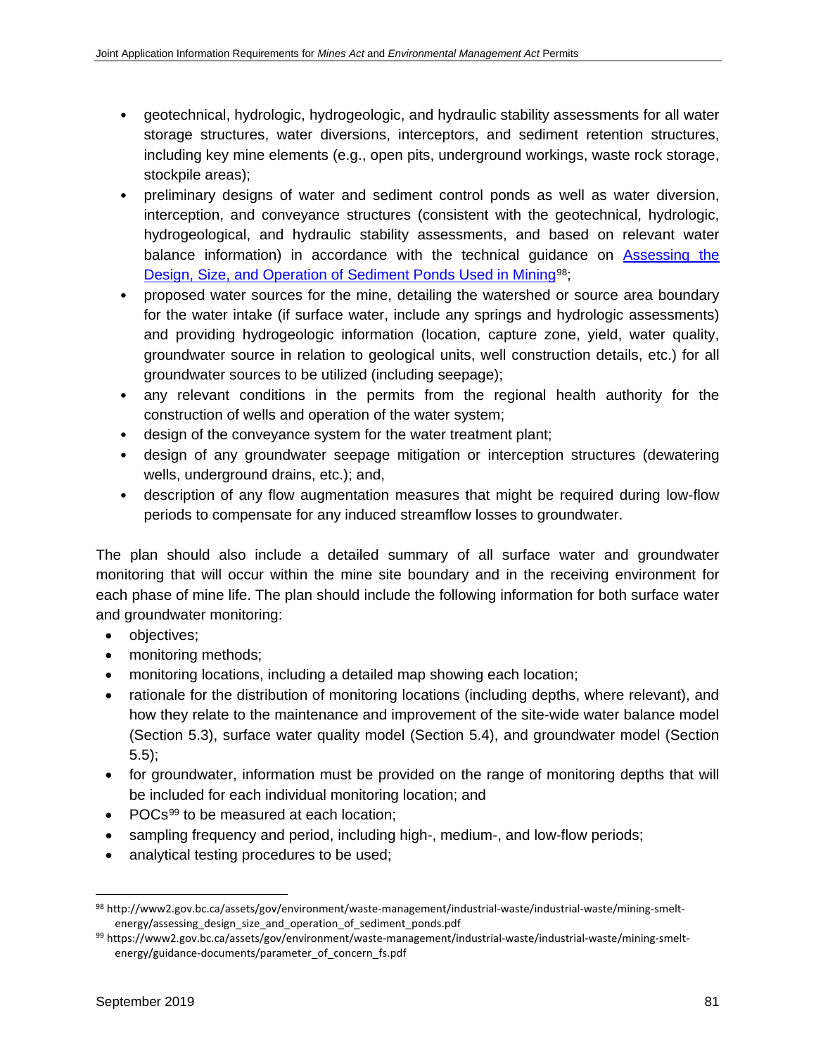- geotechnical, hydrologic, hydrogeologic, and hydraulic stability assessments for all water storage structures, water diversions, interceptors, and sediment retention structures, including key mine elements (e.g., open pits, underground workings, waste rock storage, stockpile areas);
- preliminary designs of water and sediment control ponds as well as water diversion, interception, and conveyance structures (consistent with the geotechnical, hydrologic, hydrogeological, and hydraulic stability assessments, and based on relevant water balance information) in accordance with the technical guidance on [Assessing the Design, Size, and Operation of Sediment Ponds Used in Mining](http://www2.gov.bc.ca/assets/gov/environment/waste-management/industrial-waste/industrial-waste/mining-smelt-energy/assessing_design_size_and_operation_of_sediment_ponds.pdf)[98];
- proposed water sources for the mine, detailing the watershed or source area boundary for the water intake (if surface water, include any springs and hydrologic assessments) and providing hydrogeologic information (location, capture zone, yield, water quality, groundwater source in relation to geological units, well construction details, etc.) for all groundwater sources to be utilized (including seepage);
- any relevant conditions in the permits from the regional health authority for the construction of wells and operation of the water system;
- design of the conveyance system for the water treatment plant;
- design of any groundwater seepage mitigation or interception structures (dewatering wells, underground drains, etc.); and,
- description of any flow augmentation measures that might be required during low-flow periods to compensate for any induced streamflow losses to groundwater.

The plan should also include a detailed summary of all surface water and groundwater monitoring that will occur within the mine site boundary and in the receiving environment for each phase of mine life. The plan should include the following information for both surface water and groundwater monitoring:

- objectives;
- monitoring methods;
- monitoring locations, including a detailed map showing each location;
- rationale for the distribution of monitoring locations (including depths, where relevant), and how they relate to the maintenance and improvement of the site-wide water balance model (Section 5.3), surface water quality model (Section 5.4), and groundwater model (Section 5.5);
- for groundwater, information must be provided on the range of monitoring depths that will be included for each individual monitoring location; and
- POCs[99] to be measured at each location;
- sampling frequency and period, including high-, medium-, and low-flow periods;
- analytical testing procedures to be used;

---

[98] http://www2.gov.bc.ca/assets/gov/environment/waste-management/industrial-waste/industrial-waste/mining-smelt-energy/assessing_design_size_and_operation_of_sediment_ponds.pdf

[99] https://www2.gov.bc.ca/assets/gov/environment/waste-management/industrial-waste/industrial-waste/mining-smelt-energy/guidance-documents/parameter_of_concern_fs.pdf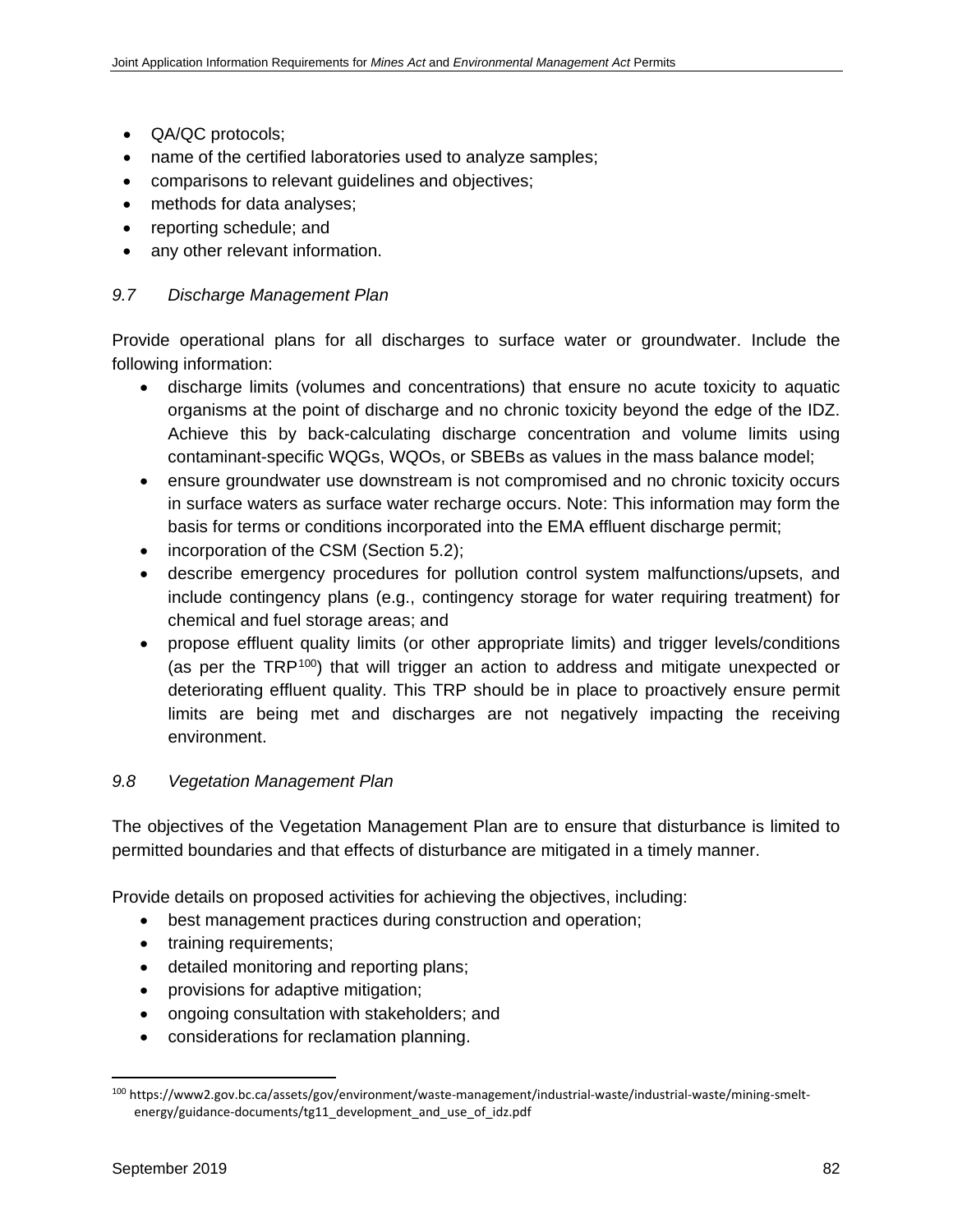- QA/QC protocols;
- name of the certified laboratories used to analyze samples;
- comparisons to relevant guidelines and objectives;
- methods for data analyses;
- reporting schedule; and
- any other relevant information.

### *9.7 Discharge Management Plan*

Provide operational plans for all discharges to surface water or groundwater. Include the following information:

- discharge limits (volumes and concentrations) that ensure no acute toxicity to aquatic organisms at the point of discharge and no chronic toxicity beyond the edge of the IDZ. Achieve this by back-calculating discharge concentration and volume limits using contaminant-specific WQGs, WQOs, or SBEBs as values in the mass balance model;
- ensure groundwater use downstream is not compromised and no chronic toxicity occurs in surface waters as surface water recharge occurs. Note: This information may form the basis for terms or conditions incorporated into the EMA effluent discharge permit;
- incorporation of the CSM (Section 5.2);
- describe emergency procedures for pollution control system malfunctions/upsets, and include contingency plans (e.g., contingency storage for water requiring treatment) for chemical and fuel storage areas; and
- propose effluent quality limits (or other appropriate limits) and trigger levels/conditions (as per the TRP[100]) that will trigger an action to address and mitigate unexpected or deteriorating effluent quality. This TRP should be in place to proactively ensure permit limits are being met and discharges are not negatively impacting the receiving environment.

### *9.8 Vegetation Management Plan*

The objectives of the Vegetation Management Plan are to ensure that disturbance is limited to permitted boundaries and that effects of disturbance are mitigated in a timely manner.

Provide details on proposed activities for achieving the objectives, including:

- best management practices during construction and operation;
- training requirements;
- detailed monitoring and reporting plans;
- provisions for adaptive mitigation;
- ongoing consultation with stakeholders; and
- considerations for reclamation planning.

---

[100] https://www2.gov.bc.ca/assets/gov/environment/waste-management/industrial-waste/industrial-waste/mining-smelt-energy/guidance-documents/tg11_development_and_use_of_idz.pdf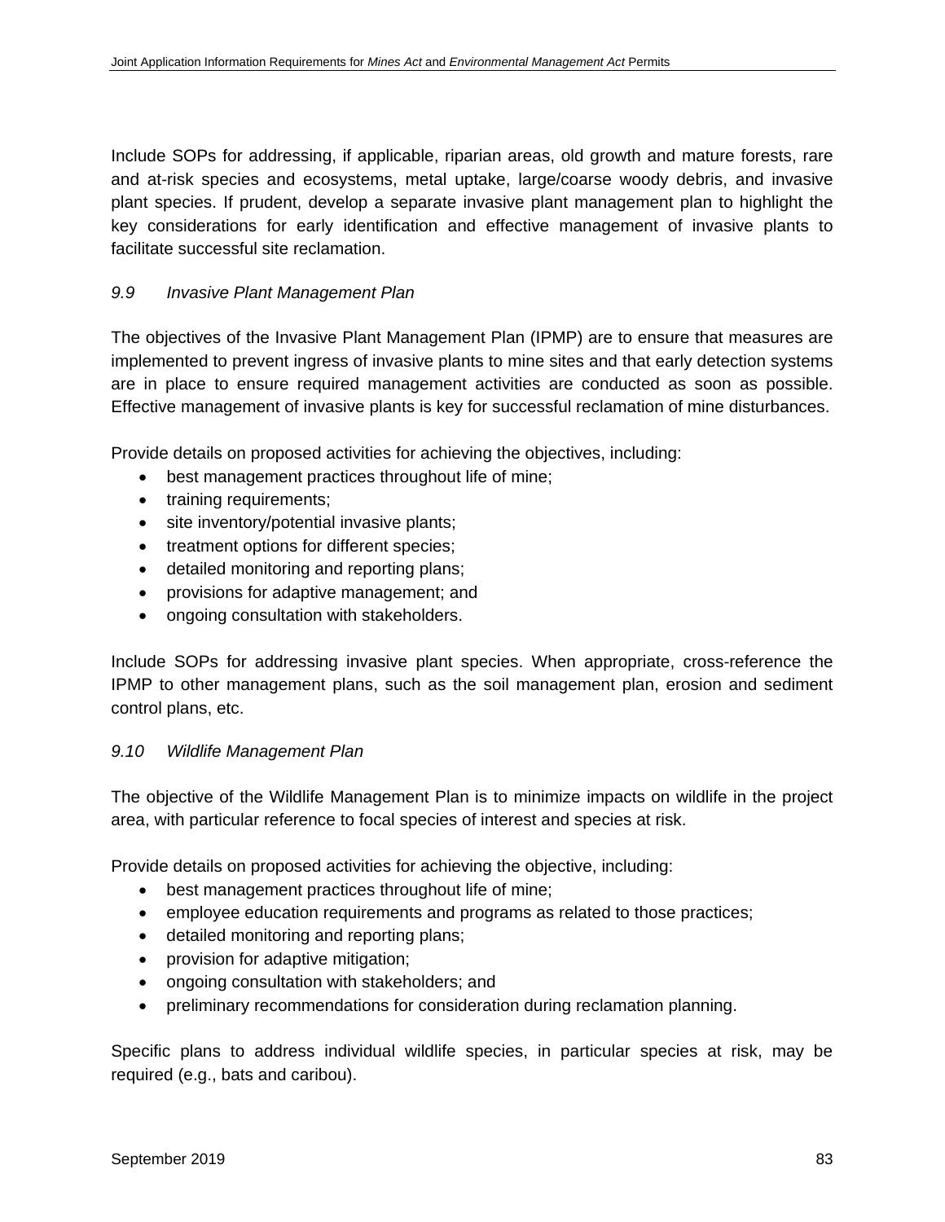Include SOPs for addressing, if applicable, riparian areas, old growth and mature forests, rare and at-risk species and ecosystems, metal uptake, large/coarse woody debris, and invasive plant species. If prudent, develop a separate invasive plant management plan to highlight the key considerations for early identification and effective management of invasive plants to facilitate successful site reclamation.

### *9.9 Invasive Plant Management Plan*

The objectives of the Invasive Plant Management Plan (IPMP) are to ensure that measures are implemented to prevent ingress of invasive plants to mine sites and that early detection systems are in place to ensure required management activities are conducted as soon as possible. Effective management of invasive plants is key for successful reclamation of mine disturbances.

Provide details on proposed activities for achieving the objectives, including:

- best management practices throughout life of mine;
- training requirements;
- site inventory/potential invasive plants;
- treatment options for different species;
- detailed monitoring and reporting plans;
- provisions for adaptive management; and
- ongoing consultation with stakeholders.

Include SOPs for addressing invasive plant species. When appropriate, cross-reference the IPMP to other management plans, such as the soil management plan, erosion and sediment control plans, etc.

### *9.10 Wildlife Management Plan*

The objective of the Wildlife Management Plan is to minimize impacts on wildlife in the project area, with particular reference to focal species of interest and species at risk.

Provide details on proposed activities for achieving the objective, including:

- best management practices throughout life of mine;
- employee education requirements and programs as related to those practices;
- detailed monitoring and reporting plans;
- provision for adaptive mitigation;
- ongoing consultation with stakeholders; and
- preliminary recommendations for consideration during reclamation planning.

Specific plans to address individual wildlife species, in particular species at risk, may be required (e.g., bats and caribou).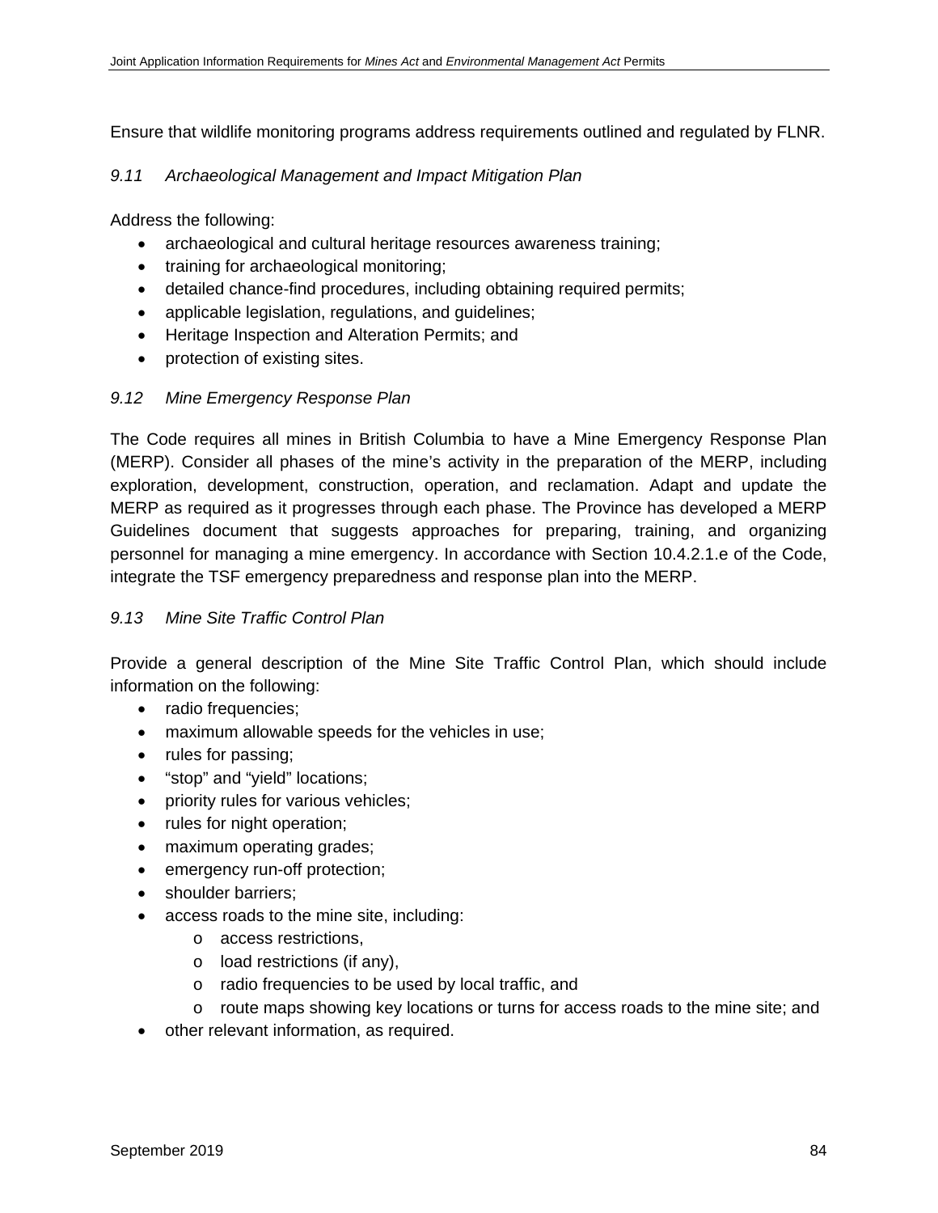Ensure that wildlife monitoring programs address requirements outlined and regulated by FLNR.

### *9.11 Archaeological Management and Impact Mitigation Plan*

Address the following:

- archaeological and cultural heritage resources awareness training;
- training for archaeological monitoring;
- detailed chance-find procedures, including obtaining required permits;
- applicable legislation, regulations, and guidelines;
- Heritage Inspection and Alteration Permits; and
- protection of existing sites.

### *9.12 Mine Emergency Response Plan*

The Code requires all mines in British Columbia to have a Mine Emergency Response Plan (MERP). Consider all phases of the mine's activity in the preparation of the MERP, including exploration, development, construction, operation, and reclamation. Adapt and update the MERP as required as it progresses through each phase. The Province has developed a MERP Guidelines document that suggests approaches for preparing, training, and organizing personnel for managing a mine emergency. In accordance with Section 10.4.2.1.e of the Code, integrate the TSF emergency preparedness and response plan into the MERP.

### *9.13 Mine Site Traffic Control Plan*

Provide a general description of the Mine Site Traffic Control Plan, which should include information on the following:

- radio frequencies;
- maximum allowable speeds for the vehicles in use;
- rules for passing;
- "stop" and "yield" locations;
- priority rules for various vehicles;
- rules for night operation;
- maximum operating grades;
- emergency run-off protection;
- shoulder barriers;
- access roads to the mine site, including:
  - access restrictions,
  - load restrictions (if any),
  - radio frequencies to be used by local traffic, and
  - route maps showing key locations or turns for access roads to the mine site; and
- other relevant information, as required.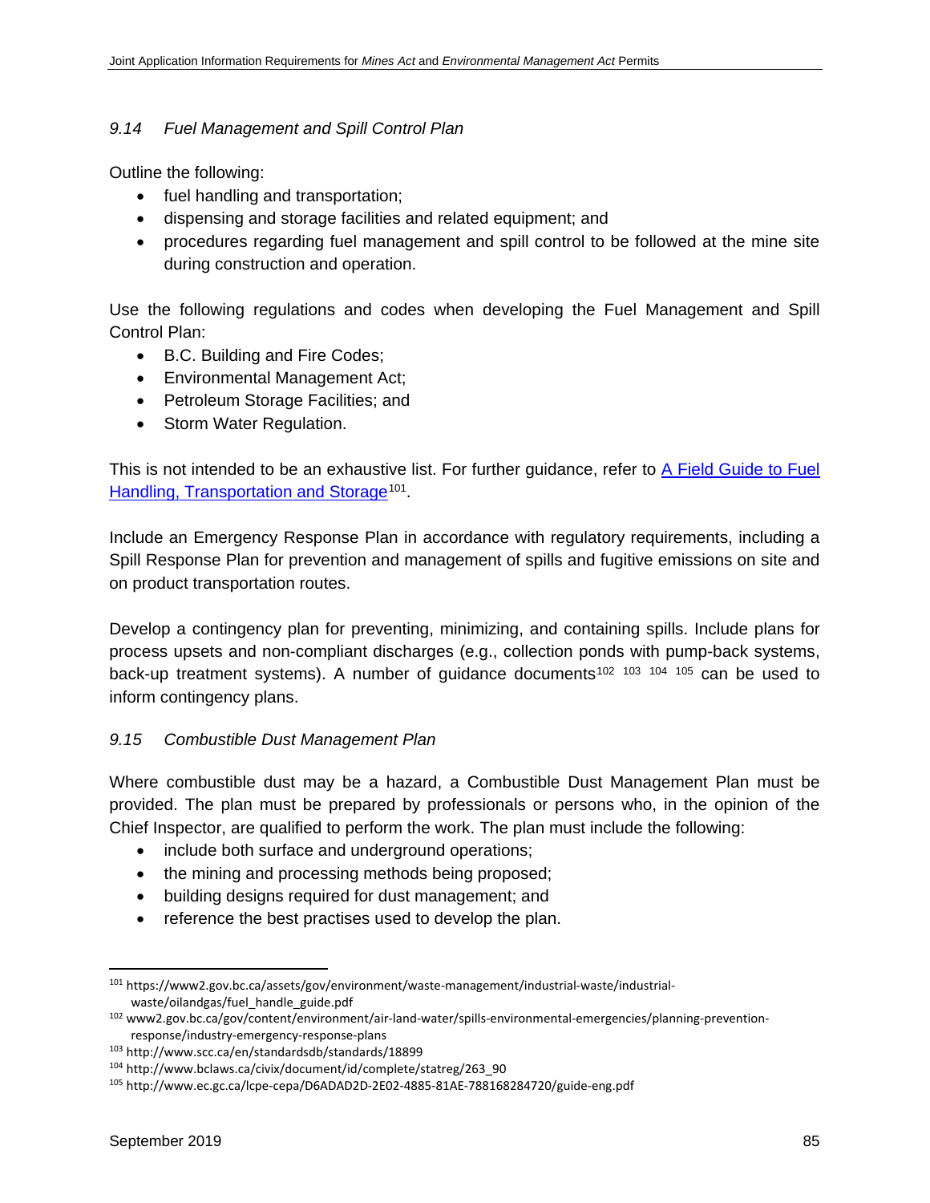### *9.14 Fuel Management and Spill Control Plan*

Outline the following:

- fuel handling and transportation;
- dispensing and storage facilities and related equipment; and
- procedures regarding fuel management and spill control to be followed at the mine site during construction and operation.

Use the following regulations and codes when developing the Fuel Management and Spill Control Plan:

- B.C. Building and Fire Codes;
- Environmental Management Act;
- Petroleum Storage Facilities; and
- Storm Water Regulation.

This is not intended to be an exhaustive list. For further guidance, refer to [A Field Guide to Fuel Handling, Transportation and Storage](https://www2.gov.bc.ca/assets/gov/environment/waste-management/industrial-waste/industrial-waste/oilandgas/fuel_handle_guide.pdf)[101].

Include an Emergency Response Plan in accordance with regulatory requirements, including a Spill Response Plan for prevention and management of spills and fugitive emissions on site and on product transportation routes.

Develop a contingency plan for preventing, minimizing, and containing spills. Include plans for process upsets and non-compliant discharges (e.g., collection ponds with pump-back systems, back-up treatment systems). A number of guidance documents[102] [103] [104] [105] can be used to inform contingency plans.

### *9.15 Combustible Dust Management Plan*

Where combustible dust may be a hazard, a Combustible Dust Management Plan must be provided. The plan must be prepared by professionals or persons who, in the opinion of the Chief Inspector, are qualified to perform the work. The plan must include the following:

- include both surface and underground operations;
- the mining and processing methods being proposed;
- building designs required for dust management; and
- reference the best practises used to develop the plan.

---

[101] https://www2.gov.bc.ca/assets/gov/environment/waste-management/industrial-waste/industrial-waste/oilandgas/fuel_handle_guide.pdf

[102] www2.gov.bc.ca/gov/content/environment/air-land-water/spills-environmental-emergencies/planning-prevention-response/industry-emergency-response-plans

[103] http://www.scc.ca/en/standardsdb/standards/18899

[104] http://www.bclaws.ca/civix/document/id/complete/statreg/263_90

[105] http://www.ec.gc.ca/lcpe-cepa/D6ADAD2D-2E02-4885-81AE-788168284720/guide-eng.pdf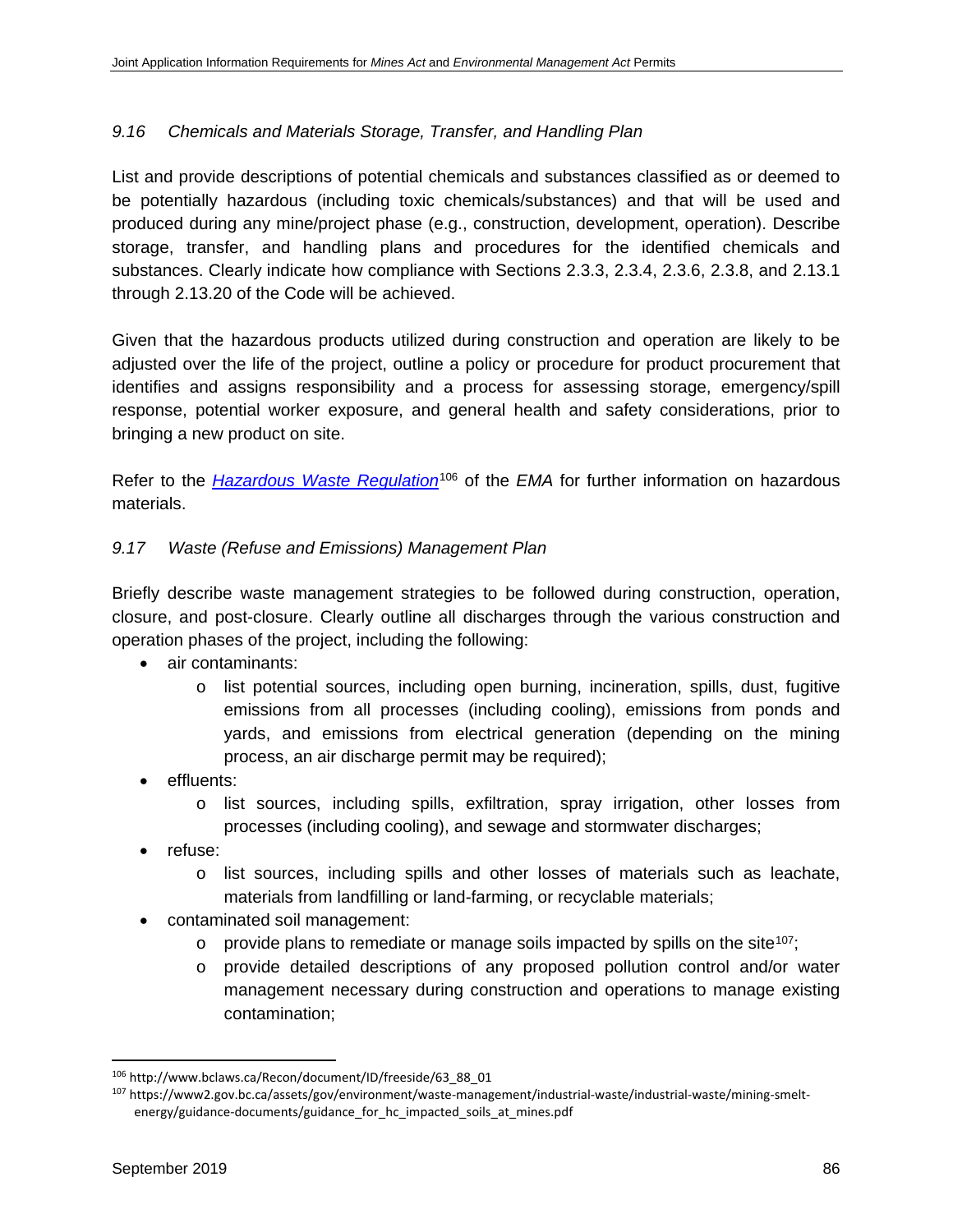### *9.16 Chemicals and Materials Storage, Transfer, and Handling Plan*

List and provide descriptions of potential chemicals and substances classified as or deemed to be potentially hazardous (including toxic chemicals/substances) and that will be used and produced during any mine/project phase (e.g., construction, development, operation). Describe storage, transfer, and handling plans and procedures for the identified chemicals and substances. Clearly indicate how compliance with Sections 2.3.3, 2.3.4, 2.3.6, 2.3.8, and 2.13.1 through 2.13.20 of the Code will be achieved.

Given that the hazardous products utilized during construction and operation are likely to be adjusted over the life of the project, outline a policy or procedure for product procurement that identifies and assigns responsibility and a process for assessing storage, emergency/spill response, potential worker exposure, and general health and safety considerations, prior to bringing a new product on site.

Refer to the *Hazardous Waste Regulation*[106] of the *EMA* for further information on hazardous materials.

### *9.17 Waste (Refuse and Emissions) Management Plan*

Briefly describe waste management strategies to be followed during construction, operation, closure, and post-closure. Clearly outline all discharges through the various construction and operation phases of the project, including the following:

- air contaminants:
  - list potential sources, including open burning, incineration, spills, dust, fugitive emissions from all processes (including cooling), emissions from ponds and yards, and emissions from electrical generation (depending on the mining process, an air discharge permit may be required);
- effluents:
  - list sources, including spills, exfiltration, spray irrigation, other losses from processes (including cooling), and sewage and stormwater discharges;
- refuse:
  - list sources, including spills and other losses of materials such as leachate, materials from landfilling or land-farming, or recyclable materials;
- contaminated soil management:
  - provide plans to remediate or manage soils impacted by spills on the site[107];
  - provide detailed descriptions of any proposed pollution control and/or water management necessary during construction and operations to manage existing contamination;

---

[106] http://www.bclaws.ca/Recon/document/ID/freeside/63_88_01

[107] https://www2.gov.bc.ca/assets/gov/environment/waste-management/industrial-waste/industrial-waste/mining-smelt-energy/guidance-documents/guidance_for_hc_impacted_soils_at_mines.pdf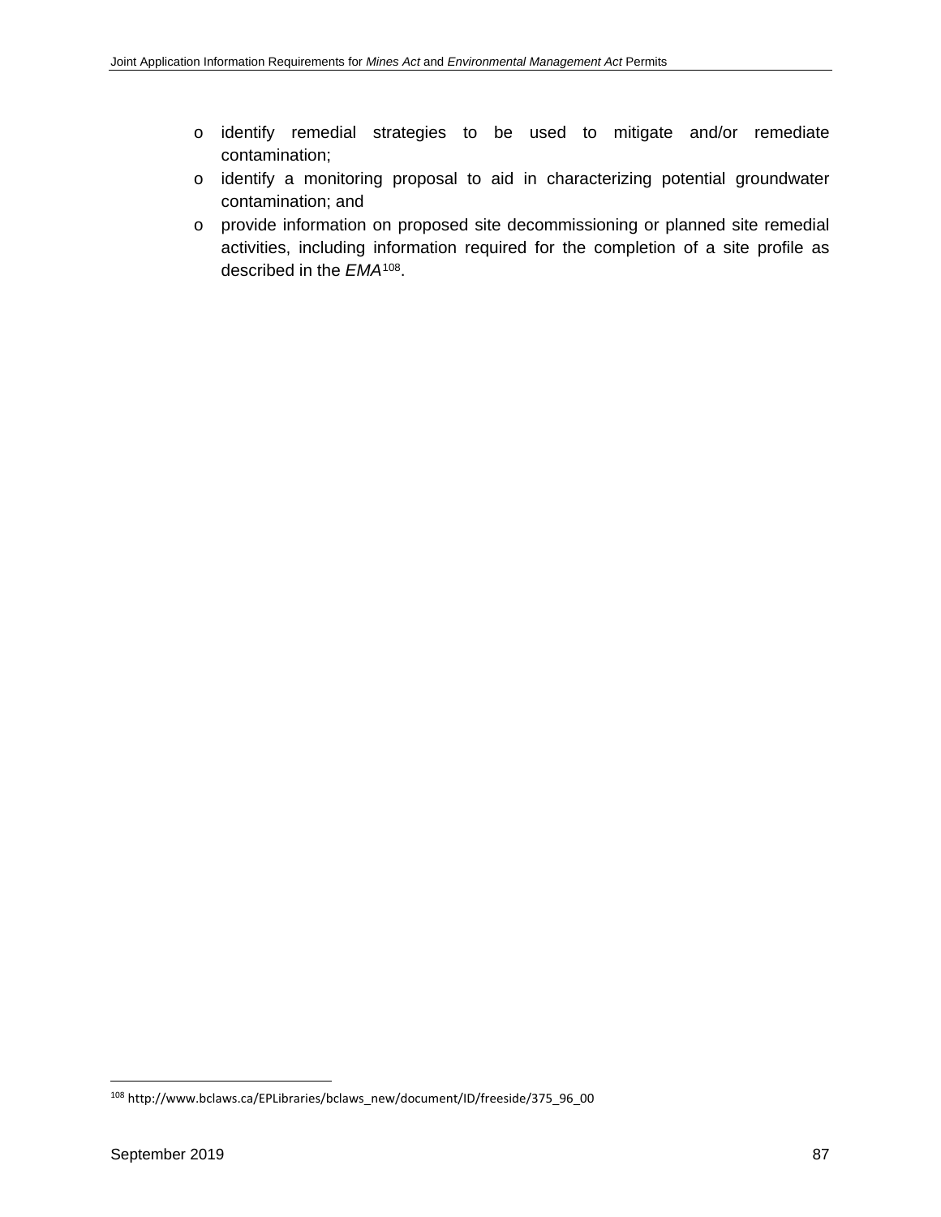- identify remedial strategies to be used to mitigate and/or remediate contamination;
- identify a monitoring proposal to aid in characterizing potential groundwater contamination; and
- provide information on proposed site decommissioning or planned site remedial activities, including information required for the completion of a site profile as described in the *EMA*[108].

[108] http://www.bclaws.ca/EPLibraries/bclaws_new/document/ID/freeside/375_96_00